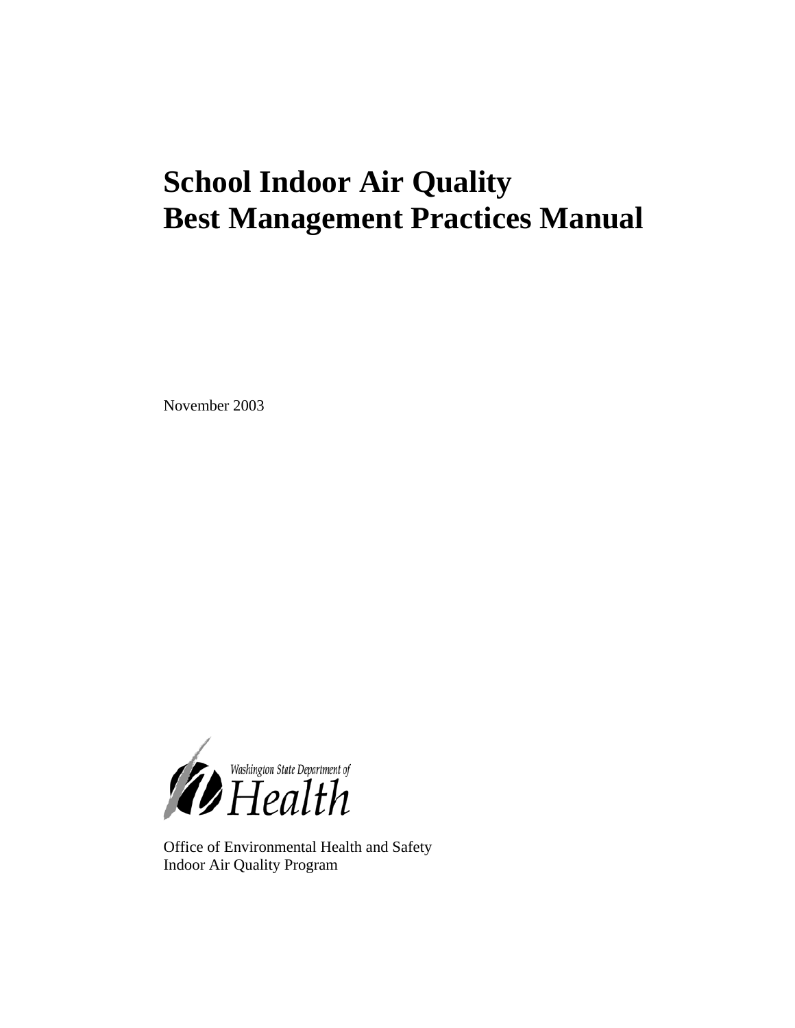# School Indoor Air Quality Best Management Practices Manual

November 2003

Washington State Department of Health

Office of Environmental Health and Safety
Indoor Air Quality Program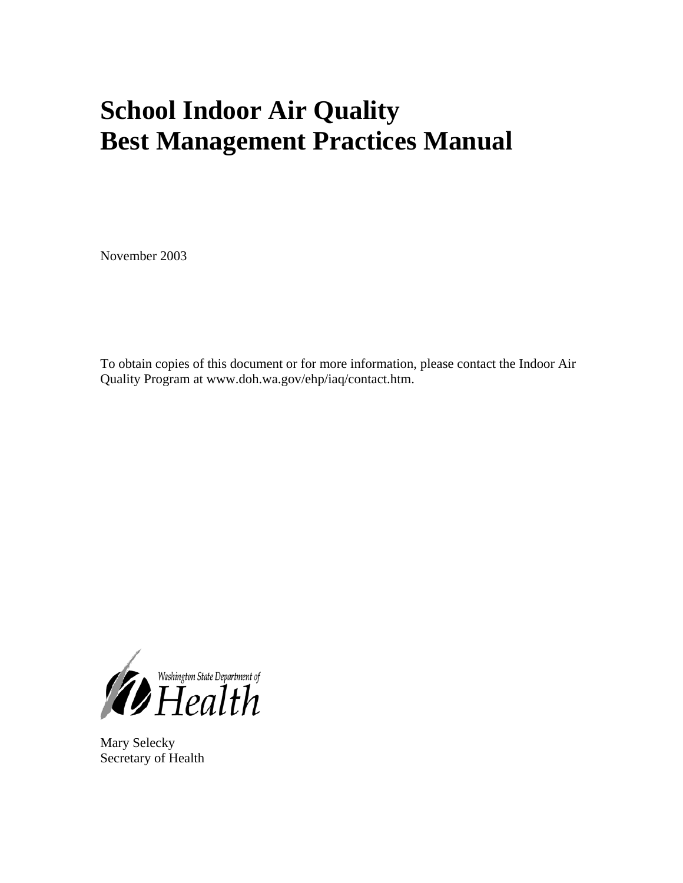# School Indoor Air Quality
# Best Management Practices Manual

November 2003

To obtain copies of this document or for more information, please contact the Indoor Air Quality Program at www.doh.wa.gov/ehp/iaq/contact.htm.

Washington State Department of Health

Mary Selecky
Secretary of Health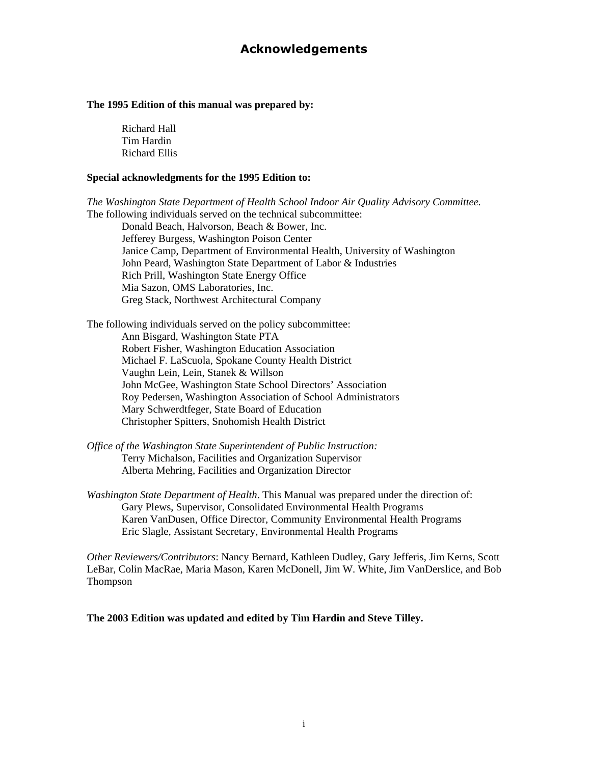# Acknowledgements

**The 1995 Edition of this manual was prepared by:**

Richard Hall
Tim Hardin
Richard Ellis

**Special acknowledgments for the 1995 Edition to:**

*The Washington State Department of Health School Indoor Air Quality Advisory Committee.* The following individuals served on the technical subcommittee:

Donald Beach, Halvorson, Beach & Bower, Inc.
Jefferey Burgess, Washington Poison Center
Janice Camp, Department of Environmental Health, University of Washington
John Peard, Washington State Department of Labor & Industries
Rich Prill, Washington State Energy Office
Mia Sazon, OMS Laboratories, Inc.
Greg Stack, Northwest Architectural Company

The following individuals served on the policy subcommittee:

Ann Bisgard, Washington State PTA
Robert Fisher, Washington Education Association
Michael F. LaScuola, Spokane County Health District
Vaughn Lein, Lein, Stanek & Willson
John McGee, Washington State School Directors' Association
Roy Pedersen, Washington Association of School Administrators
Mary Schwerdtfeger, State Board of Education
Christopher Spitters, Snohomish Health District

*Office of the Washington State Superintendent of Public Instruction:*

Terry Michalson, Facilities and Organization Supervisor
Alberta Mehring, Facilities and Organization Director

*Washington State Department of Health*. This Manual was prepared under the direction of:

Gary Plews, Supervisor, Consolidated Environmental Health Programs
Karen VanDusen, Office Director, Community Environmental Health Programs
Eric Slagle, Assistant Secretary, Environmental Health Programs

*Other Reviewers/Contributors*: Nancy Bernard, Kathleen Dudley, Gary Jefferis, Jim Kerns, Scott LeBar, Colin MacRae, Maria Mason, Karen McDonell, Jim W. White, Jim VanDerslice, and Bob Thompson

**The 2003 Edition was updated and edited by Tim Hardin and Steve Tilley.**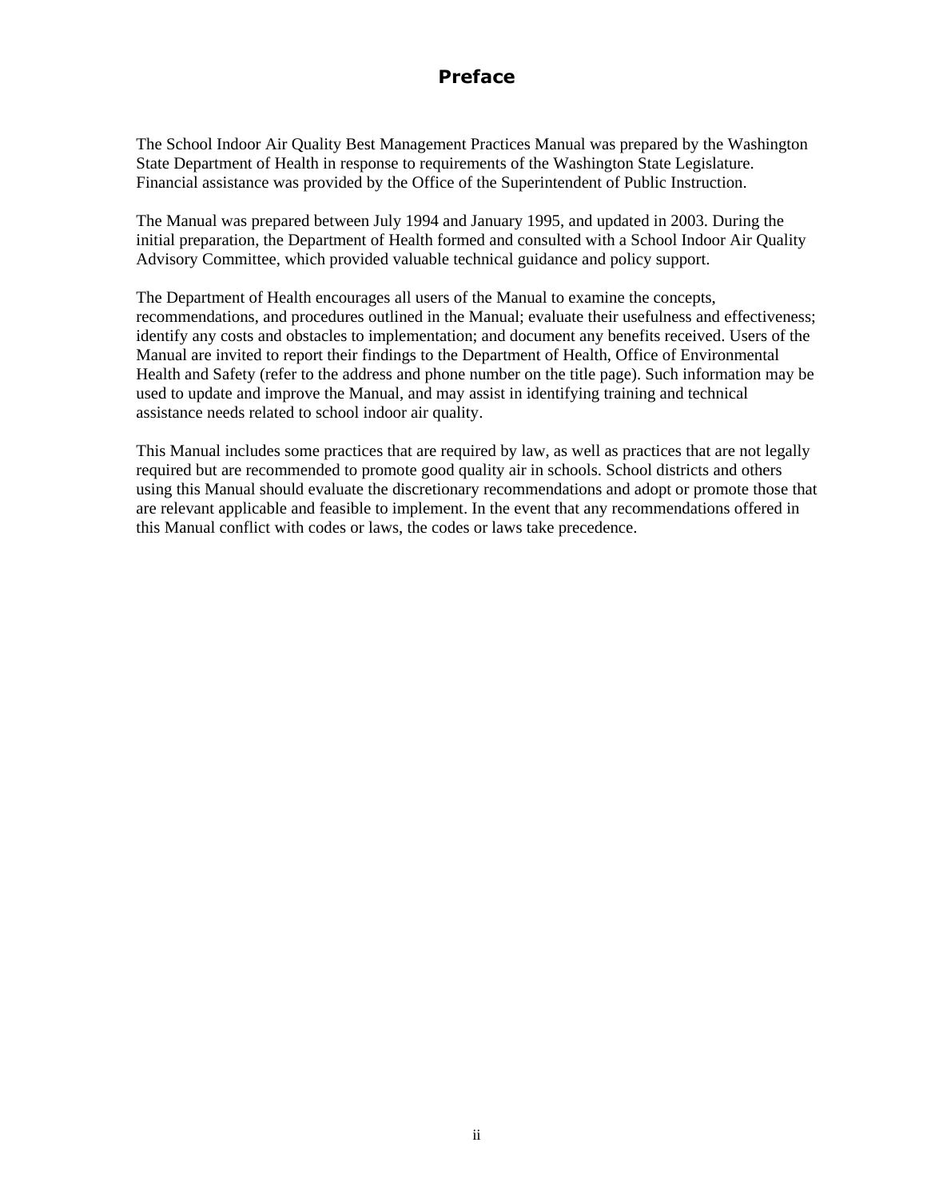# Preface

The School Indoor Air Quality Best Management Practices Manual was prepared by the Washington State Department of Health in response to requirements of the Washington State Legislature. Financial assistance was provided by the Office of the Superintendent of Public Instruction.

The Manual was prepared between July 1994 and January 1995, and updated in 2003. During the initial preparation, the Department of Health formed and consulted with a School Indoor Air Quality Advisory Committee, which provided valuable technical guidance and policy support.

The Department of Health encourages all users of the Manual to examine the concepts, recommendations, and procedures outlined in the Manual; evaluate their usefulness and effectiveness; identify any costs and obstacles to implementation; and document any benefits received. Users of the Manual are invited to report their findings to the Department of Health, Office of Environmental Health and Safety (refer to the address and phone number on the title page). Such information may be used to update and improve the Manual, and may assist in identifying training and technical assistance needs related to school indoor air quality.

This Manual includes some practices that are required by law, as well as practices that are not legally required but are recommended to promote good quality air in schools. School districts and others using this Manual should evaluate the discretionary recommendations and adopt or promote those that are relevant applicable and feasible to implement. In the event that any recommendations offered in this Manual conflict with codes or laws, the codes or laws take precedence.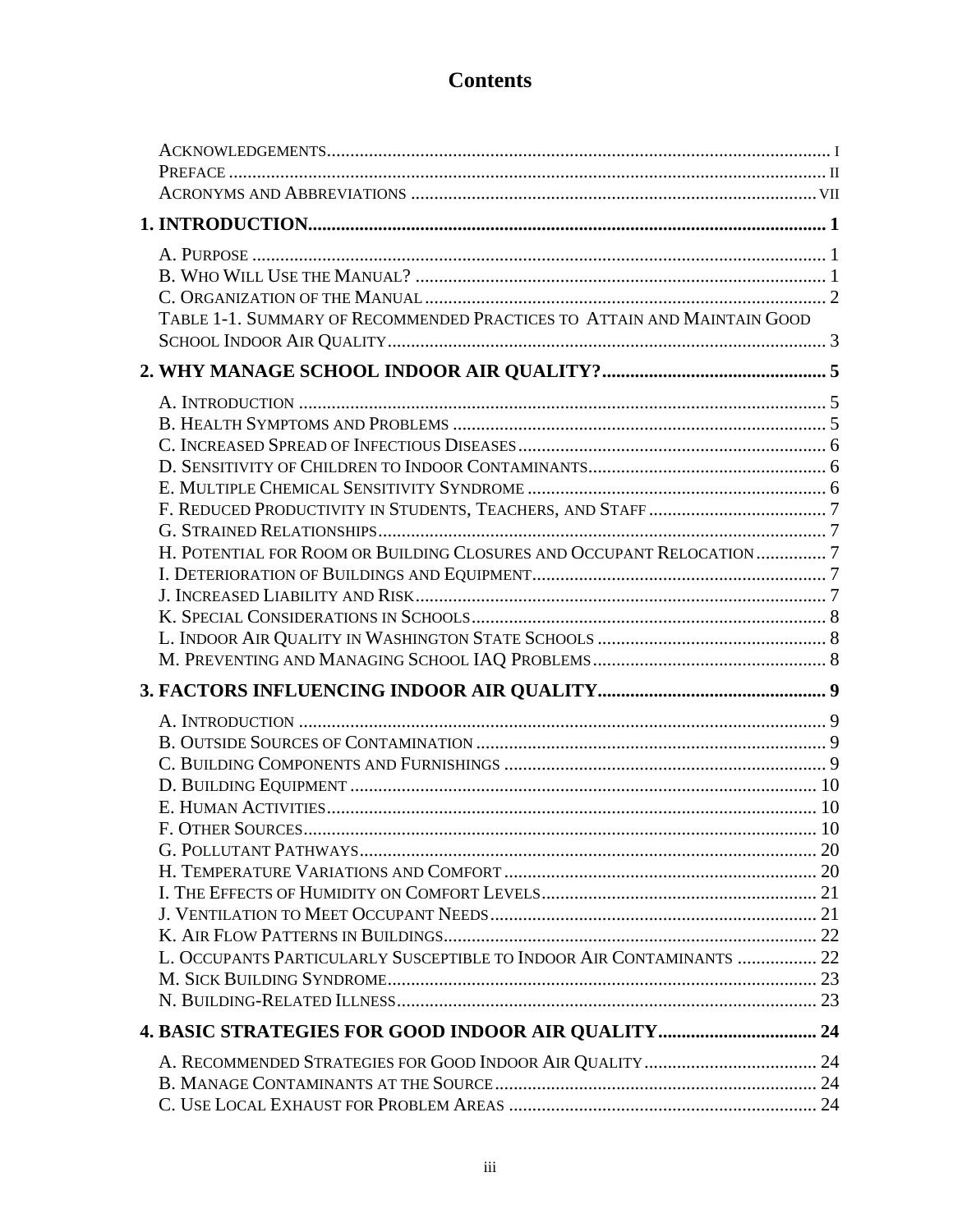# Contents

Acknowledgements ........ i
Preface ........ ii
Acronyms and Abbreviations ........ vii

**1. INTRODUCTION ........ 1**

A. Purpose ........ 1
B. Who Will Use the Manual? ........ 1
C. Organization of the Manual ........ 2
Table 1-1. Summary of Recommended Practices to Attain and Maintain Good School Indoor Air Quality ........ 3

**2. WHY MANAGE SCHOOL INDOOR AIR QUALITY? ........ 5**

A. Introduction ........ 5
B. Health Symptoms and Problems ........ 5
C. Increased Spread of Infectious Diseases ........ 6
D. Sensitivity of Children to Indoor Contaminants ........ 6
E. Multiple Chemical Sensitivity Syndrome ........ 6
F. Reduced Productivity in Students, Teachers, and Staff ........ 7
G. Strained Relationships ........ 7
H. Potential for Room or Building Closures and Occupant Relocation ........ 7
I. Deterioration of Buildings and Equipment ........ 7
J. Increased Liability and Risk ........ 7
K. Special Considerations in Schools ........ 8
L. Indoor Air Quality in Washington State Schools ........ 8
M. Preventing and Managing School IAQ Problems ........ 8

**3. FACTORS INFLUENCING INDOOR AIR QUALITY ........ 9**

A. Introduction ........ 9
B. Outside Sources of Contamination ........ 9
C. Building Components and Furnishings ........ 9
D. Building Equipment ........ 10
E. Human Activities ........ 10
F. Other Sources ........ 10
G. Pollutant Pathways ........ 20
H. Temperature Variations and Comfort ........ 20
I. The Effects of Humidity on Comfort Levels ........ 21
J. Ventilation to Meet Occupant Needs ........ 21
K. Air Flow Patterns in Buildings ........ 22
L. Occupants Particularly Susceptible to Indoor Air Contaminants ........ 22
M. Sick Building Syndrome ........ 23
N. Building-Related Illness ........ 23

**4. BASIC STRATEGIES FOR GOOD INDOOR AIR QUALITY ........ 24**

A. Recommended Strategies for Good Indoor Air Quality ........ 24
B. Manage Contaminants at the Source ........ 24
C. Use Local Exhaust for Problem Areas ........ 24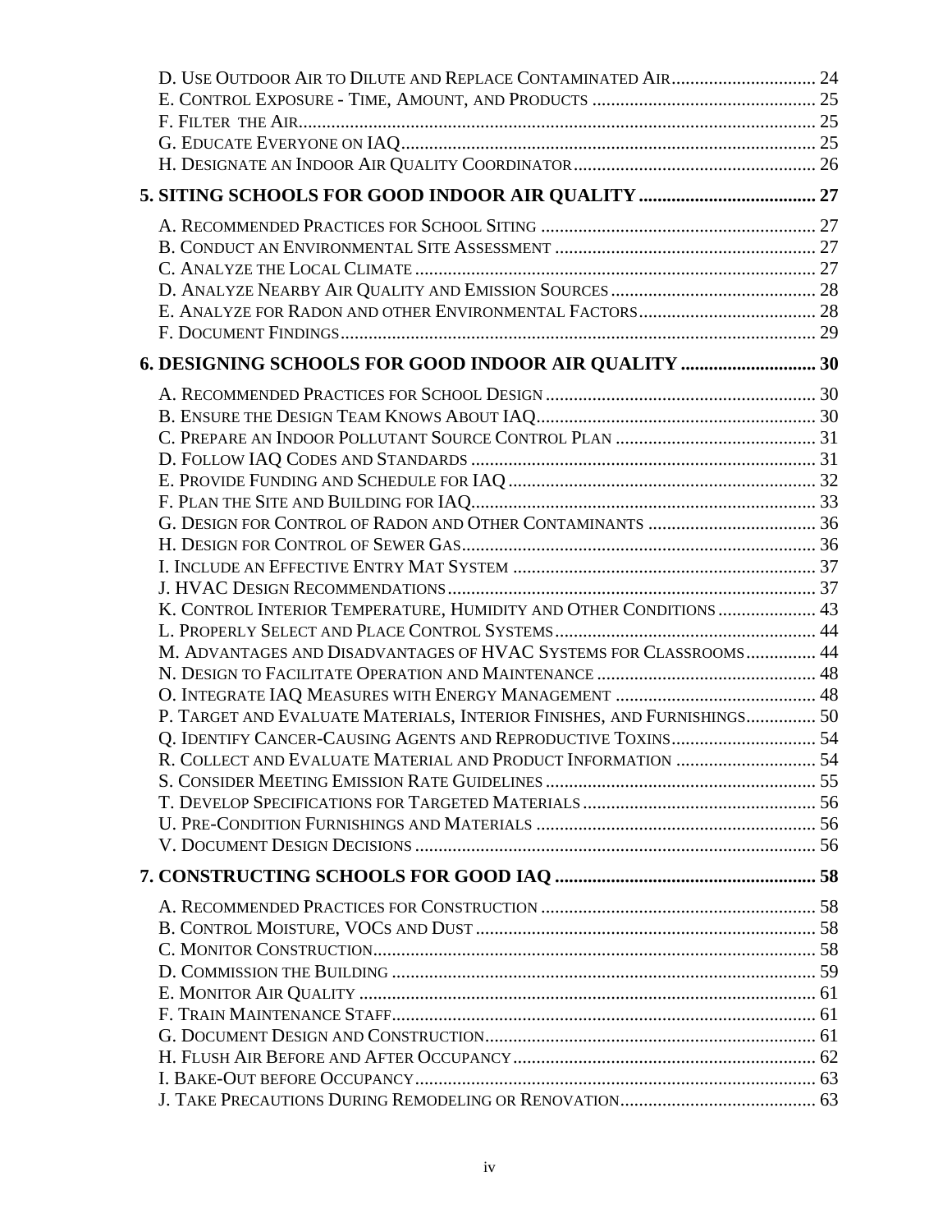D. Use Outdoor Air to Dilute and Replace Contaminated Air .............................. 24
E. Control Exposure - Time, Amount, and Products .............................................. 25
F. Filter the Air ............................................................................................................ 25
G. Educate Everyone on IAQ ..................................................................................... 25
H. Designate an Indoor Air Quality Coordinator ...................................................... 26

**5. SITING SCHOOLS FOR GOOD INDOOR AIR QUALITY ..................................... 27**

A. Recommended Practices for School Siting ......................................................... 27
B. Conduct an Environmental Site Assessment ...................................................... 27
C. Analyze the Local Climate ..................................................................................... 27
D. Analyze Nearby Air Quality and Emission Sources ............................................ 28
E. Analyze for Radon and other Environmental Factors ......................................... 28
F. Document Findings .................................................................................................. 29

**6. DESIGNING SCHOOLS FOR GOOD INDOOR AIR QUALITY ............................ 30**

A. Recommended Practices for School Design ........................................................ 30
B. Ensure the Design Team Knows About IAQ ......................................................... 30
C. Prepare an Indoor Pollutant Source Control Plan .............................................. 31
D. Follow IAQ Codes and Standards ......................................................................... 31
E. Provide Funding and Schedule for IAQ ................................................................. 32
F. Plan the Site and Building for IAQ ......................................................................... 33
G. Design for Control of Radon and Other Contaminants ..................................... 36
H. Design for Control of Sewer Gas ........................................................................... 36
I. Include an Effective Entry Mat System ................................................................. 37
J. HVAC Design Recommendations ............................................................................ 37
K. Control Interior Temperature, Humidity and Other Conditions ....................... 43
L. Properly Select and Place Control Systems ......................................................... 44
M. Advantages and Disadvantages of HVAC Systems for Classrooms ................. 44
N. Design to Facilitate Operation and Maintenance ............................................... 48
O. Integrate IAQ Measures with Energy Management ........................................... 48
P. Target and Evaluate Materials, Interior Finishes, and Furnishings ................. 50
Q. Identify Cancer-Causing Agents and Reproductive Toxins ............................... 54
R. Collect and Evaluate Material and Product Information .................................. 54
S. Consider Meeting Emission Rate Guidelines ....................................................... 55
T. Develop Specifications for Targeted Materials .................................................. 56
U. Pre-Condition Furnishings and Materials ............................................................ 56
V. Document Design Decisions ................................................................................... 56

**7. CONSTRUCTING SCHOOLS FOR GOOD IAQ ........................................................ 58**

A. Recommended Practices for Construction ........................................................... 58
B. Control Moisture, VOCs and Dust ......................................................................... 58
C. Monitor Construction ............................................................................................... 58
D. Commission the Building ........................................................................................ 59
E. Monitor Air Quality .................................................................................................. 61
F. Train Maintenance Staff ........................................................................................... 61
G. Document Design and Construction ...................................................................... 61
H. Flush Air Before and After Occupancy ................................................................. 62
I. Bake-Out before Occupancy ..................................................................................... 63
J. Take Precautions During Remodeling or Renovation .......................................... 63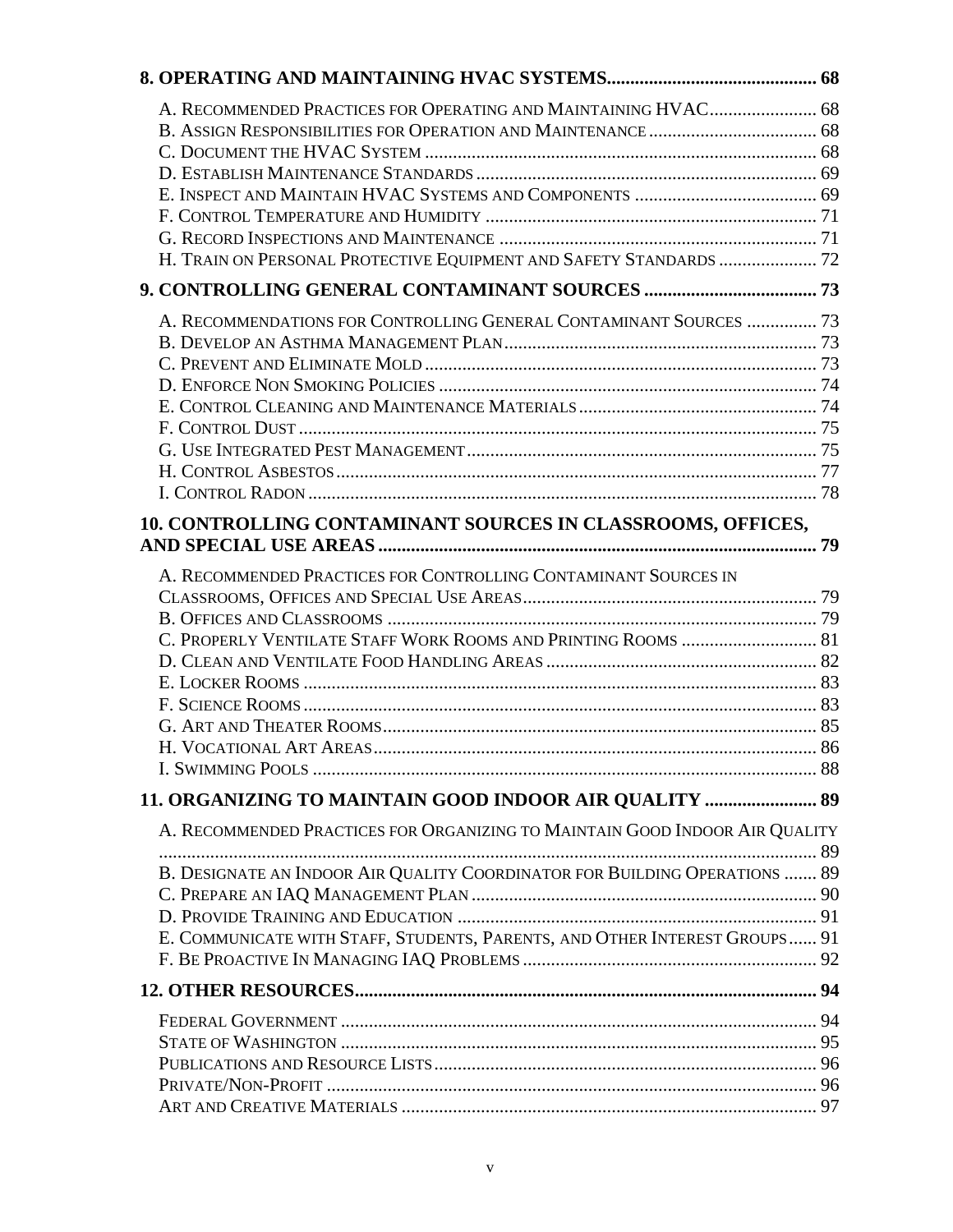**8. OPERATING AND MAINTAINING HVAC SYSTEMS............................................ 68**

A. Recommended Practices for Operating and Maintaining HVAC....................... 68
B. Assign Responsibilities for Operation and Maintenance.................................... 68
C. Document the HVAC System .................................................................................. 68
D. Establish Maintenance Standards........................................................................ 69
E. Inspect and Maintain HVAC Systems and Components ...................................... 69
F. Control Temperature and Humidity ...................................................................... 71
G. Record Inspections and Maintenance ................................................................... 71
H. Train on Personal Protective Equipment and Safety Standards ..................... 72

**9. CONTROLLING GENERAL CONTAMINANT SOURCES ..................................... 73**

A. Recommendations for Controlling General Contaminant Sources ............... 73
B. Develop an Asthma Management Plan.................................................................. 73
C. Prevent and Eliminate Mold................................................................................... 73
D. Enforce Non Smoking Policies ................................................................................ 74
E. Control Cleaning and Maintenance Materials................................................... 74
F. Control Dust .............................................................................................................. 75
G. Use Integrated Pest Management.......................................................................... 75
H. Control Asbestos...................................................................................................... 77
I. Control Radon ............................................................................................................ 78

**10. CONTROLLING CONTAMINANT SOURCES IN CLASSROOMS, OFFICES, AND SPECIAL USE AREAS ............................................................................................ 79**

A. Recommended Practices for Controlling Contaminant Sources in Classrooms, Offices and Special Use Areas............................................................... 79
B. Offices and Classrooms ........................................................................................... 79
C. Properly Ventilate Staff Work Rooms and Printing Rooms ............................ 81
D. Clean and Ventilate Food Handling Areas .......................................................... 82
E. Locker Rooms ............................................................................................................. 83
F. Science Rooms............................................................................................................. 83
G. Art and Theater Rooms............................................................................................ 85
H. Vocational Art Areas................................................................................................ 86
I. Swimming Pools .......................................................................................................... 88

**11. ORGANIZING TO MAINTAIN GOOD INDOOR AIR QUALITY ........................ 89**

A. Recommended Practices for Organizing to Maintain Good Indoor Air Quality ............................................................................................................................. 89
B. Designate an Indoor Air Quality Coordinator for Building Operations ....... 89
C. Prepare an IAQ Management Plan......................................................................... 90
D. Provide Training and Education ............................................................................ 91
E. Communicate with Staff, Students, Parents, and Other Interest Groups...... 91
F. Be Proactive In Managing IAQ Problems .............................................................. 92

**12. OTHER RESOURCES.................................................................................................. 94**

Federal Government ..................................................................................................... 94
State of Washington ..................................................................................................... 95
Publications and Resource Lists................................................................................. 96
Private/Non-Profit ........................................................................................................ 96
Art and Creative Materials ........................................................................................ 97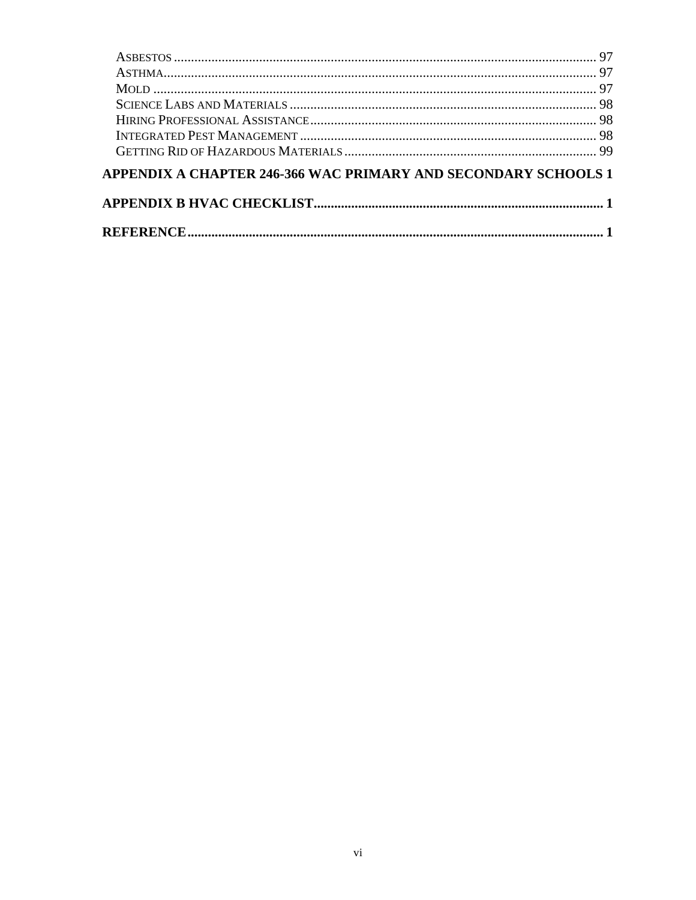ASBESTOS .......................................................................................................................... 97
ASTHMA.............................................................................................................................. 97
MOLD ................................................................................................................................. 97
SCIENCE LABS AND MATERIALS ........................................................................................... 98
HIRING PROFESSIONAL ASSISTANCE..................................................................................... 98
INTEGRATED PEST MANAGEMENT ....................................................................................... 98
GETTING RID OF HAZARDOUS MATERIALS ........................................................................... 99

**APPENDIX A CHAPTER 246-366 WAC PRIMARY AND SECONDARY SCHOOLS 1**

**APPENDIX B HVAC CHECKLIST.................................................................................... 1**

**REFERENCE......................................................................................................................... 1**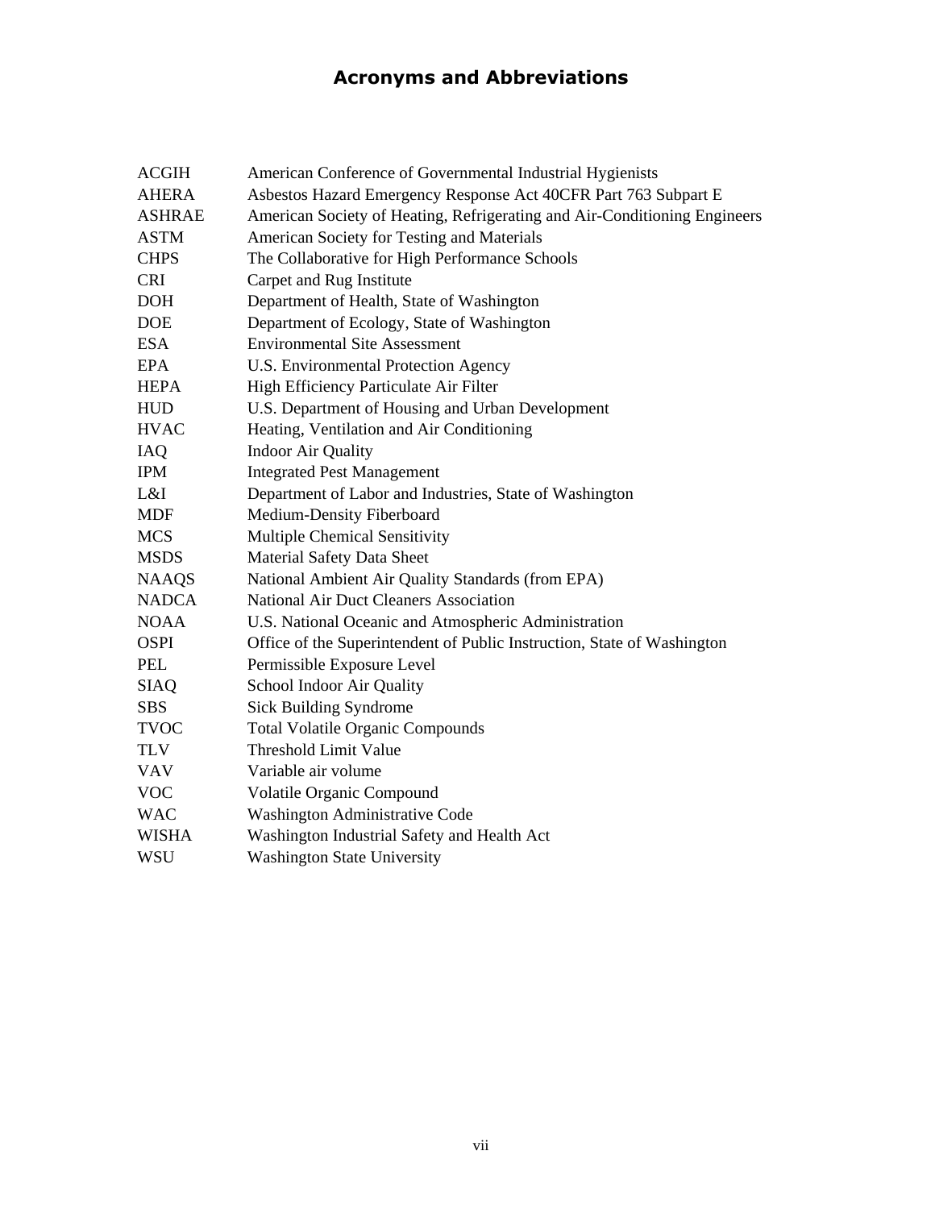# Acronyms and Abbreviations

| | |
|---|---|
| ACGIH | American Conference of Governmental Industrial Hygienists |
| AHERA | Asbestos Hazard Emergency Response Act 40CFR Part 763 Subpart E |
| ASHRAE | American Society of Heating, Refrigerating and Air-Conditioning Engineers |
| ASTM | American Society for Testing and Materials |
| CHPS | The Collaborative for High Performance Schools |
| CRI | Carpet and Rug Institute |
| DOH | Department of Health, State of Washington |
| DOE | Department of Ecology, State of Washington |
| ESA | Environmental Site Assessment |
| EPA | U.S. Environmental Protection Agency |
| HEPA | High Efficiency Particulate Air Filter |
| HUD | U.S. Department of Housing and Urban Development |
| HVAC | Heating, Ventilation and Air Conditioning |
| IAQ | Indoor Air Quality |
| IPM | Integrated Pest Management |
| L&I | Department of Labor and Industries, State of Washington |
| MDF | Medium-Density Fiberboard |
| MCS | Multiple Chemical Sensitivity |
| MSDS | Material Safety Data Sheet |
| NAAQS | National Ambient Air Quality Standards (from EPA) |
| NADCA | National Air Duct Cleaners Association |
| NOAA | U.S. National Oceanic and Atmospheric Administration |
| OSPI | Office of the Superintendent of Public Instruction, State of Washington |
| PEL | Permissible Exposure Level |
| SIAQ | School Indoor Air Quality |
| SBS | Sick Building Syndrome |
| TVOC | Total Volatile Organic Compounds |
| TLV | Threshold Limit Value |
| VAV | Variable air volume |
| VOC | Volatile Organic Compound |
| WAC | Washington Administrative Code |
| WISHA | Washington Industrial Safety and Health Act |
| WSU | Washington State University |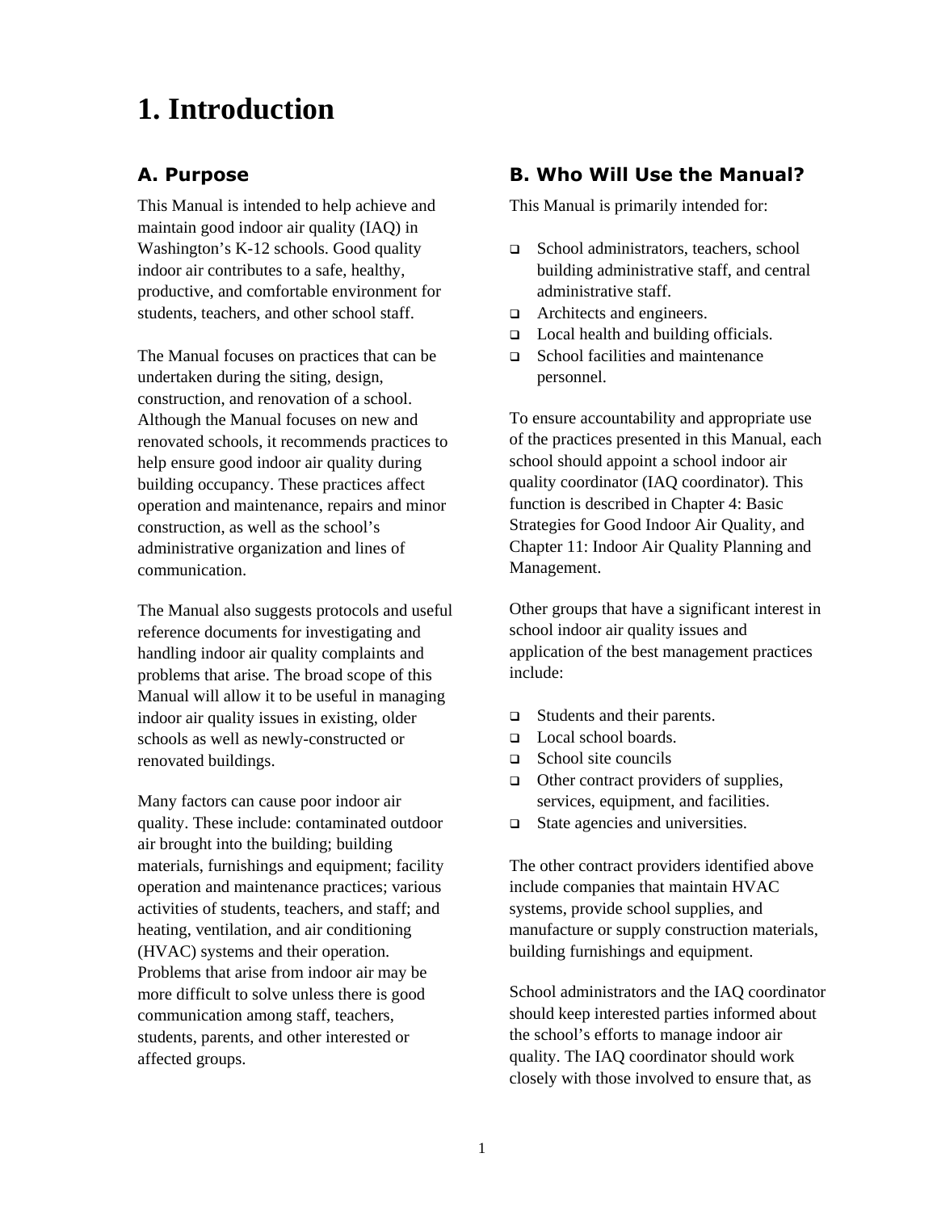# 1. Introduction

## A. Purpose

This Manual is intended to help achieve and maintain good indoor air quality (IAQ) in Washington's K-12 schools. Good quality indoor air contributes to a safe, healthy, productive, and comfortable environment for students, teachers, and other school staff.

The Manual focuses on practices that can be undertaken during the siting, design, construction, and renovation of a school. Although the Manual focuses on new and renovated schools, it recommends practices to help ensure good indoor air quality during building occupancy. These practices affect operation and maintenance, repairs and minor construction, as well as the school's administrative organization and lines of communication.

The Manual also suggests protocols and useful reference documents for investigating and handling indoor air quality complaints and problems that arise. The broad scope of this Manual will allow it to be useful in managing indoor air quality issues in existing, older schools as well as newly-constructed or renovated buildings.

Many factors can cause poor indoor air quality. These include: contaminated outdoor air brought into the building; building materials, furnishings and equipment; facility operation and maintenance practices; various activities of students, teachers, and staff; and heating, ventilation, and air conditioning (HVAC) systems and their operation. Problems that arise from indoor air may be more difficult to solve unless there is good communication among staff, teachers, students, parents, and other interested or affected groups.

## B. Who Will Use the Manual?

This Manual is primarily intended for:

- School administrators, teachers, school building administrative staff, and central administrative staff.
- Architects and engineers.
- Local health and building officials.
- School facilities and maintenance personnel.

To ensure accountability and appropriate use of the practices presented in this Manual, each school should appoint a school indoor air quality coordinator (IAQ coordinator). This function is described in Chapter 4: Basic Strategies for Good Indoor Air Quality, and Chapter 11: Indoor Air Quality Planning and Management.

Other groups that have a significant interest in school indoor air quality issues and application of the best management practices include:

- Students and their parents.
- Local school boards.
- School site councils
- Other contract providers of supplies, services, equipment, and facilities.
- State agencies and universities.

The other contract providers identified above include companies that maintain HVAC systems, provide school supplies, and manufacture or supply construction materials, building furnishings and equipment.

School administrators and the IAQ coordinator should keep interested parties informed about the school's efforts to manage indoor air quality. The IAQ coordinator should work closely with those involved to ensure that, as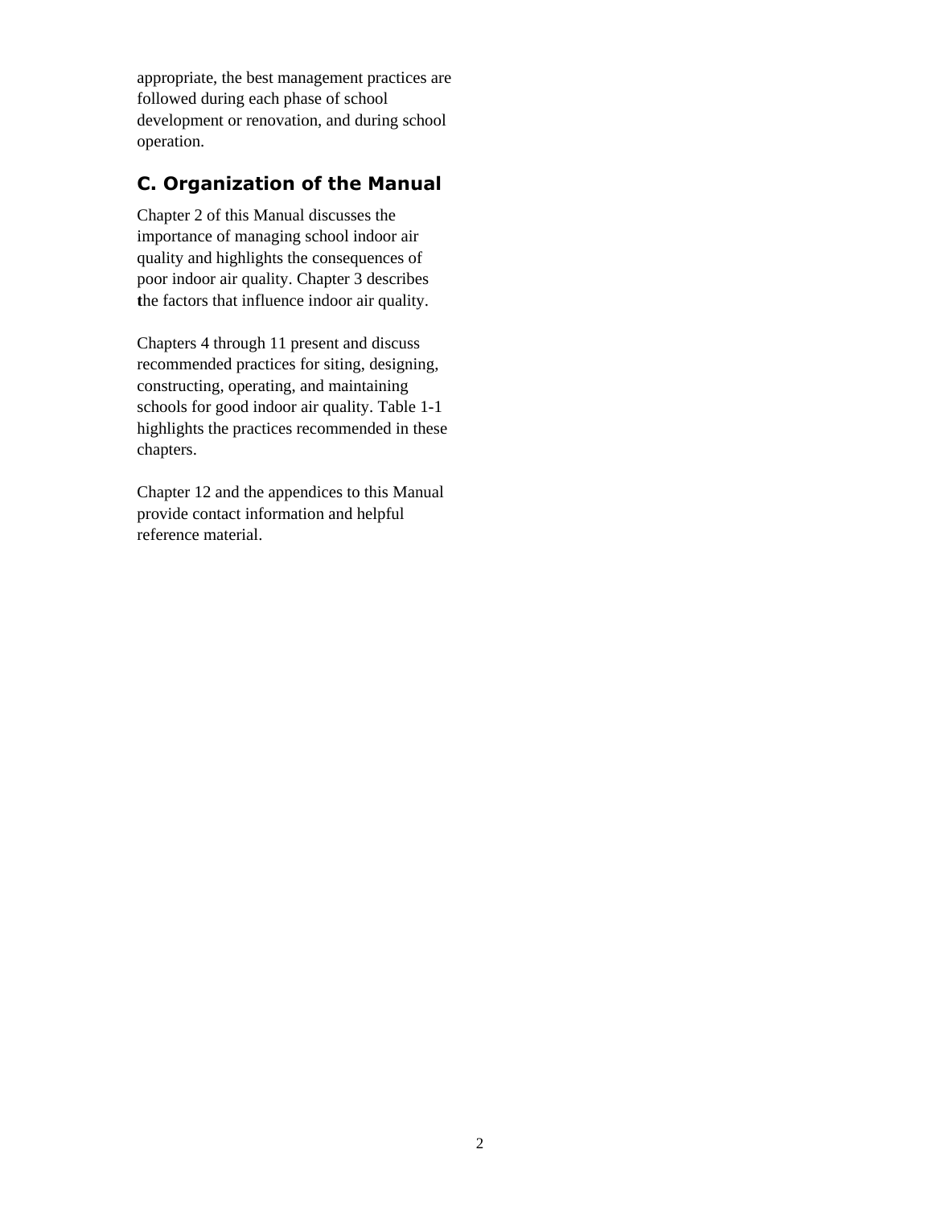appropriate, the best management practices are followed during each phase of school development or renovation, and during school operation.

## C. Organization of the Manual

Chapter 2 of this Manual discusses the importance of managing school indoor air quality and highlights the consequences of poor indoor air quality. Chapter 3 describes the factors that influence indoor air quality.

Chapters 4 through 11 present and discuss recommended practices for siting, designing, constructing, operating, and maintaining schools for good indoor air quality. Table 1-1 highlights the practices recommended in these chapters.

Chapter 12 and the appendices to this Manual provide contact information and helpful reference material.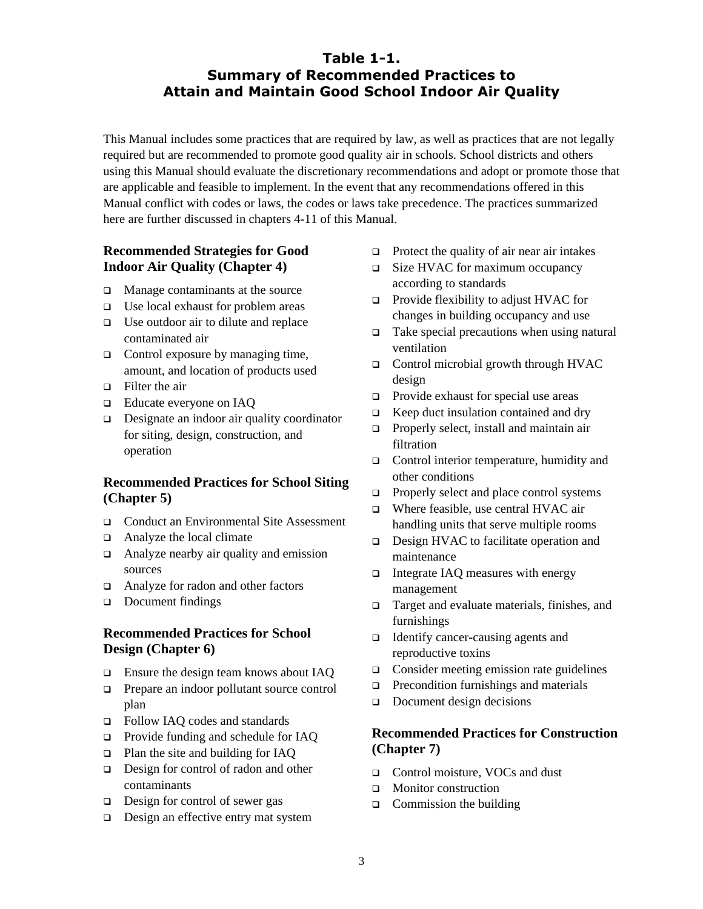## Table 1-1.
## Summary of Recommended Practices to Attain and Maintain Good School Indoor Air Quality

This Manual includes some practices that are required by law, as well as practices that are not legally required but are recommended to promote good quality air in schools. School districts and others using this Manual should evaluate the discretionary recommendations and adopt or promote those that are applicable and feasible to implement. In the event that any recommendations offered in this Manual conflict with codes or laws, the codes or laws take precedence. The practices summarized here are further discussed in chapters 4-11 of this Manual.

### Recommended Strategies for Good Indoor Air Quality (Chapter 4)

- Manage contaminants at the source
- Use local exhaust for problem areas
- Use outdoor air to dilute and replace contaminated air
- Control exposure by managing time, amount, and location of products used
- Filter the air
- Educate everyone on IAQ
- Designate an indoor air quality coordinator for siting, design, construction, and operation

### Recommended Practices for School Siting (Chapter 5)

- Conduct an Environmental Site Assessment
- Analyze the local climate
- Analyze nearby air quality and emission sources
- Analyze for radon and other factors
- Document findings

### Recommended Practices for School Design (Chapter 6)

- Ensure the design team knows about IAQ
- Prepare an indoor pollutant source control plan
- Follow IAQ codes and standards
- Provide funding and schedule for IAQ
- Plan the site and building for IAQ
- Design for control of radon and other contaminants
- Design for control of sewer gas
- Design an effective entry mat system
- Protect the quality of air near air intakes
- Size HVAC for maximum occupancy according to standards
- Provide flexibility to adjust HVAC for changes in building occupancy and use
- Take special precautions when using natural ventilation
- Control microbial growth through HVAC design
- Provide exhaust for special use areas
- Keep duct insulation contained and dry
- Properly select, install and maintain air filtration
- Control interior temperature, humidity and other conditions
- Properly select and place control systems
- Where feasible, use central HVAC air handling units that serve multiple rooms
- Design HVAC to facilitate operation and maintenance
- Integrate IAQ measures with energy management
- Target and evaluate materials, finishes, and furnishings
- Identify cancer-causing agents and reproductive toxins
- Consider meeting emission rate guidelines
- Precondition furnishings and materials
- Document design decisions

### Recommended Practices for Construction (Chapter 7)

- Control moisture, VOCs and dust
- Monitor construction
- Commission the building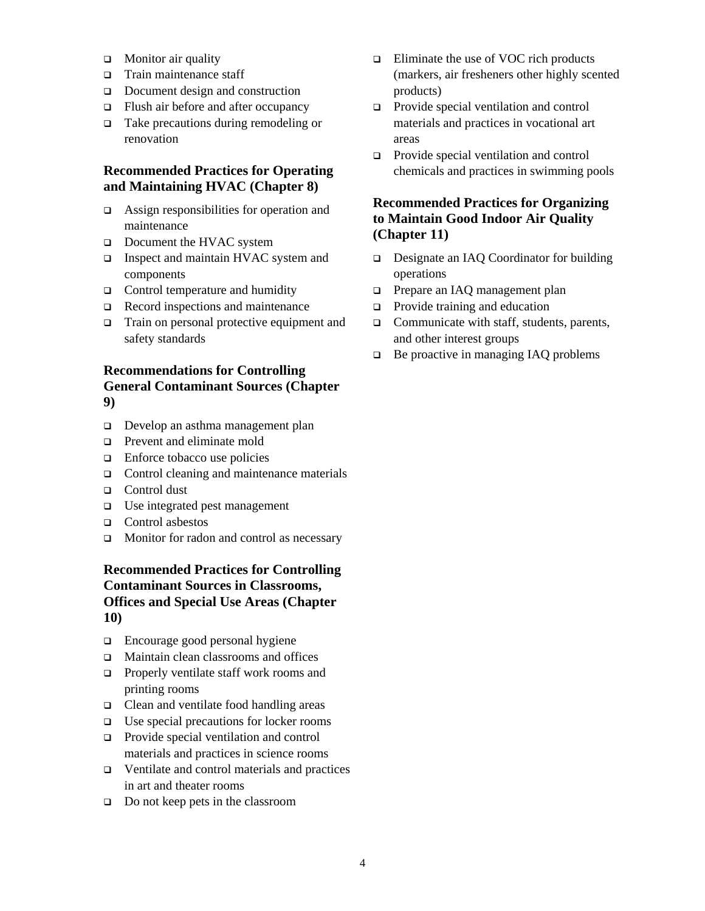- Monitor air quality
- Train maintenance staff
- Document design and construction
- Flush air before and after occupancy
- Take precautions during remodeling or renovation

### Recommended Practices for Operating and Maintaining HVAC (Chapter 8)

- Assign responsibilities for operation and maintenance
- Document the HVAC system
- Inspect and maintain HVAC system and components
- Control temperature and humidity
- Record inspections and maintenance
- Train on personal protective equipment and safety standards

### Recommendations for Controlling General Contaminant Sources (Chapter 9)

- Develop an asthma management plan
- Prevent and eliminate mold
- Enforce tobacco use policies
- Control cleaning and maintenance materials
- Control dust
- Use integrated pest management
- Control asbestos
- Monitor for radon and control as necessary

### Recommended Practices for Controlling Contaminant Sources in Classrooms, Offices and Special Use Areas (Chapter 10)

- Encourage good personal hygiene
- Maintain clean classrooms and offices
- Properly ventilate staff work rooms and printing rooms
- Clean and ventilate food handling areas
- Use special precautions for locker rooms
- Provide special ventilation and control materials and practices in science rooms
- Ventilate and control materials and practices in art and theater rooms
- Do not keep pets in the classroom
- Eliminate the use of VOC rich products (markers, air fresheners other highly scented products)
- Provide special ventilation and control materials and practices in vocational art areas
- Provide special ventilation and control chemicals and practices in swimming pools

### Recommended Practices for Organizing to Maintain Good Indoor Air Quality (Chapter 11)

- Designate an IAQ Coordinator for building operations
- Prepare an IAQ management plan
- Provide training and education
- Communicate with staff, students, parents, and other interest groups
- Be proactive in managing IAQ problems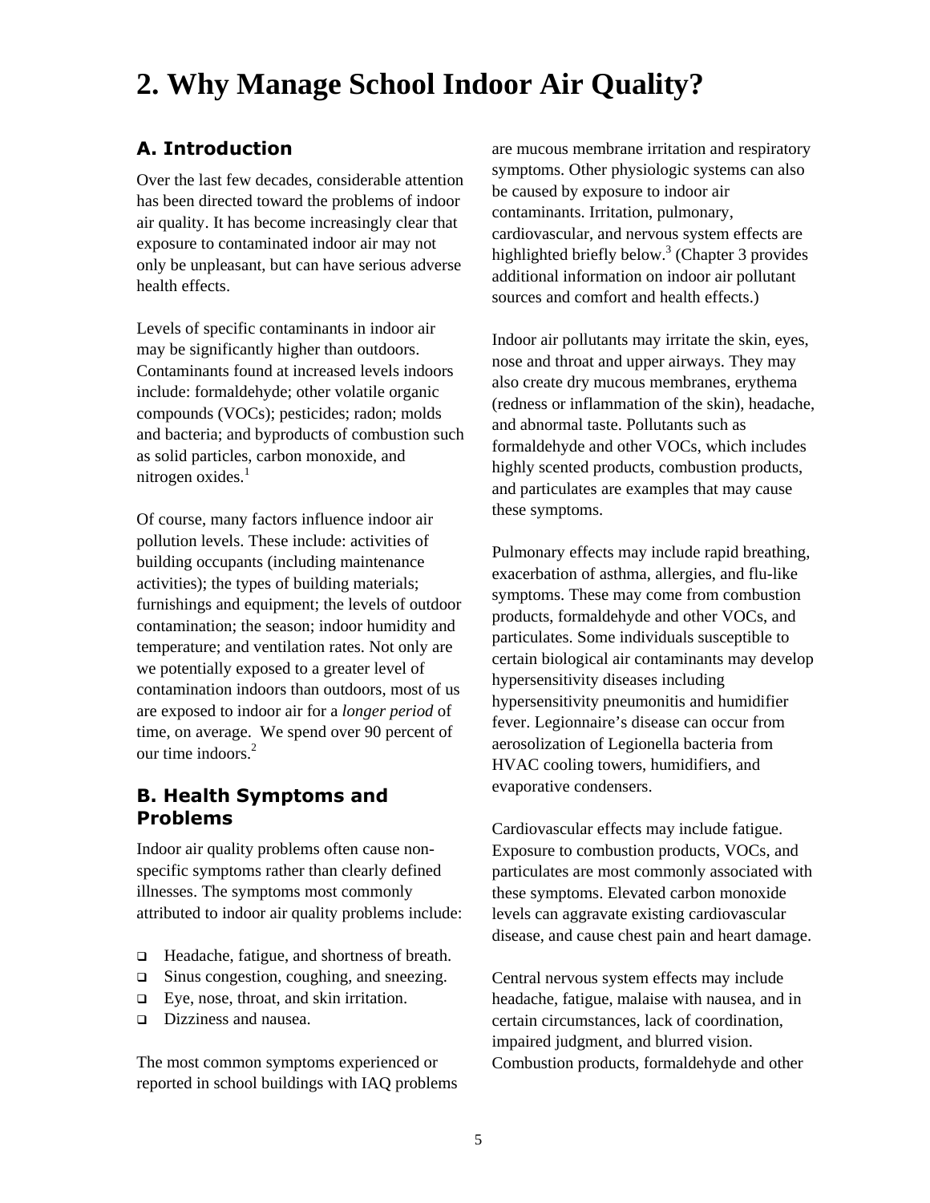# 2. Why Manage School Indoor Air Quality?

## A. Introduction

Over the last few decades, considerable attention has been directed toward the problems of indoor air quality. It has become increasingly clear that exposure to contaminated indoor air may not only be unpleasant, but can have serious adverse health effects.

Levels of specific contaminants in indoor air may be significantly higher than outdoors. Contaminants found at increased levels indoors include: formaldehyde; other volatile organic compounds (VOCs); pesticides; radon; molds and bacteria; and byproducts of combustion such as solid particles, carbon monoxide, and nitrogen oxides.[1]

Of course, many factors influence indoor air pollution levels. These include: activities of building occupants (including maintenance activities); the types of building materials; furnishings and equipment; the levels of outdoor contamination; the season; indoor humidity and temperature; and ventilation rates. Not only are we potentially exposed to a greater level of contamination indoors than outdoors, most of us are exposed to indoor air for a *longer period* of time, on average. We spend over 90 percent of our time indoors.[2]

## B. Health Symptoms and Problems

Indoor air quality problems often cause non-specific symptoms rather than clearly defined illnesses. The symptoms most commonly attributed to indoor air quality problems include:

- Headache, fatigue, and shortness of breath.
- Sinus congestion, coughing, and sneezing.
- Eye, nose, throat, and skin irritation.
- Dizziness and nausea.

The most common symptoms experienced or reported in school buildings with IAQ problems are mucous membrane irritation and respiratory symptoms. Other physiologic systems can also be caused by exposure to indoor air contaminants. Irritation, pulmonary, cardiovascular, and nervous system effects are highlighted briefly below.[3] (Chapter 3 provides additional information on indoor air pollutant sources and comfort and health effects.)

Indoor air pollutants may irritate the skin, eyes, nose and throat and upper airways. They may also create dry mucous membranes, erythema (redness or inflammation of the skin), headache, and abnormal taste. Pollutants such as formaldehyde and other VOCs, which includes highly scented products, combustion products, and particulates are examples that may cause these symptoms.

Pulmonary effects may include rapid breathing, exacerbation of asthma, allergies, and flu-like symptoms. These may come from combustion products, formaldehyde and other VOCs, and particulates. Some individuals susceptible to certain biological air contaminants may develop hypersensitivity diseases including hypersensitivity pneumonitis and humidifier fever. Legionnaire's disease can occur from aerosolization of Legionella bacteria from HVAC cooling towers, humidifiers, and evaporative condensers.

Cardiovascular effects may include fatigue. Exposure to combustion products, VOCs, and particulates are most commonly associated with these symptoms. Elevated carbon monoxide levels can aggravate existing cardiovascular disease, and cause chest pain and heart damage.

Central nervous system effects may include headache, fatigue, malaise with nausea, and in certain circumstances, lack of coordination, impaired judgment, and blurred vision. Combustion products, formaldehyde and other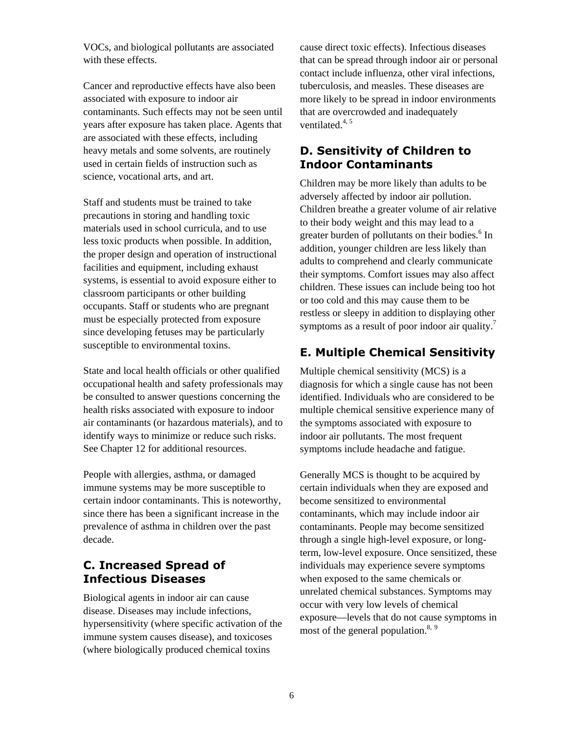VOCs, and biological pollutants are associated with these effects.

Cancer and reproductive effects have also been associated with exposure to indoor air contaminants. Such effects may not be seen until years after exposure has taken place. Agents that are associated with these effects, including heavy metals and some solvents, are routinely used in certain fields of instruction such as science, vocational arts, and art.

Staff and students must be trained to take precautions in storing and handling toxic materials used in school curricula, and to use less toxic products when possible. In addition, the proper design and operation of instructional facilities and equipment, including exhaust systems, is essential to avoid exposure either to classroom participants or other building occupants. Staff or students who are pregnant must be especially protected from exposure since developing fetuses may be particularly susceptible to environmental toxins.

State and local health officials or other qualified occupational health and safety professionals may be consulted to answer questions concerning the health risks associated with exposure to indoor air contaminants (or hazardous materials), and to identify ways to minimize or reduce such risks. See Chapter 12 for additional resources.

People with allergies, asthma, or damaged immune systems may be more susceptible to certain indoor contaminants. This is noteworthy, since there has been a significant increase in the prevalence of asthma in children over the past decade.

## C. Increased Spread of Infectious Diseases

Biological agents in indoor air can cause disease. Diseases may include infections, hypersensitivity (where specific activation of the immune system causes disease), and toxicoses (where biologically produced chemical toxins cause direct toxic effects). Infectious diseases that can be spread through indoor air or personal contact include influenza, other viral infections, tuberculosis, and measles. These diseases are more likely to be spread in indoor environments that are overcrowded and inadequately ventilated.[4, 5]

## D. Sensitivity of Children to Indoor Contaminants

Children may be more likely than adults to be adversely affected by indoor air pollution. Children breathe a greater volume of air relative to their body weight and this may lead to a greater burden of pollutants on their bodies.[6] In addition, younger children are less likely than adults to comprehend and clearly communicate their symptoms. Comfort issues may also affect children. These issues can include being too hot or too cold and this may cause them to be restless or sleepy in addition to displaying other symptoms as a result of poor indoor air quality.[7]

## E. Multiple Chemical Sensitivity

Multiple chemical sensitivity (MCS) is a diagnosis for which a single cause has not been identified. Individuals who are considered to be multiple chemical sensitive experience many of the symptoms associated with exposure to indoor air pollutants. The most frequent symptoms include headache and fatigue.

Generally MCS is thought to be acquired by certain individuals when they are exposed and become sensitized to environmental contaminants, which may include indoor air contaminants. People may become sensitized through a single high-level exposure, or long-term, low-level exposure. Once sensitized, these individuals may experience severe symptoms when exposed to the same chemicals or unrelated chemical substances. Symptoms may occur with very low levels of chemical exposure—levels that do not cause symptoms in most of the general population.[8, 9]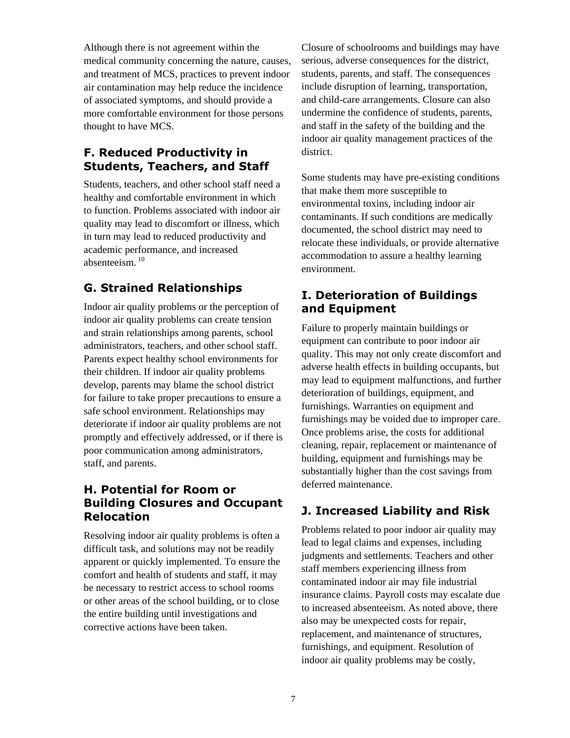Although there is not agreement within the medical community concerning the nature, causes, and treatment of MCS, practices to prevent indoor air contamination may help reduce the incidence of associated symptoms, and should provide a more comfortable environment for those persons thought to have MCS.

## F. Reduced Productivity in Students, Teachers, and Staff

Students, teachers, and other school staff need a healthy and comfortable environment in which to function. Problems associated with indoor air quality may lead to discomfort or illness, which in turn may lead to reduced productivity and academic performance, and increased absenteeism. [10]

## G. Strained Relationships

Indoor air quality problems or the perception of indoor air quality problems can create tension and strain relationships among parents, school administrators, teachers, and other school staff. Parents expect healthy school environments for their children. If indoor air quality problems develop, parents may blame the school district for failure to take proper precautions to ensure a safe school environment. Relationships may deteriorate if indoor air quality problems are not promptly and effectively addressed, or if there is poor communication among administrators, staff, and parents.

## H. Potential for Room or Building Closures and Occupant Relocation

Resolving indoor air quality problems is often a difficult task, and solutions may not be readily apparent or quickly implemented. To ensure the comfort and health of students and staff, it may be necessary to restrict access to school rooms or other areas of the school building, or to close the entire building until investigations and corrective actions have been taken.

Closure of schoolrooms and buildings may have serious, adverse consequences for the district, students, parents, and staff. The consequences include disruption of learning, transportation, and child-care arrangements. Closure can also undermine the confidence of students, parents, and staff in the safety of the building and the indoor air quality management practices of the district.

Some students may have pre-existing conditions that make them more susceptible to environmental toxins, including indoor air contaminants. If such conditions are medically documented, the school district may need to relocate these individuals, or provide alternative accommodation to assure a healthy learning environment.

## I. Deterioration of Buildings and Equipment

Failure to properly maintain buildings or equipment can contribute to poor indoor air quality. This may not only create discomfort and adverse health effects in building occupants, but may lead to equipment malfunctions, and further deterioration of buildings, equipment, and furnishings. Warranties on equipment and furnishings may be voided due to improper care. Once problems arise, the costs for additional cleaning, repair, replacement or maintenance of building, equipment and furnishings may be substantially higher than the cost savings from deferred maintenance.

## J. Increased Liability and Risk

Problems related to poor indoor air quality may lead to legal claims and expenses, including judgments and settlements. Teachers and other staff members experiencing illness from contaminated indoor air may file industrial insurance claims. Payroll costs may escalate due to increased absenteeism. As noted above, there also may be unexpected costs for repair, replacement, and maintenance of structures, furnishings, and equipment. Resolution of indoor air quality problems may be costly,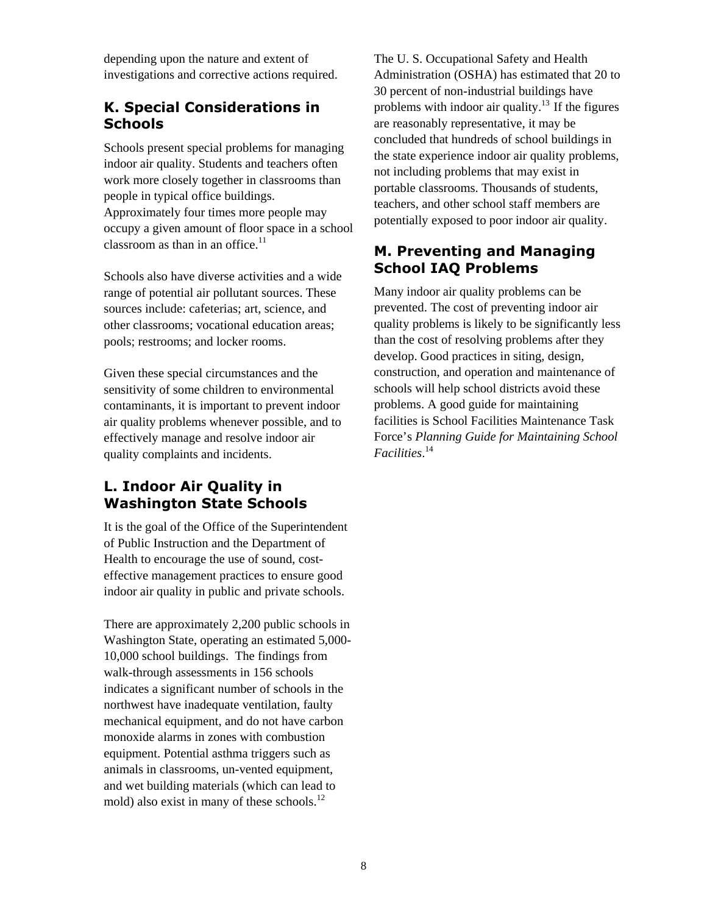depending upon the nature and extent of investigations and corrective actions required.

## K. Special Considerations in Schools

Schools present special problems for managing indoor air quality. Students and teachers often work more closely together in classrooms than people in typical office buildings. Approximately four times more people may occupy a given amount of floor space in a school classroom as than in an office.[11]

Schools also have diverse activities and a wide range of potential air pollutant sources. These sources include: cafeterias; art, science, and other classrooms; vocational education areas; pools; restrooms; and locker rooms.

Given these special circumstances and the sensitivity of some children to environmental contaminants, it is important to prevent indoor air quality problems whenever possible, and to effectively manage and resolve indoor air quality complaints and incidents.

## L. Indoor Air Quality in Washington State Schools

It is the goal of the Office of the Superintendent of Public Instruction and the Department of Health to encourage the use of sound, cost-effective management practices to ensure good indoor air quality in public and private schools.

There are approximately 2,200 public schools in Washington State, operating an estimated 5,000-10,000 school buildings. The findings from walk-through assessments in 156 schools indicates a significant number of schools in the northwest have inadequate ventilation, faulty mechanical equipment, and do not have carbon monoxide alarms in zones with combustion equipment. Potential asthma triggers such as animals in classrooms, un-vented equipment, and wet building materials (which can lead to mold) also exist in many of these schools.[12]

The U. S. Occupational Safety and Health Administration (OSHA) has estimated that 20 to 30 percent of non-industrial buildings have problems with indoor air quality.[13] If the figures are reasonably representative, it may be concluded that hundreds of school buildings in the state experience indoor air quality problems, not including problems that may exist in portable classrooms. Thousands of students, teachers, and other school staff members are potentially exposed to poor indoor air quality.

## M. Preventing and Managing School IAQ Problems

Many indoor air quality problems can be prevented. The cost of preventing indoor air quality problems is likely to be significantly less than the cost of resolving problems after they develop. Good practices in siting, design, construction, and operation and maintenance of schools will help school districts avoid these problems. A good guide for maintaining facilities is School Facilities Maintenance Task Force's *Planning Guide for Maintaining School Facilities*.[14]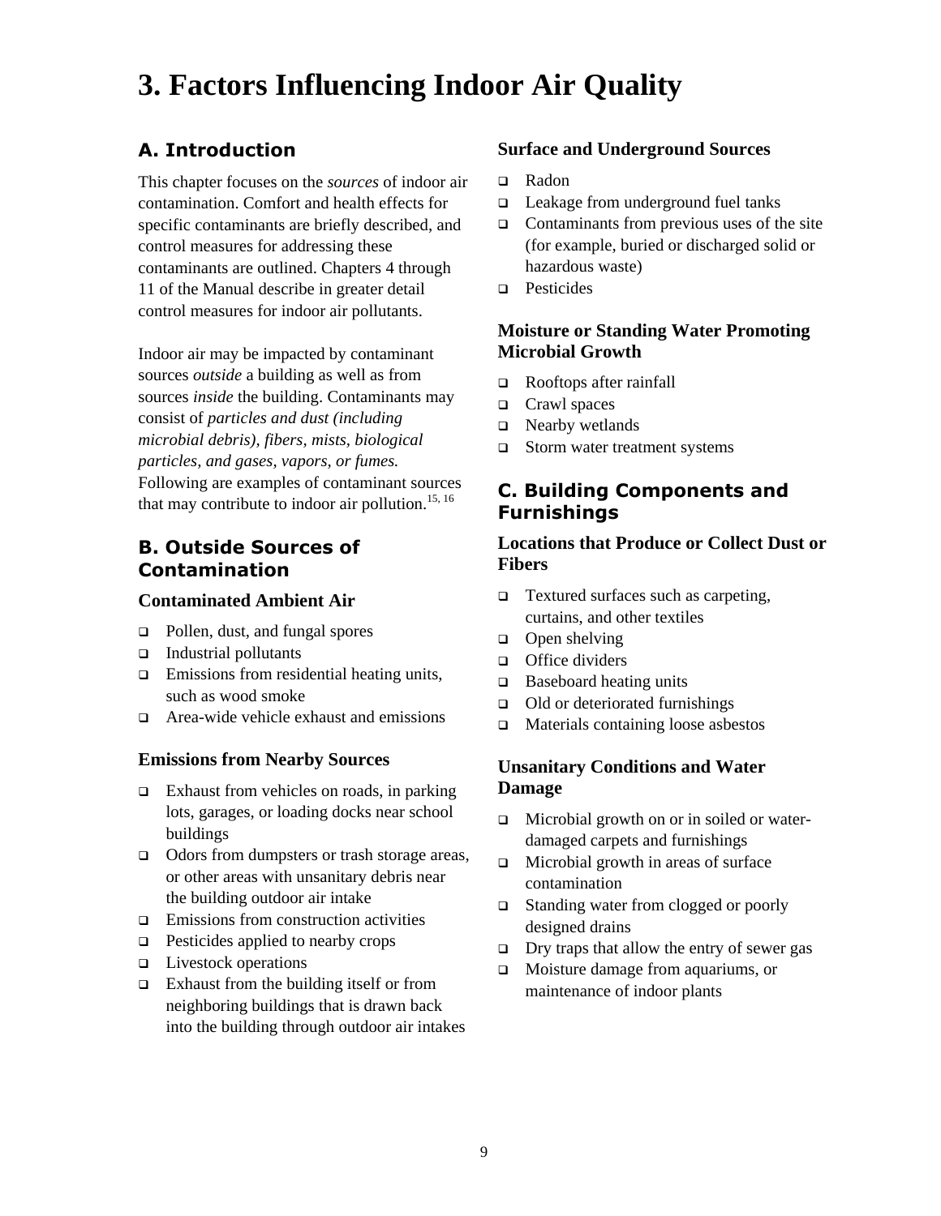# 3. Factors Influencing Indoor Air Quality

## A. Introduction

This chapter focuses on the *sources* of indoor air contamination. Comfort and health effects for specific contaminants are briefly described, and control measures for addressing these contaminants are outlined. Chapters 4 through 11 of the Manual describe in greater detail control measures for indoor air pollutants.

Indoor air may be impacted by contaminant sources *outside* a building as well as from sources *inside* the building. Contaminants may consist of *particles and dust (including microbial debris), fibers, mists, biological particles, and gases, vapors, or fumes.* Following are examples of contaminant sources that may contribute to indoor air pollution.[15, 16]

## B. Outside Sources of Contamination

### Contaminated Ambient Air

- Pollen, dust, and fungal spores
- Industrial pollutants
- Emissions from residential heating units, such as wood smoke
- Area-wide vehicle exhaust and emissions

### Emissions from Nearby Sources

- Exhaust from vehicles on roads, in parking lots, garages, or loading docks near school buildings
- Odors from dumpsters or trash storage areas, or other areas with unsanitary debris near the building outdoor air intake
- Emissions from construction activities
- Pesticides applied to nearby crops
- Livestock operations
- Exhaust from the building itself or from neighboring buildings that is drawn back into the building through outdoor air intakes

### Surface and Underground Sources

- Radon
- Leakage from underground fuel tanks
- Contaminants from previous uses of the site (for example, buried or discharged solid or hazardous waste)
- Pesticides

### Moisture or Standing Water Promoting Microbial Growth

- Rooftops after rainfall
- Crawl spaces
- Nearby wetlands
- Storm water treatment systems

## C. Building Components and Furnishings

### Locations that Produce or Collect Dust or Fibers

- Textured surfaces such as carpeting, curtains, and other textiles
- Open shelving
- Office dividers
- Baseboard heating units
- Old or deteriorated furnishings
- Materials containing loose asbestos

### Unsanitary Conditions and Water Damage

- Microbial growth on or in soiled or water-damaged carpets and furnishings
- Microbial growth in areas of surface contamination
- Standing water from clogged or poorly designed drains
- Dry traps that allow the entry of sewer gas
- Moisture damage from aquariums, or maintenance of indoor plants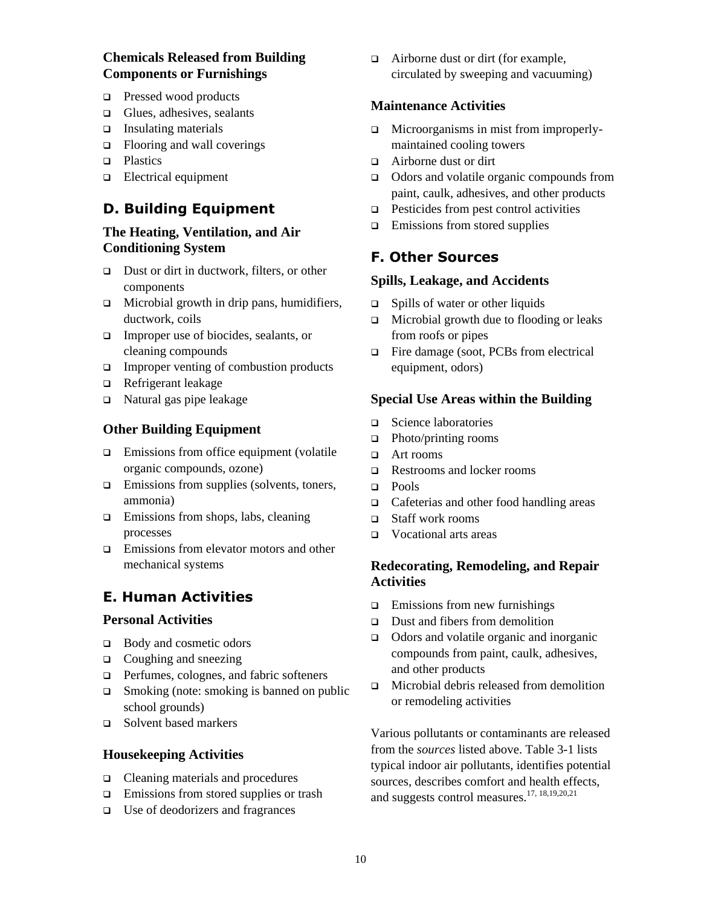### Chemicals Released from Building Components or Furnishings

- Pressed wood products
- Glues, adhesives, sealants
- Insulating materials
- Flooring and wall coverings
- Plastics
- Electrical equipment

## D. Building Equipment

### The Heating, Ventilation, and Air Conditioning System

- Dust or dirt in ductwork, filters, or other components
- Microbial growth in drip pans, humidifiers, ductwork, coils
- Improper use of biocides, sealants, or cleaning compounds
- Improper venting of combustion products
- Refrigerant leakage
- Natural gas pipe leakage

### Other Building Equipment

- Emissions from office equipment (volatile organic compounds, ozone)
- Emissions from supplies (solvents, toners, ammonia)
- Emissions from shops, labs, cleaning processes
- Emissions from elevator motors and other mechanical systems

## E. Human Activities

### Personal Activities

- Body and cosmetic odors
- Coughing and sneezing
- Perfumes, colognes, and fabric softeners
- Smoking (note: smoking is banned on public school grounds)
- Solvent based markers

### Housekeeping Activities

- Cleaning materials and procedures
- Emissions from stored supplies or trash
- Use of deodorizers and fragrances
- Airborne dust or dirt (for example, circulated by sweeping and vacuuming)

### Maintenance Activities

- Microorganisms in mist from improperly-maintained cooling towers
- Airborne dust or dirt
- Odors and volatile organic compounds from paint, caulk, adhesives, and other products
- Pesticides from pest control activities
- Emissions from stored supplies

## F. Other Sources

### Spills, Leakage, and Accidents

- Spills of water or other liquids
- Microbial growth due to flooding or leaks from roofs or pipes
- Fire damage (soot, PCBs from electrical equipment, odors)

### Special Use Areas within the Building

- Science laboratories
- Photo/printing rooms
- Art rooms
- Restrooms and locker rooms
- Pools
- Cafeterias and other food handling areas
- Staff work rooms
- Vocational arts areas

### Redecorating, Remodeling, and Repair Activities

- Emissions from new furnishings
- Dust and fibers from demolition
- Odors and volatile organic and inorganic compounds from paint, caulk, adhesives, and other products
- Microbial debris released from demolition or remodeling activities

Various pollutants or contaminants are released from the *sources* listed above. Table 3-1 lists typical indoor air pollutants, identifies potential sources, describes comfort and health effects, and suggests control measures.[17, 18,19,20,21]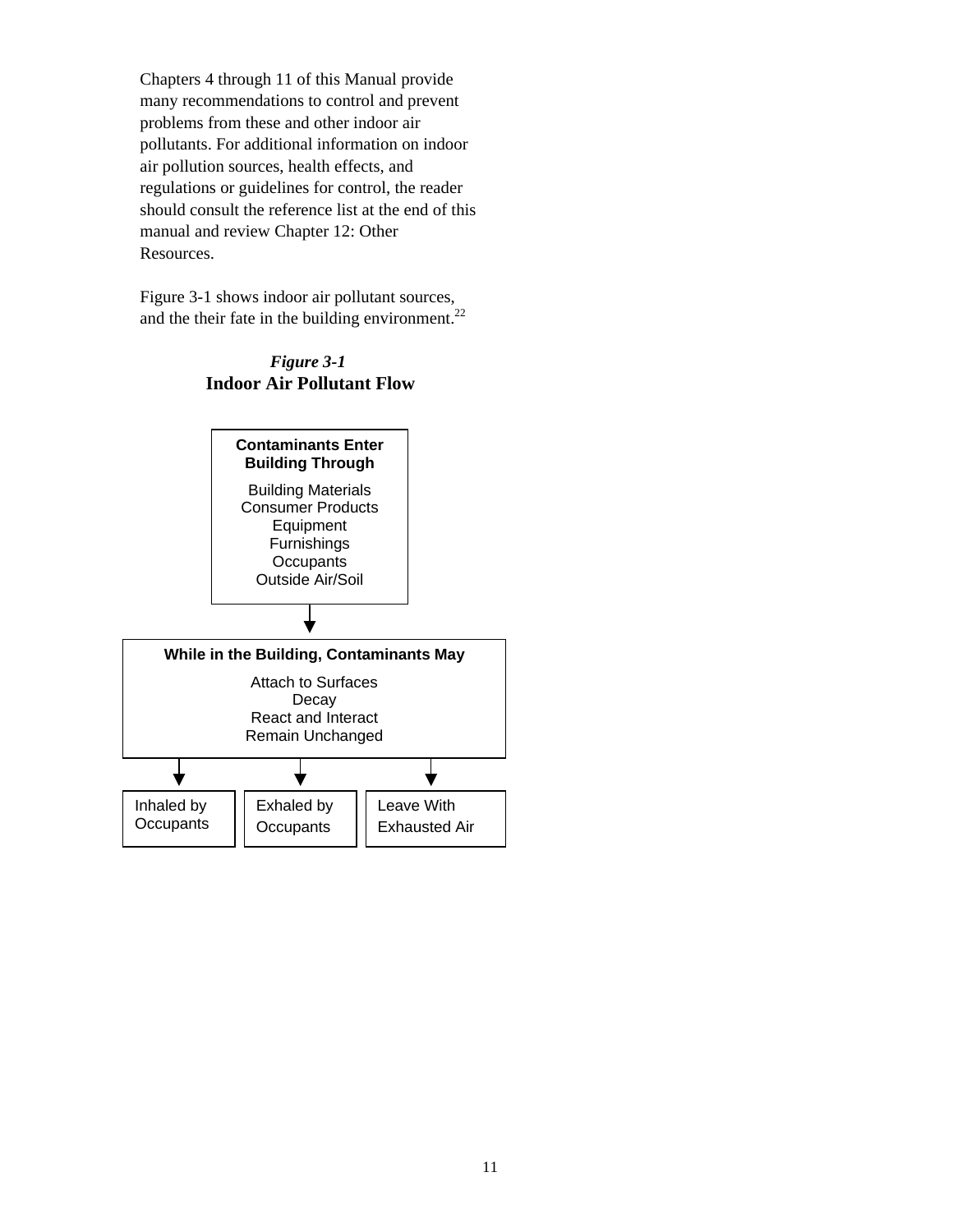Chapters 4 through 11 of this Manual provide many recommendations to control and prevent problems from these and other indoor air pollutants. For additional information on indoor air pollution sources, health effects, and regulations or guidelines for control, the reader should consult the reference list at the end of this manual and review Chapter 12: Other Resources.

Figure 3-1 shows indoor air pollutant sources, and the their fate in the building environment.[22]

***Figure 3-1***
**Indoor Air Pollutant Flow**

**Contaminants Enter Building Through**

Building Materials
Consumer Products
Equipment
Furnishings
Occupants
Outside Air/Soil

↓

**While in the Building, Contaminants May**

Attach to Surfaces
Decay
React and Interact
Remain Unchanged

↓

Inhaled by Occupants | Exhaled by Occupants | Leave With Exhausted Air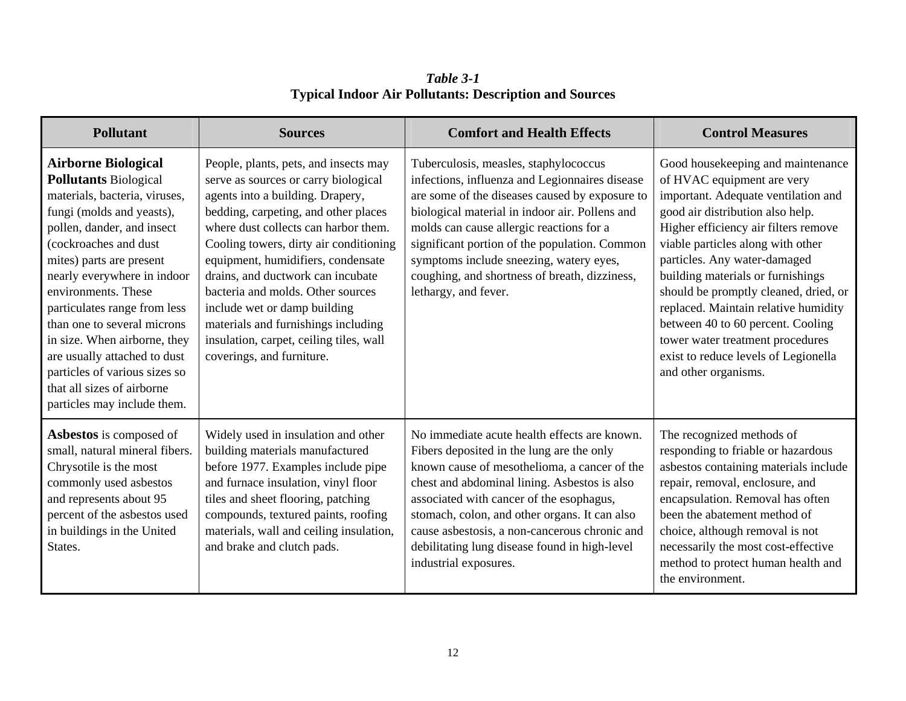*Table 3-1*
**Typical Indoor Air Pollutants: Description and Sources**

| Pollutant | Sources | Comfort and Health Effects | Control Measures |
|---|---|---|---|
| **Airborne Biological Pollutants** Biological materials, bacteria, viruses, fungi (molds and yeasts), pollen, dander, and insect (cockroaches and dust mites) parts are present nearly everywhere in indoor environments. These particulates range from less than one to several microns in size. When airborne, they are usually attached to dust particles of various sizes so that all sizes of airborne particles may include them. | People, plants, pets, and insects may serve as sources or carry biological agents into a building. Drapery, bedding, carpeting, and other places where dust collects can harbor them. Cooling towers, dirty air conditioning equipment, humidifiers, condensate drains, and ductwork can incubate bacteria and molds. Other sources include wet or damp building materials and furnishings including insulation, carpet, ceiling tiles, wall coverings, and furniture. | Tuberculosis, measles, staphylococcus infections, influenza and Legionnaires disease are some of the diseases caused by exposure to biological material in indoor air. Pollens and molds can cause allergic reactions for a significant portion of the population. Common symptoms include sneezing, watery eyes, coughing, and shortness of breath, dizziness, lethargy, and fever. | Good housekeeping and maintenance of HVAC equipment are very important. Adequate ventilation and good air distribution also help. Higher efficiency air filters remove viable particles along with other particles. Any water-damaged building materials or furnishings should be promptly cleaned, dried, or replaced. Maintain relative humidity between 40 to 60 percent. Cooling tower water treatment procedures exist to reduce levels of Legionella and other organisms. |
| **Asbestos** is composed of small, natural mineral fibers. Chrysotile is the most commonly used asbestos and represents about 95 percent of the asbestos used in buildings in the United States. | Widely used in insulation and other building materials manufactured before 1977. Examples include pipe and furnace insulation, vinyl floor tiles and sheet flooring, patching compounds, textured paints, roofing materials, wall and ceiling insulation, and brake and clutch pads. | No immediate acute health effects are known. Fibers deposited in the lung are the only known cause of mesothelioma, a cancer of the chest and abdominal lining. Asbestos is also associated with cancer of the esophagus, stomach, colon, and other organs. It can also cause asbestosis, a non-cancerous chronic and debilitating lung disease found in high-level industrial exposures. | The recognized methods of responding to friable or hazardous asbestos containing materials include repair, removal, enclosure, and encapsulation. Removal has often been the abatement method of choice, although removal is not necessarily the most cost-effective method to protect human health and the environment. |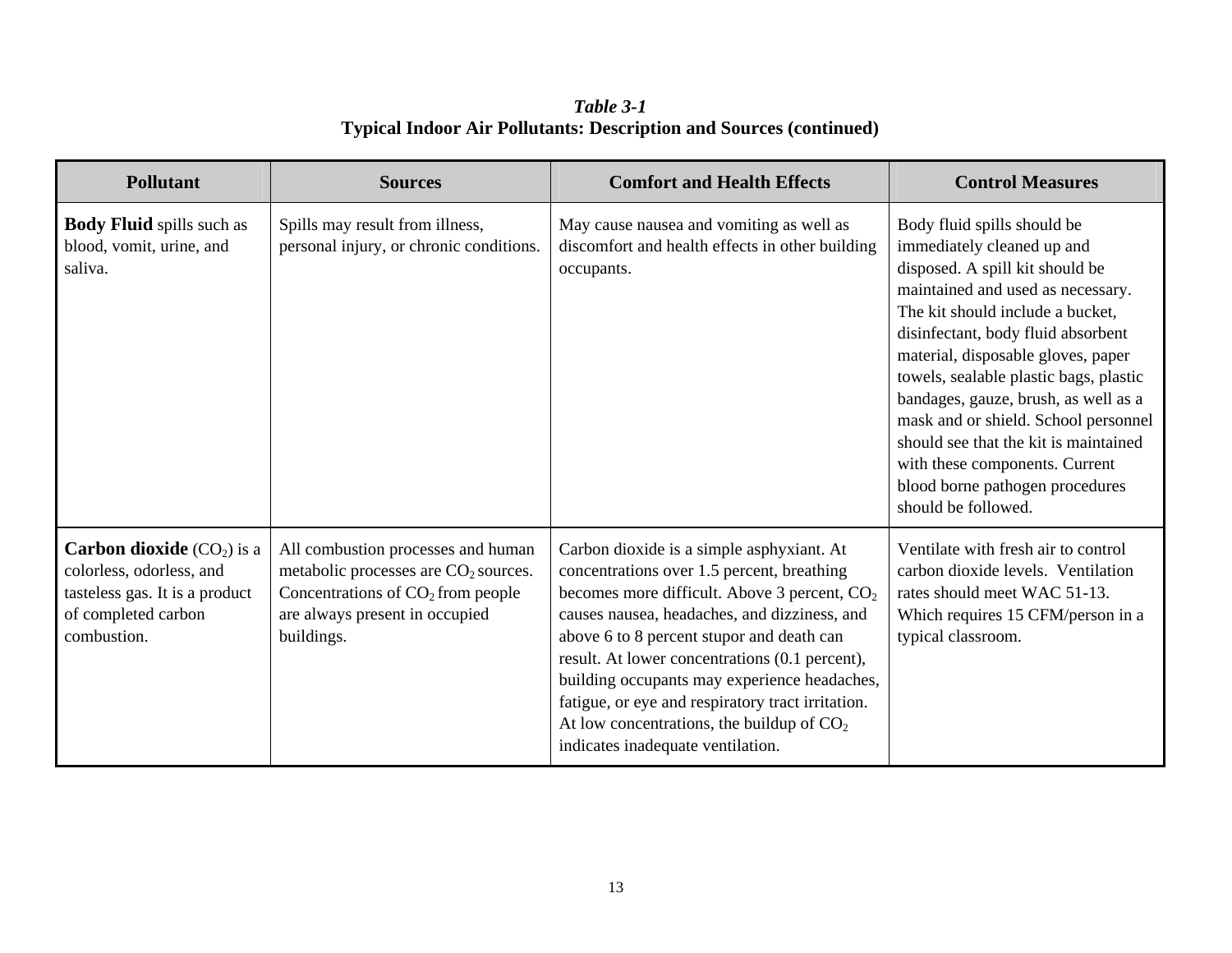***Table 3-1***
**Typical Indoor Air Pollutants: Description and Sources (continued)**

| Pollutant | Sources | Comfort and Health Effects | Control Measures |
|---|---|---|---|
| **Body Fluid** spills such as blood, vomit, urine, and saliva. | Spills may result from illness, personal injury, or chronic conditions. | May cause nausea and vomiting as well as discomfort and health effects in other building occupants. | Body fluid spills should be immediately cleaned up and disposed. A spill kit should be maintained and used as necessary. The kit should include a bucket, disinfectant, body fluid absorbent material, disposable gloves, paper towels, sealable plastic bags, plastic bandages, gauze, brush, as well as a mask and or shield. School personnel should see that the kit is maintained with these components. Current blood borne pathogen procedures should be followed. |
| **Carbon dioxide** ($CO_2$) is a colorless, odorless, and tasteless gas. It is a product of completed carbon combustion. | All combustion processes and human metabolic processes are $CO_2$ sources. Concentrations of $CO_2$ from people are always present in occupied buildings. | Carbon dioxide is a simple asphyxiant. At concentrations over 1.5 percent, breathing becomes more difficult. Above 3 percent, $CO_2$ causes nausea, headaches, and dizziness, and above 6 to 8 percent stupor and death can result. At lower concentrations (0.1 percent), building occupants may experience headaches, fatigue, or eye and respiratory tract irritation. At low concentrations, the buildup of $CO_2$ indicates inadequate ventilation. | Ventilate with fresh air to control carbon dioxide levels. Ventilation rates should meet WAC 51-13. Which requires 15 CFM/person in a typical classroom. |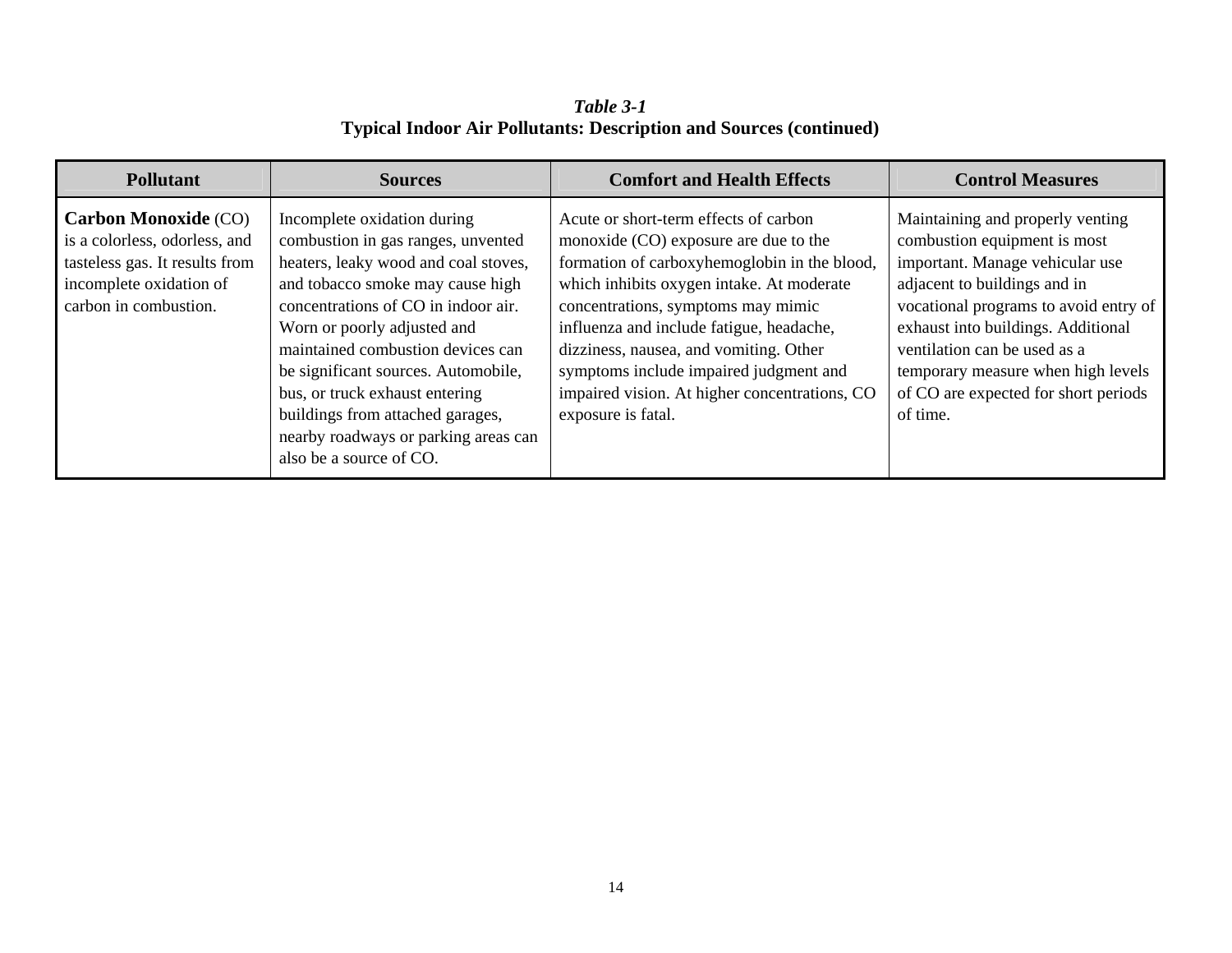*Table 3-1*
**Typical Indoor Air Pollutants: Description and Sources (continued)**

| Pollutant | Sources | Comfort and Health Effects | Control Measures |
|---|---|---|---|
| **Carbon Monoxide** (CO) is a colorless, odorless, and tasteless gas. It results from incomplete oxidation of carbon in combustion. | Incomplete oxidation during combustion in gas ranges, unvented heaters, leaky wood and coal stoves, and tobacco smoke may cause high concentrations of CO in indoor air. Worn or poorly adjusted and maintained combustion devices can be significant sources. Automobile, bus, or truck exhaust entering buildings from attached garages, nearby roadways or parking areas can also be a source of CO. | Acute or short-term effects of carbon monoxide (CO) exposure are due to the formation of carboxyhemoglobin in the blood, which inhibits oxygen intake. At moderate concentrations, symptoms may mimic influenza and include fatigue, headache, dizziness, nausea, and vomiting. Other symptoms include impaired judgment and impaired vision. At higher concentrations, CO exposure is fatal. | Maintaining and properly venting combustion equipment is most important. Manage vehicular use adjacent to buildings and in vocational programs to avoid entry of exhaust into buildings. Additional ventilation can be used as a temporary measure when high levels of CO are expected for short periods of time. |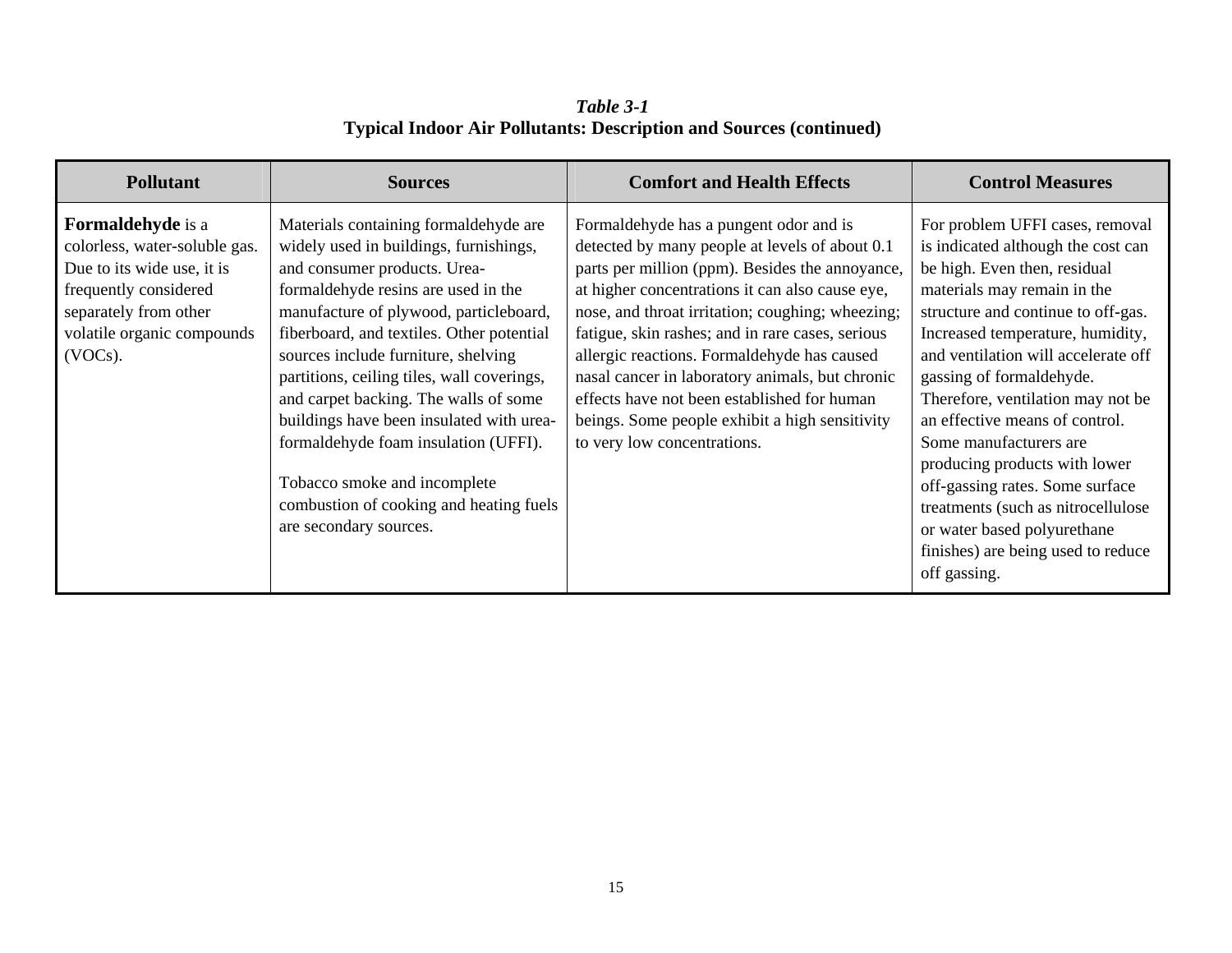*Table 3-1*
**Typical Indoor Air Pollutants: Description and Sources (continued)**

| Pollutant | Sources | Comfort and Health Effects | Control Measures |
| --- | --- | --- | --- |
| **Formaldehyde** is a colorless, water-soluble gas. Due to its wide use, it is frequently considered separately from other volatile organic compounds (VOCs). | Materials containing formaldehyde are widely used in buildings, furnishings, and consumer products. Urea-formaldehyde resins are used in the manufacture of plywood, particleboard, fiberboard, and textiles. Other potential sources include furniture, shelving partitions, ceiling tiles, wall coverings, and carpet backing. The walls of some buildings have been insulated with urea-formaldehyde foam insulation (UFFI).<br><br>Tobacco smoke and incomplete combustion of cooking and heating fuels are secondary sources. | Formaldehyde has a pungent odor and is detected by many people at levels of about 0.1 parts per million (ppm). Besides the annoyance, at higher concentrations it can also cause eye, nose, and throat irritation; coughing; wheezing; fatigue, skin rashes; and in rare cases, serious allergic reactions. Formaldehyde has caused nasal cancer in laboratory animals, but chronic effects have not been established for human beings. Some people exhibit a high sensitivity to very low concentrations. | For problem UFFI cases, removal is indicated although the cost can be high. Even then, residual materials may remain in the structure and continue to off-gas. Increased temperature, humidity, and ventilation will accelerate off gassing of formaldehyde. Therefore, ventilation may not be an effective means of control. Some manufacturers are producing products with lower off-gassing rates. Some surface treatments (such as nitrocellulose or water based polyurethane finishes) are being used to reduce off gassing. |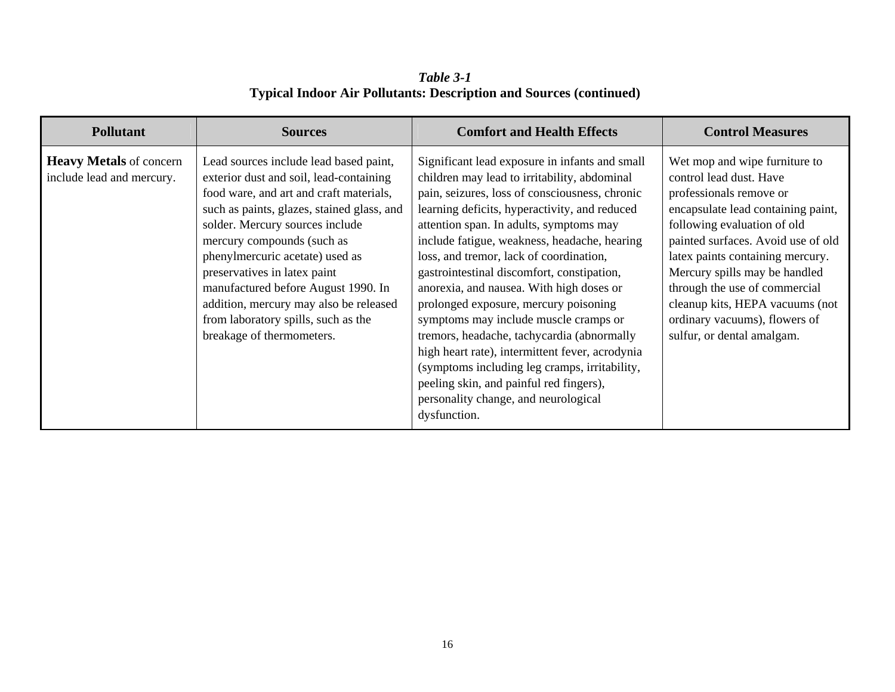*Table 3-1*
**Typical Indoor Air Pollutants: Description and Sources (continued)**

| Pollutant | Sources | Comfort and Health Effects | Control Measures |
|---|---|---|---|
| **Heavy Metals** of concern include lead and mercury. | Lead sources include lead based paint, exterior dust and soil, lead-containing food ware, and art and craft materials, such as paints, glazes, stained glass, and solder. Mercury sources include mercury compounds (such as phenylmercuric acetate) used as preservatives in latex paint manufactured before August 1990. In addition, mercury may also be released from laboratory spills, such as the breakage of thermometers. | Significant lead exposure in infants and small children may lead to irritability, abdominal pain, seizures, loss of consciousness, chronic learning deficits, hyperactivity, and reduced attention span. In adults, symptoms may include fatigue, weakness, headache, hearing loss, and tremor, lack of coordination, gastrointestinal discomfort, constipation, anorexia, and nausea. With high doses or prolonged exposure, mercury poisoning symptoms may include muscle cramps or tremors, headache, tachycardia (abnormally high heart rate), intermittent fever, acrodynia (symptoms including leg cramps, irritability, peeling skin, and painful red fingers), personality change, and neurological dysfunction. | Wet mop and wipe furniture to control lead dust. Have professionals remove or encapsulate lead containing paint, following evaluation of old painted surfaces. Avoid use of old latex paints containing mercury. Mercury spills may be handled through the use of commercial cleanup kits, HEPA vacuums (not ordinary vacuums), flowers of sulfur, or dental amalgam. |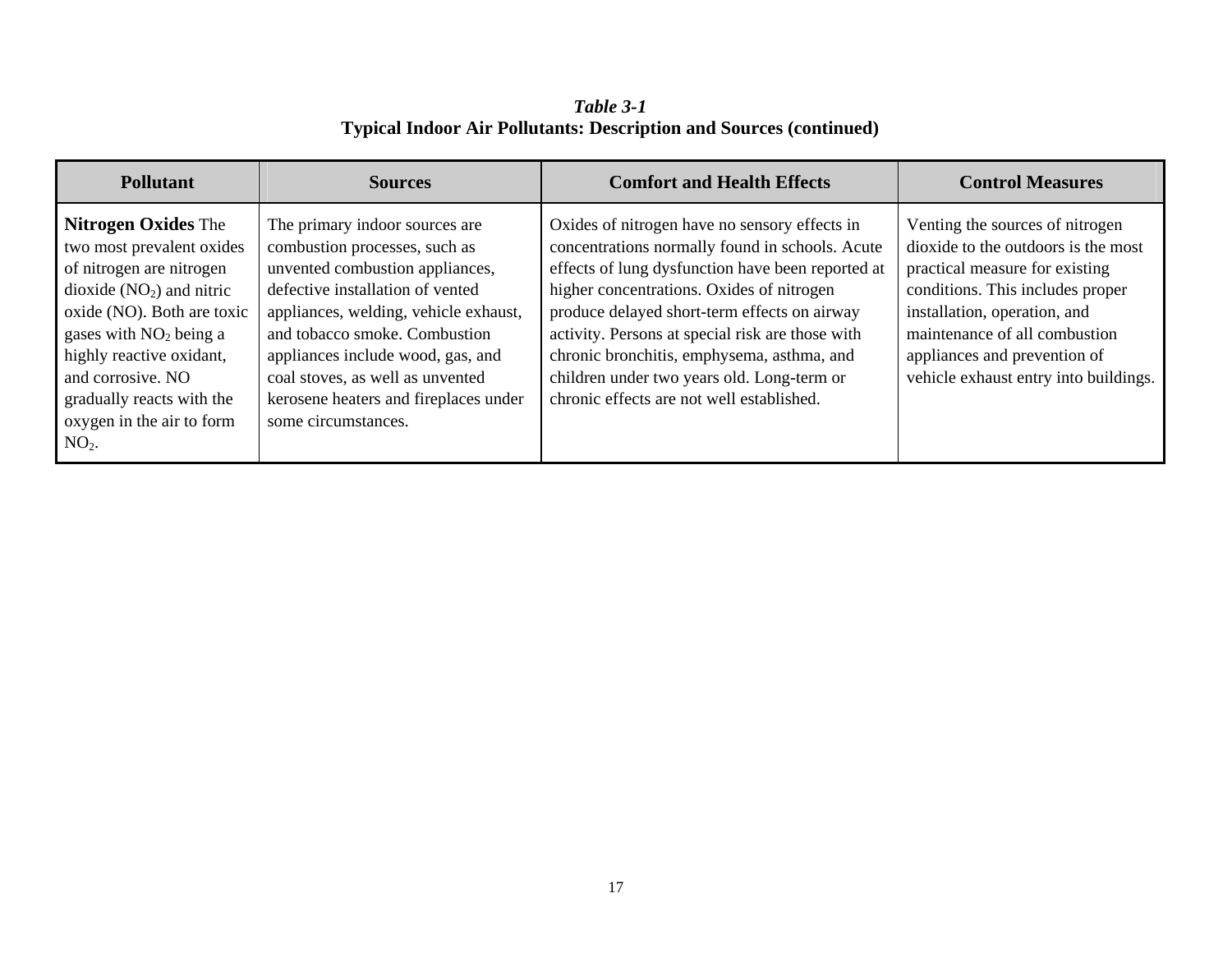***Table 3-1***
**Typical Indoor Air Pollutants: Description and Sources (continued)**

| Pollutant | Sources | Comfort and Health Effects | Control Measures |
|---|---|---|---|
| **Nitrogen Oxides** The two most prevalent oxides of nitrogen are nitrogen dioxide ($NO_2$) and nitric oxide (NO). Both are toxic gases with $NO_2$ being a highly reactive oxidant, and corrosive. NO gradually reacts with the oxygen in the air to form $NO_2$. | The primary indoor sources are combustion processes, such as unvented combustion appliances, defective installation of vented appliances, welding, vehicle exhaust, and tobacco smoke. Combustion appliances include wood, gas, and coal stoves, as well as unvented kerosene heaters and fireplaces under some circumstances. | Oxides of nitrogen have no sensory effects in concentrations normally found in schools. Acute effects of lung dysfunction have been reported at higher concentrations. Oxides of nitrogen produce delayed short-term effects on airway activity. Persons at special risk are those with chronic bronchitis, emphysema, asthma, and children under two years old. Long-term or chronic effects are not well established. | Venting the sources of nitrogen dioxide to the outdoors is the most practical measure for existing conditions. This includes proper installation, operation, and maintenance of all combustion appliances and prevention of vehicle exhaust entry into buildings. |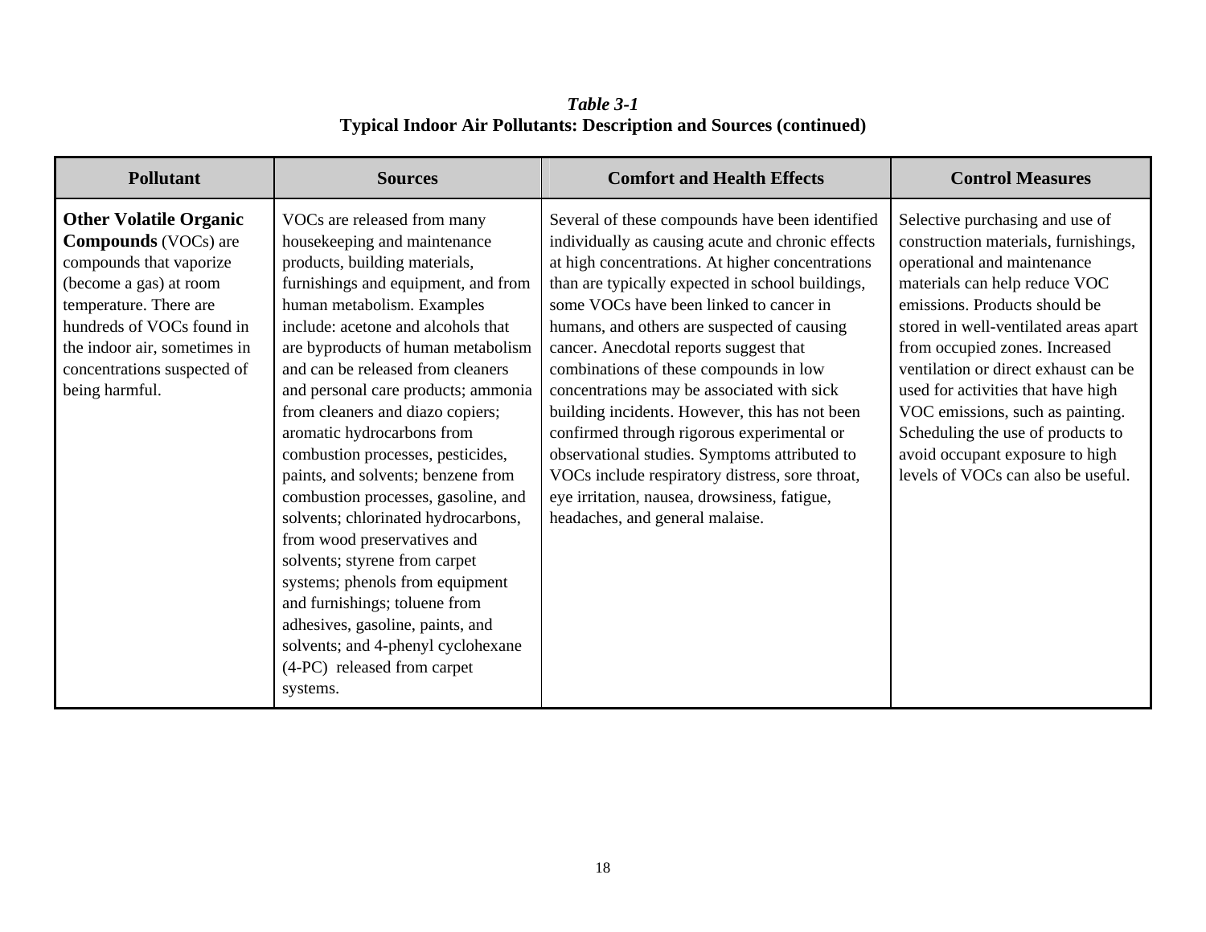*Table 3-1*
**Typical Indoor Air Pollutants: Description and Sources (continued)**

| Pollutant | Sources | Comfort and Health Effects | Control Measures |
|---|---|---|---|
| **Other Volatile Organic Compounds** (VOCs) are compounds that vaporize (become a gas) at room temperature. There are hundreds of VOCs found in the indoor air, sometimes in concentrations suspected of being harmful. | VOCs are released from many housekeeping and maintenance products, building materials, furnishings and equipment, and from human metabolism. Examples include: acetone and alcohols that are byproducts of human metabolism and can be released from cleaners and personal care products; ammonia from cleaners and diazo copiers; aromatic hydrocarbons from combustion processes, pesticides, paints, and solvents; benzene from combustion processes, gasoline, and solvents; chlorinated hydrocarbons, from wood preservatives and solvents; styrene from carpet systems; phenols from equipment and furnishings; toluene from adhesives, gasoline, paints, and solvents; and 4-phenyl cyclohexane (4-PC) released from carpet systems. | Several of these compounds have been identified individually as causing acute and chronic effects at high concentrations. At higher concentrations than are typically expected in school buildings, some VOCs have been linked to cancer in humans, and others are suspected of causing cancer. Anecdotal reports suggest that combinations of these compounds in low concentrations may be associated with sick building incidents. However, this has not been confirmed through rigorous experimental or observational studies. Symptoms attributed to VOCs include respiratory distress, sore throat, eye irritation, nausea, drowsiness, fatigue, headaches, and general malaise. | Selective purchasing and use of construction materials, furnishings, operational and maintenance materials can help reduce VOC emissions. Products should be stored in well-ventilated areas apart from occupied zones. Increased ventilation or direct exhaust can be used for activities that have high VOC emissions, such as painting. Scheduling the use of products to avoid occupant exposure to high levels of VOCs can also be useful. |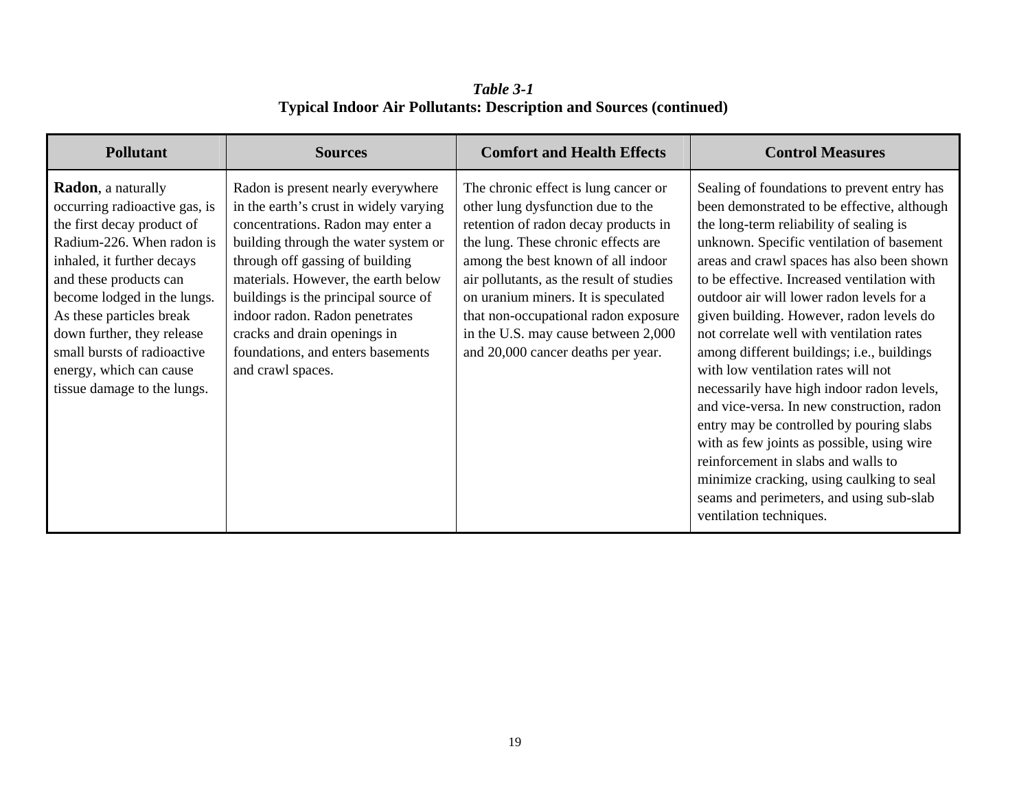*Table 3-1*
**Typical Indoor Air Pollutants: Description and Sources (continued)**

| Pollutant | Sources | Comfort and Health Effects | Control Measures |
|---|---|---|---|
| **Radon**, a naturally occurring radioactive gas, is the first decay product of Radium-226. When radon is inhaled, it further decays and these products can become lodged in the lungs. As these particles break down further, they release small bursts of radioactive energy, which can cause tissue damage to the lungs. | Radon is present nearly everywhere in the earth's crust in widely varying concentrations. Radon may enter a building through the water system or through off gassing of building materials. However, the earth below buildings is the principal source of indoor radon. Radon penetrates cracks and drain openings in foundations, and enters basements and crawl spaces. | The chronic effect is lung cancer or other lung dysfunction due to the retention of radon decay products in the lung. These chronic effects are among the best known of all indoor air pollutants, as the result of studies on uranium miners. It is speculated that non-occupational radon exposure in the U.S. may cause between 2,000 and 20,000 cancer deaths per year. | Sealing of foundations to prevent entry has been demonstrated to be effective, although the long-term reliability of sealing is unknown. Specific ventilation of basement areas and crawl spaces has also been shown to be effective. Increased ventilation with outdoor air will lower radon levels for a given building. However, radon levels do not correlate well with ventilation rates among different buildings; i.e., buildings with low ventilation rates will not necessarily have high indoor radon levels, and vice-versa. In new construction, radon entry may be controlled by pouring slabs with as few joints as possible, using wire reinforcement in slabs and walls to minimize cracking, using caulking to seal seams and perimeters, and using sub-slab ventilation techniques. |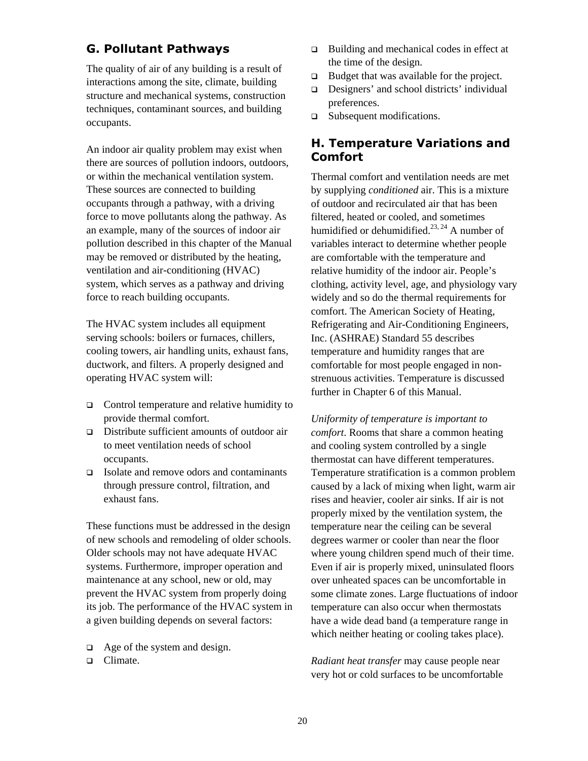## G. Pollutant Pathways

The quality of air of any building is a result of interactions among the site, climate, building structure and mechanical systems, construction techniques, contaminant sources, and building occupants.

An indoor air quality problem may exist when there are sources of pollution indoors, outdoors, or within the mechanical ventilation system. These sources are connected to building occupants through a pathway, with a driving force to move pollutants along the pathway. As an example, many of the sources of indoor air pollution described in this chapter of the Manual may be removed or distributed by the heating, ventilation and air-conditioning (HVAC) system, which serves as a pathway and driving force to reach building occupants.

The HVAC system includes all equipment serving schools: boilers or furnaces, chillers, cooling towers, air handling units, exhaust fans, ductwork, and filters. A properly designed and operating HVAC system will:

- Control temperature and relative humidity to provide thermal comfort.
- Distribute sufficient amounts of outdoor air to meet ventilation needs of school occupants.
- Isolate and remove odors and contaminants through pressure control, filtration, and exhaust fans.

These functions must be addressed in the design of new schools and remodeling of older schools. Older schools may not have adequate HVAC systems. Furthermore, improper operation and maintenance at any school, new or old, may prevent the HVAC system from properly doing its job. The performance of the HVAC system in a given building depends on several factors:

- Age of the system and design.
- Climate.
- Building and mechanical codes in effect at the time of the design.
- Budget that was available for the project.
- Designers' and school districts' individual preferences.
- Subsequent modifications.

## H. Temperature Variations and Comfort

Thermal comfort and ventilation needs are met by supplying *conditioned* air. This is a mixture of outdoor and recirculated air that has been filtered, heated or cooled, and sometimes humidified or dehumidified.[23, 24] A number of variables interact to determine whether people are comfortable with the temperature and relative humidity of the indoor air. People's clothing, activity level, age, and physiology vary widely and so do the thermal requirements for comfort. The American Society of Heating, Refrigerating and Air-Conditioning Engineers, Inc. (ASHRAE) Standard 55 describes temperature and humidity ranges that are comfortable for most people engaged in non-strenuous activities. Temperature is discussed further in Chapter 6 of this Manual.

*Uniformity of temperature is important to comfort*. Rooms that share a common heating and cooling system controlled by a single thermostat can have different temperatures. Temperature stratification is a common problem caused by a lack of mixing when light, warm air rises and heavier, cooler air sinks. If air is not properly mixed by the ventilation system, the temperature near the ceiling can be several degrees warmer or cooler than near the floor where young children spend much of their time. Even if air is properly mixed, uninsulated floors over unheated spaces can be uncomfortable in some climate zones. Large fluctuations of indoor temperature can also occur when thermostats have a wide dead band (a temperature range in which neither heating or cooling takes place).

*Radiant heat transfer* may cause people near very hot or cold surfaces to be uncomfortable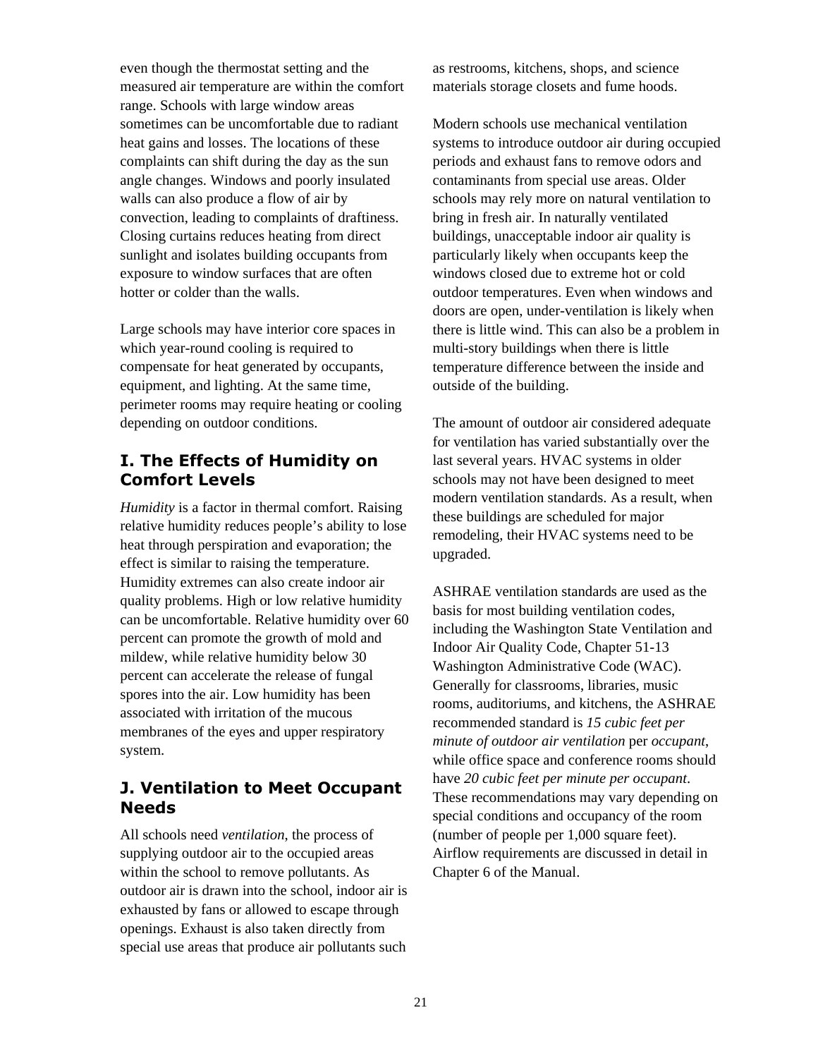even though the thermostat setting and the measured air temperature are within the comfort range. Schools with large window areas sometimes can be uncomfortable due to radiant heat gains and losses. The locations of these complaints can shift during the day as the sun angle changes. Windows and poorly insulated walls can also produce a flow of air by convection, leading to complaints of draftiness. Closing curtains reduces heating from direct sunlight and isolates building occupants from exposure to window surfaces that are often hotter or colder than the walls.

Large schools may have interior core spaces in which year-round cooling is required to compensate for heat generated by occupants, equipment, and lighting. At the same time, perimeter rooms may require heating or cooling depending on outdoor conditions.

## I. The Effects of Humidity on Comfort Levels

*Humidity* is a factor in thermal comfort. Raising relative humidity reduces people's ability to lose heat through perspiration and evaporation; the effect is similar to raising the temperature. Humidity extremes can also create indoor air quality problems. High or low relative humidity can be uncomfortable. Relative humidity over 60 percent can promote the growth of mold and mildew, while relative humidity below 30 percent can accelerate the release of fungal spores into the air. Low humidity has been associated with irritation of the mucous membranes of the eyes and upper respiratory system.

## J. Ventilation to Meet Occupant Needs

All schools need *ventilation*, the process of supplying outdoor air to the occupied areas within the school to remove pollutants. As outdoor air is drawn into the school, indoor air is exhausted by fans or allowed to escape through openings. Exhaust is also taken directly from special use areas that produce air pollutants such as restrooms, kitchens, shops, and science materials storage closets and fume hoods.

Modern schools use mechanical ventilation systems to introduce outdoor air during occupied periods and exhaust fans to remove odors and contaminants from special use areas. Older schools may rely more on natural ventilation to bring in fresh air. In naturally ventilated buildings, unacceptable indoor air quality is particularly likely when occupants keep the windows closed due to extreme hot or cold outdoor temperatures. Even when windows and doors are open, under-ventilation is likely when there is little wind. This can also be a problem in multi-story buildings when there is little temperature difference between the inside and outside of the building.

The amount of outdoor air considered adequate for ventilation has varied substantially over the last several years. HVAC systems in older schools may not have been designed to meet modern ventilation standards. As a result, when these buildings are scheduled for major remodeling, their HVAC systems need to be upgraded.

ASHRAE ventilation standards are used as the basis for most building ventilation codes, including the Washington State Ventilation and Indoor Air Quality Code, Chapter 51-13 Washington Administrative Code (WAC). Generally for classrooms, libraries, music rooms, auditoriums, and kitchens, the ASHRAE recommended standard is *15 cubic feet per minute of outdoor air ventilation* per *occupant*, while office space and conference rooms should have *20 cubic feet per minute per occupant*. These recommendations may vary depending on special conditions and occupancy of the room (number of people per 1,000 square feet). Airflow requirements are discussed in detail in Chapter 6 of the Manual.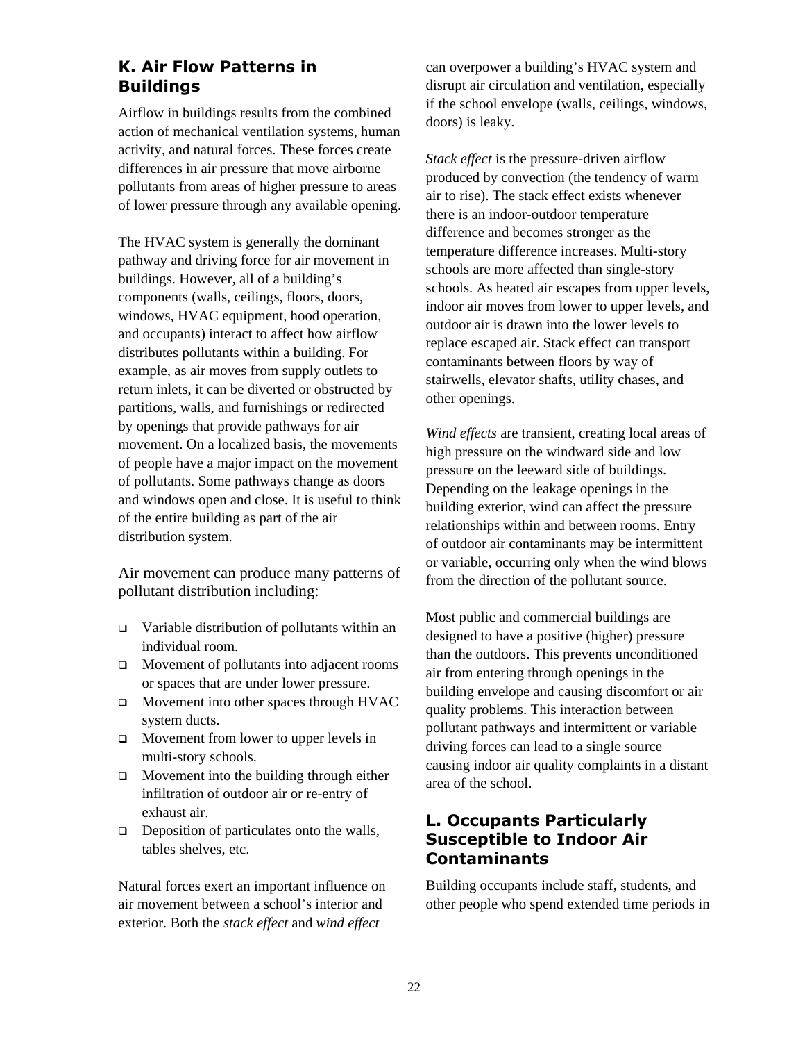## K. Air Flow Patterns in Buildings

Airflow in buildings results from the combined action of mechanical ventilation systems, human activity, and natural forces. These forces create differences in air pressure that move airborne pollutants from areas of higher pressure to areas of lower pressure through any available opening.

The HVAC system is generally the dominant pathway and driving force for air movement in buildings. However, all of a building's components (walls, ceilings, floors, doors, windows, HVAC equipment, hood operation, and occupants) interact to affect how airflow distributes pollutants within a building. For example, as air moves from supply outlets to return inlets, it can be diverted or obstructed by partitions, walls, and furnishings or redirected by openings that provide pathways for air movement. On a localized basis, the movements of people have a major impact on the movement of pollutants. Some pathways change as doors and windows open and close. It is useful to think of the entire building as part of the air distribution system.

Air movement can produce many patterns of pollutant distribution including:

- Variable distribution of pollutants within an individual room.
- Movement of pollutants into adjacent rooms or spaces that are under lower pressure.
- Movement into other spaces through HVAC system ducts.
- Movement from lower to upper levels in multi-story schools.
- Movement into the building through either infiltration of outdoor air or re-entry of exhaust air.
- Deposition of particulates onto the walls, tables shelves, etc.

Natural forces exert an important influence on air movement between a school's interior and exterior. Both the *stack effect* and *wind effect* can overpower a building's HVAC system and disrupt air circulation and ventilation, especially if the school envelope (walls, ceilings, windows, doors) is leaky.

*Stack effect* is the pressure-driven airflow produced by convection (the tendency of warm air to rise). The stack effect exists whenever there is an indoor-outdoor temperature difference and becomes stronger as the temperature difference increases. Multi-story schools are more affected than single-story schools. As heated air escapes from upper levels, indoor air moves from lower to upper levels, and outdoor air is drawn into the lower levels to replace escaped air. Stack effect can transport contaminants between floors by way of stairwells, elevator shafts, utility chases, and other openings.

*Wind effects* are transient, creating local areas of high pressure on the windward side and low pressure on the leeward side of buildings. Depending on the leakage openings in the building exterior, wind can affect the pressure relationships within and between rooms. Entry of outdoor air contaminants may be intermittent or variable, occurring only when the wind blows from the direction of the pollutant source.

Most public and commercial buildings are designed to have a positive (higher) pressure than the outdoors. This prevents unconditioned air from entering through openings in the building envelope and causing discomfort or air quality problems. This interaction between pollutant pathways and intermittent or variable driving forces can lead to a single source causing indoor air quality complaints in a distant area of the school.

## L. Occupants Particularly Susceptible to Indoor Air Contaminants

Building occupants include staff, students, and other people who spend extended time periods in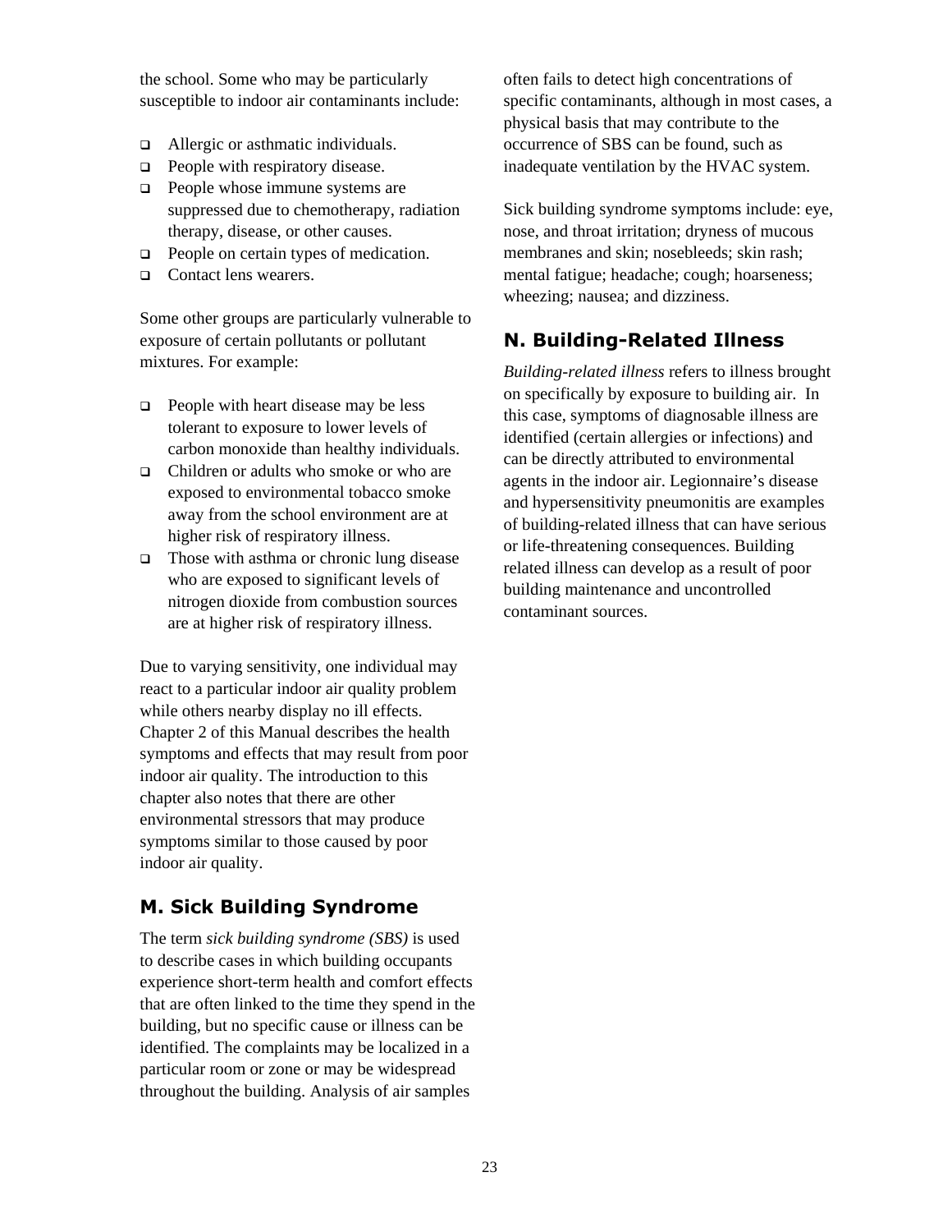the school. Some who may be particularly susceptible to indoor air contaminants include:

- Allergic or asthmatic individuals.
- People with respiratory disease.
- People whose immune systems are suppressed due to chemotherapy, radiation therapy, disease, or other causes.
- People on certain types of medication.
- Contact lens wearers.

Some other groups are particularly vulnerable to exposure of certain pollutants or pollutant mixtures. For example:

- People with heart disease may be less tolerant to exposure to lower levels of carbon monoxide than healthy individuals.
- Children or adults who smoke or who are exposed to environmental tobacco smoke away from the school environment are at higher risk of respiratory illness.
- Those with asthma or chronic lung disease who are exposed to significant levels of nitrogen dioxide from combustion sources are at higher risk of respiratory illness.

Due to varying sensitivity, one individual may react to a particular indoor air quality problem while others nearby display no ill effects. Chapter 2 of this Manual describes the health symptoms and effects that may result from poor indoor air quality. The introduction to this chapter also notes that there are other environmental stressors that may produce symptoms similar to those caused by poor indoor air quality.

## M. Sick Building Syndrome

The term *sick building syndrome (SBS)* is used to describe cases in which building occupants experience short-term health and comfort effects that are often linked to the time they spend in the building, but no specific cause or illness can be identified. The complaints may be localized in a particular room or zone or may be widespread throughout the building. Analysis of air samples often fails to detect high concentrations of specific contaminants, although in most cases, a physical basis that may contribute to the occurrence of SBS can be found, such as inadequate ventilation by the HVAC system.

Sick building syndrome symptoms include: eye, nose, and throat irritation; dryness of mucous membranes and skin; nosebleeds; skin rash; mental fatigue; headache; cough; hoarseness; wheezing; nausea; and dizziness.

## N. Building-Related Illness

*Building-related illness* refers to illness brought on specifically by exposure to building air. In this case, symptoms of diagnosable illness are identified (certain allergies or infections) and can be directly attributed to environmental agents in the indoor air. Legionnaire's disease and hypersensitivity pneumonitis are examples of building-related illness that can have serious or life-threatening consequences. Building related illness can develop as a result of poor building maintenance and uncontrolled contaminant sources.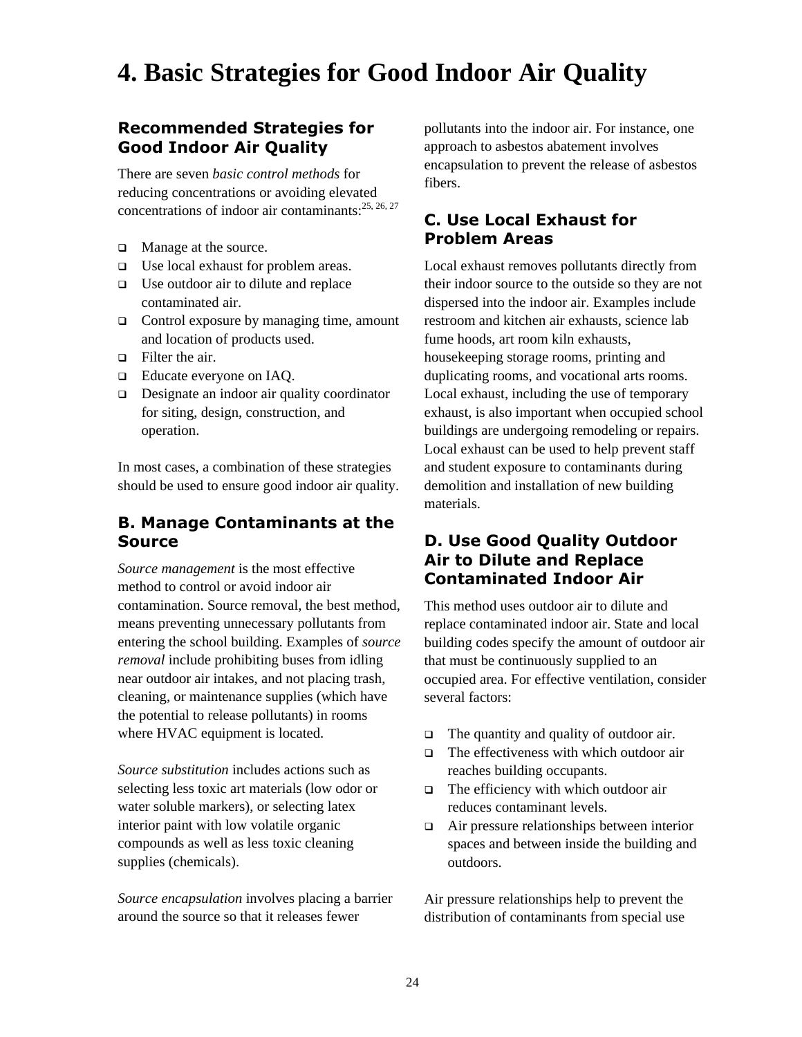# 4. Basic Strategies for Good Indoor Air Quality

## Recommended Strategies for Good Indoor Air Quality

There are seven *basic control methods* for reducing concentrations or avoiding elevated concentrations of indoor air contaminants:[25, 26, 27]

- Manage at the source.
- Use local exhaust for problem areas.
- Use outdoor air to dilute and replace contaminated air.
- Control exposure by managing time, amount and location of products used.
- Filter the air.
- Educate everyone on IAQ.
- Designate an indoor air quality coordinator for siting, design, construction, and operation.

In most cases, a combination of these strategies should be used to ensure good indoor air quality.

## B. Manage Contaminants at the Source

*Source management* is the most effective method to control or avoid indoor air contamination. Source removal, the best method, means preventing unnecessary pollutants from entering the school building. Examples of *source removal* include prohibiting buses from idling near outdoor air intakes, and not placing trash, cleaning, or maintenance supplies (which have the potential to release pollutants) in rooms where HVAC equipment is located.

*Source substitution* includes actions such as selecting less toxic art materials (low odor or water soluble markers), or selecting latex interior paint with low volatile organic compounds as well as less toxic cleaning supplies (chemicals).

*Source encapsulation* involves placing a barrier around the source so that it releases fewer pollutants into the indoor air. For instance, one approach to asbestos abatement involves encapsulation to prevent the release of asbestos fibers.

## C. Use Local Exhaust for Problem Areas

Local exhaust removes pollutants directly from their indoor source to the outside so they are not dispersed into the indoor air. Examples include restroom and kitchen air exhausts, science lab fume hoods, art room kiln exhausts, housekeeping storage rooms, printing and duplicating rooms, and vocational arts rooms. Local exhaust, including the use of temporary exhaust, is also important when occupied school buildings are undergoing remodeling or repairs. Local exhaust can be used to help prevent staff and student exposure to contaminants during demolition and installation of new building materials.

## D. Use Good Quality Outdoor Air to Dilute and Replace Contaminated Indoor Air

This method uses outdoor air to dilute and replace contaminated indoor air. State and local building codes specify the amount of outdoor air that must be continuously supplied to an occupied area. For effective ventilation, consider several factors:

- The quantity and quality of outdoor air.
- The effectiveness with which outdoor air reaches building occupants.
- The efficiency with which outdoor air reduces contaminant levels.
- Air pressure relationships between interior spaces and between inside the building and outdoors.

Air pressure relationships help to prevent the distribution of contaminants from special use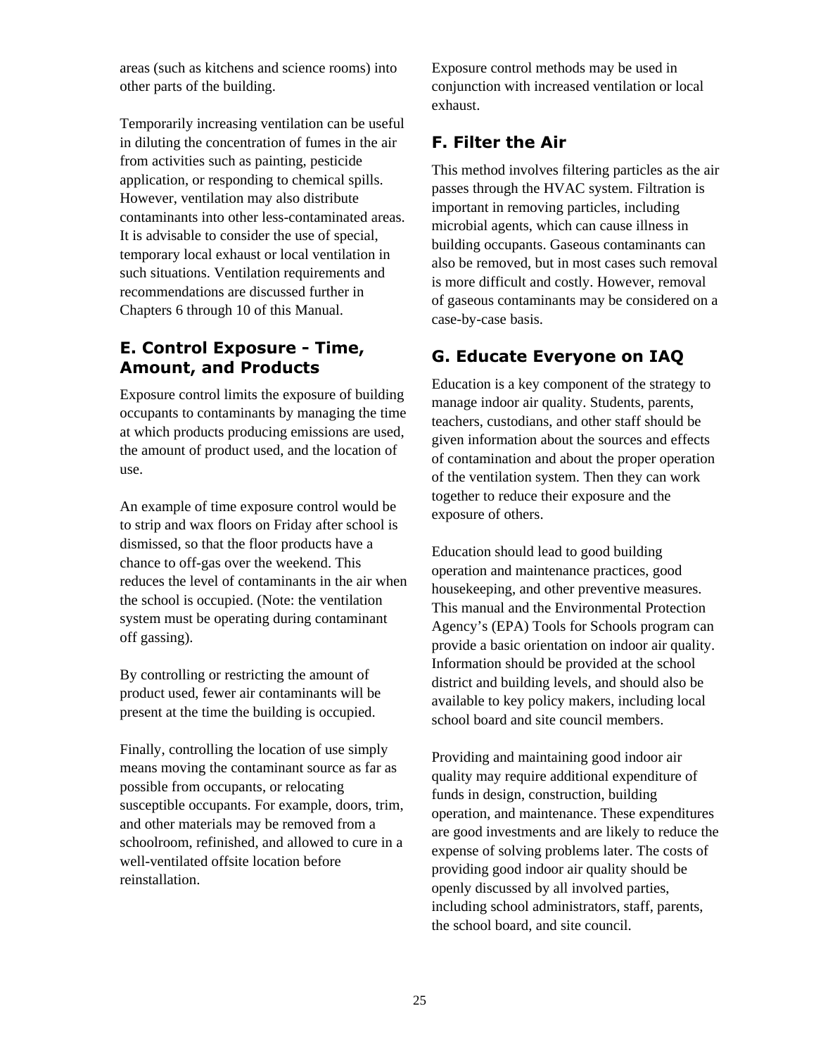areas (such as kitchens and science rooms) into other parts of the building.

Temporarily increasing ventilation can be useful in diluting the concentration of fumes in the air from activities such as painting, pesticide application, or responding to chemical spills. However, ventilation may also distribute contaminants into other less-contaminated areas. It is advisable to consider the use of special, temporary local exhaust or local ventilation in such situations. Ventilation requirements and recommendations are discussed further in Chapters 6 through 10 of this Manual.

## E. Control Exposure - Time, Amount, and Products

Exposure control limits the exposure of building occupants to contaminants by managing the time at which products producing emissions are used, the amount of product used, and the location of use.

An example of time exposure control would be to strip and wax floors on Friday after school is dismissed, so that the floor products have a chance to off-gas over the weekend. This reduces the level of contaminants in the air when the school is occupied. (Note: the ventilation system must be operating during contaminant off gassing).

By controlling or restricting the amount of product used, fewer air contaminants will be present at the time the building is occupied.

Finally, controlling the location of use simply means moving the contaminant source as far as possible from occupants, or relocating susceptible occupants. For example, doors, trim, and other materials may be removed from a schoolroom, refinished, and allowed to cure in a well-ventilated offsite location before reinstallation.

Exposure control methods may be used in conjunction with increased ventilation or local exhaust.

## F. Filter the Air

This method involves filtering particles as the air passes through the HVAC system. Filtration is important in removing particles, including microbial agents, which can cause illness in building occupants. Gaseous contaminants can also be removed, but in most cases such removal is more difficult and costly. However, removal of gaseous contaminants may be considered on a case-by-case basis.

## G. Educate Everyone on IAQ

Education is a key component of the strategy to manage indoor air quality. Students, parents, teachers, custodians, and other staff should be given information about the sources and effects of contamination and about the proper operation of the ventilation system. Then they can work together to reduce their exposure and the exposure of others.

Education should lead to good building operation and maintenance practices, good housekeeping, and other preventive measures. This manual and the Environmental Protection Agency's (EPA) Tools for Schools program can provide a basic orientation on indoor air quality. Information should be provided at the school district and building levels, and should also be available to key policy makers, including local school board and site council members.

Providing and maintaining good indoor air quality may require additional expenditure of funds in design, construction, building operation, and maintenance. These expenditures are good investments and are likely to reduce the expense of solving problems later. The costs of providing good indoor air quality should be openly discussed by all involved parties, including school administrators, staff, parents, the school board, and site council.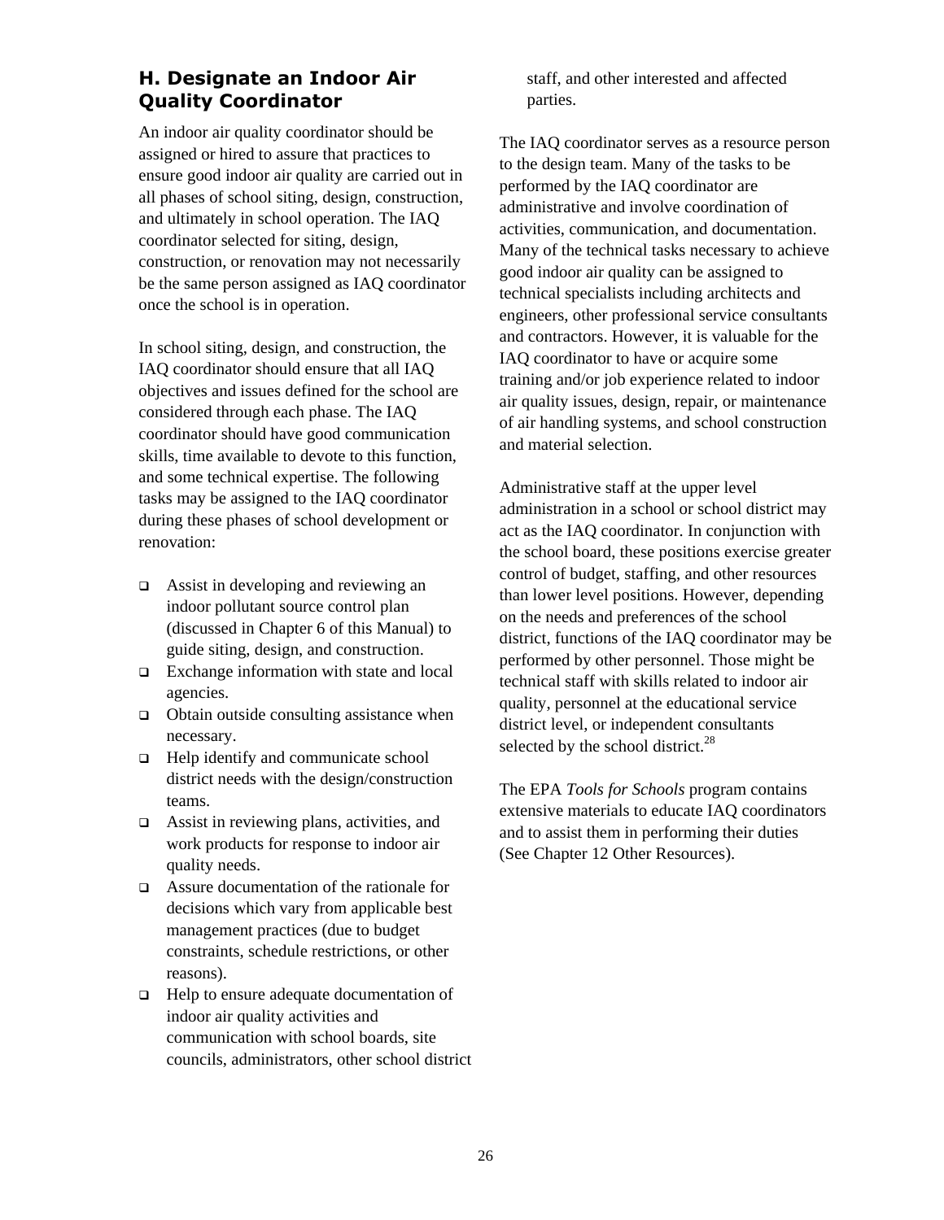## H. Designate an Indoor Air Quality Coordinator

An indoor air quality coordinator should be assigned or hired to assure that practices to ensure good indoor air quality are carried out in all phases of school siting, design, construction, and ultimately in school operation. The IAQ coordinator selected for siting, design, construction, or renovation may not necessarily be the same person assigned as IAQ coordinator once the school is in operation.

In school siting, design, and construction, the IAQ coordinator should ensure that all IAQ objectives and issues defined for the school are considered through each phase. The IAQ coordinator should have good communication skills, time available to devote to this function, and some technical expertise. The following tasks may be assigned to the IAQ coordinator during these phases of school development or renovation:

- Assist in developing and reviewing an indoor pollutant source control plan (discussed in Chapter 6 of this Manual) to guide siting, design, and construction.
- Exchange information with state and local agencies.
- Obtain outside consulting assistance when necessary.
- Help identify and communicate school district needs with the design/construction teams.
- Assist in reviewing plans, activities, and work products for response to indoor air quality needs.
- Assure documentation of the rationale for decisions which vary from applicable best management practices (due to budget constraints, schedule restrictions, or other reasons).
- Help to ensure adequate documentation of indoor air quality activities and communication with school boards, site councils, administrators, other school district staff, and other interested and affected parties.

The IAQ coordinator serves as a resource person to the design team. Many of the tasks to be performed by the IAQ coordinator are administrative and involve coordination of activities, communication, and documentation. Many of the technical tasks necessary to achieve good indoor air quality can be assigned to technical specialists including architects and engineers, other professional service consultants and contractors. However, it is valuable for the IAQ coordinator to have or acquire some training and/or job experience related to indoor air quality issues, design, repair, or maintenance of air handling systems, and school construction and material selection.

Administrative staff at the upper level administration in a school or school district may act as the IAQ coordinator. In conjunction with the school board, these positions exercise greater control of budget, staffing, and other resources than lower level positions. However, depending on the needs and preferences of the school district, functions of the IAQ coordinator may be performed by other personnel. Those might be technical staff with skills related to indoor air quality, personnel at the educational service district level, or independent consultants selected by the school district.[28]

The EPA *Tools for Schools* program contains extensive materials to educate IAQ coordinators and to assist them in performing their duties (See Chapter 12 Other Resources).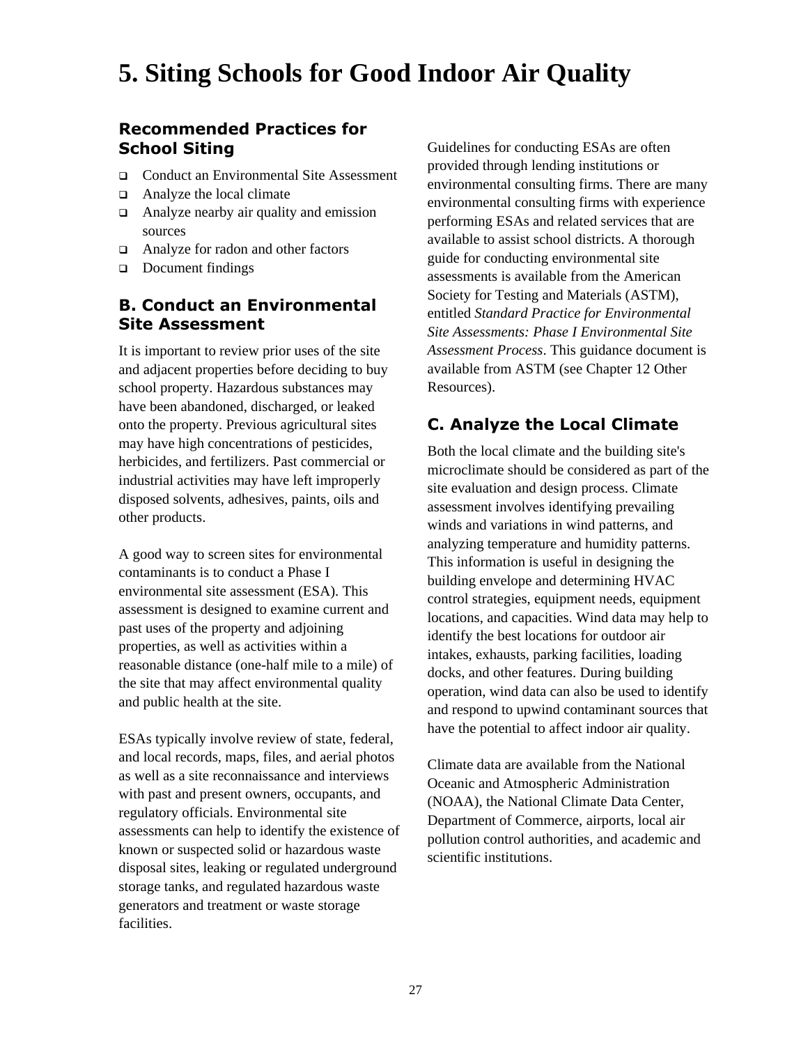# 5. Siting Schools for Good Indoor Air Quality

## Recommended Practices for School Siting

- Conduct an Environmental Site Assessment
- Analyze the local climate
- Analyze nearby air quality and emission sources
- Analyze for radon and other factors
- Document findings

## B. Conduct an Environmental Site Assessment

It is important to review prior uses of the site and adjacent properties before deciding to buy school property. Hazardous substances may have been abandoned, discharged, or leaked onto the property. Previous agricultural sites may have high concentrations of pesticides, herbicides, and fertilizers. Past commercial or industrial activities may have left improperly disposed solvents, adhesives, paints, oils and other products.

A good way to screen sites for environmental contaminants is to conduct a Phase I environmental site assessment (ESA). This assessment is designed to examine current and past uses of the property and adjoining properties, as well as activities within a reasonable distance (one-half mile to a mile) of the site that may affect environmental quality and public health at the site.

ESAs typically involve review of state, federal, and local records, maps, files, and aerial photos as well as a site reconnaissance and interviews with past and present owners, occupants, and regulatory officials. Environmental site assessments can help to identify the existence of known or suspected solid or hazardous waste disposal sites, leaking or regulated underground storage tanks, and regulated hazardous waste generators and treatment or waste storage facilities.

Guidelines for conducting ESAs are often provided through lending institutions or environmental consulting firms. There are many environmental consulting firms with experience performing ESAs and related services that are available to assist school districts. A thorough guide for conducting environmental site assessments is available from the American Society for Testing and Materials (ASTM), entitled *Standard Practice for Environmental Site Assessments: Phase I Environmental Site Assessment Process*. This guidance document is available from ASTM (see Chapter 12 Other Resources).

## C. Analyze the Local Climate

Both the local climate and the building site's microclimate should be considered as part of the site evaluation and design process. Climate assessment involves identifying prevailing winds and variations in wind patterns, and analyzing temperature and humidity patterns. This information is useful in designing the building envelope and determining HVAC control strategies, equipment needs, equipment locations, and capacities. Wind data may help to identify the best locations for outdoor air intakes, exhausts, parking facilities, loading docks, and other features. During building operation, wind data can also be used to identify and respond to upwind contaminant sources that have the potential to affect indoor air quality.

Climate data are available from the National Oceanic and Atmospheric Administration (NOAA), the National Climate Data Center, Department of Commerce, airports, local air pollution control authorities, and academic and scientific institutions.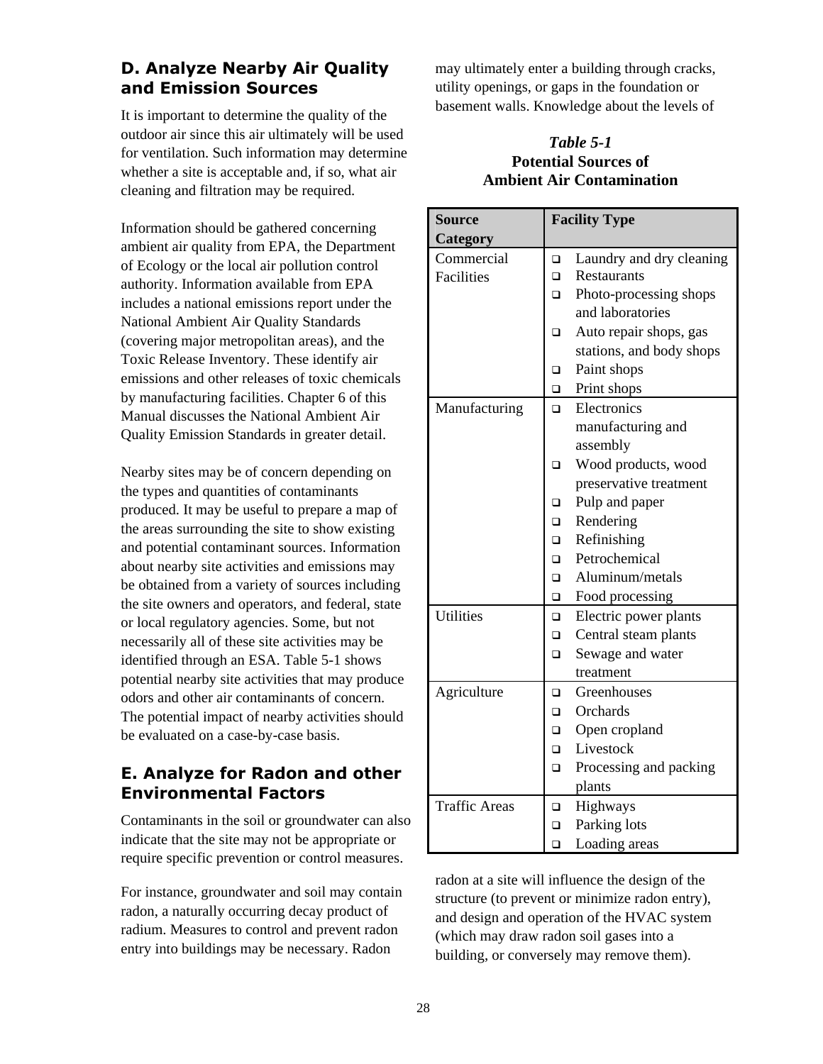## D. Analyze Nearby Air Quality and Emission Sources

It is important to determine the quality of the outdoor air since this air ultimately will be used for ventilation. Such information may determine whether a site is acceptable and, if so, what air cleaning and filtration may be required.

Information should be gathered concerning ambient air quality from EPA, the Department of Ecology or the local air pollution control authority. Information available from EPA includes a national emissions report under the National Ambient Air Quality Standards (covering major metropolitan areas), and the Toxic Release Inventory. These identify air emissions and other releases of toxic chemicals by manufacturing facilities. Chapter 6 of this Manual discusses the National Ambient Air Quality Emission Standards in greater detail.

Nearby sites may be of concern depending on the types and quantities of contaminants produced. It may be useful to prepare a map of the areas surrounding the site to show existing and potential contaminant sources. Information about nearby site activities and emissions may be obtained from a variety of sources including the site owners and operators, and federal, state or local regulatory agencies. Some, but not necessarily all of these site activities may be identified through an ESA. Table 5-1 shows potential nearby site activities that may produce odors and other air contaminants of concern. The potential impact of nearby activities should be evaluated on a case-by-case basis.

## E. Analyze for Radon and other Environmental Factors

Contaminants in the soil or groundwater can also indicate that the site may not be appropriate or require specific prevention or control measures.

For instance, groundwater and soil may contain radon, a naturally occurring decay product of radium. Measures to control and prevent radon entry into buildings may be necessary. Radon may ultimately enter a building through cracks, utility openings, or gaps in the foundation or basement walls. Knowledge about the levels of radon at a site will influence the design of the structure (to prevent or minimize radon entry), and design and operation of the HVAC system (which may draw radon soil gases into a building, or conversely may remove them).

***Table 5-1***
**Potential Sources of Ambient Air Contamination**

| Source Category | Facility Type |
|---|---|
| Commercial Facilities | ❑ Laundry and dry cleaning<br>❑ Restaurants<br>❑ Photo-processing shops and laboratories<br>❑ Auto repair shops, gas stations, and body shops<br>❑ Paint shops<br>❑ Print shops |
| Manufacturing | ❑ Electronics manufacturing and assembly<br>❑ Wood products, wood preservative treatment<br>❑ Pulp and paper<br>❑ Rendering<br>❑ Refinishing<br>❑ Petrochemical<br>❑ Aluminum/metals<br>❑ Food processing |
| Utilities | ❑ Electric power plants<br>❑ Central steam plants<br>❑ Sewage and water treatment |
| Agriculture | ❑ Greenhouses<br>❑ Orchards<br>❑ Open cropland<br>❑ Livestock<br>❑ Processing and packing plants |
| Traffic Areas | ❑ Highways<br>❑ Parking lots<br>❑ Loading areas |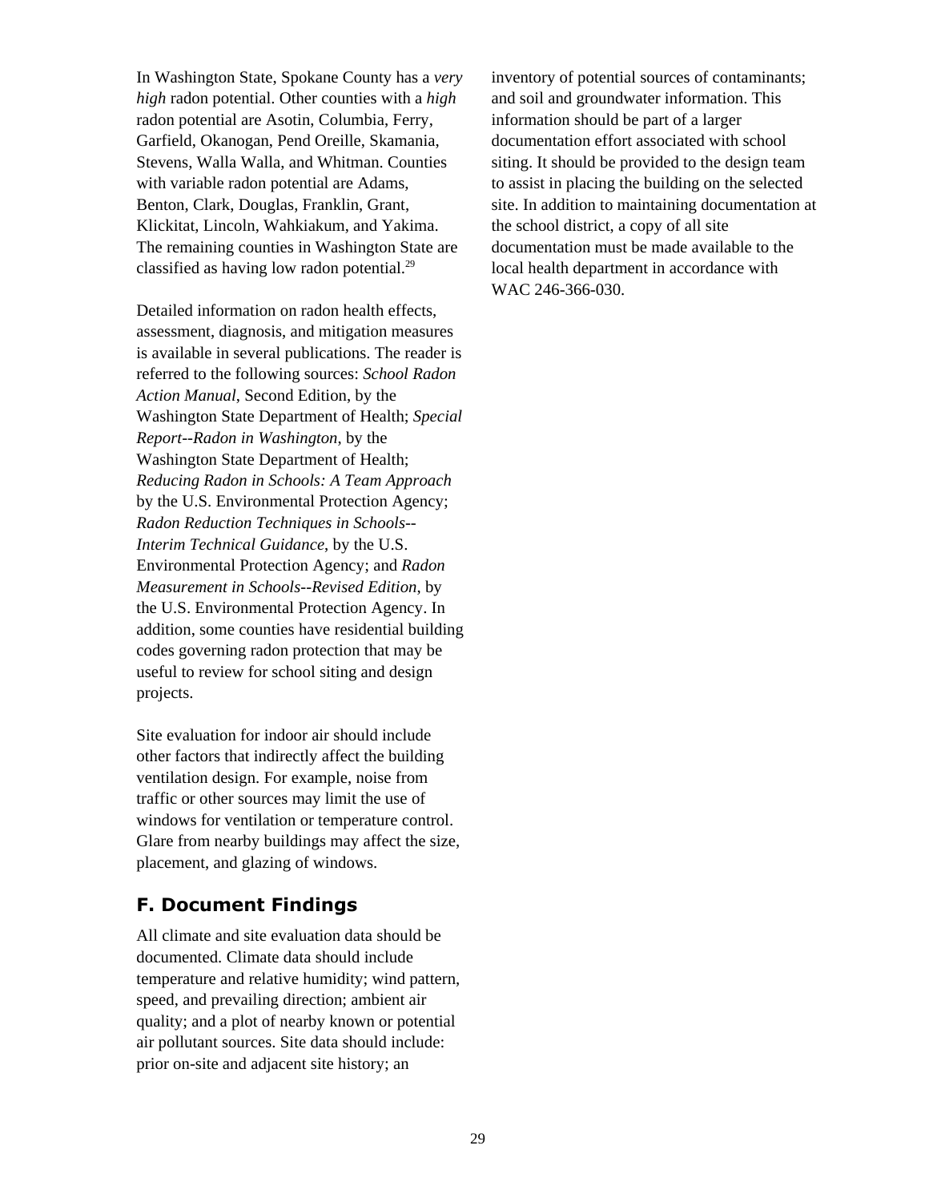In Washington State, Spokane County has a *very high* radon potential. Other counties with a *high* radon potential are Asotin, Columbia, Ferry, Garfield, Okanogan, Pend Oreille, Skamania, Stevens, Walla Walla, and Whitman. Counties with variable radon potential are Adams, Benton, Clark, Douglas, Franklin, Grant, Klickitat, Lincoln, Wahkiakum, and Yakima. The remaining counties in Washington State are classified as having low radon potential.[29]

Detailed information on radon health effects, assessment, diagnosis, and mitigation measures is available in several publications. The reader is referred to the following sources: *School Radon Action Manual*, Second Edition, by the Washington State Department of Health; *Special Report--Radon in Washington*, by the Washington State Department of Health; *Reducing Radon in Schools: A Team Approach* by the U.S. Environmental Protection Agency; *Radon Reduction Techniques in Schools--Interim Technical Guidance*, by the U.S. Environmental Protection Agency; and *Radon Measurement in Schools--Revised Edition*, by the U.S. Environmental Protection Agency. In addition, some counties have residential building codes governing radon protection that may be useful to review for school siting and design projects.

Site evaluation for indoor air should include other factors that indirectly affect the building ventilation design. For example, noise from traffic or other sources may limit the use of windows for ventilation or temperature control. Glare from nearby buildings may affect the size, placement, and glazing of windows.

## F. Document Findings

All climate and site evaluation data should be documented. Climate data should include temperature and relative humidity; wind pattern, speed, and prevailing direction; ambient air quality; and a plot of nearby known or potential air pollutant sources. Site data should include: prior on-site and adjacent site history; an inventory of potential sources of contaminants; and soil and groundwater information. This information should be part of a larger documentation effort associated with school siting. It should be provided to the design team to assist in placing the building on the selected site. In addition to maintaining documentation at the school district, a copy of all site documentation must be made available to the local health department in accordance with WAC 246-366-030.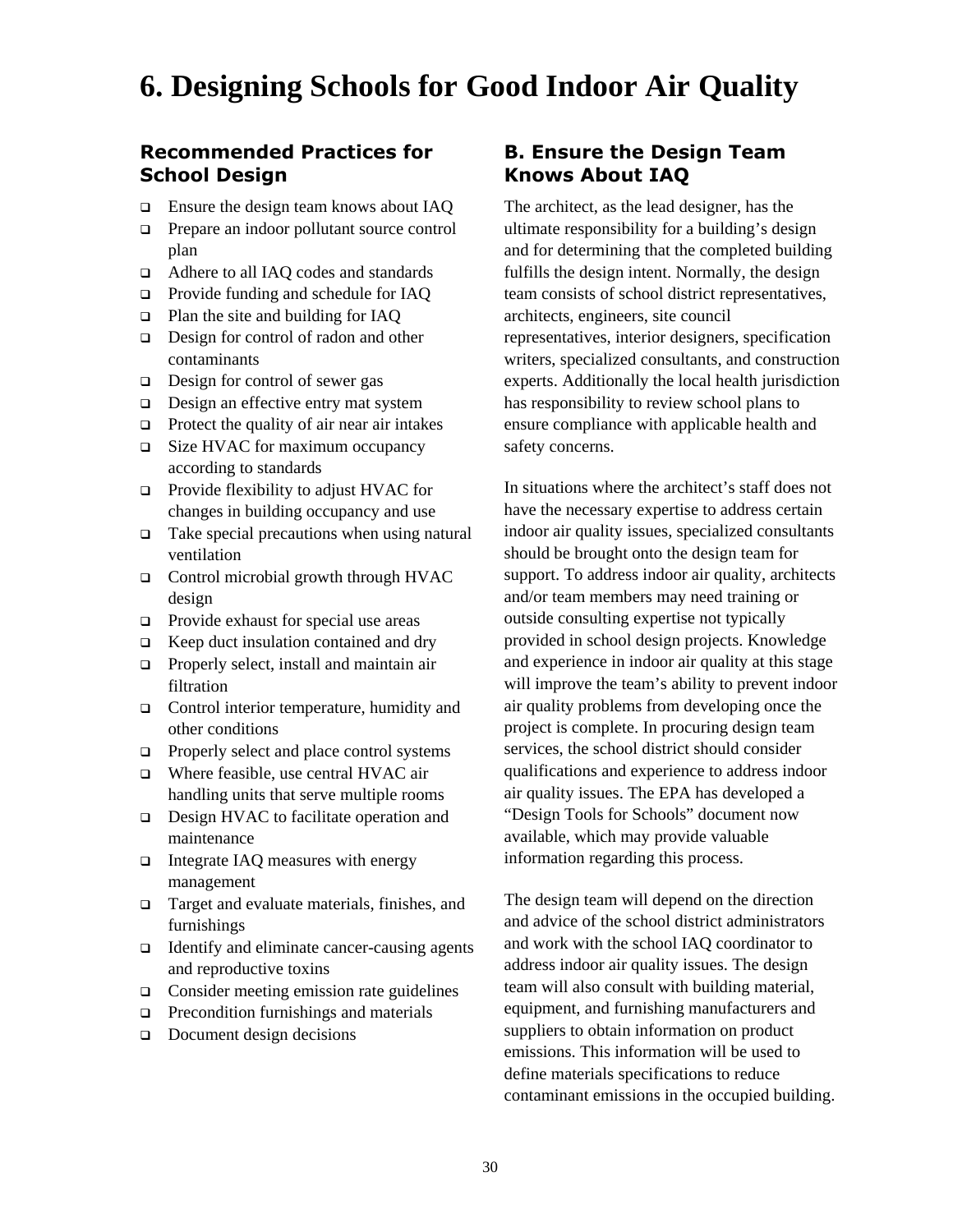# 6. Designing Schools for Good Indoor Air Quality

## Recommended Practices for School Design

- Ensure the design team knows about IAQ
- Prepare an indoor pollutant source control plan
- Adhere to all IAQ codes and standards
- Provide funding and schedule for IAQ
- Plan the site and building for IAQ
- Design for control of radon and other contaminants
- Design for control of sewer gas
- Design an effective entry mat system
- Protect the quality of air near air intakes
- Size HVAC for maximum occupancy according to standards
- Provide flexibility to adjust HVAC for changes in building occupancy and use
- Take special precautions when using natural ventilation
- Control microbial growth through HVAC design
- Provide exhaust for special use areas
- Keep duct insulation contained and dry
- Properly select, install and maintain air filtration
- Control interior temperature, humidity and other conditions
- Properly select and place control systems
- Where feasible, use central HVAC air handling units that serve multiple rooms
- Design HVAC to facilitate operation and maintenance
- Integrate IAQ measures with energy management
- Target and evaluate materials, finishes, and furnishings
- Identify and eliminate cancer-causing agents and reproductive toxins
- Consider meeting emission rate guidelines
- Precondition furnishings and materials
- Document design decisions

## B. Ensure the Design Team Knows About IAQ

The architect, as the lead designer, has the ultimate responsibility for a building's design and for determining that the completed building fulfills the design intent. Normally, the design team consists of school district representatives, architects, engineers, site council representatives, interior designers, specification writers, specialized consultants, and construction experts. Additionally the local health jurisdiction has responsibility to review school plans to ensure compliance with applicable health and safety concerns.

In situations where the architect's staff does not have the necessary expertise to address certain indoor air quality issues, specialized consultants should be brought onto the design team for support. To address indoor air quality, architects and/or team members may need training or outside consulting expertise not typically provided in school design projects. Knowledge and experience in indoor air quality at this stage will improve the team's ability to prevent indoor air quality problems from developing once the project is complete. In procuring design team services, the school district should consider qualifications and experience to address indoor air quality issues. The EPA has developed a "Design Tools for Schools" document now available, which may provide valuable information regarding this process.

The design team will depend on the direction and advice of the school district administrators and work with the school IAQ coordinator to address indoor air quality issues. The design team will also consult with building material, equipment, and furnishing manufacturers and suppliers to obtain information on product emissions. This information will be used to define materials specifications to reduce contaminant emissions in the occupied building.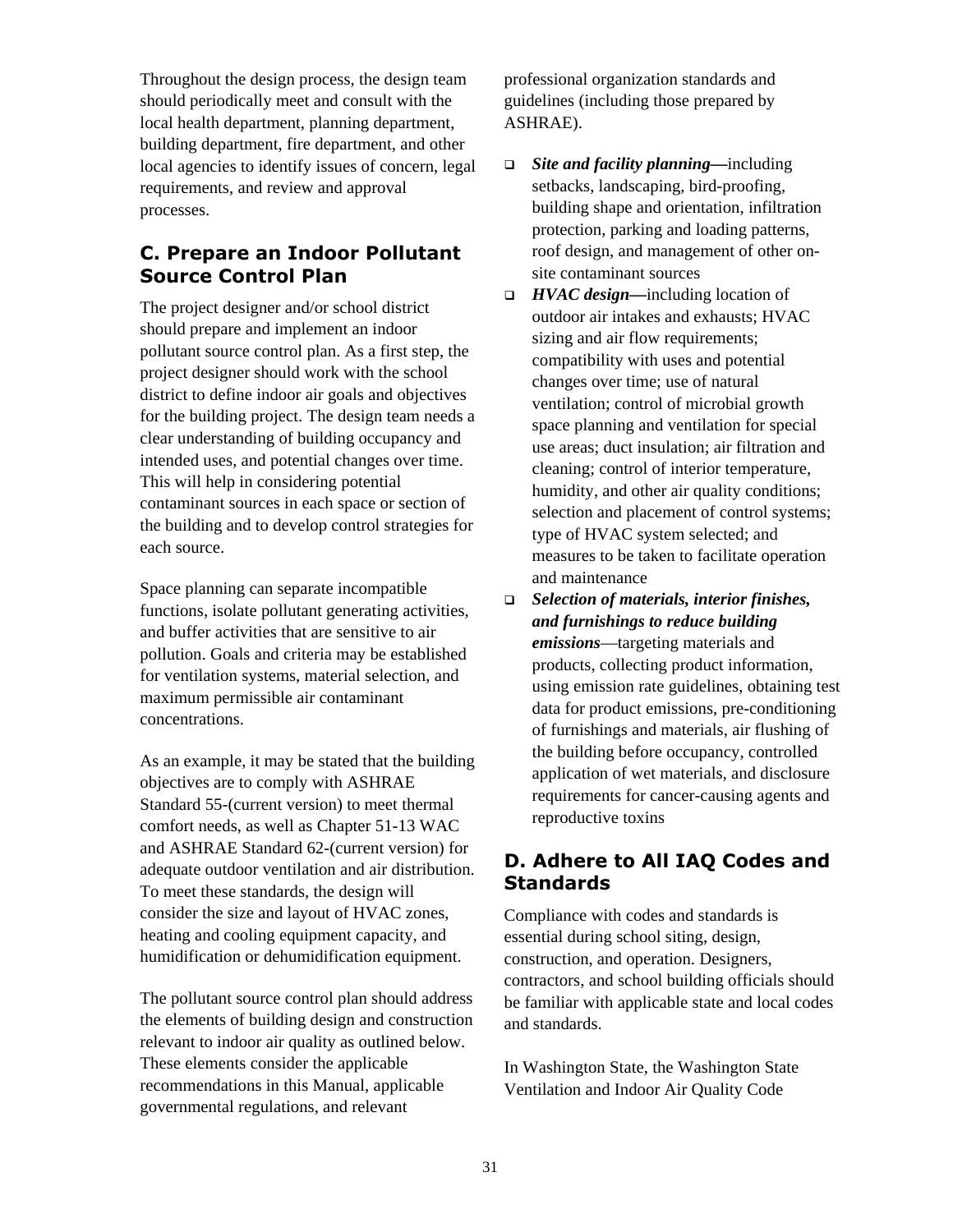Throughout the design process, the design team should periodically meet and consult with the local health department, planning department, building department, fire department, and other local agencies to identify issues of concern, legal requirements, and review and approval processes.

## C. Prepare an Indoor Pollutant Source Control Plan

The project designer and/or school district should prepare and implement an indoor pollutant source control plan. As a first step, the project designer should work with the school district to define indoor air goals and objectives for the building project. The design team needs a clear understanding of building occupancy and intended uses, and potential changes over time. This will help in considering potential contaminant sources in each space or section of the building and to develop control strategies for each source.

Space planning can separate incompatible functions, isolate pollutant generating activities, and buffer activities that are sensitive to air pollution. Goals and criteria may be established for ventilation systems, material selection, and maximum permissible air contaminant concentrations.

As an example, it may be stated that the building objectives are to comply with ASHRAE Standard 55-(current version) to meet thermal comfort needs, as well as Chapter 51-13 WAC and ASHRAE Standard 62-(current version) for adequate outdoor ventilation and air distribution. To meet these standards, the design will consider the size and layout of HVAC zones, heating and cooling equipment capacity, and humidification or dehumidification equipment.

The pollutant source control plan should address the elements of building design and construction relevant to indoor air quality as outlined below. These elements consider the applicable recommendations in this Manual, applicable governmental regulations, and relevant professional organization standards and guidelines (including those prepared by ASHRAE).

- ***Site and facility planning*****—**including setbacks, landscaping, bird-proofing, building shape and orientation, infiltration protection, parking and loading patterns, roof design, and management of other on-site contaminant sources
- ***HVAC design*****—**including location of outdoor air intakes and exhausts; HVAC sizing and air flow requirements; compatibility with uses and potential changes over time; use of natural ventilation; control of microbial growth space planning and ventilation for special use areas; duct insulation; air filtration and cleaning; control of interior temperature, humidity, and other air quality conditions; selection and placement of control systems; type of HVAC system selected; and measures to be taken to facilitate operation and maintenance
- ***Selection of materials, interior finishes, and furnishings to reduce building emissions***—targeting materials and products, collecting product information, using emission rate guidelines, obtaining test data for product emissions, pre-conditioning of furnishings and materials, air flushing of the building before occupancy, controlled application of wet materials, and disclosure requirements for cancer-causing agents and reproductive toxins

## D. Adhere to All IAQ Codes and Standards

Compliance with codes and standards is essential during school siting, design, construction, and operation. Designers, contractors, and school building officials should be familiar with applicable state and local codes and standards.

In Washington State, the Washington State Ventilation and Indoor Air Quality Code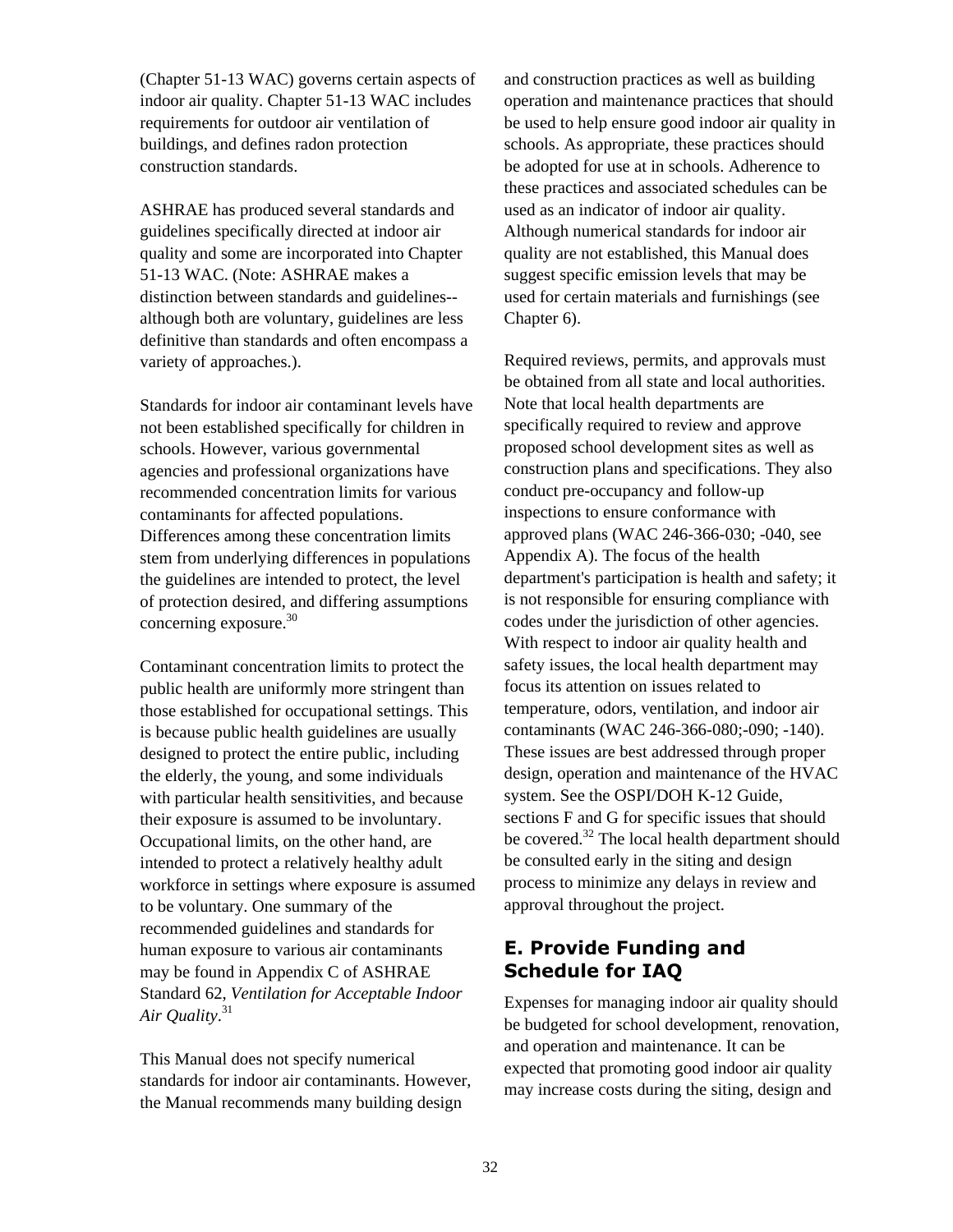(Chapter 51-13 WAC) governs certain aspects of indoor air quality. Chapter 51-13 WAC includes requirements for outdoor air ventilation of buildings, and defines radon protection construction standards.

ASHRAE has produced several standards and guidelines specifically directed at indoor air quality and some are incorporated into Chapter 51-13 WAC. (Note: ASHRAE makes a distinction between standards and guidelines--although both are voluntary, guidelines are less definitive than standards and often encompass a variety of approaches.).

Standards for indoor air contaminant levels have not been established specifically for children in schools. However, various governmental agencies and professional organizations have recommended concentration limits for various contaminants for affected populations. Differences among these concentration limits stem from underlying differences in populations the guidelines are intended to protect, the level of protection desired, and differing assumptions concerning exposure.[30]

Contaminant concentration limits to protect the public health are uniformly more stringent than those established for occupational settings. This is because public health guidelines are usually designed to protect the entire public, including the elderly, the young, and some individuals with particular health sensitivities, and because their exposure is assumed to be involuntary. Occupational limits, on the other hand, are intended to protect a relatively healthy adult workforce in settings where exposure is assumed to be voluntary. One summary of the recommended guidelines and standards for human exposure to various air contaminants may be found in Appendix C of ASHRAE Standard 62, *Ventilation for Acceptable Indoor Air Quality*.[31]

This Manual does not specify numerical standards for indoor air contaminants. However, the Manual recommends many building design and construction practices as well as building operation and maintenance practices that should be used to help ensure good indoor air quality in schools. As appropriate, these practices should be adopted for use at in schools. Adherence to these practices and associated schedules can be used as an indicator of indoor air quality. Although numerical standards for indoor air quality are not established, this Manual does suggest specific emission levels that may be used for certain materials and furnishings (see Chapter 6).

Required reviews, permits, and approvals must be obtained from all state and local authorities. Note that local health departments are specifically required to review and approve proposed school development sites as well as construction plans and specifications. They also conduct pre-occupancy and follow-up inspections to ensure conformance with approved plans (WAC 246-366-030; -040, see Appendix A). The focus of the health department's participation is health and safety; it is not responsible for ensuring compliance with codes under the jurisdiction of other agencies. With respect to indoor air quality health and safety issues, the local health department may focus its attention on issues related to temperature, odors, ventilation, and indoor air contaminants (WAC 246-366-080;-090; -140). These issues are best addressed through proper design, operation and maintenance of the HVAC system. See the OSPI/DOH K-12 Guide, sections F and G for specific issues that should be covered.[32] The local health department should be consulted early in the siting and design process to minimize any delays in review and approval throughout the project.

## E. Provide Funding and Schedule for IAQ

Expenses for managing indoor air quality should be budgeted for school development, renovation, and operation and maintenance. It can be expected that promoting good indoor air quality may increase costs during the siting, design and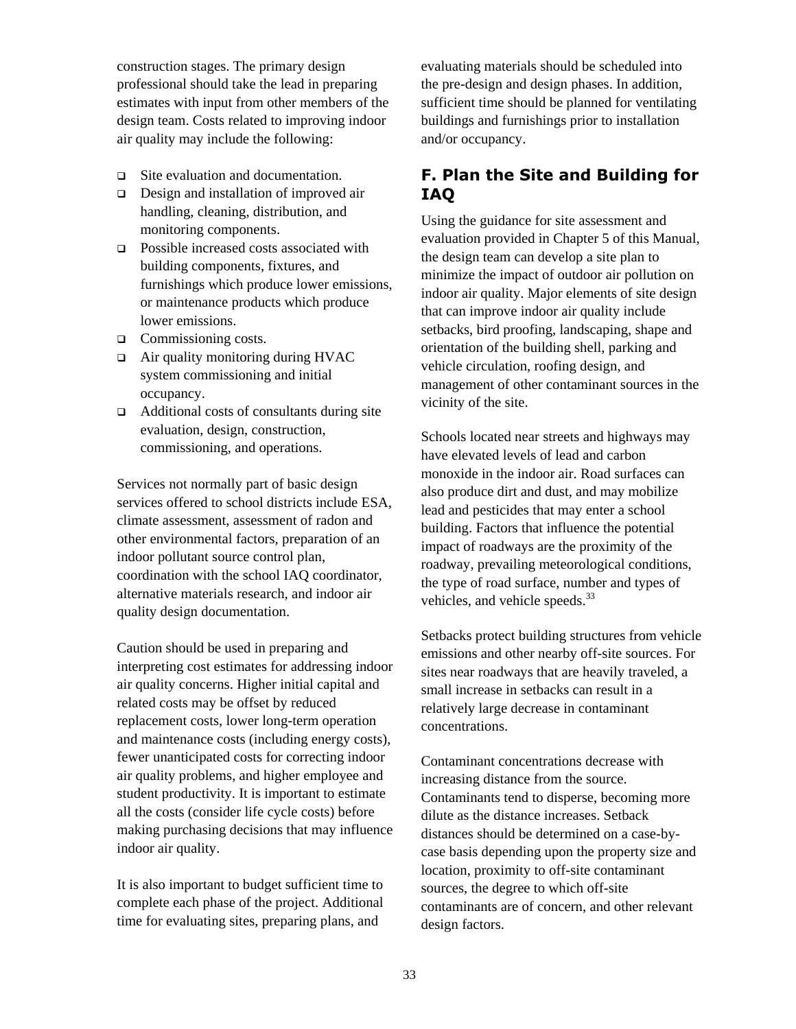construction stages. The primary design professional should take the lead in preparing estimates with input from other members of the design team. Costs related to improving indoor air quality may include the following:

- Site evaluation and documentation.
- Design and installation of improved air handling, cleaning, distribution, and monitoring components.
- Possible increased costs associated with building components, fixtures, and furnishings which produce lower emissions, or maintenance products which produce lower emissions.
- Commissioning costs.
- Air quality monitoring during HVAC system commissioning and initial occupancy.
- Additional costs of consultants during site evaluation, design, construction, commissioning, and operations.

Services not normally part of basic design services offered to school districts include ESA, climate assessment, assessment of radon and other environmental factors, preparation of an indoor pollutant source control plan, coordination with the school IAQ coordinator, alternative materials research, and indoor air quality design documentation.

Caution should be used in preparing and interpreting cost estimates for addressing indoor air quality concerns. Higher initial capital and related costs may be offset by reduced replacement costs, lower long-term operation and maintenance costs (including energy costs), fewer unanticipated costs for correcting indoor air quality problems, and higher employee and student productivity. It is important to estimate all the costs (consider life cycle costs) before making purchasing decisions that may influence indoor air quality.

It is also important to budget sufficient time to complete each phase of the project. Additional time for evaluating sites, preparing plans, and evaluating materials should be scheduled into the pre-design and design phases. In addition, sufficient time should be planned for ventilating buildings and furnishings prior to installation and/or occupancy.

## F. Plan the Site and Building for IAQ

Using the guidance for site assessment and evaluation provided in Chapter 5 of this Manual, the design team can develop a site plan to minimize the impact of outdoor air pollution on indoor air quality. Major elements of site design that can improve indoor air quality include setbacks, bird proofing, landscaping, shape and orientation of the building shell, parking and vehicle circulation, roofing design, and management of other contaminant sources in the vicinity of the site.

Schools located near streets and highways may have elevated levels of lead and carbon monoxide in the indoor air. Road surfaces can also produce dirt and dust, and may mobilize lead and pesticides that may enter a school building. Factors that influence the potential impact of roadways are the proximity of the roadway, prevailing meteorological conditions, the type of road surface, number and types of vehicles, and vehicle speeds.[33]

Setbacks protect building structures from vehicle emissions and other nearby off-site sources. For sites near roadways that are heavily traveled, a small increase in setbacks can result in a relatively large decrease in contaminant concentrations.

Contaminant concentrations decrease with increasing distance from the source. Contaminants tend to disperse, becoming more dilute as the distance increases. Setback distances should be determined on a case-by-case basis depending upon the property size and location, proximity to off-site contaminant sources, the degree to which off-site contaminants are of concern, and other relevant design factors.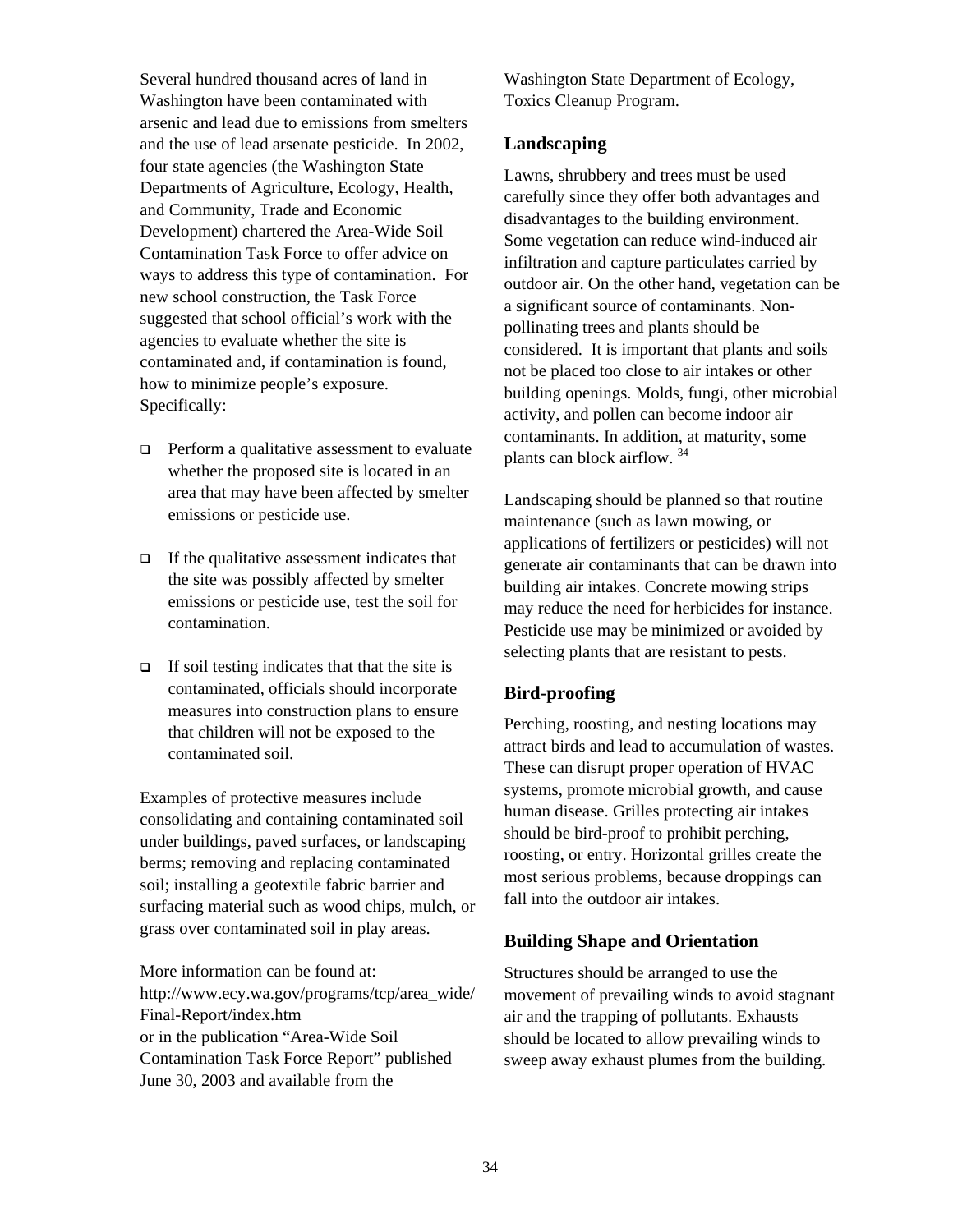Several hundred thousand acres of land in Washington have been contaminated with arsenic and lead due to emissions from smelters and the use of lead arsenate pesticide. In 2002, four state agencies (the Washington State Departments of Agriculture, Ecology, Health, and Community, Trade and Economic Development) chartered the Area-Wide Soil Contamination Task Force to offer advice on ways to address this type of contamination. For new school construction, the Task Force suggested that school official's work with the agencies to evaluate whether the site is contaminated and, if contamination is found, how to minimize people's exposure. Specifically:

- Perform a qualitative assessment to evaluate whether the proposed site is located in an area that may have been affected by smelter emissions or pesticide use.
- If the qualitative assessment indicates that the site was possibly affected by smelter emissions or pesticide use, test the soil for contamination.
- If soil testing indicates that that the site is contaminated, officials should incorporate measures into construction plans to ensure that children will not be exposed to the contaminated soil.

Examples of protective measures include consolidating and containing contaminated soil under buildings, paved surfaces, or landscaping berms; removing and replacing contaminated soil; installing a geotextile fabric barrier and surfacing material such as wood chips, mulch, or grass over contaminated soil in play areas.

More information can be found at: http://www.ecy.wa.gov/programs/tcp/area_wide/Final-Report/index.htm or in the publication "Area-Wide Soil Contamination Task Force Report" published June 30, 2003 and available from the Washington State Department of Ecology, Toxics Cleanup Program.

## Landscaping

Lawns, shrubbery and trees must be used carefully since they offer both advantages and disadvantages to the building environment. Some vegetation can reduce wind-induced air infiltration and capture particulates carried by outdoor air. On the other hand, vegetation can be a significant source of contaminants. Non-pollinating trees and plants should be considered. It is important that plants and soils not be placed too close to air intakes or other building openings. Molds, fungi, other microbial activity, and pollen can become indoor air contaminants. In addition, at maturity, some plants can block airflow. [34]

Landscaping should be planned so that routine maintenance (such as lawn mowing, or applications of fertilizers or pesticides) will not generate air contaminants that can be drawn into building air intakes. Concrete mowing strips may reduce the need for herbicides for instance. Pesticide use may be minimized or avoided by selecting plants that are resistant to pests.

## Bird-proofing

Perching, roosting, and nesting locations may attract birds and lead to accumulation of wastes. These can disrupt proper operation of HVAC systems, promote microbial growth, and cause human disease. Grilles protecting air intakes should be bird-proof to prohibit perching, roosting, or entry. Horizontal grilles create the most serious problems, because droppings can fall into the outdoor air intakes.

## Building Shape and Orientation

Structures should be arranged to use the movement of prevailing winds to avoid stagnant air and the trapping of pollutants. Exhausts should be located to allow prevailing winds to sweep away exhaust plumes from the building.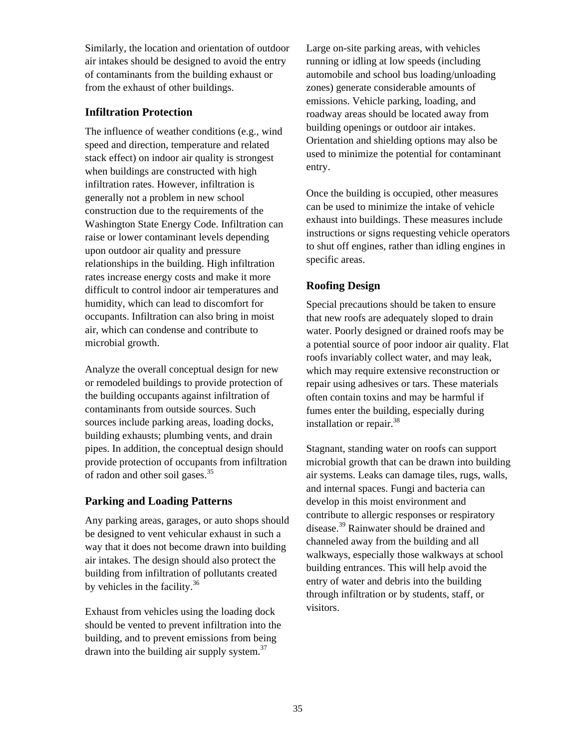Similarly, the location and orientation of outdoor air intakes should be designed to avoid the entry of contaminants from the building exhaust or from the exhaust of other buildings.

### Infiltration Protection

The influence of weather conditions (e.g., wind speed and direction, temperature and related stack effect) on indoor air quality is strongest when buildings are constructed with high infiltration rates. However, infiltration is generally not a problem in new school construction due to the requirements of the Washington State Energy Code. Infiltration can raise or lower contaminant levels depending upon outdoor air quality and pressure relationships in the building. High infiltration rates increase energy costs and make it more difficult to control indoor air temperatures and humidity, which can lead to discomfort for occupants. Infiltration can also bring in moist air, which can condense and contribute to microbial growth.

Analyze the overall conceptual design for new or remodeled buildings to provide protection of the building occupants against infiltration of contaminants from outside sources. Such sources include parking areas, loading docks, building exhausts; plumbing vents, and drain pipes. In addition, the conceptual design should provide protection of occupants from infiltration of radon and other soil gases.[35]

### Parking and Loading Patterns

Any parking areas, garages, or auto shops should be designed to vent vehicular exhaust in such a way that it does not become drawn into building air intakes. The design should also protect the building from infiltration of pollutants created by vehicles in the facility.[36]

Exhaust from vehicles using the loading dock should be vented to prevent infiltration into the building, and to prevent emissions from being drawn into the building air supply system.[37]

Large on-site parking areas, with vehicles running or idling at low speeds (including automobile and school bus loading/unloading zones) generate considerable amounts of emissions. Vehicle parking, loading, and roadway areas should be located away from building openings or outdoor air intakes. Orientation and shielding options may also be used to minimize the potential for contaminant entry.

Once the building is occupied, other measures can be used to minimize the intake of vehicle exhaust into buildings. These measures include instructions or signs requesting vehicle operators to shut off engines, rather than idling engines in specific areas.

### Roofing Design

Special precautions should be taken to ensure that new roofs are adequately sloped to drain water. Poorly designed or drained roofs may be a potential source of poor indoor air quality. Flat roofs invariably collect water, and may leak, which may require extensive reconstruction or repair using adhesives or tars. These materials often contain toxins and may be harmful if fumes enter the building, especially during installation or repair.[38]

Stagnant, standing water on roofs can support microbial growth that can be drawn into building air systems. Leaks can damage tiles, rugs, walls, and internal spaces. Fungi and bacteria can develop in this moist environment and contribute to allergic responses or respiratory disease.[39] Rainwater should be drained and channeled away from the building and all walkways, especially those walkways at school building entrances. This will help avoid the entry of water and debris into the building through infiltration or by students, staff, or visitors.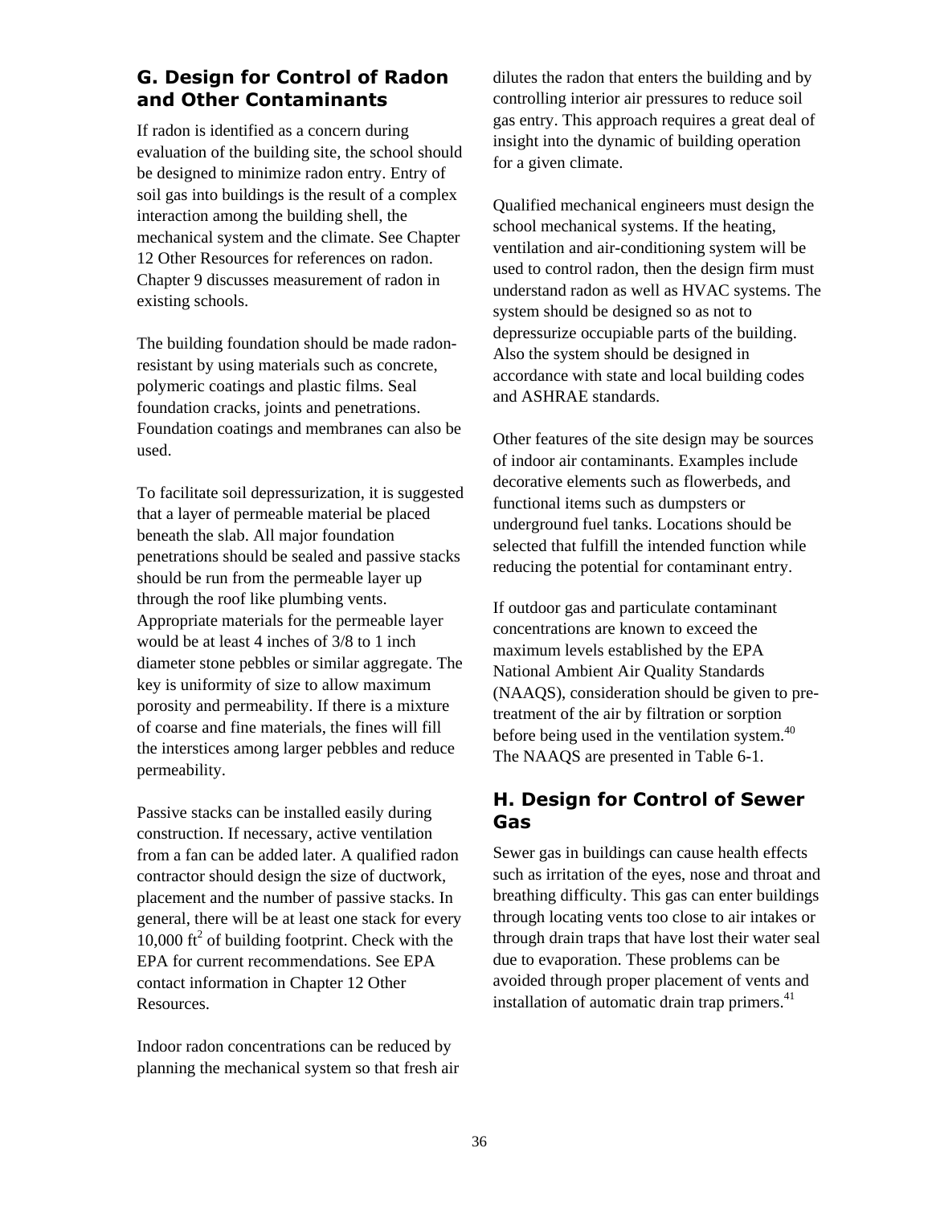## G. Design for Control of Radon and Other Contaminants

If radon is identified as a concern during evaluation of the building site, the school should be designed to minimize radon entry. Entry of soil gas into buildings is the result of a complex interaction among the building shell, the mechanical system and the climate. See Chapter 12 Other Resources for references on radon. Chapter 9 discusses measurement of radon in existing schools.

The building foundation should be made radon-resistant by using materials such as concrete, polymeric coatings and plastic films. Seal foundation cracks, joints and penetrations. Foundation coatings and membranes can also be used.

To facilitate soil depressurization, it is suggested that a layer of permeable material be placed beneath the slab. All major foundation penetrations should be sealed and passive stacks should be run from the permeable layer up through the roof like plumbing vents. Appropriate materials for the permeable layer would be at least 4 inches of 3/8 to 1 inch diameter stone pebbles or similar aggregate. The key is uniformity of size to allow maximum porosity and permeability. If there is a mixture of coarse and fine materials, the fines will fill the interstices among larger pebbles and reduce permeability.

Passive stacks can be installed easily during construction. If necessary, active ventilation from a fan can be added later. A qualified radon contractor should design the size of ductwork, placement and the number of passive stacks. In general, there will be at least one stack for every 10,000 $ft^2$ of building footprint. Check with the EPA for current recommendations. See EPA contact information in Chapter 12 Other Resources.

Indoor radon concentrations can be reduced by planning the mechanical system so that fresh air dilutes the radon that enters the building and by controlling interior air pressures to reduce soil gas entry. This approach requires a great deal of insight into the dynamic of building operation for a given climate.

Qualified mechanical engineers must design the school mechanical systems. If the heating, ventilation and air-conditioning system will be used to control radon, then the design firm must understand radon as well as HVAC systems. The system should be designed so as not to depressurize occupiable parts of the building. Also the system should be designed in accordance with state and local building codes and ASHRAE standards.

Other features of the site design may be sources of indoor air contaminants. Examples include decorative elements such as flowerbeds, and functional items such as dumpsters or underground fuel tanks. Locations should be selected that fulfill the intended function while reducing the potential for contaminant entry.

If outdoor gas and particulate contaminant concentrations are known to exceed the maximum levels established by the EPA National Ambient Air Quality Standards (NAAQS), consideration should be given to pre-treatment of the air by filtration or sorption before being used in the ventilation system.[40] The NAAQS are presented in Table 6-1.

## H. Design for Control of Sewer Gas

Sewer gas in buildings can cause health effects such as irritation of the eyes, nose and throat and breathing difficulty. This gas can enter buildings through locating vents too close to air intakes or through drain traps that have lost their water seal due to evaporation. These problems can be avoided through proper placement of vents and installation of automatic drain trap primers.[41]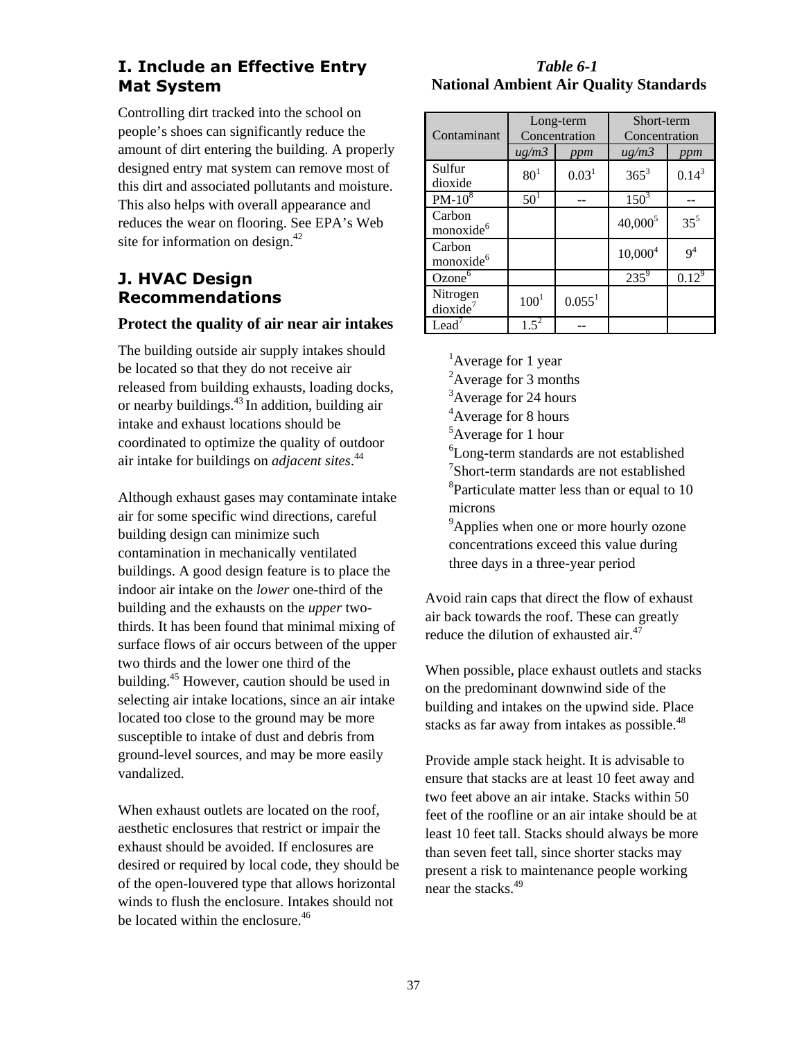## I. Include an Effective Entry Mat System

Controlling dirt tracked into the school on people's shoes can significantly reduce the amount of dirt entering the building. A properly designed entry mat system can remove most of this dirt and associated pollutants and moisture. This also helps with overall appearance and reduces the wear on flooring. See EPA's Web site for information on design.[42]

## J. HVAC Design Recommendations

### Protect the quality of air near air intakes

The building outside air supply intakes should be located so that they do not receive air released from building exhausts, loading docks, or nearby buildings.[43] In addition, building air intake and exhaust locations should be coordinated to optimize the quality of outdoor air intake for buildings on *adjacent sites*.[44]

Although exhaust gases may contaminate intake air for some specific wind directions, careful building design can minimize such contamination in mechanically ventilated buildings. A good design feature is to place the indoor air intake on the *lower* one-third of the building and the exhausts on the *upper* two-thirds. It has been found that minimal mixing of surface flows of air occurs between of the upper two thirds and the lower one third of the building.[45] However, caution should be used in selecting air intake locations, since an air intake located too close to the ground may be more susceptible to intake of dust and debris from ground-level sources, and may be more easily vandalized.

When exhaust outlets are located on the roof, aesthetic enclosures that restrict or impair the exhaust should be avoided. If enclosures are desired or required by local code, they should be of the open-louvered type that allows horizontal winds to flush the enclosure. Intakes should not be located within the enclosure.[46]

***Table 6-1***
**National Ambient Air Quality Standards**

| Contaminant | Long-term Concentration | | Short-term Concentration | |
|---|---|---|---|---|
| | *ug/m3* | *ppm* | *ug/m3* | *ppm* |
| Sulfur dioxide | 80[1] | 0.03[1] | 365[3] | 0.14[3] |
| PM-10[8] | 50[1] | -- | 150[3] | -- |
| Carbon monoxide[6] | | | 40,000[5] | 35[5] |
| Carbon monoxide[6] | | | 10,000[4] | 9[4] |
| Ozone[6] | | | 235[9] | 0.12[9] |
| Nitrogen dioxide[7] | 100[1] | 0.055[1] | | |
| Lead[7] | 1.5[2] | -- | | |

[1]Average for 1 year
[2]Average for 3 months
[3]Average for 24 hours
[4]Average for 8 hours
[5]Average for 1 hour
[6]Long-term standards are not established
[7]Short-term standards are not established
[8]Particulate matter less than or equal to 10 microns
[9]Applies when one or more hourly ozone concentrations exceed this value during three days in a three-year period

Avoid rain caps that direct the flow of exhaust air back towards the roof. These can greatly reduce the dilution of exhausted air.[47]

When possible, place exhaust outlets and stacks on the predominant downwind side of the building and intakes on the upwind side. Place stacks as far away from intakes as possible.[48]

Provide ample stack height. It is advisable to ensure that stacks are at least 10 feet away and two feet above an air intake. Stacks within 50 feet of the roofline or an air intake should be at least 10 feet tall. Stacks should always be more than seven feet tall, since shorter stacks may present a risk to maintenance people working near the stacks.[49]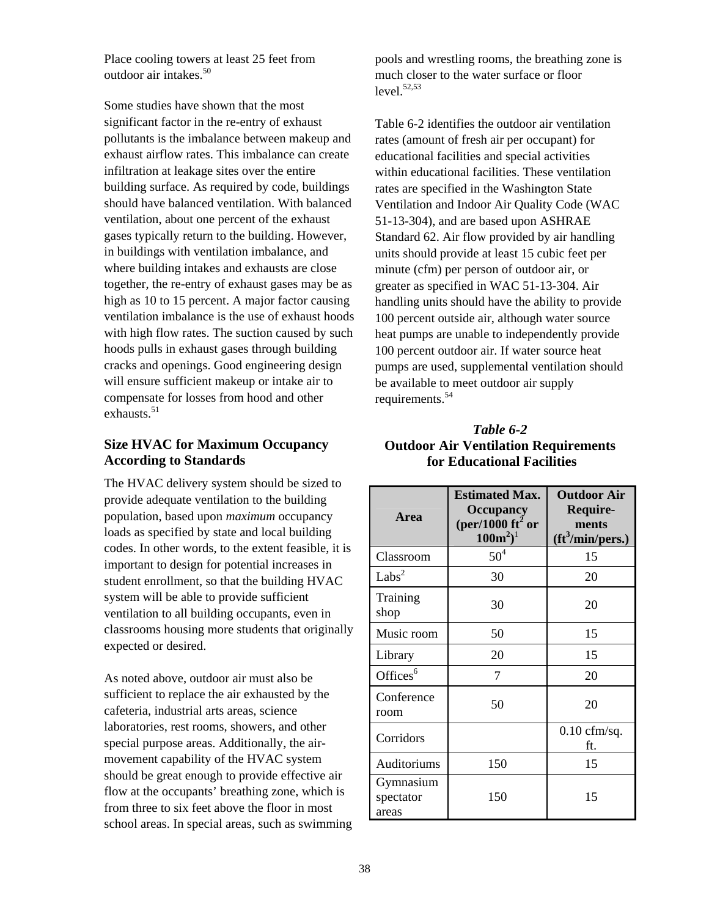Place cooling towers at least 25 feet from outdoor air intakes.[50]

Some studies have shown that the most significant factor in the re-entry of exhaust pollutants is the imbalance between makeup and exhaust airflow rates. This imbalance can create infiltration at leakage sites over the entire building surface. As required by code, buildings should have balanced ventilation. With balanced ventilation, about one percent of the exhaust gases typically return to the building. However, in buildings with ventilation imbalance, and where building intakes and exhausts are close together, the re-entry of exhaust gases may be as high as 10 to 15 percent. A major factor causing ventilation imbalance is the use of exhaust hoods with high flow rates. The suction caused by such hoods pulls in exhaust gases through building cracks and openings. Good engineering design will ensure sufficient makeup or intake air to compensate for losses from hood and other exhausts.[51]

### Size HVAC for Maximum Occupancy According to Standards

The HVAC delivery system should be sized to provide adequate ventilation to the building population, based upon *maximum* occupancy loads as specified by state and local building codes. In other words, to the extent feasible, it is important to design for potential increases in student enrollment, so that the building HVAC system will be able to provide sufficient ventilation to all building occupants, even in classrooms housing more students that originally expected or desired.

As noted above, outdoor air must also be sufficient to replace the air exhausted by the cafeteria, industrial arts areas, science laboratories, rest rooms, showers, and other special purpose areas. Additionally, the air-movement capability of the HVAC system should be great enough to provide effective air flow at the occupants' breathing zone, which is from three to six feet above the floor in most school areas. In special areas, such as swimming pools and wrestling rooms, the breathing zone is much closer to the water surface or floor level.[52,53]

Table 6-2 identifies the outdoor air ventilation rates (amount of fresh air per occupant) for educational facilities and special activities within educational facilities. These ventilation rates are specified in the Washington State Ventilation and Indoor Air Quality Code (WAC 51-13-304), and are based upon ASHRAE Standard 62. Air flow provided by air handling units should provide at least 15 cubic feet per minute (cfm) per person of outdoor air, or greater as specified in WAC 51-13-304. Air handling units should have the ability to provide 100 percent outside air, although water source heat pumps are unable to independently provide 100 percent outdoor air. If water source heat pumps are used, supplemental ventilation should be available to meet outdoor air supply requirements.[54]

***Table 6-2***
**Outdoor Air Ventilation Requirements for Educational Facilities**

| Area | Estimated Max. Occupancy (per/1000 $ft^2$ or $100m^2$)[1] | Outdoor Air Requirements ($ft^3$/min/pers.) |
|---|---|---|
| Classroom | 50[4] | 15 |
| Labs[2] | 30 | 20 |
| Training shop | 30 | 20 |
| Music room | 50 | 15 |
| Library | 20 | 15 |
| Offices[6] | 7 | 20 |
| Conference room | 50 | 20 |
| Corridors | | 0.10 cfm/sq. ft. |
| Auditoriums | 150 | 15 |
| Gymnasium spectator areas | 150 | 15 |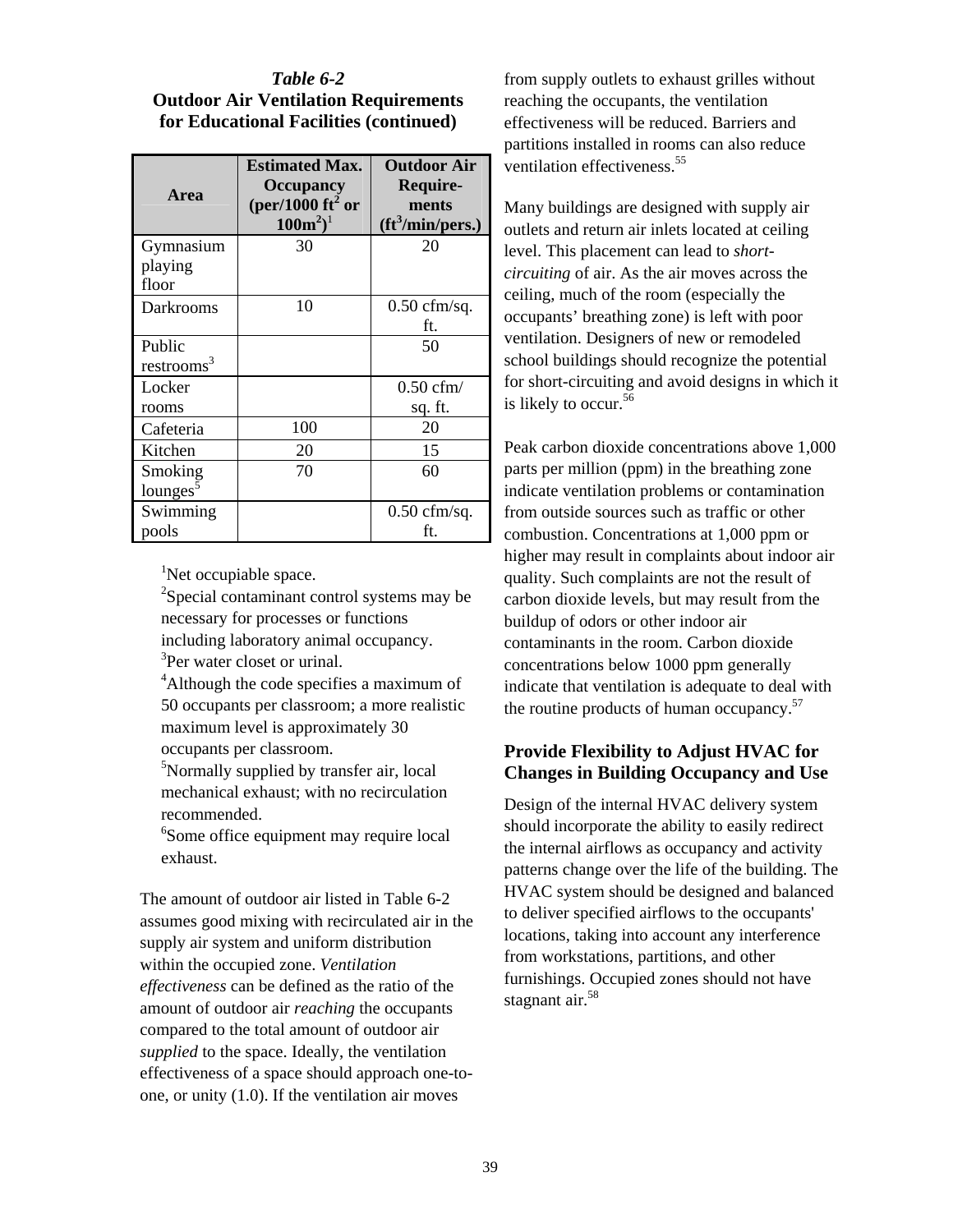*Table 6-2*
**Outdoor Air Ventilation Requirements for Educational Facilities (continued)**

| Area | Estimated Max. Occupancy (per/1000 $ft^2$ or $100m^2$)[1] | Outdoor Air Require-ments ($ft^3$/min/pers.) |
|---|---|---|
| Gymnasium playing floor | 30 | 20 |
| Darkrooms | 10 | 0.50 cfm/sq. ft. |
| Public restrooms[3] | | 50 |
| Locker rooms | | 0.50 cfm/ sq. ft. |
| Cafeteria | 100 | 20 |
| Kitchen | 20 | 15 |
| Smoking lounges[5] | 70 | 60 |
| Swimming pools | | 0.50 cfm/sq. ft. |

[1]Net occupiable space.
[2]Special contaminant control systems may be necessary for processes or functions including laboratory animal occupancy.
[3]Per water closet or urinal.
[4]Although the code specifies a maximum of 50 occupants per classroom; a more realistic maximum level is approximately 30 occupants per classroom.
[5]Normally supplied by transfer air, local mechanical exhaust; with no recirculation recommended.
[6]Some office equipment may require local exhaust.

The amount of outdoor air listed in Table 6-2 assumes good mixing with recirculated air in the supply air system and uniform distribution within the occupied zone. *Ventilation effectiveness* can be defined as the ratio of the amount of outdoor air *reaching* the occupants compared to the total amount of outdoor air *supplied* to the space. Ideally, the ventilation effectiveness of a space should approach one-to-one, or unity (1.0). If the ventilation air moves from supply outlets to exhaust grilles without reaching the occupants, the ventilation effectiveness will be reduced. Barriers and partitions installed in rooms can also reduce ventilation effectiveness.[55]

Many buildings are designed with supply air outlets and return air inlets located at ceiling level. This placement can lead to *short-circuiting* of air. As the air moves across the ceiling, much of the room (especially the occupants' breathing zone) is left with poor ventilation. Designers of new or remodeled school buildings should recognize the potential for short-circuiting and avoid designs in which it is likely to occur.[56]

Peak carbon dioxide concentrations above 1,000 parts per million (ppm) in the breathing zone indicate ventilation problems or contamination from outside sources such as traffic or other combustion. Concentrations at 1,000 ppm or higher may result in complaints about indoor air quality. Such complaints are not the result of carbon dioxide levels, but may result from the buildup of odors or other indoor air contaminants in the room. Carbon dioxide concentrations below 1000 ppm generally indicate that ventilation is adequate to deal with the routine products of human occupancy.[57]

### Provide Flexibility to Adjust HVAC for Changes in Building Occupancy and Use

Design of the internal HVAC delivery system should incorporate the ability to easily redirect the internal airflows as occupancy and activity patterns change over the life of the building. The HVAC system should be designed and balanced to deliver specified airflows to the occupants' locations, taking into account any interference from workstations, partitions, and other furnishings. Occupied zones should not have stagnant air.[58]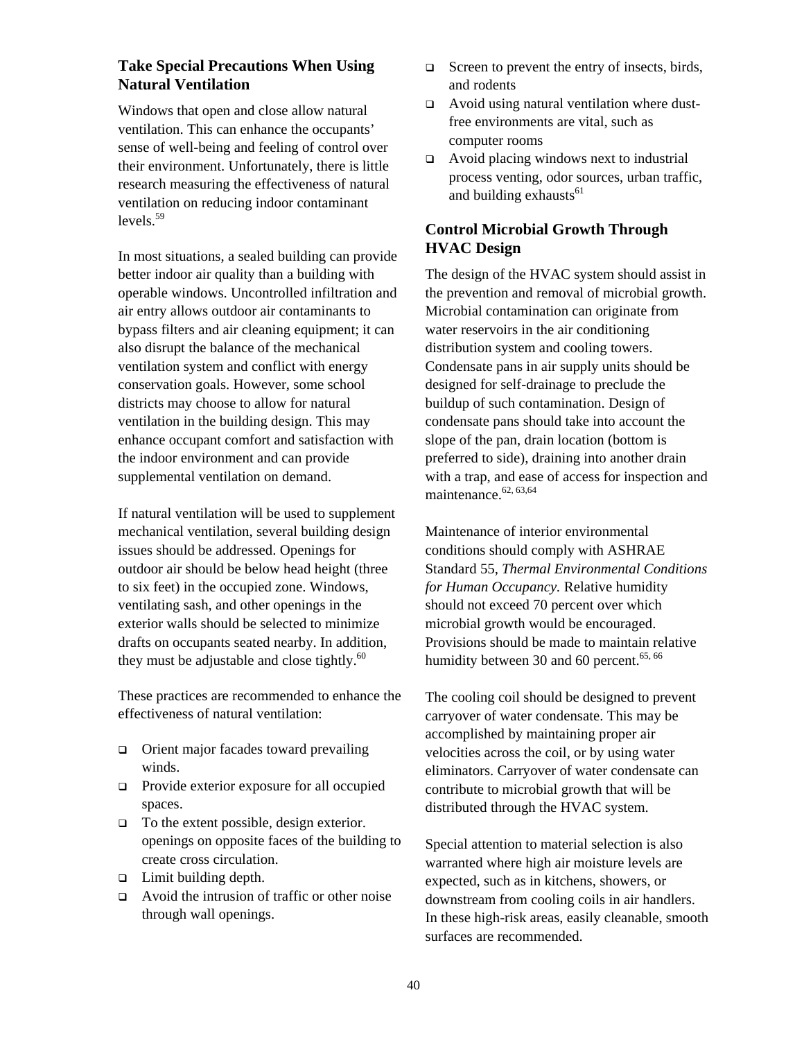## Take Special Precautions When Using Natural Ventilation

Windows that open and close allow natural ventilation. This can enhance the occupants' sense of well-being and feeling of control over their environment. Unfortunately, there is little research measuring the effectiveness of natural ventilation on reducing indoor contaminant levels.[59]

In most situations, a sealed building can provide better indoor air quality than a building with operable windows. Uncontrolled infiltration and air entry allows outdoor air contaminants to bypass filters and air cleaning equipment; it can also disrupt the balance of the mechanical ventilation system and conflict with energy conservation goals. However, some school districts may choose to allow for natural ventilation in the building design. This may enhance occupant comfort and satisfaction with the indoor environment and can provide supplemental ventilation on demand.

If natural ventilation will be used to supplement mechanical ventilation, several building design issues should be addressed. Openings for outdoor air should be below head height (three to six feet) in the occupied zone. Windows, ventilating sash, and other openings in the exterior walls should be selected to minimize drafts on occupants seated nearby. In addition, they must be adjustable and close tightly.[60]

These practices are recommended to enhance the effectiveness of natural ventilation:

- Orient major facades toward prevailing winds.
- Provide exterior exposure for all occupied spaces.
- To the extent possible, design exterior. openings on opposite faces of the building to create cross circulation.
- Limit building depth.
- Avoid the intrusion of traffic or other noise through wall openings.
- Screen to prevent the entry of insects, birds, and rodents
- Avoid using natural ventilation where dust-free environments are vital, such as computer rooms
- Avoid placing windows next to industrial process venting, odor sources, urban traffic, and building exhausts[61]

## Control Microbial Growth Through HVAC Design

The design of the HVAC system should assist in the prevention and removal of microbial growth. Microbial contamination can originate from water reservoirs in the air conditioning distribution system and cooling towers. Condensate pans in air supply units should be designed for self-drainage to preclude the buildup of such contamination. Design of condensate pans should take into account the slope of the pan, drain location (bottom is preferred to side), draining into another drain with a trap, and ease of access for inspection and maintenance.[62, 63,64]

Maintenance of interior environmental conditions should comply with ASHRAE Standard 55, *Thermal Environmental Conditions for Human Occupancy.* Relative humidity should not exceed 70 percent over which microbial growth would be encouraged. Provisions should be made to maintain relative humidity between 30 and 60 percent.[65, 66]

The cooling coil should be designed to prevent carryover of water condensate. This may be accomplished by maintaining proper air velocities across the coil, or by using water eliminators. Carryover of water condensate can contribute to microbial growth that will be distributed through the HVAC system.

Special attention to material selection is also warranted where high air moisture levels are expected, such as in kitchens, showers, or downstream from cooling coils in air handlers. In these high-risk areas, easily cleanable, smooth surfaces are recommended.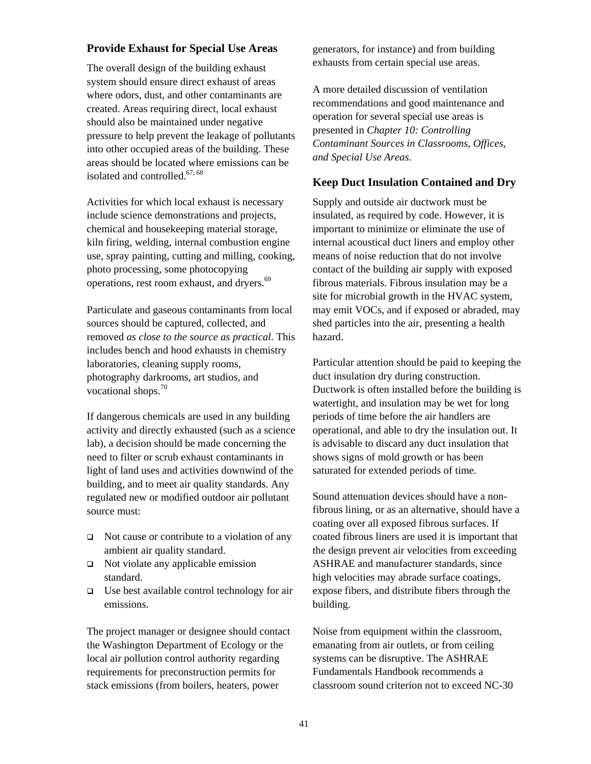### Provide Exhaust for Special Use Areas

The overall design of the building exhaust system should ensure direct exhaust of areas where odors, dust, and other contaminants are created. Areas requiring direct, local exhaust should also be maintained under negative pressure to help prevent the leakage of pollutants into other occupied areas of the building. These areas should be located where emissions can be isolated and controlled.[67, 68]

Activities for which local exhaust is necessary include science demonstrations and projects, chemical and housekeeping material storage, kiln firing, welding, internal combustion engine use, spray painting, cutting and milling, cooking, photo processing, some photocopying operations, rest room exhaust, and dryers.[69]

Particulate and gaseous contaminants from local sources should be captured, collected, and removed *as close to the source as practical*. This includes bench and hood exhausts in chemistry laboratories, cleaning supply rooms, photography darkrooms, art studios, and vocational shops.[70]

If dangerous chemicals are used in any building activity and directly exhausted (such as a science lab), a decision should be made concerning the need to filter or scrub exhaust contaminants in light of land uses and activities downwind of the building, and to meet air quality standards. Any regulated new or modified outdoor air pollutant source must:

- Not cause or contribute to a violation of any ambient air quality standard.
- Not violate any applicable emission standard.
- Use best available control technology for air emissions.

The project manager or designee should contact the Washington Department of Ecology or the local air pollution control authority regarding requirements for preconstruction permits for stack emissions (from boilers, heaters, power generators, for instance) and from building exhausts from certain special use areas.

A more detailed discussion of ventilation recommendations and good maintenance and operation for several special use areas is presented in *Chapter 10: Controlling Contaminant Sources in Classrooms, Offices, and Special Use Areas*.

### Keep Duct Insulation Contained and Dry

Supply and outside air ductwork must be insulated, as required by code. However, it is important to minimize or eliminate the use of internal acoustical duct liners and employ other means of noise reduction that do not involve contact of the building air supply with exposed fibrous materials. Fibrous insulation may be a site for microbial growth in the HVAC system, may emit VOCs, and if exposed or abraded, may shed particles into the air, presenting a health hazard.

Particular attention should be paid to keeping the duct insulation dry during construction. Ductwork is often installed before the building is watertight, and insulation may be wet for long periods of time before the air handlers are operational, and able to dry the insulation out. It is advisable to discard any duct insulation that shows signs of mold growth or has been saturated for extended periods of time.

Sound attenuation devices should have a non-fibrous lining, or as an alternative, should have a coating over all exposed fibrous surfaces. If coated fibrous liners are used it is important that the design prevent air velocities from exceeding ASHRAE and manufacturer standards, since high velocities may abrade surface coatings, expose fibers, and distribute fibers through the building.

Noise from equipment within the classroom, emanating from air outlets, or from ceiling systems can be disruptive. The ASHRAE Fundamentals Handbook recommends a classroom sound criterion not to exceed NC-30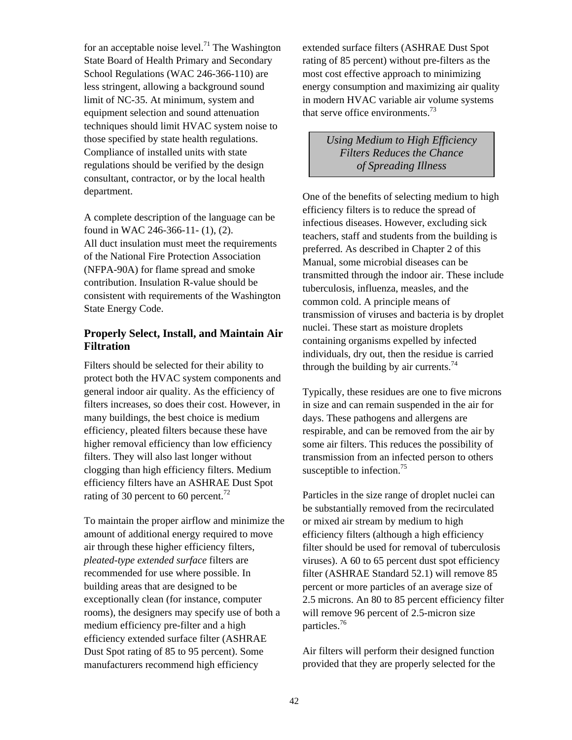for an acceptable noise level.[71] The Washington State Board of Health Primary and Secondary School Regulations (WAC 246-366-110) are less stringent, allowing a background sound limit of NC-35. At minimum, system and equipment selection and sound attenuation techniques should limit HVAC system noise to those specified by state health regulations. Compliance of installed units with state regulations should be verified by the design consultant, contractor, or by the local health department.

A complete description of the language can be found in WAC 246-366-11- (1), (2).
All duct insulation must meet the requirements of the National Fire Protection Association (NFPA-90A) for flame spread and smoke contribution. Insulation R-value should be consistent with requirements of the Washington State Energy Code.

### Properly Select, Install, and Maintain Air Filtration

Filters should be selected for their ability to protect both the HVAC system components and general indoor air quality. As the efficiency of filters increases, so does their cost. However, in many buildings, the best choice is medium efficiency, pleated filters because these have higher removal efficiency than low efficiency filters. They will also last longer without clogging than high efficiency filters. Medium efficiency filters have an ASHRAE Dust Spot rating of 30 percent to 60 percent.[72]

To maintain the proper airflow and minimize the amount of additional energy required to move air through these higher efficiency filters, *pleated-type extended surface* filters are recommended for use where possible. In building areas that are designed to be exceptionally clean (for instance, computer rooms), the designers may specify use of both a medium efficiency pre-filter and a high efficiency extended surface filter (ASHRAE Dust Spot rating of 85 to 95 percent). Some manufacturers recommend high efficiency extended surface filters (ASHRAE Dust Spot rating of 85 percent) without pre-filters as the most cost effective approach to minimizing energy consumption and maximizing air quality in modern HVAC variable air volume systems that serve office environments.[73]

*Using Medium to High Efficiency Filters Reduces the Chance of Spreading Illness*

One of the benefits of selecting medium to high efficiency filters is to reduce the spread of infectious diseases. However, excluding sick teachers, staff and students from the building is preferred. As described in Chapter 2 of this Manual, some microbial diseases can be transmitted through the indoor air. These include tuberculosis, influenza, measles, and the common cold. A principle means of transmission of viruses and bacteria is by droplet nuclei. These start as moisture droplets containing organisms expelled by infected individuals, dry out, then the residue is carried through the building by air currents.[74]

Typically, these residues are one to five microns in size and can remain suspended in the air for days. These pathogens and allergens are respirable, and can be removed from the air by some air filters. This reduces the possibility of transmission from an infected person to others susceptible to infection.[75]

Particles in the size range of droplet nuclei can be substantially removed from the recirculated or mixed air stream by medium to high efficiency filters (although a high efficiency filter should be used for removal of tuberculosis viruses). A 60 to 65 percent dust spot efficiency filter (ASHRAE Standard 52.1) will remove 85 percent or more particles of an average size of 2.5 microns. An 80 to 85 percent efficiency filter will remove 96 percent of 2.5-micron size particles.[76]

Air filters will perform their designed function provided that they are properly selected for the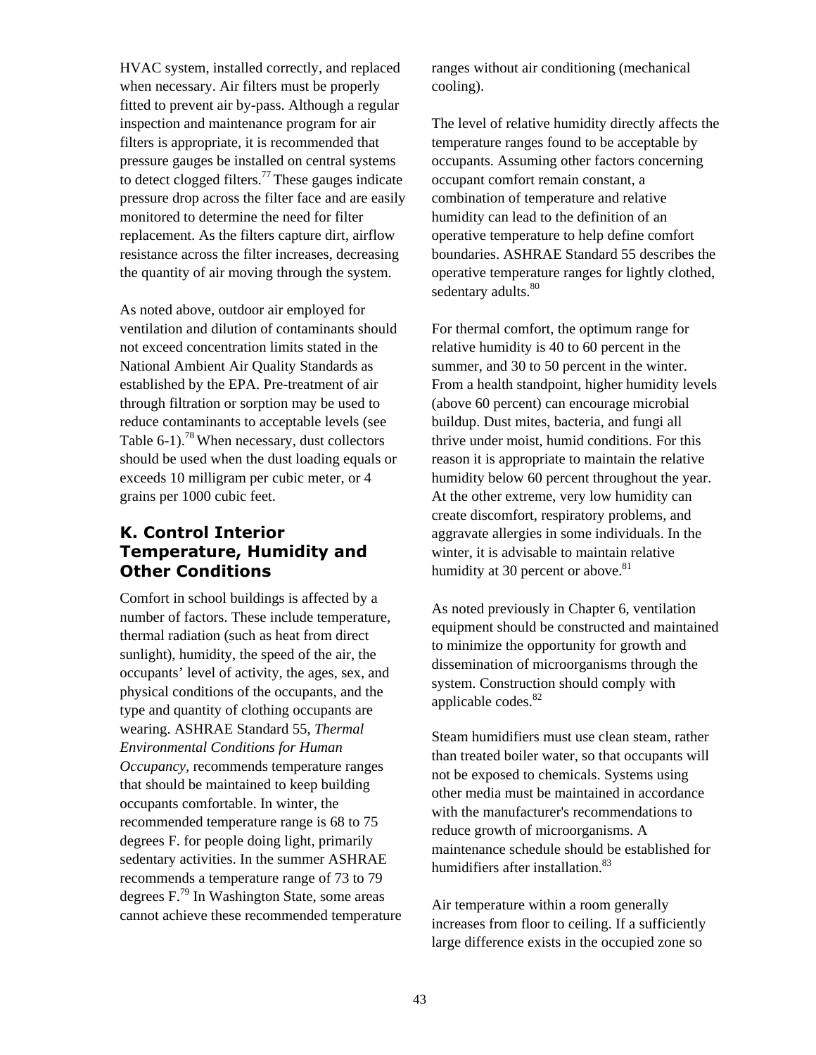HVAC system, installed correctly, and replaced when necessary. Air filters must be properly fitted to prevent air by-pass. Although a regular inspection and maintenance program for air filters is appropriate, it is recommended that pressure gauges be installed on central systems to detect clogged filters.[77] These gauges indicate pressure drop across the filter face and are easily monitored to determine the need for filter replacement. As the filters capture dirt, airflow resistance across the filter increases, decreasing the quantity of air moving through the system.

As noted above, outdoor air employed for ventilation and dilution of contaminants should not exceed concentration limits stated in the National Ambient Air Quality Standards as established by the EPA. Pre-treatment of air through filtration or sorption may be used to reduce contaminants to acceptable levels (see Table 6-1).[78] When necessary, dust collectors should be used when the dust loading equals or exceeds 10 milligram per cubic meter, or 4 grains per 1000 cubic feet.

## K. Control Interior Temperature, Humidity and Other Conditions

Comfort in school buildings is affected by a number of factors. These include temperature, thermal radiation (such as heat from direct sunlight), humidity, the speed of the air, the occupants' level of activity, the ages, sex, and physical conditions of the occupants, and the type and quantity of clothing occupants are wearing. ASHRAE Standard 55, *Thermal Environmental Conditions for Human Occupancy*, recommends temperature ranges that should be maintained to keep building occupants comfortable. In winter, the recommended temperature range is 68 to 75 degrees F. for people doing light, primarily sedentary activities. In the summer ASHRAE recommends a temperature range of 73 to 79 degrees F.[79] In Washington State, some areas cannot achieve these recommended temperature ranges without air conditioning (mechanical cooling).

The level of relative humidity directly affects the temperature ranges found to be acceptable by occupants. Assuming other factors concerning occupant comfort remain constant, a combination of temperature and relative humidity can lead to the definition of an operative temperature to help define comfort boundaries. ASHRAE Standard 55 describes the operative temperature ranges for lightly clothed, sedentary adults.[80]

For thermal comfort, the optimum range for relative humidity is 40 to 60 percent in the summer, and 30 to 50 percent in the winter. From a health standpoint, higher humidity levels (above 60 percent) can encourage microbial buildup. Dust mites, bacteria, and fungi all thrive under moist, humid conditions. For this reason it is appropriate to maintain the relative humidity below 60 percent throughout the year. At the other extreme, very low humidity can create discomfort, respiratory problems, and aggravate allergies in some individuals. In the winter, it is advisable to maintain relative humidity at 30 percent or above.[81]

As noted previously in Chapter 6, ventilation equipment should be constructed and maintained to minimize the opportunity for growth and dissemination of microorganisms through the system. Construction should comply with applicable codes.[82]

Steam humidifiers must use clean steam, rather than treated boiler water, so that occupants will not be exposed to chemicals. Systems using other media must be maintained in accordance with the manufacturer's recommendations to reduce growth of microorganisms. A maintenance schedule should be established for humidifiers after installation.[83]

Air temperature within a room generally increases from floor to ceiling. If a sufficiently large difference exists in the occupied zone so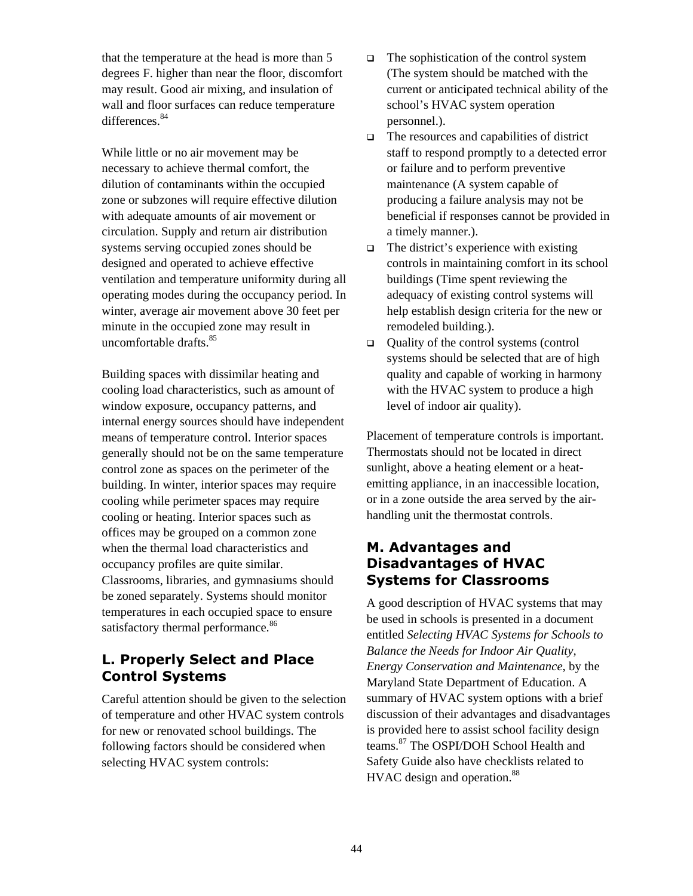that the temperature at the head is more than 5 degrees F. higher than near the floor, discomfort may result. Good air mixing, and insulation of wall and floor surfaces can reduce temperature differences.[84]

While little or no air movement may be necessary to achieve thermal comfort, the dilution of contaminants within the occupied zone or subzones will require effective dilution with adequate amounts of air movement or circulation. Supply and return air distribution systems serving occupied zones should be designed and operated to achieve effective ventilation and temperature uniformity during all operating modes during the occupancy period. In winter, average air movement above 30 feet per minute in the occupied zone may result in uncomfortable drafts.[85]

Building spaces with dissimilar heating and cooling load characteristics, such as amount of window exposure, occupancy patterns, and internal energy sources should have independent means of temperature control. Interior spaces generally should not be on the same temperature control zone as spaces on the perimeter of the building. In winter, interior spaces may require cooling while perimeter spaces may require cooling or heating. Interior spaces such as offices may be grouped on a common zone when the thermal load characteristics and occupancy profiles are quite similar. Classrooms, libraries, and gymnasiums should be zoned separately. Systems should monitor temperatures in each occupied space to ensure satisfactory thermal performance.[86]

## L. Properly Select and Place Control Systems

Careful attention should be given to the selection of temperature and other HVAC system controls for new or renovated school buildings. The following factors should be considered when selecting HVAC system controls:

- The sophistication of the control system (The system should be matched with the current or anticipated technical ability of the school's HVAC system operation personnel.).
- The resources and capabilities of district staff to respond promptly to a detected error or failure and to perform preventive maintenance (A system capable of producing a failure analysis may not be beneficial if responses cannot be provided in a timely manner.).
- The district's experience with existing controls in maintaining comfort in its school buildings (Time spent reviewing the adequacy of existing control systems will help establish design criteria for the new or remodeled building.).
- Quality of the control systems (control systems should be selected that are of high quality and capable of working in harmony with the HVAC system to produce a high level of indoor air quality).

Placement of temperature controls is important. Thermostats should not be located in direct sunlight, above a heating element or a heat-emitting appliance, in an inaccessible location, or in a zone outside the area served by the air-handling unit the thermostat controls.

## M. Advantages and Disadvantages of HVAC Systems for Classrooms

A good description of HVAC systems that may be used in schools is presented in a document entitled *Selecting HVAC Systems for Schools to Balance the Needs for Indoor Air Quality, Energy Conservation and Maintenance*, by the Maryland State Department of Education. A summary of HVAC system options with a brief discussion of their advantages and disadvantages is provided here to assist school facility design teams.[87] The OSPI/DOH School Health and Safety Guide also have checklists related to HVAC design and operation.[88]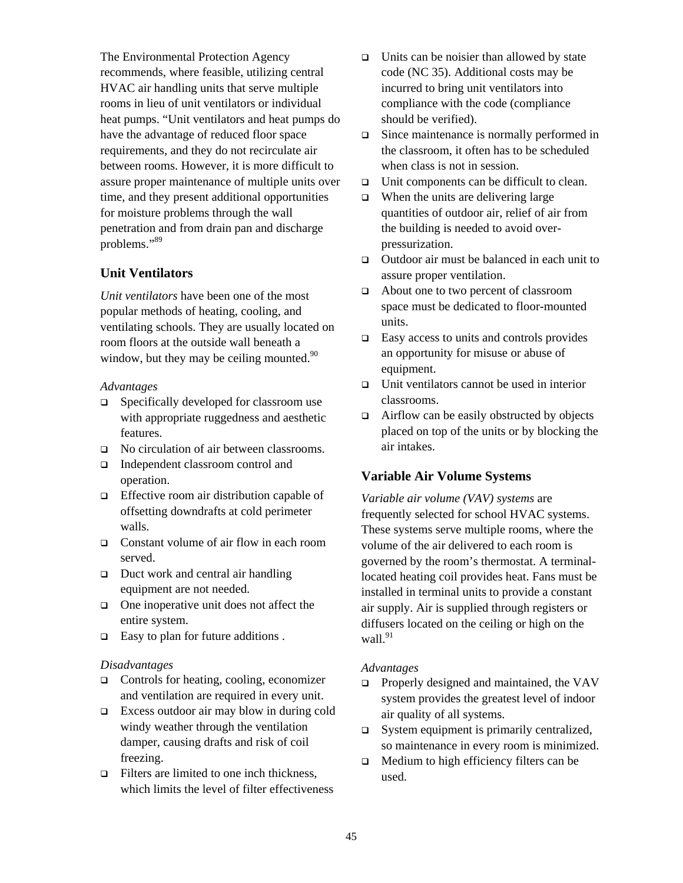The Environmental Protection Agency recommends, where feasible, utilizing central HVAC air handling units that serve multiple rooms in lieu of unit ventilators or individual heat pumps. "Unit ventilators and heat pumps do have the advantage of reduced floor space requirements, and they do not recirculate air between rooms. However, it is more difficult to assure proper maintenance of multiple units over time, and they present additional opportunities for moisture problems through the wall penetration and from drain pan and discharge problems."[89]

### Unit Ventilators

*Unit ventilators* have been one of the most popular methods of heating, cooling, and ventilating schools. They are usually located on room floors at the outside wall beneath a window, but they may be ceiling mounted.[90]

*Advantages*

- Specifically developed for classroom use with appropriate ruggedness and aesthetic features.
- No circulation of air between classrooms.
- Independent classroom control and operation.
- Effective room air distribution capable of offsetting downdrafts at cold perimeter walls.
- Constant volume of air flow in each room served.
- Duct work and central air handling equipment are not needed.
- One inoperative unit does not affect the entire system.
- Easy to plan for future additions .

*Disadvantages*

- Controls for heating, cooling, economizer and ventilation are required in every unit.
- Excess outdoor air may blow in during cold windy weather through the ventilation damper, causing drafts and risk of coil freezing.
- Filters are limited to one inch thickness, which limits the level of filter effectiveness
- Units can be noisier than allowed by state code (NC 35). Additional costs may be incurred to bring unit ventilators into compliance with the code (compliance should be verified).
- Since maintenance is normally performed in the classroom, it often has to be scheduled when class is not in session.
- Unit components can be difficult to clean.
- When the units are delivering large quantities of outdoor air, relief of air from the building is needed to avoid over-pressurization.
- Outdoor air must be balanced in each unit to assure proper ventilation.
- About one to two percent of classroom space must be dedicated to floor-mounted units.
- Easy access to units and controls provides an opportunity for misuse or abuse of equipment.
- Unit ventilators cannot be used in interior classrooms.
- Airflow can be easily obstructed by objects placed on top of the units or by blocking the air intakes.

### Variable Air Volume Systems

*Variable air volume (VAV) systems* are frequently selected for school HVAC systems. These systems serve multiple rooms, where the volume of the air delivered to each room is governed by the room's thermostat. A terminal-located heating coil provides heat. Fans must be installed in terminal units to provide a constant air supply. Air is supplied through registers or diffusers located on the ceiling or high on the wall.[91]

*Advantages*

- Properly designed and maintained, the VAV system provides the greatest level of indoor air quality of all systems.
- System equipment is primarily centralized, so maintenance in every room is minimized.
- Medium to high efficiency filters can be used.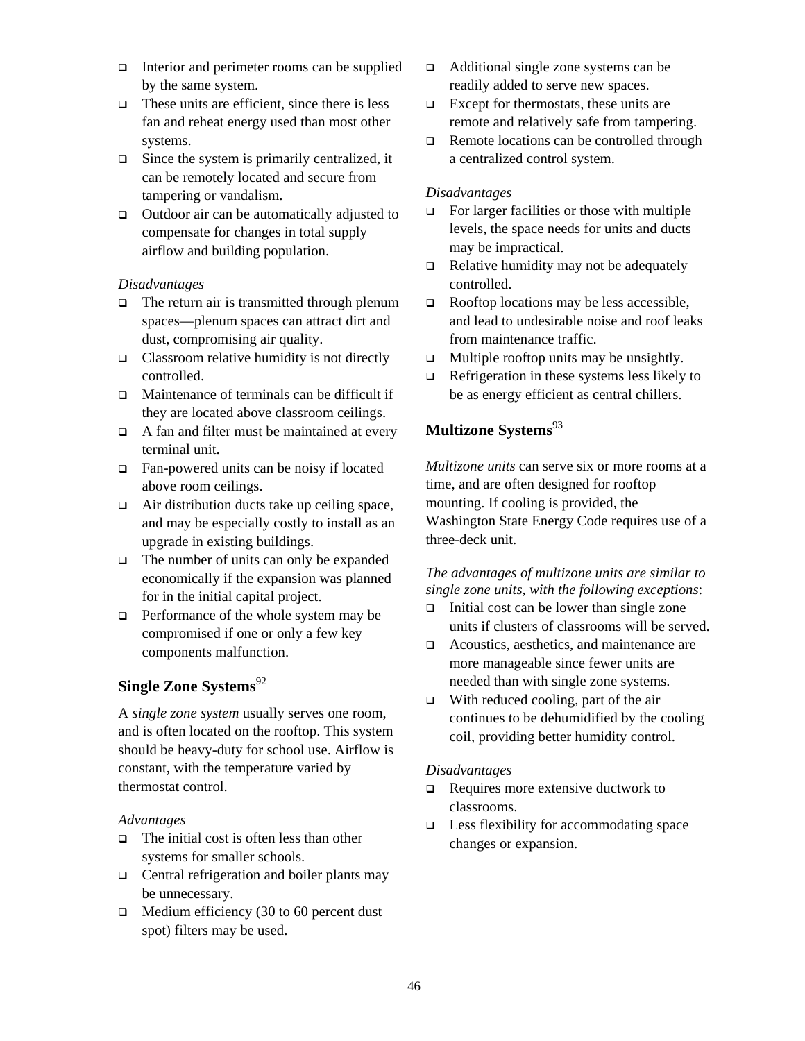- Interior and perimeter rooms can be supplied by the same system.
- These units are efficient, since there is less fan and reheat energy used than most other systems.
- Since the system is primarily centralized, it can be remotely located and secure from tampering or vandalism.
- Outdoor air can be automatically adjusted to compensate for changes in total supply airflow and building population.

*Disadvantages*

- The return air is transmitted through plenum spaces—plenum spaces can attract dirt and dust, compromising air quality.
- Classroom relative humidity is not directly controlled.
- Maintenance of terminals can be difficult if they are located above classroom ceilings.
- A fan and filter must be maintained at every terminal unit.
- Fan-powered units can be noisy if located above room ceilings.
- Air distribution ducts take up ceiling space, and may be especially costly to install as an upgrade in existing buildings.
- The number of units can only be expanded economically if the expansion was planned for in the initial capital project.
- Performance of the whole system may be compromised if one or only a few key components malfunction.

### Single Zone Systems[92]

A *single zone system* usually serves one room, and is often located on the rooftop. This system should be heavy-duty for school use. Airflow is constant, with the temperature varied by thermostat control.

*Advantages*

- The initial cost is often less than other systems for smaller schools.
- Central refrigeration and boiler plants may be unnecessary.
- Medium efficiency (30 to 60 percent dust spot) filters may be used.
- Additional single zone systems can be readily added to serve new spaces.
- Except for thermostats, these units are remote and relatively safe from tampering.
- Remote locations can be controlled through a centralized control system.

*Disadvantages*

- For larger facilities or those with multiple levels, the space needs for units and ducts may be impractical.
- Relative humidity may not be adequately controlled.
- Rooftop locations may be less accessible, and lead to undesirable noise and roof leaks from maintenance traffic.
- Multiple rooftop units may be unsightly.
- Refrigeration in these systems less likely to be as energy efficient as central chillers.

### Multizone Systems[93]

*Multizone units* can serve six or more rooms at a time, and are often designed for rooftop mounting. If cooling is provided, the Washington State Energy Code requires use of a three-deck unit.

*The advantages of multizone units are similar to single zone units, with the following exceptions*:

- Initial cost can be lower than single zone units if clusters of classrooms will be served.
- Acoustics, aesthetics, and maintenance are more manageable since fewer units are needed than with single zone systems.
- With reduced cooling, part of the air continues to be dehumidified by the cooling coil, providing better humidity control.

*Disadvantages*

- Requires more extensive ductwork to classrooms.
- Less flexibility for accommodating space changes or expansion.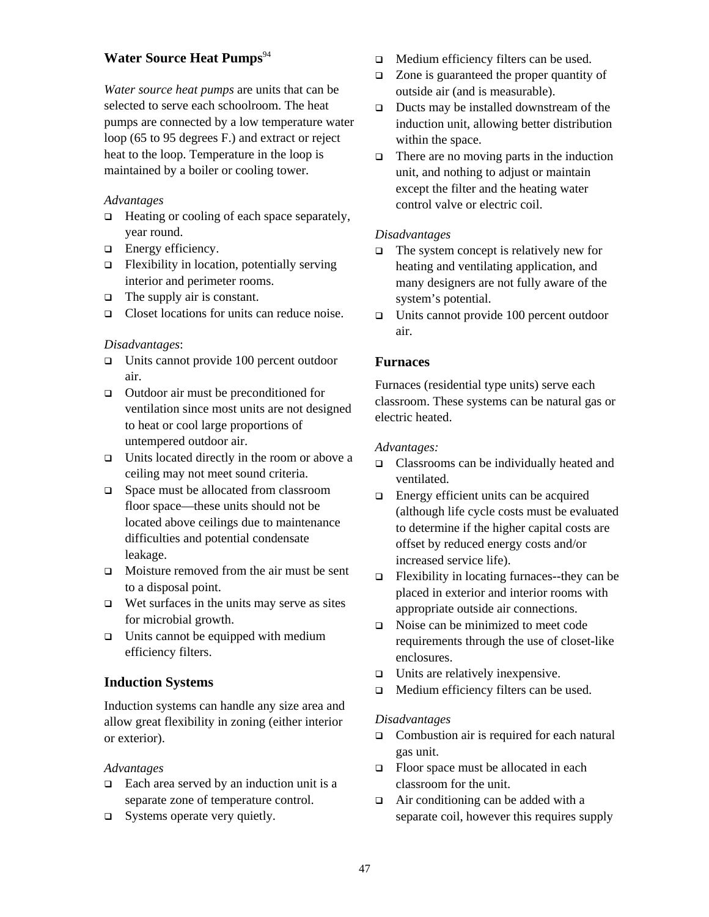### Water Source Heat Pumps[94]

*Water source heat pumps* are units that can be selected to serve each schoolroom. The heat pumps are connected by a low temperature water loop (65 to 95 degrees F.) and extract or reject heat to the loop. Temperature in the loop is maintained by a boiler or cooling tower.

*Advantages*

- Heating or cooling of each space separately, year round.
- Energy efficiency.
- Flexibility in location, potentially serving interior and perimeter rooms.
- The supply air is constant.
- Closet locations for units can reduce noise.

*Disadvantages*:

- Units cannot provide 100 percent outdoor air.
- Outdoor air must be preconditioned for ventilation since most units are not designed to heat or cool large proportions of untempered outdoor air.
- Units located directly in the room or above a ceiling may not meet sound criteria.
- Space must be allocated from classroom floor space—these units should not be located above ceilings due to maintenance difficulties and potential condensate leakage.
- Moisture removed from the air must be sent to a disposal point.
- Wet surfaces in the units may serve as sites for microbial growth.
- Units cannot be equipped with medium efficiency filters.

### Induction Systems

Induction systems can handle any size area and allow great flexibility in zoning (either interior or exterior).

*Advantages*

- Each area served by an induction unit is a separate zone of temperature control.
- Systems operate very quietly.
- Medium efficiency filters can be used.
- Zone is guaranteed the proper quantity of outside air (and is measurable).
- Ducts may be installed downstream of the induction unit, allowing better distribution within the space.
- There are no moving parts in the induction unit, and nothing to adjust or maintain except the filter and the heating water control valve or electric coil.

*Disadvantages*

- The system concept is relatively new for heating and ventilating application, and many designers are not fully aware of the system's potential.
- Units cannot provide 100 percent outdoor air.

### Furnaces

Furnaces (residential type units) serve each classroom. These systems can be natural gas or electric heated.

*Advantages:*

- Classrooms can be individually heated and ventilated.
- Energy efficient units can be acquired (although life cycle costs must be evaluated to determine if the higher capital costs are offset by reduced energy costs and/or increased service life).
- Flexibility in locating furnaces--they can be placed in exterior and interior rooms with appropriate outside air connections.
- Noise can be minimized to meet code requirements through the use of closet-like enclosures.
- Units are relatively inexpensive.
- Medium efficiency filters can be used.

*Disadvantages*

- Combustion air is required for each natural gas unit.
- Floor space must be allocated in each classroom for the unit.
- Air conditioning can be added with a separate coil, however this requires supply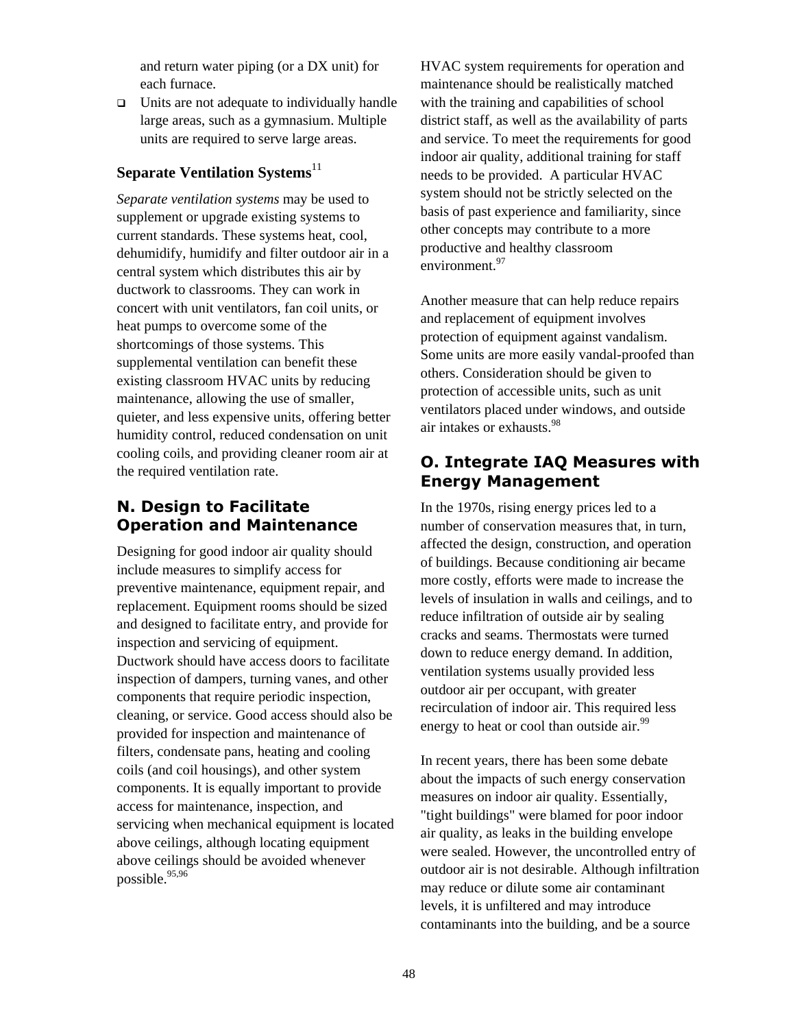and return water piping (or a DX unit) for each furnace.

- Units are not adequate to individually handle large areas, such as a gymnasium. Multiple units are required to serve large areas.

### Separate Ventilation Systems[11]

*Separate ventilation systems* may be used to supplement or upgrade existing systems to current standards. These systems heat, cool, dehumidify, humidify and filter outdoor air in a central system which distributes this air by ductwork to classrooms. They can work in concert with unit ventilators, fan coil units, or heat pumps to overcome some of the shortcomings of those systems. This supplemental ventilation can benefit these existing classroom HVAC units by reducing maintenance, allowing the use of smaller, quieter, and less expensive units, offering better humidity control, reduced condensation on unit cooling coils, and providing cleaner room air at the required ventilation rate.

## N. Design to Facilitate Operation and Maintenance

Designing for good indoor air quality should include measures to simplify access for preventive maintenance, equipment repair, and replacement. Equipment rooms should be sized and designed to facilitate entry, and provide for inspection and servicing of equipment. Ductwork should have access doors to facilitate inspection of dampers, turning vanes, and other components that require periodic inspection, cleaning, or service. Good access should also be provided for inspection and maintenance of filters, condensate pans, heating and cooling coils (and coil housings), and other system components. It is equally important to provide access for maintenance, inspection, and servicing when mechanical equipment is located above ceilings, although locating equipment above ceilings should be avoided whenever possible.[95,96]

HVAC system requirements for operation and maintenance should be realistically matched with the training and capabilities of school district staff, as well as the availability of parts and service. To meet the requirements for good indoor air quality, additional training for staff needs to be provided. A particular HVAC system should not be strictly selected on the basis of past experience and familiarity, since other concepts may contribute to a more productive and healthy classroom environment.[97]

Another measure that can help reduce repairs and replacement of equipment involves protection of equipment against vandalism. Some units are more easily vandal-proofed than others. Consideration should be given to protection of accessible units, such as unit ventilators placed under windows, and outside air intakes or exhausts.[98]

## O. Integrate IAQ Measures with Energy Management

In the 1970s, rising energy prices led to a number of conservation measures that, in turn, affected the design, construction, and operation of buildings. Because conditioning air became more costly, efforts were made to increase the levels of insulation in walls and ceilings, and to reduce infiltration of outside air by sealing cracks and seams. Thermostats were turned down to reduce energy demand. In addition, ventilation systems usually provided less outdoor air per occupant, with greater recirculation of indoor air. This required less energy to heat or cool than outside air.[99]

In recent years, there has been some debate about the impacts of such energy conservation measures on indoor air quality. Essentially, "tight buildings" were blamed for poor indoor air quality, as leaks in the building envelope were sealed. However, the uncontrolled entry of outdoor air is not desirable. Although infiltration may reduce or dilute some air contaminant levels, it is unfiltered and may introduce contaminants into the building, and be a source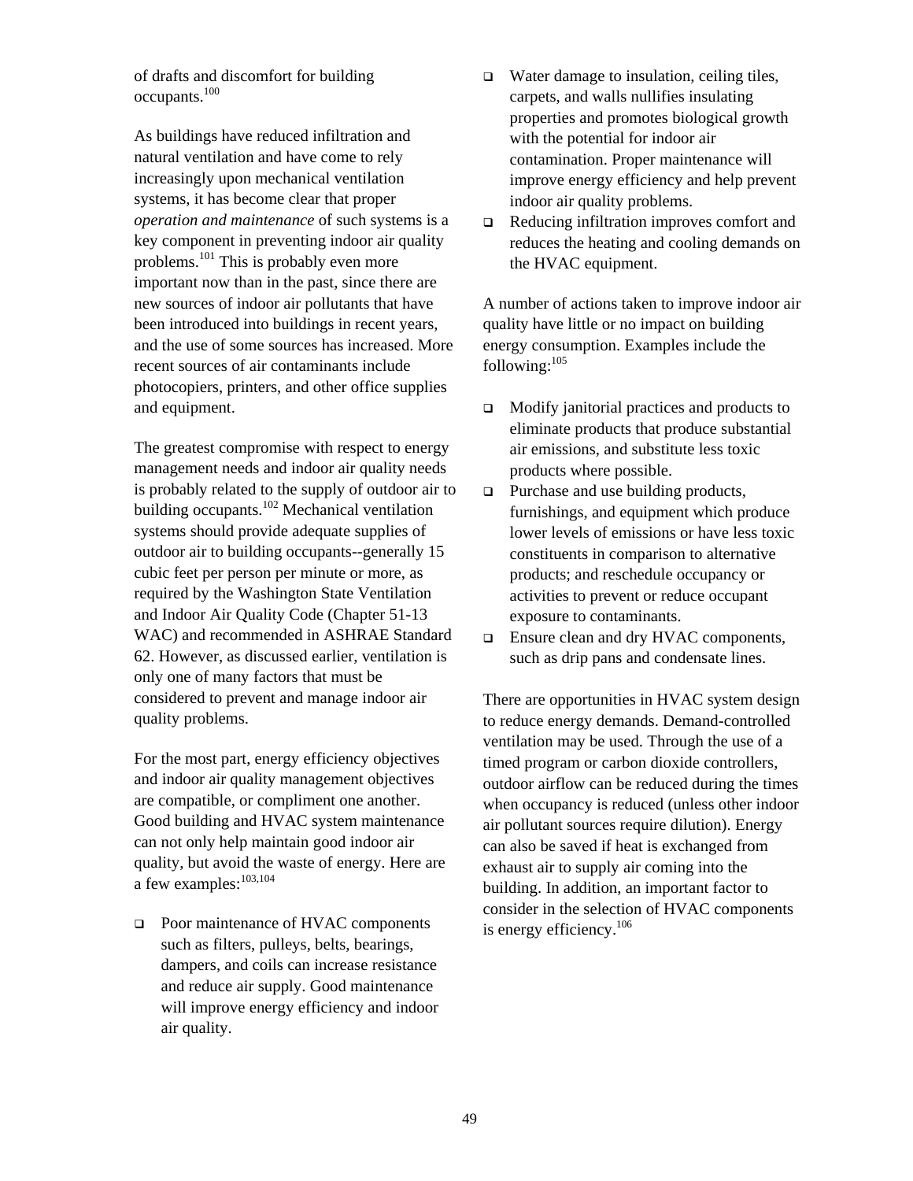of drafts and discomfort for building occupants.[100]

As buildings have reduced infiltration and natural ventilation and have come to rely increasingly upon mechanical ventilation systems, it has become clear that proper *operation and maintenance* of such systems is a key component in preventing indoor air quality problems.[101] This is probably even more important now than in the past, since there are new sources of indoor air pollutants that have been introduced into buildings in recent years, and the use of some sources has increased. More recent sources of air contaminants include photocopiers, printers, and other office supplies and equipment.

The greatest compromise with respect to energy management needs and indoor air quality needs is probably related to the supply of outdoor air to building occupants.[102] Mechanical ventilation systems should provide adequate supplies of outdoor air to building occupants--generally 15 cubic feet per person per minute or more, as required by the Washington State Ventilation and Indoor Air Quality Code (Chapter 51-13 WAC) and recommended in ASHRAE Standard 62. However, as discussed earlier, ventilation is only one of many factors that must be considered to prevent and manage indoor air quality problems.

For the most part, energy efficiency objectives and indoor air quality management objectives are compatible, or compliment one another. Good building and HVAC system maintenance can not only help maintain good indoor air quality, but avoid the waste of energy. Here are a few examples:[103,104]

- Poor maintenance of HVAC components such as filters, pulleys, belts, bearings, dampers, and coils can increase resistance and reduce air supply. Good maintenance will improve energy efficiency and indoor air quality.
- Water damage to insulation, ceiling tiles, carpets, and walls nullifies insulating properties and promotes biological growth with the potential for indoor air contamination. Proper maintenance will improve energy efficiency and help prevent indoor air quality problems.
- Reducing infiltration improves comfort and reduces the heating and cooling demands on the HVAC equipment.

A number of actions taken to improve indoor air quality have little or no impact on building energy consumption. Examples include the following:[105]

- Modify janitorial practices and products to eliminate products that produce substantial air emissions, and substitute less toxic products where possible.
- Purchase and use building products, furnishings, and equipment which produce lower levels of emissions or have less toxic constituents in comparison to alternative products; and reschedule occupancy or activities to prevent or reduce occupant exposure to contaminants.
- Ensure clean and dry HVAC components, such as drip pans and condensate lines.

There are opportunities in HVAC system design to reduce energy demands. Demand-controlled ventilation may be used. Through the use of a timed program or carbon dioxide controllers, outdoor airflow can be reduced during the times when occupancy is reduced (unless other indoor air pollutant sources require dilution). Energy can also be saved if heat is exchanged from exhaust air to supply air coming into the building. In addition, an important factor to consider in the selection of HVAC components is energy efficiency.[106]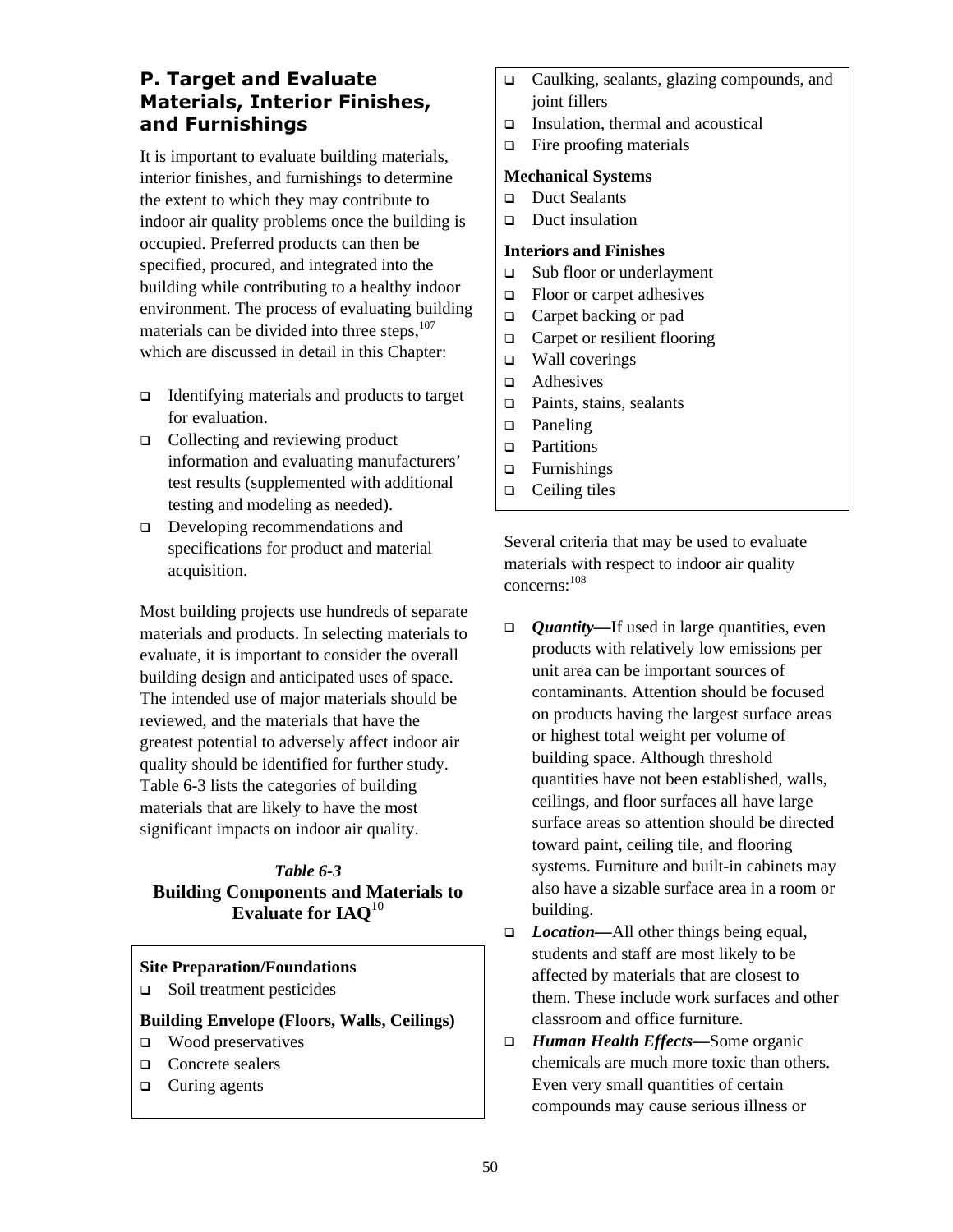## P. Target and Evaluate Materials, Interior Finishes, and Furnishings

It is important to evaluate building materials, interior finishes, and furnishings to determine the extent to which they may contribute to indoor air quality problems once the building is occupied. Preferred products can then be specified, procured, and integrated into the building while contributing to a healthy indoor environment. The process of evaluating building materials can be divided into three steps,[107] which are discussed in detail in this Chapter:

- Identifying materials and products to target for evaluation.
- Collecting and reviewing product information and evaluating manufacturers' test results (supplemented with additional testing and modeling as needed).
- Developing recommendations and specifications for product and material acquisition.

Most building projects use hundreds of separate materials and products. In selecting materials to evaluate, it is important to consider the overall building design and anticipated uses of space. The intended use of major materials should be reviewed, and the materials that have the greatest potential to adversely affect indoor air quality should be identified for further study. Table 6-3 lists the categories of building materials that are likely to have the most significant impacts on indoor air quality.

***Table 6-3***
**Building Components and Materials to Evaluate for IAQ**[10]

**Site Preparation/Foundations**
- Soil treatment pesticides

**Building Envelope (Floors, Walls, Ceilings)**
- Wood preservatives
- Concrete sealers
- Curing agents
- Caulking, sealants, glazing compounds, and joint fillers
- Insulation, thermal and acoustical
- Fire proofing materials

**Mechanical Systems**
- Duct Sealants
- Duct insulation

**Interiors and Finishes**
- Sub floor or underlayment
- Floor or carpet adhesives
- Carpet backing or pad
- Carpet or resilient flooring
- Wall coverings
- Adhesives
- Paints, stains, sealants
- Paneling
- Partitions
- Furnishings
- Ceiling tiles

Several criteria that may be used to evaluate materials with respect to indoor air quality concerns:[108]

- ***Quantity*—**If used in large quantities, even products with relatively low emissions per unit area can be important sources of contaminants. Attention should be focused on products having the largest surface areas or highest total weight per volume of building space. Although threshold quantities have not been established, walls, ceilings, and floor surfaces all have large surface areas so attention should be directed toward paint, ceiling tile, and flooring systems. Furniture and built-in cabinets may also have a sizable surface area in a room or building.
- ***Location*—**All other things being equal, students and staff are most likely to be affected by materials that are closest to them. These include work surfaces and other classroom and office furniture.
- ***Human Health Effects*—**Some organic chemicals are much more toxic than others. Even very small quantities of certain compounds may cause serious illness or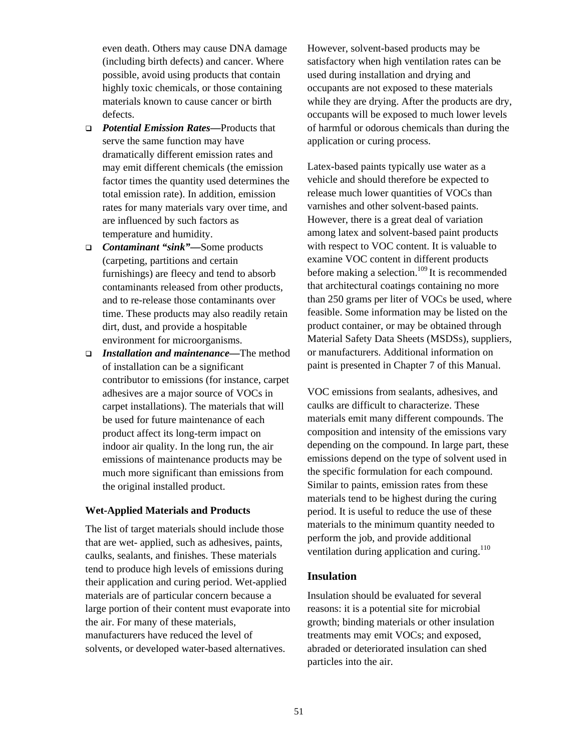even death. Others may cause DNA damage (including birth defects) and cancer. Where possible, avoid using products that contain highly toxic chemicals, or those containing materials known to cause cancer or birth defects.

- ***Potential Emission Rates—***Products that serve the same function may have dramatically different emission rates and may emit different chemicals (the emission factor times the quantity used determines the total emission rate). In addition, emission rates for many materials vary over time, and are influenced by such factors as temperature and humidity.
- ***Contaminant "sink"—***Some products (carpeting, partitions and certain furnishings) are fleecy and tend to absorb contaminants released from other products, and to re-release those contaminants over time. These products may also readily retain dirt, dust, and provide a hospitable environment for microorganisms.
- ***Installation and maintenance—***The method of installation can be a significant contributor to emissions (for instance, carpet adhesives are a major source of VOCs in carpet installations). The materials that will be used for future maintenance of each product affect its long-term impact on indoor air quality. In the long run, the air emissions of maintenance products may be much more significant than emissions from the original installed product.

**Wet-Applied Materials and Products**

The list of target materials should include those that are wet- applied, such as adhesives, paints, caulks, sealants, and finishes. These materials tend to produce high levels of emissions during their application and curing period. Wet-applied materials are of particular concern because a large portion of their content must evaporate into the air. For many of these materials, manufacturers have reduced the level of solvents, or developed water-based alternatives. However, solvent-based products may be satisfactory when high ventilation rates can be used during installation and drying and occupants are not exposed to these materials while they are drying. After the products are dry, occupants will be exposed to much lower levels of harmful or odorous chemicals than during the application or curing process.

Latex-based paints typically use water as a vehicle and should therefore be expected to release much lower quantities of VOCs than varnishes and other solvent-based paints. However, there is a great deal of variation among latex and solvent-based paint products with respect to VOC content. It is valuable to examine VOC content in different products before making a selection.[109] It is recommended that architectural coatings containing no more than 250 grams per liter of VOCs be used, where feasible. Some information may be listed on the product container, or may be obtained through Material Safety Data Sheets (MSDSs), suppliers, or manufacturers. Additional information on paint is presented in Chapter 7 of this Manual.

VOC emissions from sealants, adhesives, and caulks are difficult to characterize. These materials emit many different compounds. The composition and intensity of the emissions vary depending on the compound. In large part, these emissions depend on the type of solvent used in the specific formulation for each compound. Similar to paints, emission rates from these materials tend to be highest during the curing period. It is useful to reduce the use of these materials to the minimum quantity needed to perform the job, and provide additional ventilation during application and curing.[110]

## Insulation

Insulation should be evaluated for several reasons: it is a potential site for microbial growth; binding materials or other insulation treatments may emit VOCs; and exposed, abraded or deteriorated insulation can shed particles into the air.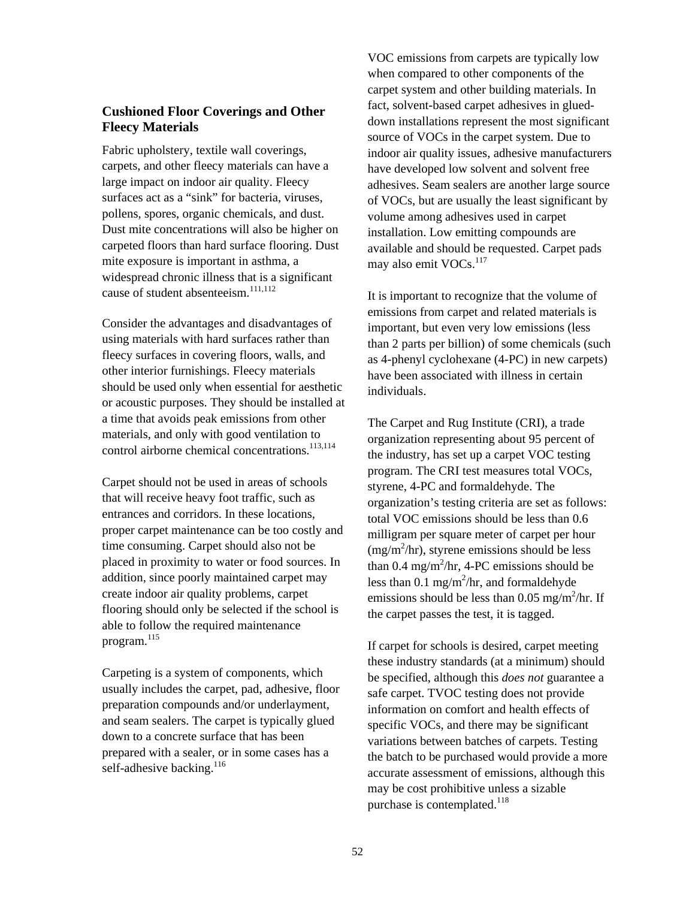## Cushioned Floor Coverings and Other Fleecy Materials

Fabric upholstery, textile wall coverings, carpets, and other fleecy materials can have a large impact on indoor air quality. Fleecy surfaces act as a "sink" for bacteria, viruses, pollens, spores, organic chemicals, and dust. Dust mite concentrations will also be higher on carpeted floors than hard surface flooring. Dust mite exposure is important in asthma, a widespread chronic illness that is a significant cause of student absenteeism.[111,112]

Consider the advantages and disadvantages of using materials with hard surfaces rather than fleecy surfaces in covering floors, walls, and other interior furnishings. Fleecy materials should be used only when essential for aesthetic or acoustic purposes. They should be installed at a time that avoids peak emissions from other materials, and only with good ventilation to control airborne chemical concentrations.[113,114]

Carpet should not be used in areas of schools that will receive heavy foot traffic, such as entrances and corridors. In these locations, proper carpet maintenance can be too costly and time consuming. Carpet should also not be placed in proximity to water or food sources. In addition, since poorly maintained carpet may create indoor air quality problems, carpet flooring should only be selected if the school is able to follow the required maintenance program.[115]

Carpeting is a system of components, which usually includes the carpet, pad, adhesive, floor preparation compounds and/or underlayment, and seam sealers. The carpet is typically glued down to a concrete surface that has been prepared with a sealer, or in some cases has a self-adhesive backing.[116]

VOC emissions from carpets are typically low when compared to other components of the carpet system and other building materials. In fact, solvent-based carpet adhesives in glued-down installations represent the most significant source of VOCs in the carpet system. Due to indoor air quality issues, adhesive manufacturers have developed low solvent and solvent free adhesives. Seam sealers are another large source of VOCs, but are usually the least significant by volume among adhesives used in carpet installation. Low emitting compounds are available and should be requested. Carpet pads may also emit VOCs.[117]

It is important to recognize that the volume of emissions from carpet and related materials is important, but even very low emissions (less than 2 parts per billion) of some chemicals (such as 4-phenyl cyclohexane (4-PC) in new carpets) have been associated with illness in certain individuals.

The Carpet and Rug Institute (CRI), a trade organization representing about 95 percent of the industry, has set up a carpet VOC testing program. The CRI test measures total VOCs, styrene, 4-PC and formaldehyde. The organization's testing criteria are set as follows: total VOC emissions should be less than 0.6 milligram per square meter of carpet per hour ($mg/m^2/hr$), styrene emissions should be less than 0.4 $mg/m^2/hr$, 4-PC emissions should be less than 0.1 $mg/m^2/hr$, and formaldehyde emissions should be less than 0.05 $mg/m^2/hr$. If the carpet passes the test, it is tagged.

If carpet for schools is desired, carpet meeting these industry standards (at a minimum) should be specified, although this *does not* guarantee a safe carpet. TVOC testing does not provide information on comfort and health effects of specific VOCs, and there may be significant variations between batches of carpets. Testing the batch to be purchased would provide a more accurate assessment of emissions, although this may be cost prohibitive unless a sizable purchase is contemplated.[118]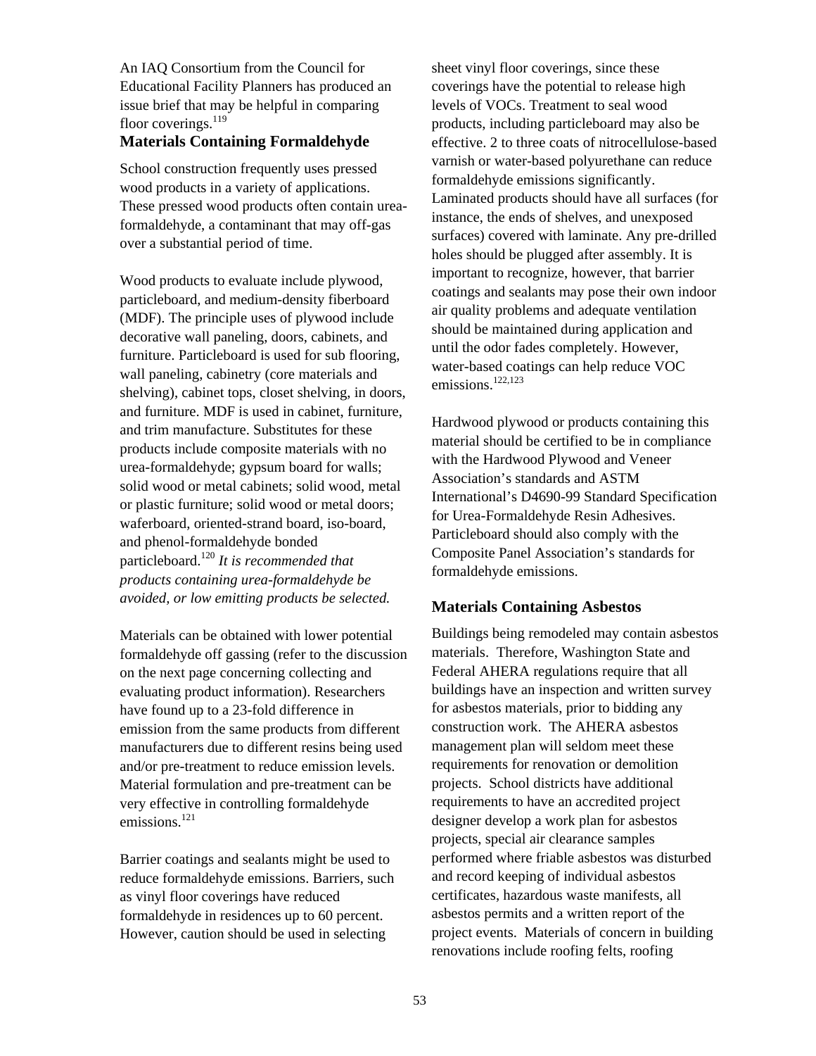An IAQ Consortium from the Council for Educational Facility Planners has produced an issue brief that may be helpful in comparing floor coverings.[119]

### Materials Containing Formaldehyde

School construction frequently uses pressed wood products in a variety of applications. These pressed wood products often contain urea-formaldehyde, a contaminant that may off-gas over a substantial period of time.

Wood products to evaluate include plywood, particleboard, and medium-density fiberboard (MDF). The principle uses of plywood include decorative wall paneling, doors, cabinets, and furniture. Particleboard is used for sub flooring, wall paneling, cabinetry (core materials and shelving), cabinet tops, closet shelving, in doors, and furniture. MDF is used in cabinet, furniture, and trim manufacture. Substitutes for these products include composite materials with no urea-formaldehyde; gypsum board for walls; solid wood or metal cabinets; solid wood, metal or plastic furniture; solid wood or metal doors; waferboard, oriented-strand board, iso-board, and phenol-formaldehyde bonded particleboard.[120] *It is recommended that products containing urea-formaldehyde be avoided, or low emitting products be selected.*

Materials can be obtained with lower potential formaldehyde off gassing (refer to the discussion on the next page concerning collecting and evaluating product information). Researchers have found up to a 23-fold difference in emission from the same products from different manufacturers due to different resins being used and/or pre-treatment to reduce emission levels. Material formulation and pre-treatment can be very effective in controlling formaldehyde emissions.[121]

Barrier coatings and sealants might be used to reduce formaldehyde emissions. Barriers, such as vinyl floor coverings have reduced formaldehyde in residences up to 60 percent. However, caution should be used in selecting sheet vinyl floor coverings, since these coverings have the potential to release high levels of VOCs. Treatment to seal wood products, including particleboard may also be effective. 2 to three coats of nitrocellulose-based varnish or water-based polyurethane can reduce formaldehyde emissions significantly. Laminated products should have all surfaces (for instance, the ends of shelves, and unexposed surfaces) covered with laminate. Any pre-drilled holes should be plugged after assembly. It is important to recognize, however, that barrier coatings and sealants may pose their own indoor air quality problems and adequate ventilation should be maintained during application and until the odor fades completely. However, water-based coatings can help reduce VOC emissions.[122,123]

Hardwood plywood or products containing this material should be certified to be in compliance with the Hardwood Plywood and Veneer Association's standards and ASTM International's D4690-99 Standard Specification for Urea-Formaldehyde Resin Adhesives. Particleboard should also comply with the Composite Panel Association's standards for formaldehyde emissions.

### Materials Containing Asbestos

Buildings being remodeled may contain asbestos materials. Therefore, Washington State and Federal AHERA regulations require that all buildings have an inspection and written survey for asbestos materials, prior to bidding any construction work. The AHERA asbestos management plan will seldom meet these requirements for renovation or demolition projects. School districts have additional requirements to have an accredited project designer develop a work plan for asbestos projects, special air clearance samples performed where friable asbestos was disturbed and record keeping of individual asbestos certificates, hazardous waste manifests, all asbestos permits and a written report of the project events. Materials of concern in building renovations include roofing felts, roofing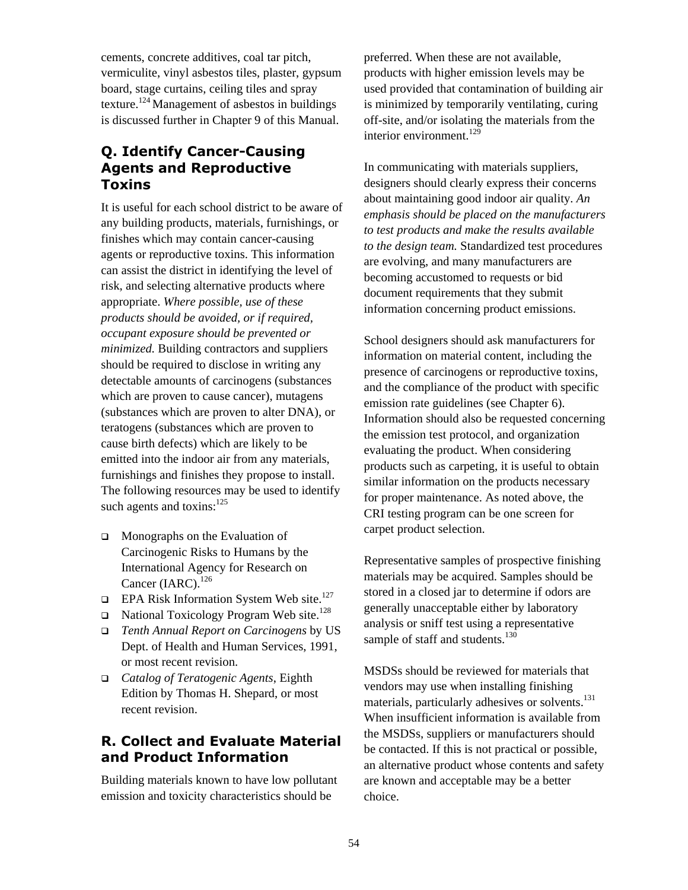cements, concrete additives, coal tar pitch, vermiculite, vinyl asbestos tiles, plaster, gypsum board, stage curtains, ceiling tiles and spray texture.[124] Management of asbestos in buildings is discussed further in Chapter 9 of this Manual.

## Q. Identify Cancer-Causing Agents and Reproductive Toxins

It is useful for each school district to be aware of any building products, materials, furnishings, or finishes which may contain cancer-causing agents or reproductive toxins. This information can assist the district in identifying the level of risk, and selecting alternative products where appropriate. *Where possible, use of these products should be avoided, or if required, occupant exposure should be prevented or minimized.* Building contractors and suppliers should be required to disclose in writing any detectable amounts of carcinogens (substances which are proven to cause cancer), mutagens (substances which are proven to alter DNA), or teratogens (substances which are proven to cause birth defects) which are likely to be emitted into the indoor air from any materials, furnishings and finishes they propose to install. The following resources may be used to identify such agents and toxins:[125]

- Monographs on the Evaluation of Carcinogenic Risks to Humans by the International Agency for Research on Cancer (IARC).[126]
- EPA Risk Information System Web site.[127]
- National Toxicology Program Web site.[128]
- *Tenth Annual Report on Carcinogens* by US Dept. of Health and Human Services, 1991, or most recent revision.
- *Catalog of Teratogenic Agents*, Eighth Edition by Thomas H. Shepard, or most recent revision.

## R. Collect and Evaluate Material and Product Information

Building materials known to have low pollutant emission and toxicity characteristics should be preferred. When these are not available, products with higher emission levels may be used provided that contamination of building air is minimized by temporarily ventilating, curing off-site, and/or isolating the materials from the interior environment.[129]

In communicating with materials suppliers, designers should clearly express their concerns about maintaining good indoor air quality. *An emphasis should be placed on the manufacturers to test products and make the results available to the design team.* Standardized test procedures are evolving, and many manufacturers are becoming accustomed to requests or bid document requirements that they submit information concerning product emissions.

School designers should ask manufacturers for information on material content, including the presence of carcinogens or reproductive toxins, and the compliance of the product with specific emission rate guidelines (see Chapter 6). Information should also be requested concerning the emission test protocol, and organization evaluating the product. When considering products such as carpeting, it is useful to obtain similar information on the products necessary for proper maintenance. As noted above, the CRI testing program can be one screen for carpet product selection.

Representative samples of prospective finishing materials may be acquired. Samples should be stored in a closed jar to determine if odors are generally unacceptable either by laboratory analysis or sniff test using a representative sample of staff and students.[130]

MSDSs should be reviewed for materials that vendors may use when installing finishing materials, particularly adhesives or solvents.[131] When insufficient information is available from the MSDSs, suppliers or manufacturers should be contacted. If this is not practical or possible, an alternative product whose contents and safety are known and acceptable may be a better choice.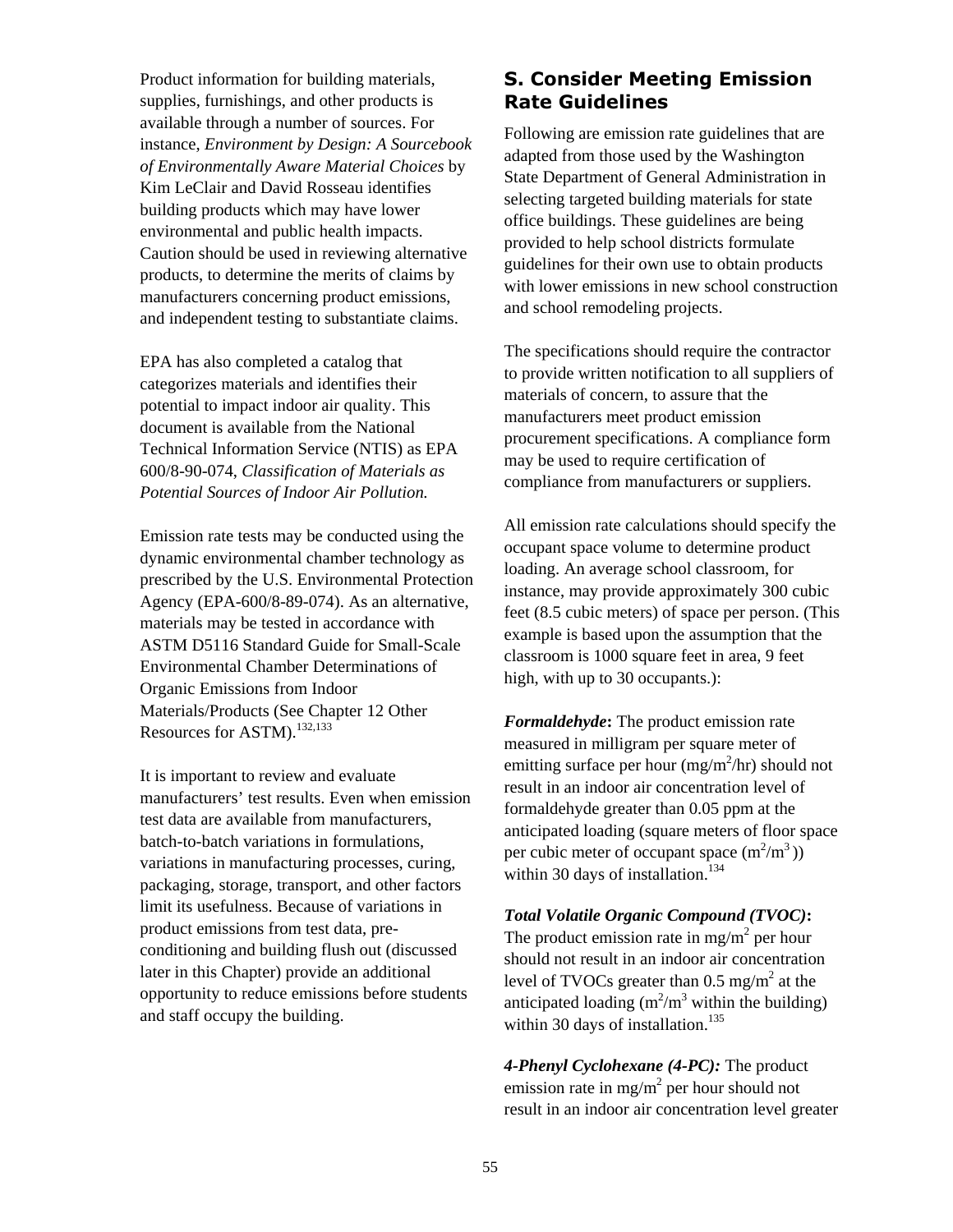Product information for building materials, supplies, furnishings, and other products is available through a number of sources. For instance, *Environment by Design: A Sourcebook of Environmentally Aware Material Choices* by Kim LeClair and David Rosseau identifies building products which may have lower environmental and public health impacts. Caution should be used in reviewing alternative products, to determine the merits of claims by manufacturers concerning product emissions, and independent testing to substantiate claims.

EPA has also completed a catalog that categorizes materials and identifies their potential to impact indoor air quality. This document is available from the National Technical Information Service (NTIS) as EPA 600/8-90-074, *Classification of Materials as Potential Sources of Indoor Air Pollution.*

Emission rate tests may be conducted using the dynamic environmental chamber technology as prescribed by the U.S. Environmental Protection Agency (EPA-600/8-89-074). As an alternative, materials may be tested in accordance with ASTM D5116 Standard Guide for Small-Scale Environmental Chamber Determinations of Organic Emissions from Indoor Materials/Products (See Chapter 12 Other Resources for ASTM).[132,133]

It is important to review and evaluate manufacturers' test results. Even when emission test data are available from manufacturers, batch-to-batch variations in formulations, variations in manufacturing processes, curing, packaging, storage, transport, and other factors limit its usefulness. Because of variations in product emissions from test data, pre-conditioning and building flush out (discussed later in this Chapter) provide an additional opportunity to reduce emissions before students and staff occupy the building.

## S. Consider Meeting Emission Rate Guidelines

Following are emission rate guidelines that are adapted from those used by the Washington State Department of General Administration in selecting targeted building materials for state office buildings. These guidelines are being provided to help school districts formulate guidelines for their own use to obtain products with lower emissions in new school construction and school remodeling projects.

The specifications should require the contractor to provide written notification to all suppliers of materials of concern, to assure that the manufacturers meet product emission procurement specifications. A compliance form may be used to require certification of compliance from manufacturers or suppliers.

All emission rate calculations should specify the occupant space volume to determine product loading. An average school classroom, for instance, may provide approximately 300 cubic feet (8.5 cubic meters) of space per person. (This example is based upon the assumption that the classroom is 1000 square feet in area, 9 feet high, with up to 30 occupants.):

***Formaldehyde*:** The product emission rate measured in milligram per square meter of emitting surface per hour ($mg/m^2/hr$) should not result in an indoor air concentration level of formaldehyde greater than 0.05 ppm at the anticipated loading (square meters of floor space per cubic meter of occupant space ($m^2/m^3$)) within 30 days of installation.[134]

***Total Volatile Organic Compound (TVOC)*:** The product emission rate in $mg/m^2$ per hour should not result in an indoor air concentration level of TVOCs greater than 0.5 $mg/m^2$ at the anticipated loading ($m^2/m^3$ within the building) within 30 days of installation.[135]

***4-Phenyl Cyclohexane (4-PC):*** The product emission rate in $mg/m^2$ per hour should not result in an indoor air concentration level greater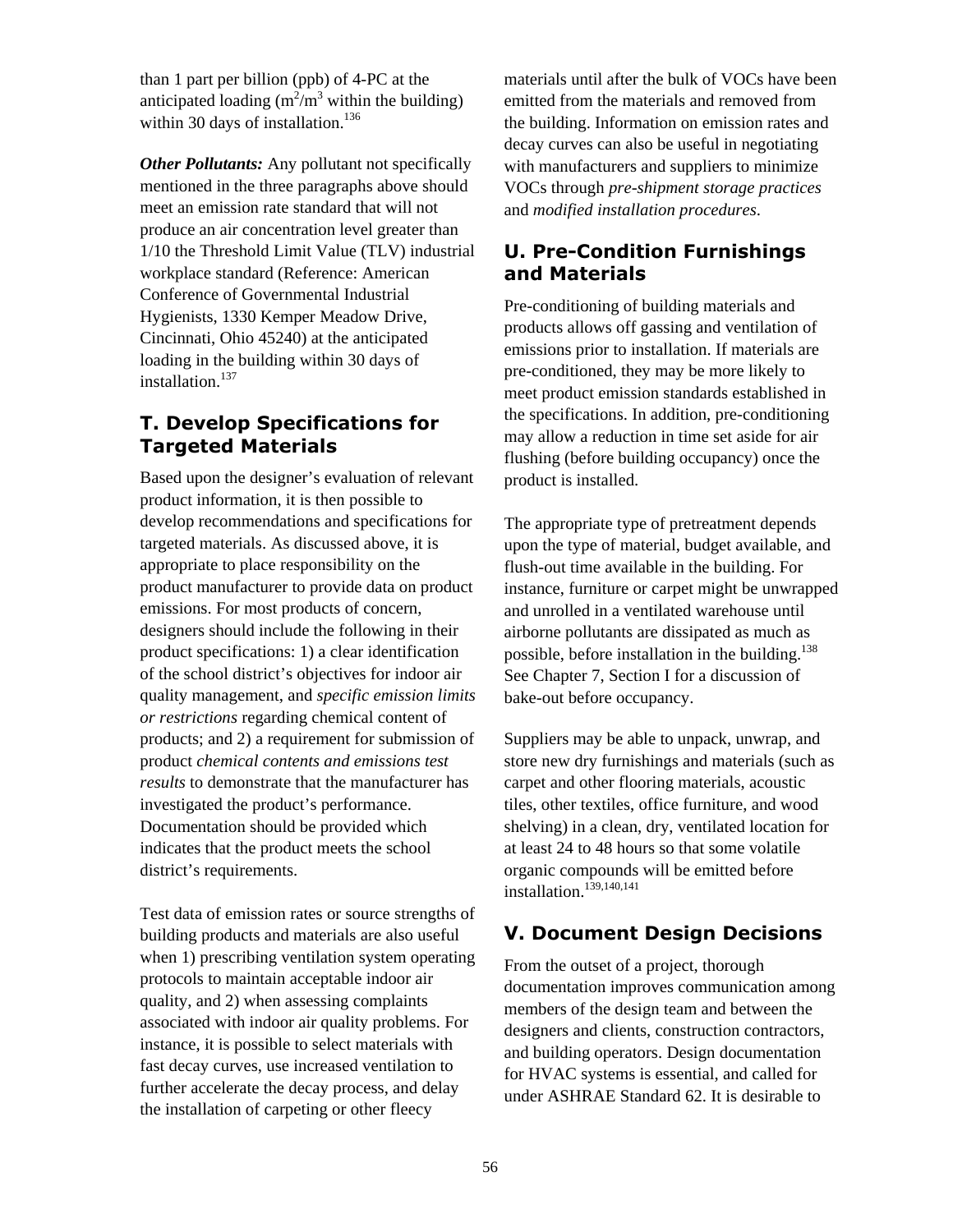than 1 part per billion (ppb) of 4-PC at the anticipated loading ($m^2/m^3$ within the building) within 30 days of installation.[136]

***Other Pollutants:*** Any pollutant not specifically mentioned in the three paragraphs above should meet an emission rate standard that will not produce an air concentration level greater than 1/10 the Threshold Limit Value (TLV) industrial workplace standard (Reference: American Conference of Governmental Industrial Hygienists, 1330 Kemper Meadow Drive, Cincinnati, Ohio 45240) at the anticipated loading in the building within 30 days of installation.[137]

## T. Develop Specifications for Targeted Materials

Based upon the designer's evaluation of relevant product information, it is then possible to develop recommendations and specifications for targeted materials. As discussed above, it is appropriate to place responsibility on the product manufacturer to provide data on product emissions. For most products of concern, designers should include the following in their product specifications: 1) a clear identification of the school district's objectives for indoor air quality management, and *specific emission limits or restrictions* regarding chemical content of products; and 2) a requirement for submission of product *chemical contents and emissions test results* to demonstrate that the manufacturer has investigated the product's performance. Documentation should be provided which indicates that the product meets the school district's requirements.

Test data of emission rates or source strengths of building products and materials are also useful when 1) prescribing ventilation system operating protocols to maintain acceptable indoor air quality, and 2) when assessing complaints associated with indoor air quality problems. For instance, it is possible to select materials with fast decay curves, use increased ventilation to further accelerate the decay process, and delay the installation of carpeting or other fleecy materials until after the bulk of VOCs have been emitted from the materials and removed from the building. Information on emission rates and decay curves can also be useful in negotiating with manufacturers and suppliers to minimize VOCs through *pre-shipment storage practices* and *modified installation procedures*.

## U. Pre-Condition Furnishings and Materials

Pre-conditioning of building materials and products allows off gassing and ventilation of emissions prior to installation. If materials are pre-conditioned, they may be more likely to meet product emission standards established in the specifications. In addition, pre-conditioning may allow a reduction in time set aside for air flushing (before building occupancy) once the product is installed.

The appropriate type of pretreatment depends upon the type of material, budget available, and flush-out time available in the building. For instance, furniture or carpet might be unwrapped and unrolled in a ventilated warehouse until airborne pollutants are dissipated as much as possible, before installation in the building.[138] See Chapter 7, Section I for a discussion of bake-out before occupancy.

Suppliers may be able to unpack, unwrap, and store new dry furnishings and materials (such as carpet and other flooring materials, acoustic tiles, other textiles, office furniture, and wood shelving) in a clean, dry, ventilated location for at least 24 to 48 hours so that some volatile organic compounds will be emitted before installation.[139,140,141]

## V. Document Design Decisions

From the outset of a project, thorough documentation improves communication among members of the design team and between the designers and clients, construction contractors, and building operators. Design documentation for HVAC systems is essential, and called for under ASHRAE Standard 62. It is desirable to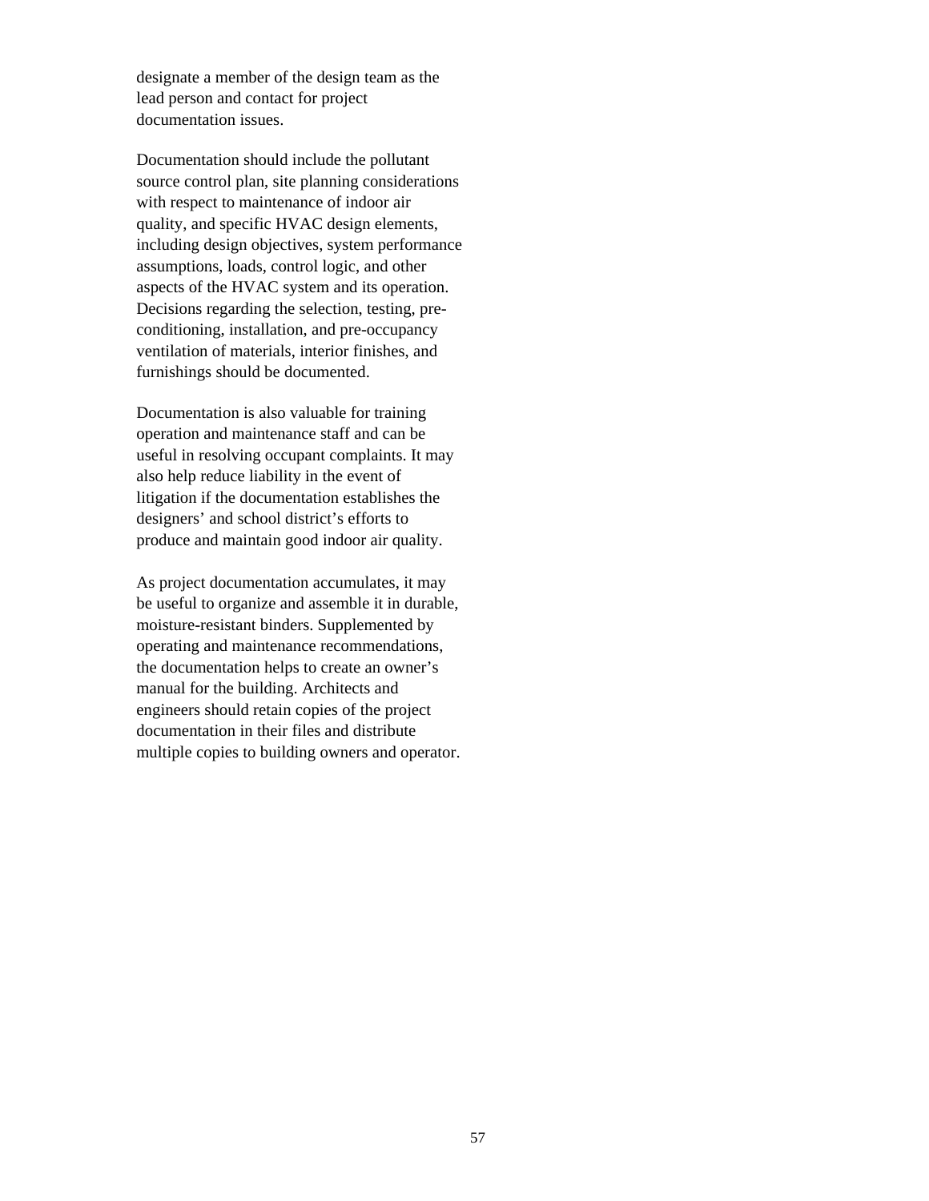designate a member of the design team as the lead person and contact for project documentation issues.

Documentation should include the pollutant source control plan, site planning considerations with respect to maintenance of indoor air quality, and specific HVAC design elements, including design objectives, system performance assumptions, loads, control logic, and other aspects of the HVAC system and its operation. Decisions regarding the selection, testing, pre-conditioning, installation, and pre-occupancy ventilation of materials, interior finishes, and furnishings should be documented.

Documentation is also valuable for training operation and maintenance staff and can be useful in resolving occupant complaints. It may also help reduce liability in the event of litigation if the documentation establishes the designers' and school district's efforts to produce and maintain good indoor air quality.

As project documentation accumulates, it may be useful to organize and assemble it in durable, moisture-resistant binders. Supplemented by operating and maintenance recommendations, the documentation helps to create an owner's manual for the building. Architects and engineers should retain copies of the project documentation in their files and distribute multiple copies to building owners and operator.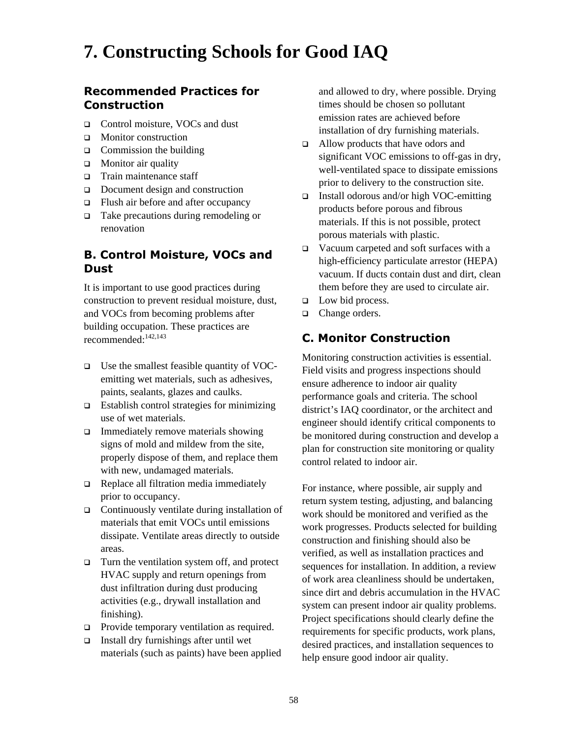# 7. Constructing Schools for Good IAQ

## Recommended Practices for Construction

- Control moisture, VOCs and dust
- Monitor construction
- Commission the building
- Monitor air quality
- Train maintenance staff
- Document design and construction
- Flush air before and after occupancy
- Take precautions during remodeling or renovation

## B. Control Moisture, VOCs and Dust

It is important to use good practices during construction to prevent residual moisture, dust, and VOCs from becoming problems after building occupation. These practices are recommended:[142,143]

- Use the smallest feasible quantity of VOC-emitting wet materials, such as adhesives, paints, sealants, glazes and caulks.
- Establish control strategies for minimizing use of wet materials.
- Immediately remove materials showing signs of mold and mildew from the site, properly dispose of them, and replace them with new, undamaged materials.
- Replace all filtration media immediately prior to occupancy.
- Continuously ventilate during installation of materials that emit VOCs until emissions dissipate. Ventilate areas directly to outside areas.
- Turn the ventilation system off, and protect HVAC supply and return openings from dust infiltration during dust producing activities (e.g., drywall installation and finishing).
- Provide temporary ventilation as required.
- Install dry furnishings after until wet materials (such as paints) have been applied and allowed to dry, where possible. Drying times should be chosen so pollutant emission rates are achieved before installation of dry furnishing materials.
- Allow products that have odors and significant VOC emissions to off-gas in dry, well-ventilated space to dissipate emissions prior to delivery to the construction site.
- Install odorous and/or high VOC-emitting products before porous and fibrous materials. If this is not possible, protect porous materials with plastic.
- Vacuum carpeted and soft surfaces with a high-efficiency particulate arrestor (HEPA) vacuum. If ducts contain dust and dirt, clean them before they are used to circulate air.
- Low bid process.
- Change orders.

## C. Monitor Construction

Monitoring construction activities is essential. Field visits and progress inspections should ensure adherence to indoor air quality performance goals and criteria. The school district's IAQ coordinator, or the architect and engineer should identify critical components to be monitored during construction and develop a plan for construction site monitoring or quality control related to indoor air.

For instance, where possible, air supply and return system testing, adjusting, and balancing work should be monitored and verified as the work progresses. Products selected for building construction and finishing should also be verified, as well as installation practices and sequences for installation. In addition, a review of work area cleanliness should be undertaken, since dirt and debris accumulation in the HVAC system can present indoor air quality problems. Project specifications should clearly define the requirements for specific products, work plans, desired practices, and installation sequences to help ensure good indoor air quality.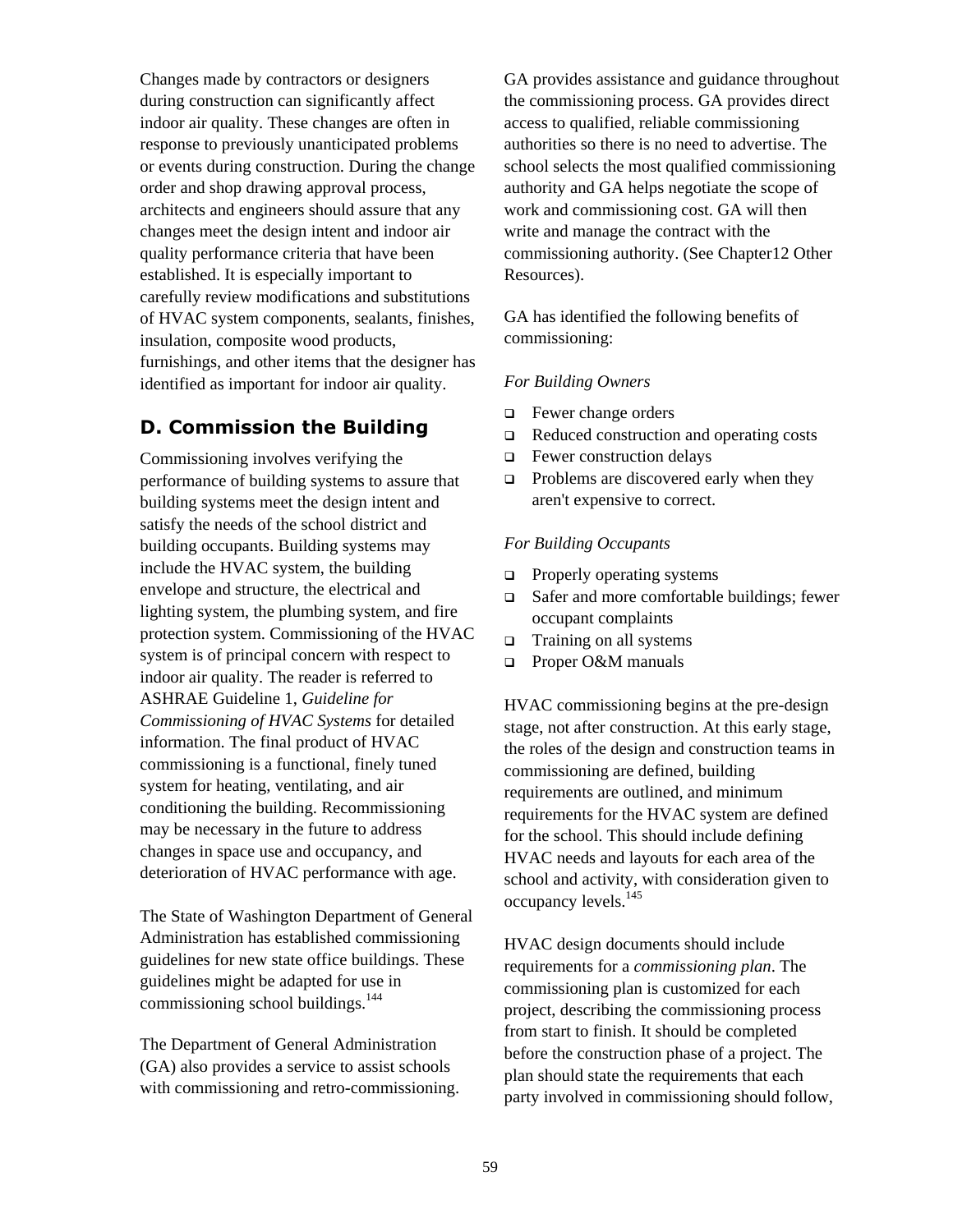Changes made by contractors or designers during construction can significantly affect indoor air quality. These changes are often in response to previously unanticipated problems or events during construction. During the change order and shop drawing approval process, architects and engineers should assure that any changes meet the design intent and indoor air quality performance criteria that have been established. It is especially important to carefully review modifications and substitutions of HVAC system components, sealants, finishes, insulation, composite wood products, furnishings, and other items that the designer has identified as important for indoor air quality.

## D. Commission the Building

Commissioning involves verifying the performance of building systems to assure that building systems meet the design intent and satisfy the needs of the school district and building occupants. Building systems may include the HVAC system, the building envelope and structure, the electrical and lighting system, the plumbing system, and fire protection system. Commissioning of the HVAC system is of principal concern with respect to indoor air quality. The reader is referred to ASHRAE Guideline 1, *Guideline for Commissioning of HVAC Systems* for detailed information. The final product of HVAC commissioning is a functional, finely tuned system for heating, ventilating, and air conditioning the building. Recommissioning may be necessary in the future to address changes in space use and occupancy, and deterioration of HVAC performance with age.

The State of Washington Department of General Administration has established commissioning guidelines for new state office buildings. These guidelines might be adapted for use in commissioning school buildings.[144]

The Department of General Administration (GA) also provides a service to assist schools with commissioning and retro-commissioning. GA provides assistance and guidance throughout the commissioning process. GA provides direct access to qualified, reliable commissioning authorities so there is no need to advertise. The school selects the most qualified commissioning authority and GA helps negotiate the scope of work and commissioning cost. GA will then write and manage the contract with the commissioning authority. (See Chapter12 Other Resources).

GA has identified the following benefits of commissioning:

*For Building Owners*

- Fewer change orders
- Reduced construction and operating costs
- Fewer construction delays
- Problems are discovered early when they aren't expensive to correct.

*For Building Occupants*

- Properly operating systems
- Safer and more comfortable buildings; fewer occupant complaints
- Training on all systems
- Proper O&M manuals

HVAC commissioning begins at the pre-design stage, not after construction. At this early stage, the roles of the design and construction teams in commissioning are defined, building requirements are outlined, and minimum requirements for the HVAC system are defined for the school. This should include defining HVAC needs and layouts for each area of the school and activity, with consideration given to occupancy levels.[145]

HVAC design documents should include requirements for a *commissioning plan*. The commissioning plan is customized for each project, describing the commissioning process from start to finish. It should be completed before the construction phase of a project. The plan should state the requirements that each party involved in commissioning should follow,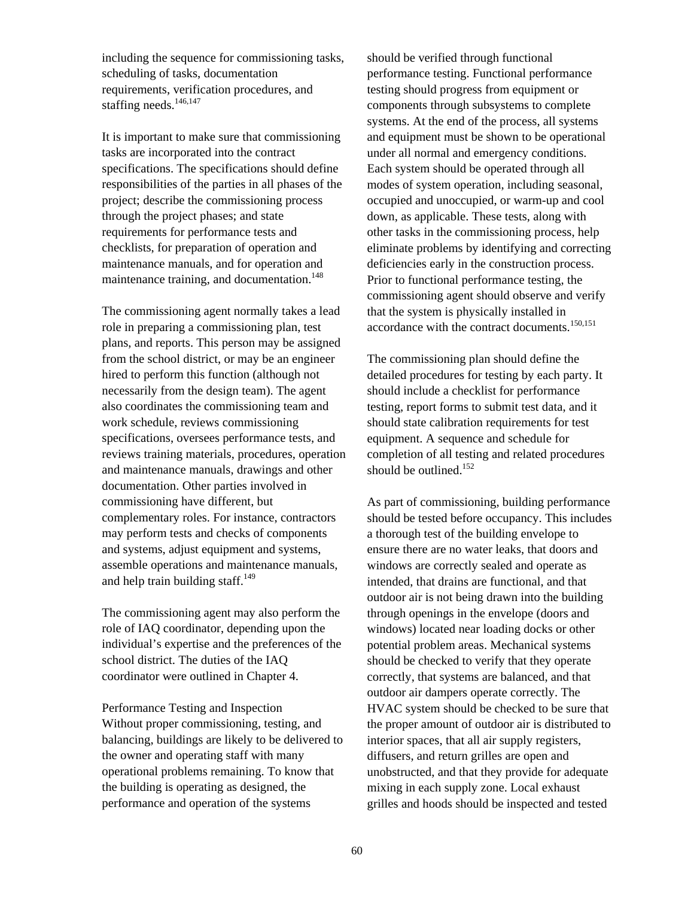including the sequence for commissioning tasks, scheduling of tasks, documentation requirements, verification procedures, and staffing needs.[146,147]

It is important to make sure that commissioning tasks are incorporated into the contract specifications. The specifications should define responsibilities of the parties in all phases of the project; describe the commissioning process through the project phases; and state requirements for performance tests and checklists, for preparation of operation and maintenance manuals, and for operation and maintenance training, and documentation.[148]

The commissioning agent normally takes a lead role in preparing a commissioning plan, test plans, and reports. This person may be assigned from the school district, or may be an engineer hired to perform this function (although not necessarily from the design team). The agent also coordinates the commissioning team and work schedule, reviews commissioning specifications, oversees performance tests, and reviews training materials, procedures, operation and maintenance manuals, drawings and other documentation. Other parties involved in commissioning have different, but complementary roles. For instance, contractors may perform tests and checks of components and systems, adjust equipment and systems, assemble operations and maintenance manuals, and help train building staff.[149]

The commissioning agent may also perform the role of IAQ coordinator, depending upon the individual's expertise and the preferences of the school district. The duties of the IAQ coordinator were outlined in Chapter 4.

### Performance Testing and Inspection

Without proper commissioning, testing, and balancing, buildings are likely to be delivered to the owner and operating staff with many operational problems remaining. To know that the building is operating as designed, the performance and operation of the systems should be verified through functional performance testing. Functional performance testing should progress from equipment or components through subsystems to complete systems. At the end of the process, all systems and equipment must be shown to be operational under all normal and emergency conditions. Each system should be operated through all modes of system operation, including seasonal, occupied and unoccupied, or warm-up and cool down, as applicable. These tests, along with other tasks in the commissioning process, help eliminate problems by identifying and correcting deficiencies early in the construction process. Prior to functional performance testing, the commissioning agent should observe and verify that the system is physically installed in accordance with the contract documents.[150,151]

The commissioning plan should define the detailed procedures for testing by each party. It should include a checklist for performance testing, report forms to submit test data, and it should state calibration requirements for test equipment. A sequence and schedule for completion of all testing and related procedures should be outlined.[152]

As part of commissioning, building performance should be tested before occupancy. This includes a thorough test of the building envelope to ensure there are no water leaks, that doors and windows are correctly sealed and operate as intended, that drains are functional, and that outdoor air is not being drawn into the building through openings in the envelope (doors and windows) located near loading docks or other potential problem areas. Mechanical systems should be checked to verify that they operate correctly, that systems are balanced, and that outdoor air dampers operate correctly. The HVAC system should be checked to be sure that the proper amount of outdoor air is distributed to interior spaces, that all air supply registers, diffusers, and return grilles are open and unobstructed, and that they provide for adequate mixing in each supply zone. Local exhaust grilles and hoods should be inspected and tested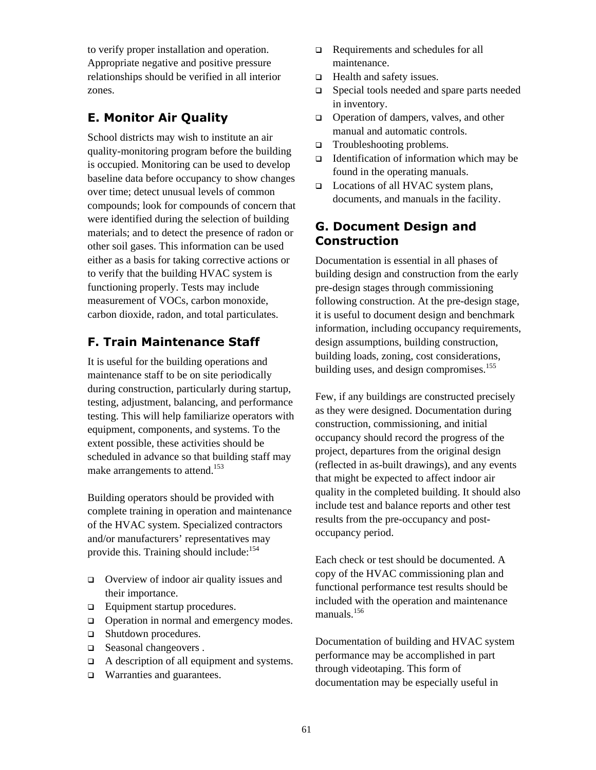to verify proper installation and operation. Appropriate negative and positive pressure relationships should be verified in all interior zones.

## E. Monitor Air Quality

School districts may wish to institute an air quality-monitoring program before the building is occupied. Monitoring can be used to develop baseline data before occupancy to show changes over time; detect unusual levels of common compounds; look for compounds of concern that were identified during the selection of building materials; and to detect the presence of radon or other soil gases. This information can be used either as a basis for taking corrective actions or to verify that the building HVAC system is functioning properly. Tests may include measurement of VOCs, carbon monoxide, carbon dioxide, radon, and total particulates.

## F. Train Maintenance Staff

It is useful for the building operations and maintenance staff to be on site periodically during construction, particularly during startup, testing, adjustment, balancing, and performance testing. This will help familiarize operators with equipment, components, and systems. To the extent possible, these activities should be scheduled in advance so that building staff may make arrangements to attend.[153]

Building operators should be provided with complete training in operation and maintenance of the HVAC system. Specialized contractors and/or manufacturers' representatives may provide this. Training should include:[154]

- Overview of indoor air quality issues and their importance.
- Equipment startup procedures.
- Operation in normal and emergency modes.
- Shutdown procedures.
- Seasonal changeovers .
- A description of all equipment and systems.
- Warranties and guarantees.
- Requirements and schedules for all maintenance.
- Health and safety issues.
- Special tools needed and spare parts needed in inventory.
- Operation of dampers, valves, and other manual and automatic controls.
- Troubleshooting problems.
- Identification of information which may be found in the operating manuals.
- Locations of all HVAC system plans, documents, and manuals in the facility.

## G. Document Design and Construction

Documentation is essential in all phases of building design and construction from the early pre-design stages through commissioning following construction. At the pre-design stage, it is useful to document design and benchmark information, including occupancy requirements, design assumptions, building construction, building loads, zoning, cost considerations, building uses, and design compromises.[155]

Few, if any buildings are constructed precisely as they were designed. Documentation during construction, commissioning, and initial occupancy should record the progress of the project, departures from the original design (reflected in as-built drawings), and any events that might be expected to affect indoor air quality in the completed building. It should also include test and balance reports and other test results from the pre-occupancy and post-occupancy period.

Each check or test should be documented. A copy of the HVAC commissioning plan and functional performance test results should be included with the operation and maintenance manuals.[156]

Documentation of building and HVAC system performance may be accomplished in part through videotaping. This form of documentation may be especially useful in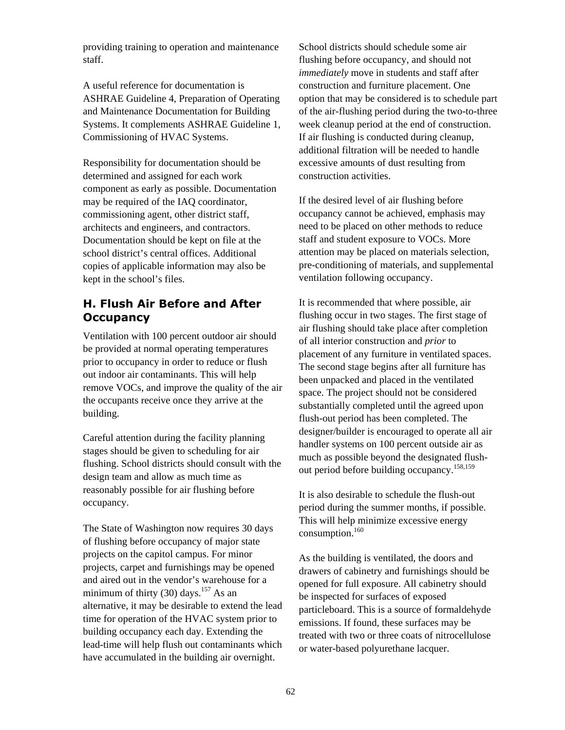providing training to operation and maintenance staff.

A useful reference for documentation is ASHRAE Guideline 4, Preparation of Operating and Maintenance Documentation for Building Systems. It complements ASHRAE Guideline 1, Commissioning of HVAC Systems.

Responsibility for documentation should be determined and assigned for each work component as early as possible. Documentation may be required of the IAQ coordinator, commissioning agent, other district staff, architects and engineers, and contractors. Documentation should be kept on file at the school district's central offices. Additional copies of applicable information may also be kept in the school's files.

## H. Flush Air Before and After Occupancy

Ventilation with 100 percent outdoor air should be provided at normal operating temperatures prior to occupancy in order to reduce or flush out indoor air contaminants. This will help remove VOCs, and improve the quality of the air the occupants receive once they arrive at the building.

Careful attention during the facility planning stages should be given to scheduling for air flushing. School districts should consult with the design team and allow as much time as reasonably possible for air flushing before occupancy.

The State of Washington now requires 30 days of flushing before occupancy of major state projects on the capitol campus. For minor projects, carpet and furnishings may be opened and aired out in the vendor's warehouse for a minimum of thirty (30) days.[157] As an alternative, it may be desirable to extend the lead time for operation of the HVAC system prior to building occupancy each day. Extending the lead-time will help flush out contaminants which have accumulated in the building air overnight.

School districts should schedule some air flushing before occupancy, and should not *immediately* move in students and staff after construction and furniture placement. One option that may be considered is to schedule part of the air-flushing period during the two-to-three week cleanup period at the end of construction. If air flushing is conducted during cleanup, additional filtration will be needed to handle excessive amounts of dust resulting from construction activities.

If the desired level of air flushing before occupancy cannot be achieved, emphasis may need to be placed on other methods to reduce staff and student exposure to VOCs. More attention may be placed on materials selection, pre-conditioning of materials, and supplemental ventilation following occupancy.

It is recommended that where possible, air flushing occur in two stages. The first stage of air flushing should take place after completion of all interior construction and *prior* to placement of any furniture in ventilated spaces. The second stage begins after all furniture has been unpacked and placed in the ventilated space. The project should not be considered substantially completed until the agreed upon flush-out period has been completed. The designer/builder is encouraged to operate all air handler systems on 100 percent outside air as much as possible beyond the designated flush-out period before building occupancy.[158,159]

It is also desirable to schedule the flush-out period during the summer months, if possible. This will help minimize excessive energy consumption.[160]

As the building is ventilated, the doors and drawers of cabinetry and furnishings should be opened for full exposure. All cabinetry should be inspected for surfaces of exposed particleboard. This is a source of formaldehyde emissions. If found, these surfaces may be treated with two or three coats of nitrocellulose or water-based polyurethane lacquer.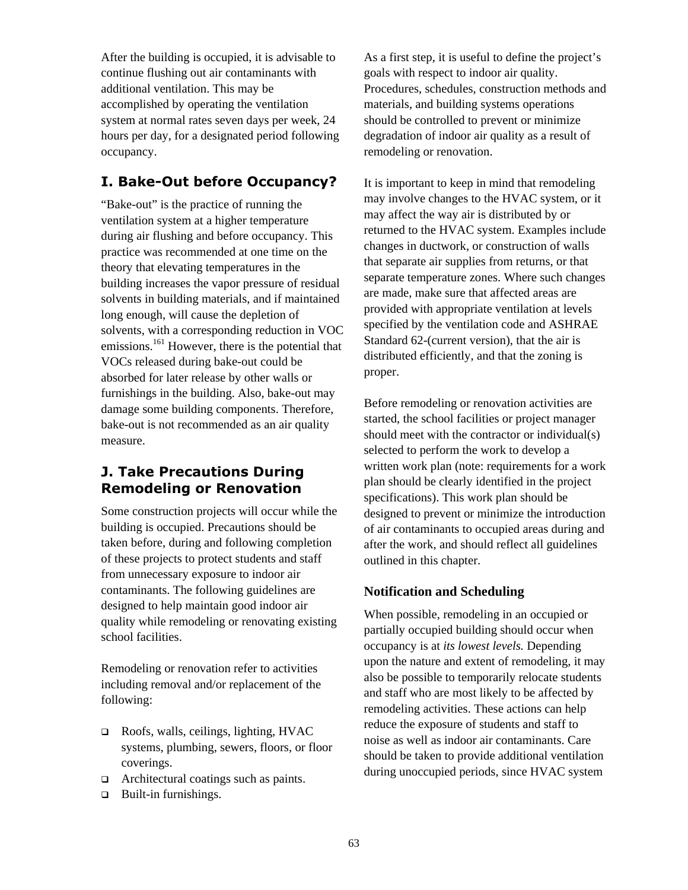After the building is occupied, it is advisable to continue flushing out air contaminants with additional ventilation. This may be accomplished by operating the ventilation system at normal rates seven days per week, 24 hours per day, for a designated period following occupancy.

## I. Bake-Out before Occupancy?

"Bake-out" is the practice of running the ventilation system at a higher temperature during air flushing and before occupancy. This practice was recommended at one time on the theory that elevating temperatures in the building increases the vapor pressure of residual solvents in building materials, and if maintained long enough, will cause the depletion of solvents, with a corresponding reduction in VOC emissions.[161] However, there is the potential that VOCs released during bake-out could be absorbed for later release by other walls or furnishings in the building. Also, bake-out may damage some building components. Therefore, bake-out is not recommended as an air quality measure.

## J. Take Precautions During Remodeling or Renovation

Some construction projects will occur while the building is occupied. Precautions should be taken before, during and following completion of these projects to protect students and staff from unnecessary exposure to indoor air contaminants. The following guidelines are designed to help maintain good indoor air quality while remodeling or renovating existing school facilities.

Remodeling or renovation refer to activities including removal and/or replacement of the following:

- Roofs, walls, ceilings, lighting, HVAC systems, plumbing, sewers, floors, or floor coverings.
- Architectural coatings such as paints.
- Built-in furnishings.

As a first step, it is useful to define the project's goals with respect to indoor air quality. Procedures, schedules, construction methods and materials, and building systems operations should be controlled to prevent or minimize degradation of indoor air quality as a result of remodeling or renovation.

It is important to keep in mind that remodeling may involve changes to the HVAC system, or it may affect the way air is distributed by or returned to the HVAC system. Examples include changes in ductwork, or construction of walls that separate air supplies from returns, or that separate temperature zones. Where such changes are made, make sure that affected areas are provided with appropriate ventilation at levels specified by the ventilation code and ASHRAE Standard 62-(current version), that the air is distributed efficiently, and that the zoning is proper.

Before remodeling or renovation activities are started, the school facilities or project manager should meet with the contractor or individual(s) selected to perform the work to develop a written work plan (note: requirements for a work plan should be clearly identified in the project specifications). This work plan should be designed to prevent or minimize the introduction of air contaminants to occupied areas during and after the work, and should reflect all guidelines outlined in this chapter.

### Notification and Scheduling

When possible, remodeling in an occupied or partially occupied building should occur when occupancy is at *its lowest levels.* Depending upon the nature and extent of remodeling, it may also be possible to temporarily relocate students and staff who are most likely to be affected by remodeling activities. These actions can help reduce the exposure of students and staff to noise as well as indoor air contaminants. Care should be taken to provide additional ventilation during unoccupied periods, since HVAC system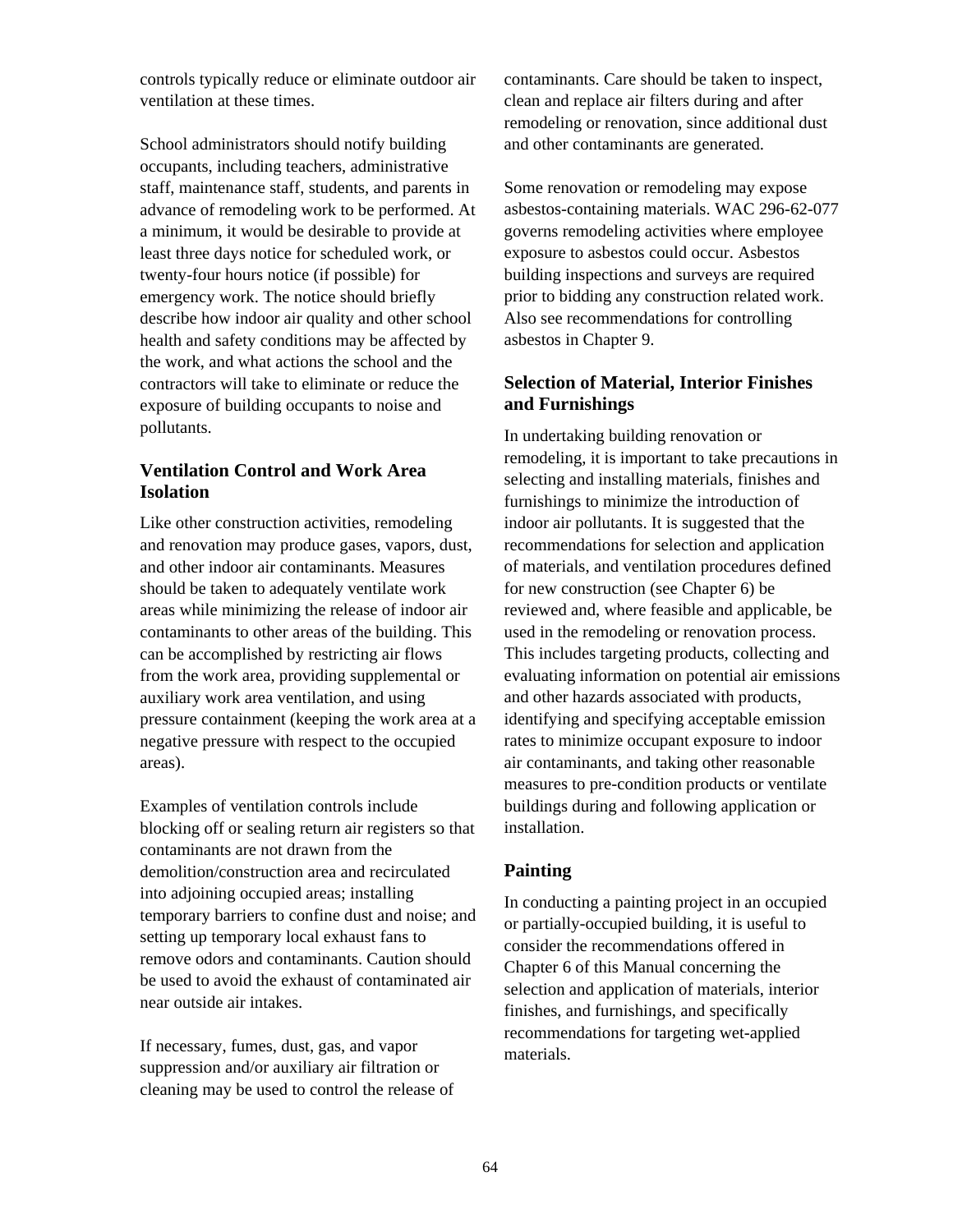controls typically reduce or eliminate outdoor air ventilation at these times.

School administrators should notify building occupants, including teachers, administrative staff, maintenance staff, students, and parents in advance of remodeling work to be performed. At a minimum, it would be desirable to provide at least three days notice for scheduled work, or twenty-four hours notice (if possible) for emergency work. The notice should briefly describe how indoor air quality and other school health and safety conditions may be affected by the work, and what actions the school and the contractors will take to eliminate or reduce the exposure of building occupants to noise and pollutants.

### Ventilation Control and Work Area Isolation

Like other construction activities, remodeling and renovation may produce gases, vapors, dust, and other indoor air contaminants. Measures should be taken to adequately ventilate work areas while minimizing the release of indoor air contaminants to other areas of the building. This can be accomplished by restricting air flows from the work area, providing supplemental or auxiliary work area ventilation, and using pressure containment (keeping the work area at a negative pressure with respect to the occupied areas).

Examples of ventilation controls include blocking off or sealing return air registers so that contaminants are not drawn from the demolition/construction area and recirculated into adjoining occupied areas; installing temporary barriers to confine dust and noise; and setting up temporary local exhaust fans to remove odors and contaminants. Caution should be used to avoid the exhaust of contaminated air near outside air intakes.

If necessary, fumes, dust, gas, and vapor suppression and/or auxiliary air filtration or cleaning may be used to control the release of contaminants. Care should be taken to inspect, clean and replace air filters during and after remodeling or renovation, since additional dust and other contaminants are generated.

Some renovation or remodeling may expose asbestos-containing materials. WAC 296-62-077 governs remodeling activities where employee exposure to asbestos could occur. Asbestos building inspections and surveys are required prior to bidding any construction related work. Also see recommendations for controlling asbestos in Chapter 9.

### Selection of Material, Interior Finishes and Furnishings

In undertaking building renovation or remodeling, it is important to take precautions in selecting and installing materials, finishes and furnishings to minimize the introduction of indoor air pollutants. It is suggested that the recommendations for selection and application of materials, and ventilation procedures defined for new construction (see Chapter 6) be reviewed and, where feasible and applicable, be used in the remodeling or renovation process. This includes targeting products, collecting and evaluating information on potential air emissions and other hazards associated with products, identifying and specifying acceptable emission rates to minimize occupant exposure to indoor air contaminants, and taking other reasonable measures to pre-condition products or ventilate buildings during and following application or installation.

### Painting

In conducting a painting project in an occupied or partially-occupied building, it is useful to consider the recommendations offered in Chapter 6 of this Manual concerning the selection and application of materials, interior finishes, and furnishings, and specifically recommendations for targeting wet-applied materials.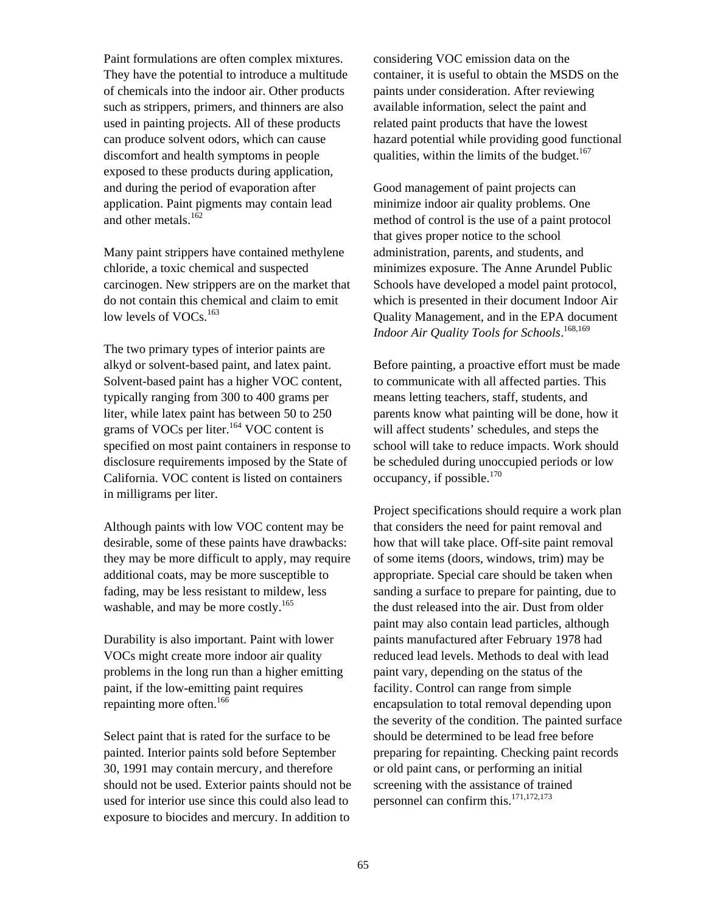Paint formulations are often complex mixtures. They have the potential to introduce a multitude of chemicals into the indoor air. Other products such as strippers, primers, and thinners are also used in painting projects. All of these products can produce solvent odors, which can cause discomfort and health symptoms in people exposed to these products during application, and during the period of evaporation after application. Paint pigments may contain lead and other metals.[162]

Many paint strippers have contained methylene chloride, a toxic chemical and suspected carcinogen. New strippers are on the market that do not contain this chemical and claim to emit low levels of VOCs.[163]

The two primary types of interior paints are alkyd or solvent-based paint, and latex paint. Solvent-based paint has a higher VOC content, typically ranging from 300 to 400 grams per liter, while latex paint has between 50 to 250 grams of VOCs per liter.[164] VOC content is specified on most paint containers in response to disclosure requirements imposed by the State of California. VOC content is listed on containers in milligrams per liter.

Although paints with low VOC content may be desirable, some of these paints have drawbacks: they may be more difficult to apply, may require additional coats, may be more susceptible to fading, may be less resistant to mildew, less washable, and may be more costly.[165]

Durability is also important. Paint with lower VOCs might create more indoor air quality problems in the long run than a higher emitting paint, if the low-emitting paint requires repainting more often.[166]

Select paint that is rated for the surface to be painted. Interior paints sold before September 30, 1991 may contain mercury, and therefore should not be used. Exterior paints should not be used for interior use since this could also lead to exposure to biocides and mercury. In addition to considering VOC emission data on the container, it is useful to obtain the MSDS on the paints under consideration. After reviewing available information, select the paint and related paint products that have the lowest hazard potential while providing good functional qualities, within the limits of the budget.[167]

Good management of paint projects can minimize indoor air quality problems. One method of control is the use of a paint protocol that gives proper notice to the school administration, parents, and students, and minimizes exposure. The Anne Arundel Public Schools have developed a model paint protocol, which is presented in their document Indoor Air Quality Management, and in the EPA document *Indoor Air Quality Tools for Schools*.[168,169]

Before painting, a proactive effort must be made to communicate with all affected parties. This means letting teachers, staff, students, and parents know what painting will be done, how it will affect students' schedules, and steps the school will take to reduce impacts. Work should be scheduled during unoccupied periods or low occupancy, if possible.[170]

Project specifications should require a work plan that considers the need for paint removal and how that will take place. Off-site paint removal of some items (doors, windows, trim) may be appropriate. Special care should be taken when sanding a surface to prepare for painting, due to the dust released into the air. Dust from older paint may also contain lead particles, although paints manufactured after February 1978 had reduced lead levels. Methods to deal with lead paint vary, depending on the status of the facility. Control can range from simple encapsulation to total removal depending upon the severity of the condition. The painted surface should be determined to be lead free before preparing for repainting. Checking paint records or old paint cans, or performing an initial screening with the assistance of trained personnel can confirm this.[171,172,173]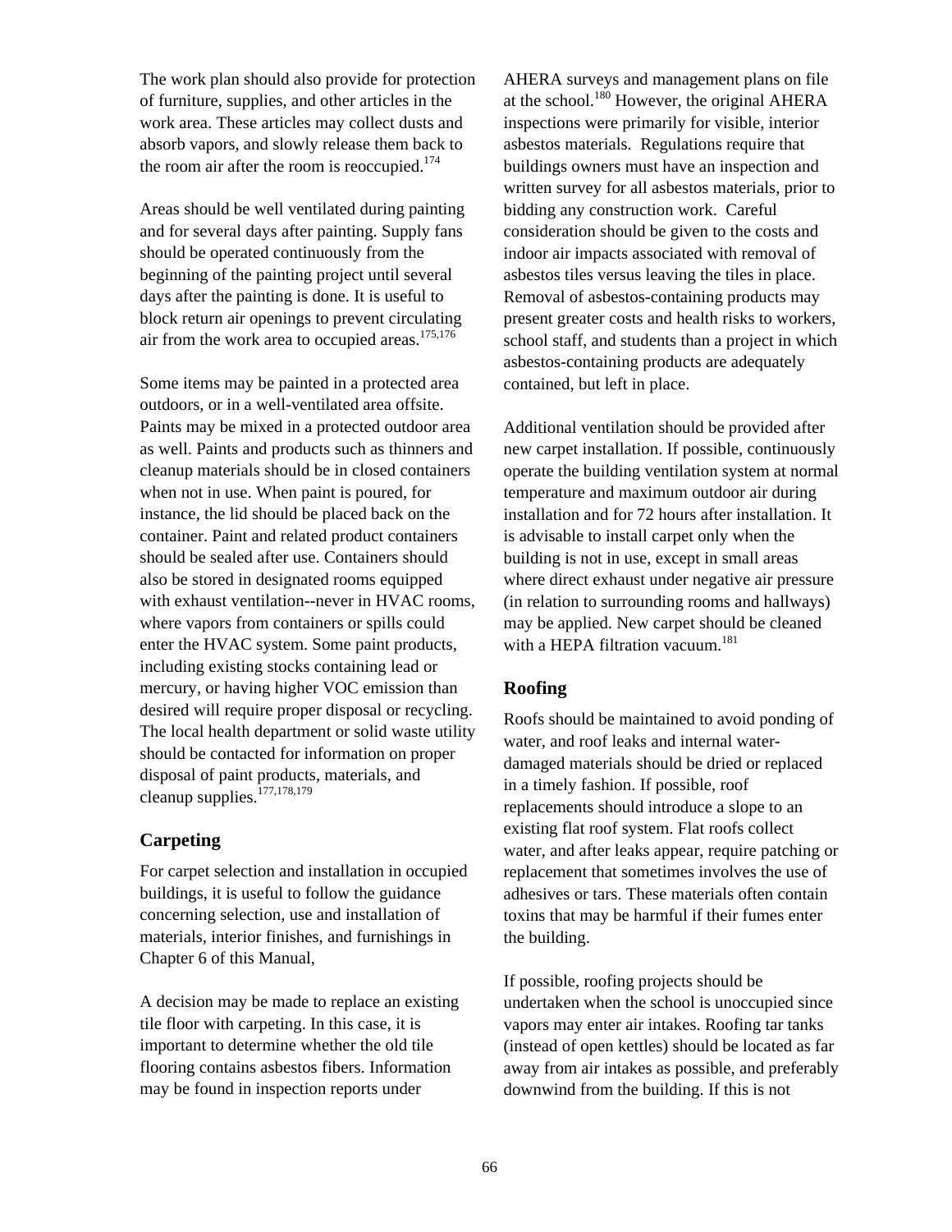The work plan should also provide for protection of furniture, supplies, and other articles in the work area. These articles may collect dusts and absorb vapors, and slowly release them back to the room air after the room is reoccupied.[174]

Areas should be well ventilated during painting and for several days after painting. Supply fans should be operated continuously from the beginning of the painting project until several days after the painting is done. It is useful to block return air openings to prevent circulating air from the work area to occupied areas.[175,176]

Some items may be painted in a protected area outdoors, or in a well-ventilated area offsite. Paints may be mixed in a protected outdoor area as well. Paints and products such as thinners and cleanup materials should be in closed containers when not in use. When paint is poured, for instance, the lid should be placed back on the container. Paint and related product containers should be sealed after use. Containers should also be stored in designated rooms equipped with exhaust ventilation--never in HVAC rooms, where vapors from containers or spills could enter the HVAC system. Some paint products, including existing stocks containing lead or mercury, or having higher VOC emission than desired will require proper disposal or recycling. The local health department or solid waste utility should be contacted for information on proper disposal of paint products, materials, and cleanup supplies.[177,178,179]

## Carpeting

For carpet selection and installation in occupied buildings, it is useful to follow the guidance concerning selection, use and installation of materials, interior finishes, and furnishings in Chapter 6 of this Manual,

A decision may be made to replace an existing tile floor with carpeting. In this case, it is important to determine whether the old tile flooring contains asbestos fibers. Information may be found in inspection reports under AHERA surveys and management plans on file at the school.[180] However, the original AHERA inspections were primarily for visible, interior asbestos materials. Regulations require that buildings owners must have an inspection and written survey for all asbestos materials, prior to bidding any construction work. Careful consideration should be given to the costs and indoor air impacts associated with removal of asbestos tiles versus leaving the tiles in place. Removal of asbestos-containing products may present greater costs and health risks to workers, school staff, and students than a project in which asbestos-containing products are adequately contained, but left in place.

Additional ventilation should be provided after new carpet installation. If possible, continuously operate the building ventilation system at normal temperature and maximum outdoor air during installation and for 72 hours after installation. It is advisable to install carpet only when the building is not in use, except in small areas where direct exhaust under negative air pressure (in relation to surrounding rooms and hallways) may be applied. New carpet should be cleaned with a HEPA filtration vacuum.[181]

## Roofing

Roofs should be maintained to avoid ponding of water, and roof leaks and internal water-damaged materials should be dried or replaced in a timely fashion. If possible, roof replacements should introduce a slope to an existing flat roof system. Flat roofs collect water, and after leaks appear, require patching or replacement that sometimes involves the use of adhesives or tars. These materials often contain toxins that may be harmful if their fumes enter the building.

If possible, roofing projects should be undertaken when the school is unoccupied since vapors may enter air intakes. Roofing tar tanks (instead of open kettles) should be located as far away from air intakes as possible, and preferably downwind from the building. If this is not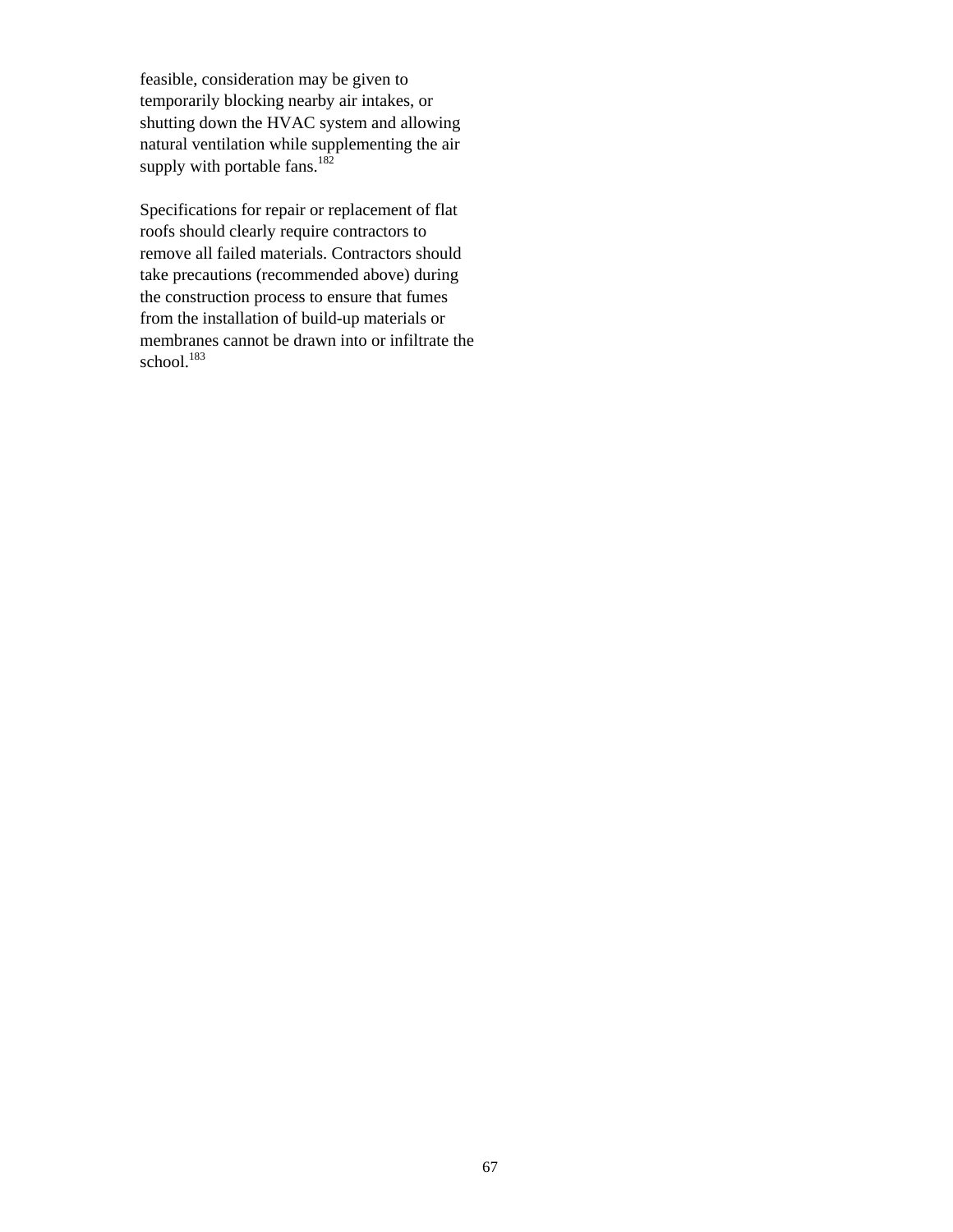feasible, consideration may be given to temporarily blocking nearby air intakes, or shutting down the HVAC system and allowing natural ventilation while supplementing the air supply with portable fans.[182]

Specifications for repair or replacement of flat roofs should clearly require contractors to remove all failed materials. Contractors should take precautions (recommended above) during the construction process to ensure that fumes from the installation of build-up materials or membranes cannot be drawn into or infiltrate the school.[183]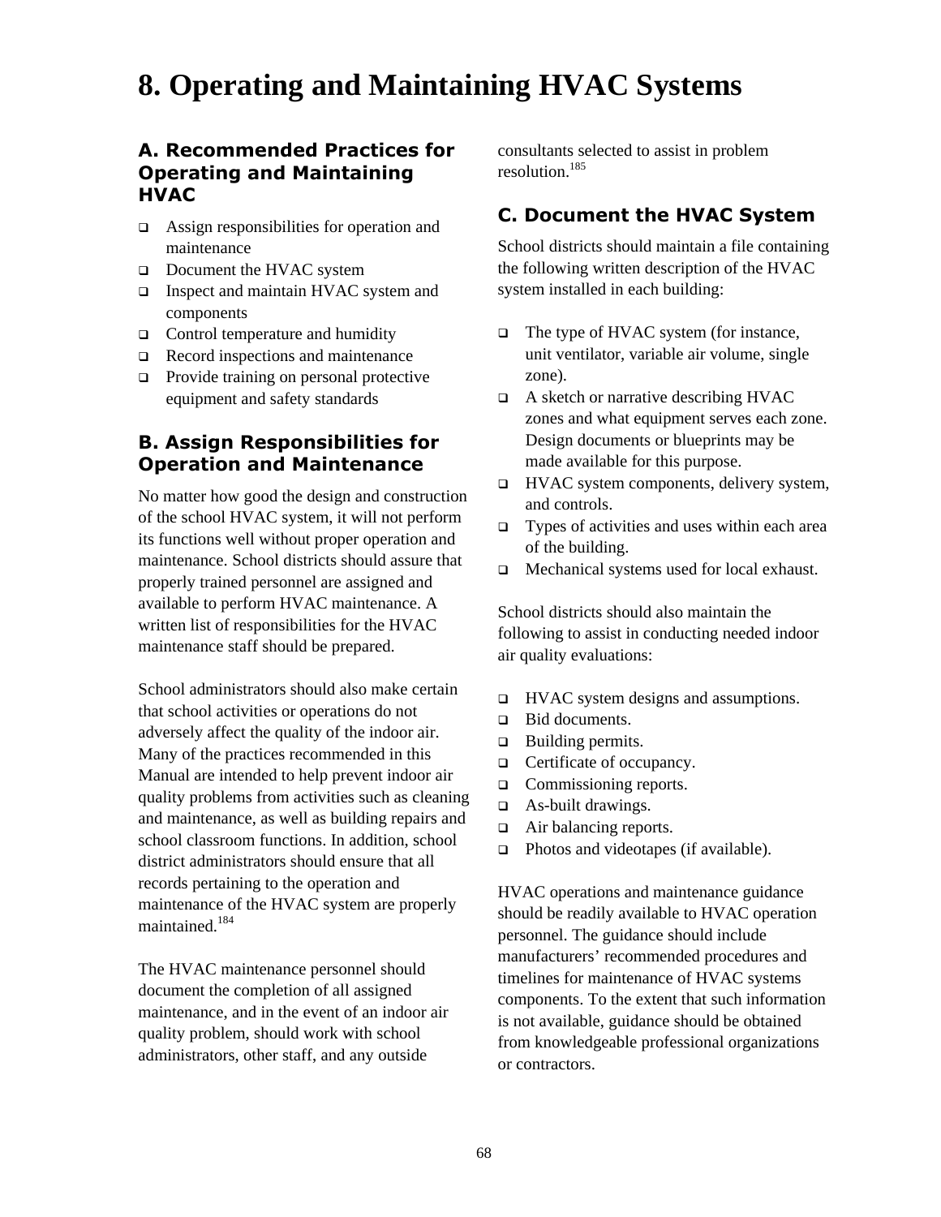# 8. Operating and Maintaining HVAC Systems

## A. Recommended Practices for Operating and Maintaining HVAC

- Assign responsibilities for operation and maintenance
- Document the HVAC system
- Inspect and maintain HVAC system and components
- Control temperature and humidity
- Record inspections and maintenance
- Provide training on personal protective equipment and safety standards

## B. Assign Responsibilities for Operation and Maintenance

No matter how good the design and construction of the school HVAC system, it will not perform its functions well without proper operation and maintenance. School districts should assure that properly trained personnel are assigned and available to perform HVAC maintenance. A written list of responsibilities for the HVAC maintenance staff should be prepared.

School administrators should also make certain that school activities or operations do not adversely affect the quality of the indoor air. Many of the practices recommended in this Manual are intended to help prevent indoor air quality problems from activities such as cleaning and maintenance, as well as building repairs and school classroom functions. In addition, school district administrators should ensure that all records pertaining to the operation and maintenance of the HVAC system are properly maintained.[184]

The HVAC maintenance personnel should document the completion of all assigned maintenance, and in the event of an indoor air quality problem, should work with school administrators, other staff, and any outside consultants selected to assist in problem resolution.[185]

## C. Document the HVAC System

School districts should maintain a file containing the following written description of the HVAC system installed in each building:

- The type of HVAC system (for instance, unit ventilator, variable air volume, single zone).
- A sketch or narrative describing HVAC zones and what equipment serves each zone. Design documents or blueprints may be made available for this purpose.
- HVAC system components, delivery system, and controls.
- Types of activities and uses within each area of the building.
- Mechanical systems used for local exhaust.

School districts should also maintain the following to assist in conducting needed indoor air quality evaluations:

- HVAC system designs and assumptions.
- Bid documents.
- Building permits.
- Certificate of occupancy.
- Commissioning reports.
- As-built drawings.
- Air balancing reports.
- Photos and videotapes (if available).

HVAC operations and maintenance guidance should be readily available to HVAC operation personnel. The guidance should include manufacturers' recommended procedures and timelines for maintenance of HVAC systems components. To the extent that such information is not available, guidance should be obtained from knowledgeable professional organizations or contractors.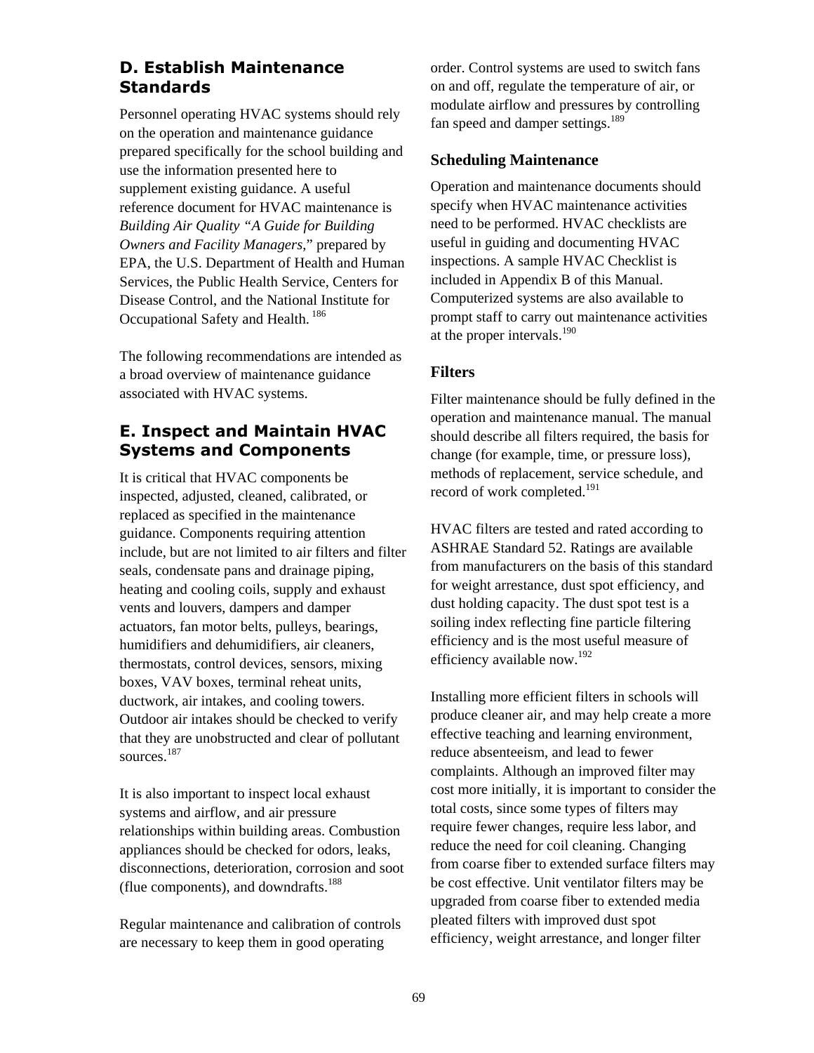## D. Establish Maintenance Standards

Personnel operating HVAC systems should rely on the operation and maintenance guidance prepared specifically for the school building and use the information presented here to supplement existing guidance. A useful reference document for HVAC maintenance is *Building Air Quality "A Guide for Building Owners and Facility Managers*," prepared by EPA, the U.S. Department of Health and Human Services, the Public Health Service, Centers for Disease Control, and the National Institute for Occupational Safety and Health. [186]

The following recommendations are intended as a broad overview of maintenance guidance associated with HVAC systems.

## E. Inspect and Maintain HVAC Systems and Components

It is critical that HVAC components be inspected, adjusted, cleaned, calibrated, or replaced as specified in the maintenance guidance. Components requiring attention include, but are not limited to air filters and filter seals, condensate pans and drainage piping, heating and cooling coils, supply and exhaust vents and louvers, dampers and damper actuators, fan motor belts, pulleys, bearings, humidifiers and dehumidifiers, air cleaners, thermostats, control devices, sensors, mixing boxes, VAV boxes, terminal reheat units, ductwork, air intakes, and cooling towers. Outdoor air intakes should be checked to verify that they are unobstructed and clear of pollutant sources.[187]

It is also important to inspect local exhaust systems and airflow, and air pressure relationships within building areas. Combustion appliances should be checked for odors, leaks, disconnections, deterioration, corrosion and soot (flue components), and downdrafts.[188]

Regular maintenance and calibration of controls are necessary to keep them in good operating order. Control systems are used to switch fans on and off, regulate the temperature of air, or modulate airflow and pressures by controlling fan speed and damper settings.[189]

### Scheduling Maintenance

Operation and maintenance documents should specify when HVAC maintenance activities need to be performed. HVAC checklists are useful in guiding and documenting HVAC inspections. A sample HVAC Checklist is included in Appendix B of this Manual. Computerized systems are also available to prompt staff to carry out maintenance activities at the proper intervals.[190]

### Filters

Filter maintenance should be fully defined in the operation and maintenance manual. The manual should describe all filters required, the basis for change (for example, time, or pressure loss), methods of replacement, service schedule, and record of work completed.[191]

HVAC filters are tested and rated according to ASHRAE Standard 52. Ratings are available from manufacturers on the basis of this standard for weight arrestance, dust spot efficiency, and dust holding capacity. The dust spot test is a soiling index reflecting fine particle filtering efficiency and is the most useful measure of efficiency available now.[192]

Installing more efficient filters in schools will produce cleaner air, and may help create a more effective teaching and learning environment, reduce absenteeism, and lead to fewer complaints. Although an improved filter may cost more initially, it is important to consider the total costs, since some types of filters may require fewer changes, require less labor, and reduce the need for coil cleaning. Changing from coarse fiber to extended surface filters may be cost effective. Unit ventilator filters may be upgraded from coarse fiber to extended media pleated filters with improved dust spot efficiency, weight arrestance, and longer filter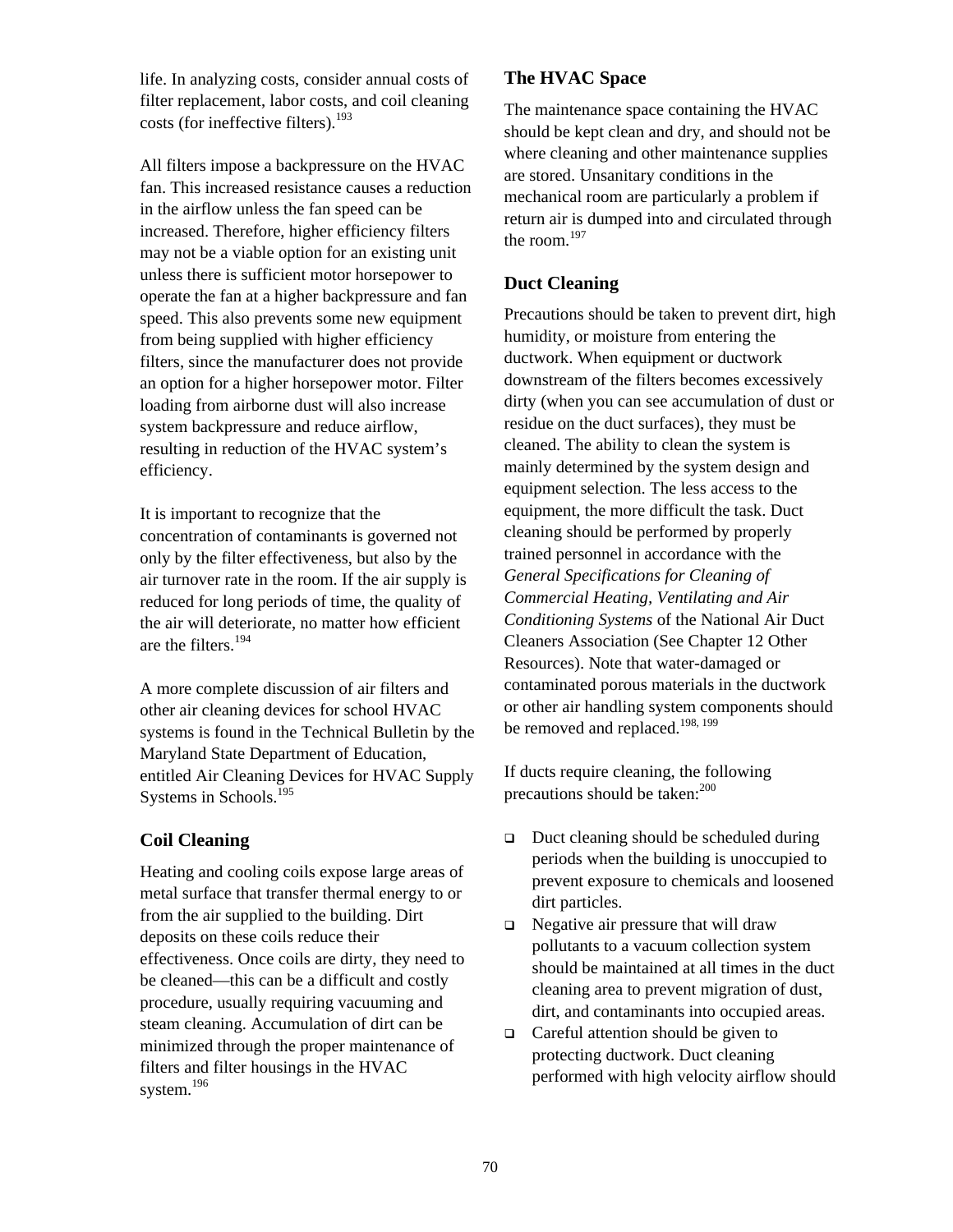life. In analyzing costs, consider annual costs of filter replacement, labor costs, and coil cleaning costs (for ineffective filters).[193]

All filters impose a backpressure on the HVAC fan. This increased resistance causes a reduction in the airflow unless the fan speed can be increased. Therefore, higher efficiency filters may not be a viable option for an existing unit unless there is sufficient motor horsepower to operate the fan at a higher backpressure and fan speed. This also prevents some new equipment from being supplied with higher efficiency filters, since the manufacturer does not provide an option for a higher horsepower motor. Filter loading from airborne dust will also increase system backpressure and reduce airflow, resulting in reduction of the HVAC system's efficiency.

It is important to recognize that the concentration of contaminants is governed not only by the filter effectiveness, but also by the air turnover rate in the room. If the air supply is reduced for long periods of time, the quality of the air will deteriorate, no matter how efficient are the filters.[194]

A more complete discussion of air filters and other air cleaning devices for school HVAC systems is found in the Technical Bulletin by the Maryland State Department of Education, entitled Air Cleaning Devices for HVAC Supply Systems in Schools.[195]

### Coil Cleaning

Heating and cooling coils expose large areas of metal surface that transfer thermal energy to or from the air supplied to the building. Dirt deposits on these coils reduce their effectiveness. Once coils are dirty, they need to be cleaned—this can be a difficult and costly procedure, usually requiring vacuuming and steam cleaning. Accumulation of dirt can be minimized through the proper maintenance of filters and filter housings in the HVAC system.[196]

### The HVAC Space

The maintenance space containing the HVAC should be kept clean and dry, and should not be where cleaning and other maintenance supplies are stored. Unsanitary conditions in the mechanical room are particularly a problem if return air is dumped into and circulated through the room.[197]

### Duct Cleaning

Precautions should be taken to prevent dirt, high humidity, or moisture from entering the ductwork. When equipment or ductwork downstream of the filters becomes excessively dirty (when you can see accumulation of dust or residue on the duct surfaces), they must be cleaned. The ability to clean the system is mainly determined by the system design and equipment selection. The less access to the equipment, the more difficult the task. Duct cleaning should be performed by properly trained personnel in accordance with the *General Specifications for Cleaning of Commercial Heating, Ventilating and Air Conditioning Systems* of the National Air Duct Cleaners Association (See Chapter 12 Other Resources). Note that water-damaged or contaminated porous materials in the ductwork or other air handling system components should be removed and replaced.[198, 199]

If ducts require cleaning, the following precautions should be taken:[200]

- Duct cleaning should be scheduled during periods when the building is unoccupied to prevent exposure to chemicals and loosened dirt particles.
- Negative air pressure that will draw pollutants to a vacuum collection system should be maintained at all times in the duct cleaning area to prevent migration of dust, dirt, and contaminants into occupied areas.
- Careful attention should be given to protecting ductwork. Duct cleaning performed with high velocity airflow should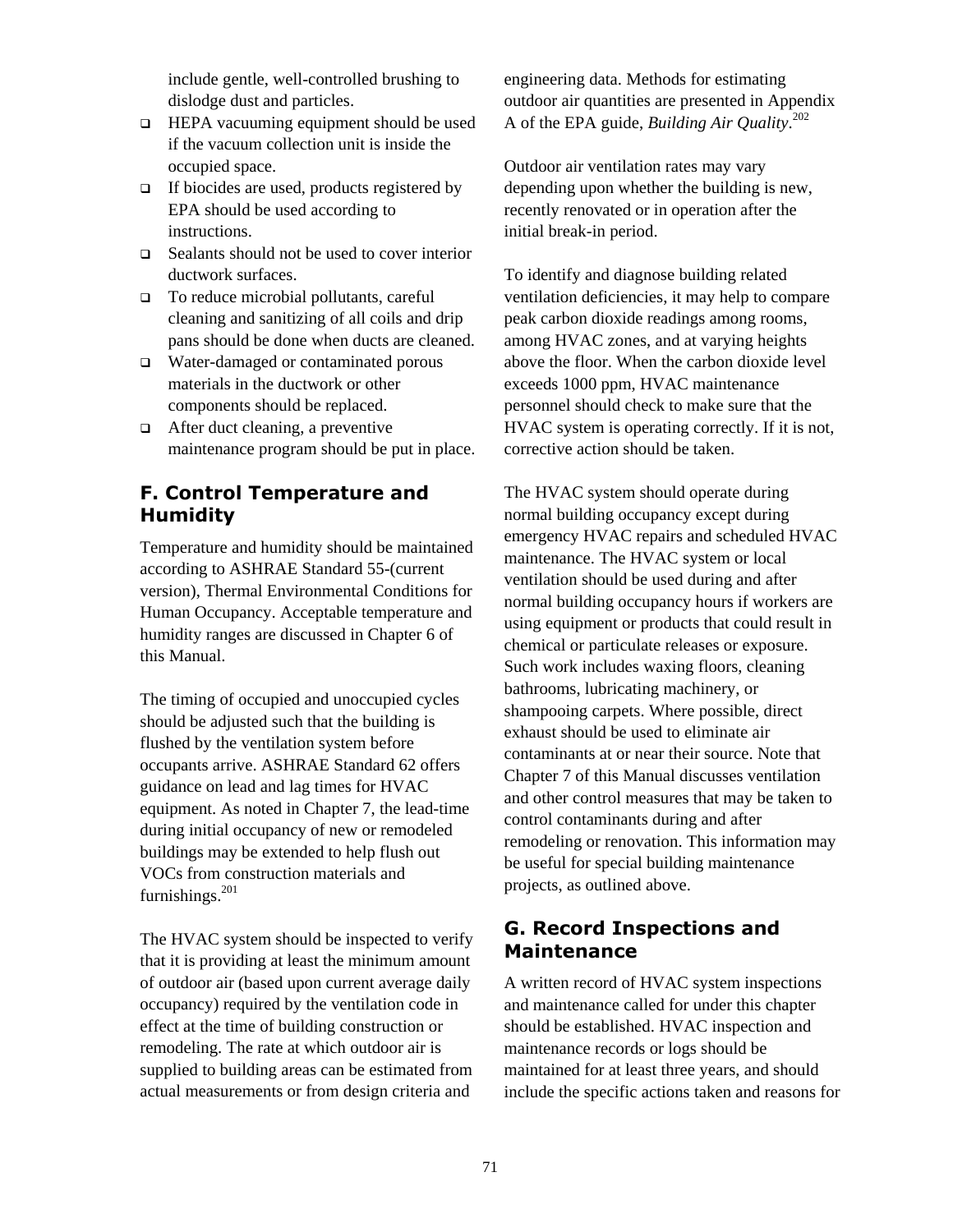include gentle, well-controlled brushing to dislodge dust and particles.

- HEPA vacuuming equipment should be used if the vacuum collection unit is inside the occupied space.
- If biocides are used, products registered by EPA should be used according to instructions.
- Sealants should not be used to cover interior ductwork surfaces.
- To reduce microbial pollutants, careful cleaning and sanitizing of all coils and drip pans should be done when ducts are cleaned.
- Water-damaged or contaminated porous materials in the ductwork or other components should be replaced.
- After duct cleaning, a preventive maintenance program should be put in place.

## F. Control Temperature and Humidity

Temperature and humidity should be maintained according to ASHRAE Standard 55-(current version), Thermal Environmental Conditions for Human Occupancy. Acceptable temperature and humidity ranges are discussed in Chapter 6 of this Manual.

The timing of occupied and unoccupied cycles should be adjusted such that the building is flushed by the ventilation system before occupants arrive. ASHRAE Standard 62 offers guidance on lead and lag times for HVAC equipment. As noted in Chapter 7, the lead-time during initial occupancy of new or remodeled buildings may be extended to help flush out VOCs from construction materials and furnishings.[201]

The HVAC system should be inspected to verify that it is providing at least the minimum amount of outdoor air (based upon current average daily occupancy) required by the ventilation code in effect at the time of building construction or remodeling. The rate at which outdoor air is supplied to building areas can be estimated from actual measurements or from design criteria and engineering data. Methods for estimating outdoor air quantities are presented in Appendix A of the EPA guide, *Building Air Quality*.[202]

Outdoor air ventilation rates may vary depending upon whether the building is new, recently renovated or in operation after the initial break-in period.

To identify and diagnose building related ventilation deficiencies, it may help to compare peak carbon dioxide readings among rooms, among HVAC zones, and at varying heights above the floor. When the carbon dioxide level exceeds 1000 ppm, HVAC maintenance personnel should check to make sure that the HVAC system is operating correctly. If it is not, corrective action should be taken.

The HVAC system should operate during normal building occupancy except during emergency HVAC repairs and scheduled HVAC maintenance. The HVAC system or local ventilation should be used during and after normal building occupancy hours if workers are using equipment or products that could result in chemical or particulate releases or exposure. Such work includes waxing floors, cleaning bathrooms, lubricating machinery, or shampooing carpets. Where possible, direct exhaust should be used to eliminate air contaminants at or near their source. Note that Chapter 7 of this Manual discusses ventilation and other control measures that may be taken to control contaminants during and after remodeling or renovation. This information may be useful for special building maintenance projects, as outlined above.

## G. Record Inspections and Maintenance

A written record of HVAC system inspections and maintenance called for under this chapter should be established. HVAC inspection and maintenance records or logs should be maintained for at least three years, and should include the specific actions taken and reasons for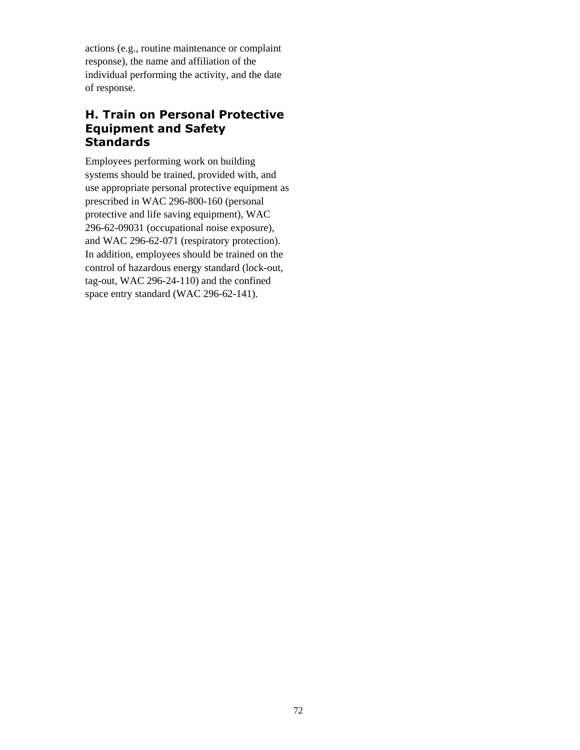actions (e.g., routine maintenance or complaint response), the name and affiliation of the individual performing the activity, and the date of response.

### H. Train on Personal Protective Equipment and Safety Standards

Employees performing work on building systems should be trained, provided with, and use appropriate personal protective equipment as prescribed in WAC 296-800-160 (personal protective and life saving equipment), WAC 296-62-09031 (occupational noise exposure), and WAC 296-62-071 (respiratory protection). In addition, employees should be trained on the control of hazardous energy standard (lock-out, tag-out, WAC 296-24-110) and the confined space entry standard (WAC 296-62-141).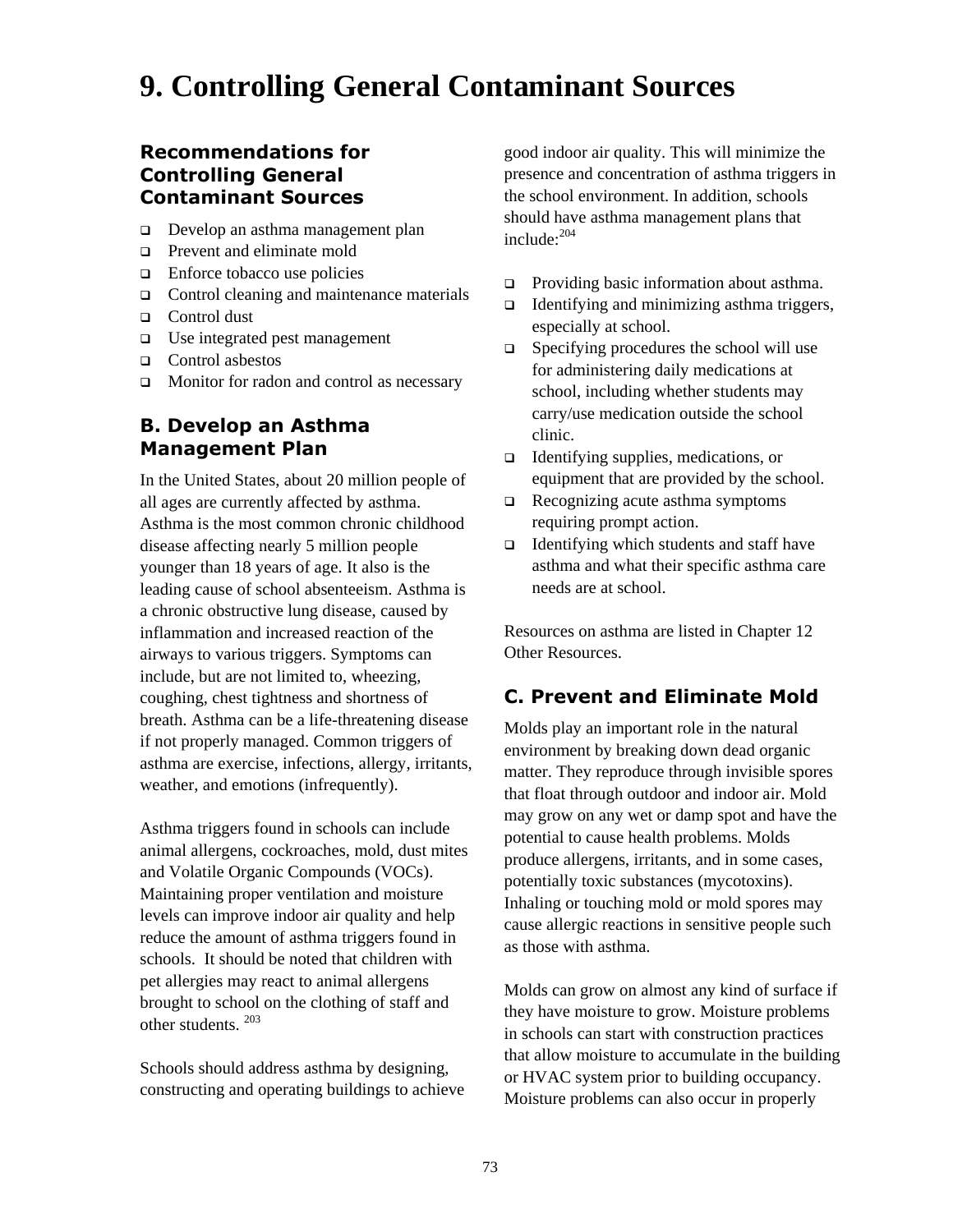# 9. Controlling General Contaminant Sources

### Recommendations for Controlling General Contaminant Sources

- Develop an asthma management plan
- Prevent and eliminate mold
- Enforce tobacco use policies
- Control cleaning and maintenance materials
- Control dust
- Use integrated pest management
- Control asbestos
- Monitor for radon and control as necessary

### B. Develop an Asthma Management Plan

In the United States, about 20 million people of all ages are currently affected by asthma. Asthma is the most common chronic childhood disease affecting nearly 5 million people younger than 18 years of age. It also is the leading cause of school absenteeism. Asthma is a chronic obstructive lung disease, caused by inflammation and increased reaction of the airways to various triggers. Symptoms can include, but are not limited to, wheezing, coughing, chest tightness and shortness of breath. Asthma can be a life-threatening disease if not properly managed. Common triggers of asthma are exercise, infections, allergy, irritants, weather, and emotions (infrequently).

Asthma triggers found in schools can include animal allergens, cockroaches, mold, dust mites and Volatile Organic Compounds (VOCs). Maintaining proper ventilation and moisture levels can improve indoor air quality and help reduce the amount of asthma triggers found in schools. It should be noted that children with pet allergies may react to animal allergens brought to school on the clothing of staff and other students. [203]

Schools should address asthma by designing, constructing and operating buildings to achieve good indoor air quality. This will minimize the presence and concentration of asthma triggers in the school environment. In addition, schools should have asthma management plans that include:[204]

- Providing basic information about asthma.
- Identifying and minimizing asthma triggers, especially at school.
- Specifying procedures the school will use for administering daily medications at school, including whether students may carry/use medication outside the school clinic.
- Identifying supplies, medications, or equipment that are provided by the school.
- Recognizing acute asthma symptoms requiring prompt action.
- Identifying which students and staff have asthma and what their specific asthma care needs are at school.

Resources on asthma are listed in Chapter 12 Other Resources.

### C. Prevent and Eliminate Mold

Molds play an important role in the natural environment by breaking down dead organic matter. They reproduce through invisible spores that float through outdoor and indoor air. Mold may grow on any wet or damp spot and have the potential to cause health problems. Molds produce allergens, irritants, and in some cases, potentially toxic substances (mycotoxins). Inhaling or touching mold or mold spores may cause allergic reactions in sensitive people such as those with asthma.

Molds can grow on almost any kind of surface if they have moisture to grow. Moisture problems in schools can start with construction practices that allow moisture to accumulate in the building or HVAC system prior to building occupancy. Moisture problems can also occur in properly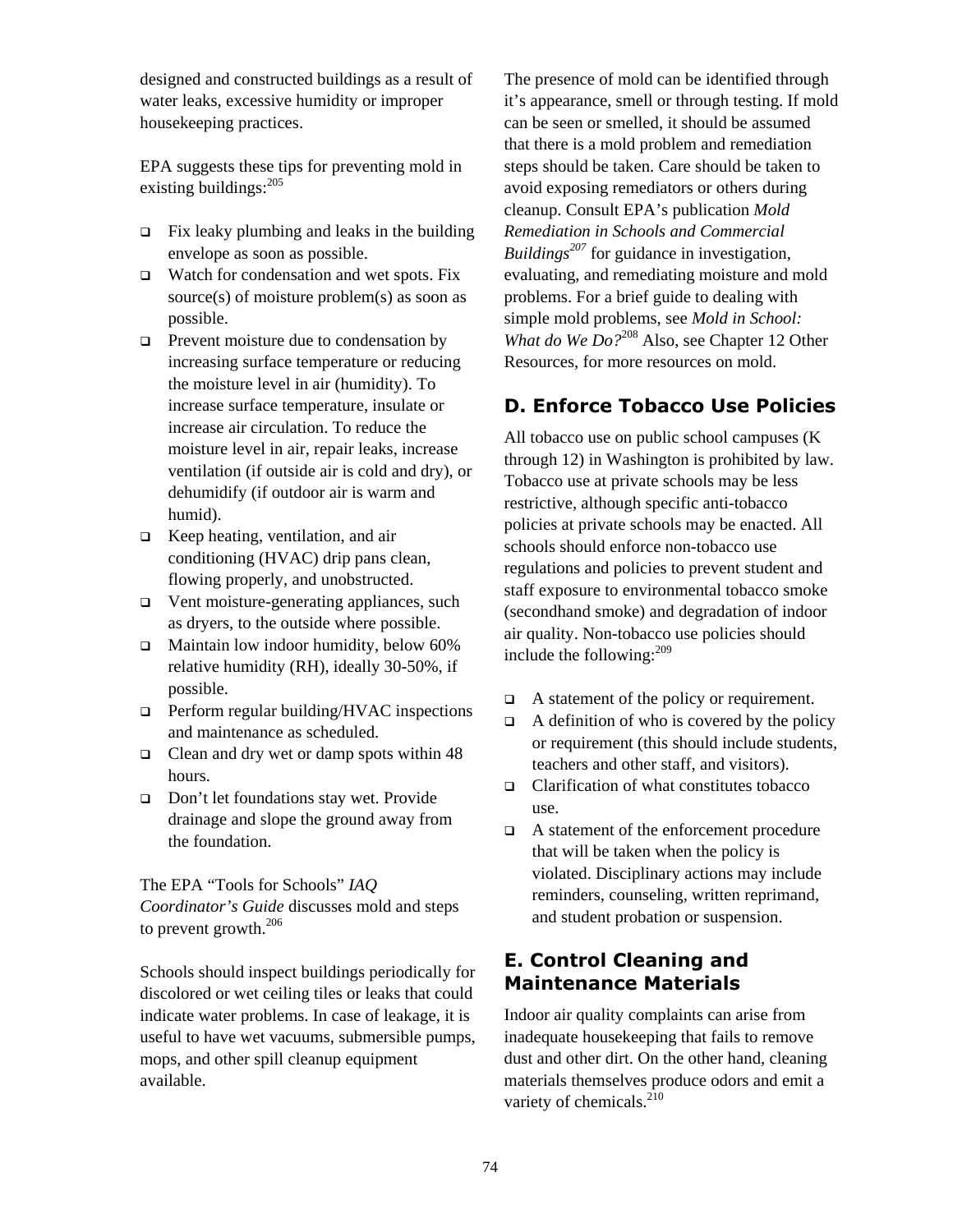designed and constructed buildings as a result of water leaks, excessive humidity or improper housekeeping practices.

EPA suggests these tips for preventing mold in existing buildings:[205]

- Fix leaky plumbing and leaks in the building envelope as soon as possible.
- Watch for condensation and wet spots. Fix source(s) of moisture problem(s) as soon as possible.
- Prevent moisture due to condensation by increasing surface temperature or reducing the moisture level in air (humidity). To increase surface temperature, insulate or increase air circulation. To reduce the moisture level in air, repair leaks, increase ventilation (if outside air is cold and dry), or dehumidify (if outdoor air is warm and humid).
- Keep heating, ventilation, and air conditioning (HVAC) drip pans clean, flowing properly, and unobstructed.
- Vent moisture-generating appliances, such as dryers, to the outside where possible.
- Maintain low indoor humidity, below 60% relative humidity (RH), ideally 30-50%, if possible.
- Perform regular building/HVAC inspections and maintenance as scheduled.
- Clean and dry wet or damp spots within 48 hours.
- Don't let foundations stay wet. Provide drainage and slope the ground away from the foundation.

The EPA "Tools for Schools" *IAQ Coordinator's Guide* discusses mold and steps to prevent growth.[206]

Schools should inspect buildings periodically for discolored or wet ceiling tiles or leaks that could indicate water problems. In case of leakage, it is useful to have wet vacuums, submersible pumps, mops, and other spill cleanup equipment available.

The presence of mold can be identified through it's appearance, smell or through testing. If mold can be seen or smelled, it should be assumed that there is a mold problem and remediation steps should be taken. Care should be taken to avoid exposing remediators or others during cleanup. Consult EPA's publication *Mold Remediation in Schools and Commercial Buildings*[207] for guidance in investigation, evaluating, and remediating moisture and mold problems. For a brief guide to dealing with simple mold problems, see *Mold in School: What do We Do?*[208] Also, see Chapter 12 Other Resources, for more resources on mold.

## D. Enforce Tobacco Use Policies

All tobacco use on public school campuses (K through 12) in Washington is prohibited by law. Tobacco use at private schools may be less restrictive, although specific anti-tobacco policies at private schools may be enacted. All schools should enforce non-tobacco use regulations and policies to prevent student and staff exposure to environmental tobacco smoke (secondhand smoke) and degradation of indoor air quality. Non-tobacco use policies should include the following:[209]

- A statement of the policy or requirement.
- A definition of who is covered by the policy or requirement (this should include students, teachers and other staff, and visitors).
- Clarification of what constitutes tobacco use.
- A statement of the enforcement procedure that will be taken when the policy is violated. Disciplinary actions may include reminders, counseling, written reprimand, and student probation or suspension.

## E. Control Cleaning and Maintenance Materials

Indoor air quality complaints can arise from inadequate housekeeping that fails to remove dust and other dirt. On the other hand, cleaning materials themselves produce odors and emit a variety of chemicals.[210]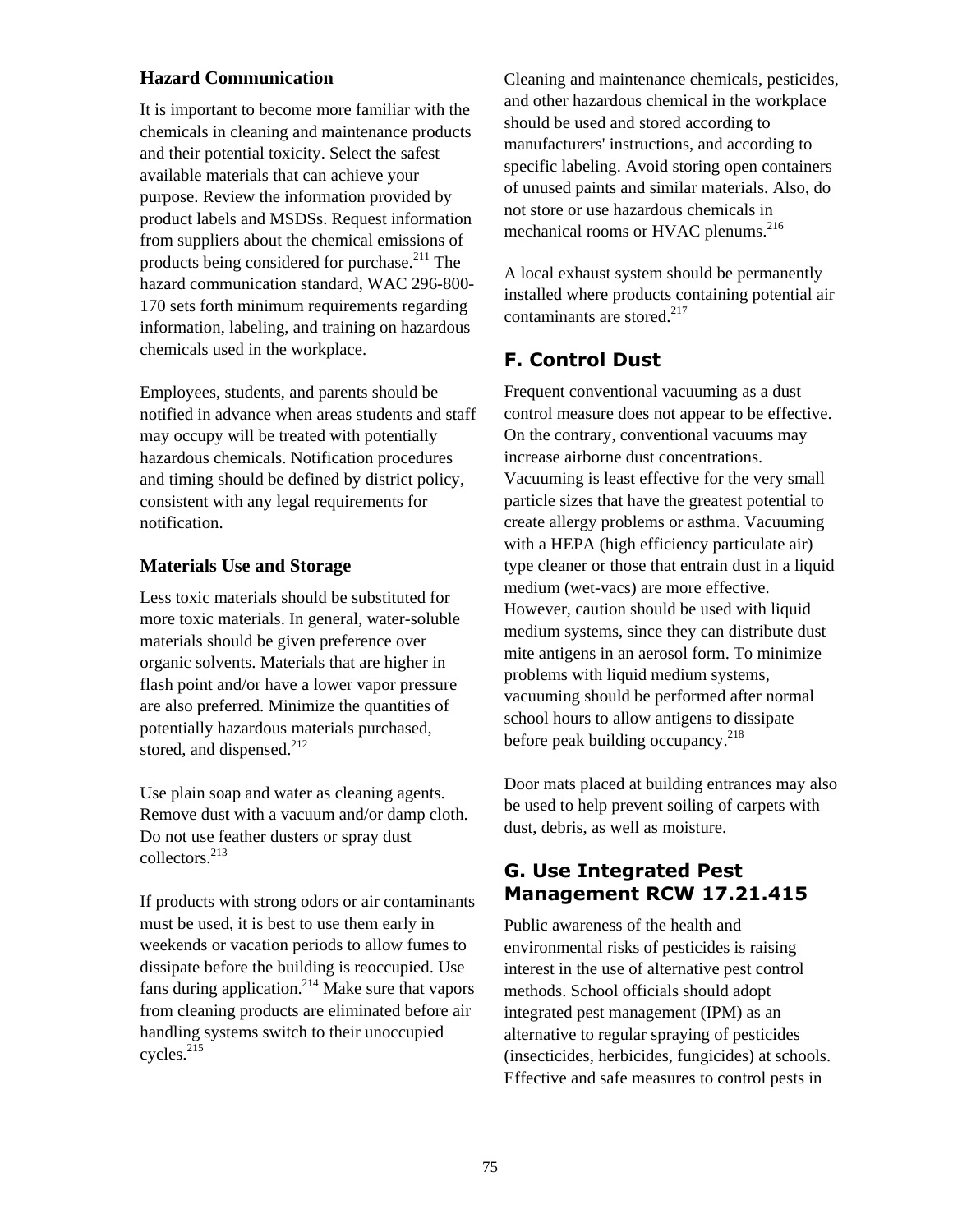### Hazard Communication

It is important to become more familiar with the chemicals in cleaning and maintenance products and their potential toxicity. Select the safest available materials that can achieve your purpose. Review the information provided by product labels and MSDSs. Request information from suppliers about the chemical emissions of products being considered for purchase.[211] The hazard communication standard, WAC 296-800-170 sets forth minimum requirements regarding information, labeling, and training on hazardous chemicals used in the workplace.

Employees, students, and parents should be notified in advance when areas students and staff may occupy will be treated with potentially hazardous chemicals. Notification procedures and timing should be defined by district policy, consistent with any legal requirements for notification.

### Materials Use and Storage

Less toxic materials should be substituted for more toxic materials. In general, water-soluble materials should be given preference over organic solvents. Materials that are higher in flash point and/or have a lower vapor pressure are also preferred. Minimize the quantities of potentially hazardous materials purchased, stored, and dispensed.[212]

Use plain soap and water as cleaning agents. Remove dust with a vacuum and/or damp cloth. Do not use feather dusters or spray dust collectors.[213]

If products with strong odors or air contaminants must be used, it is best to use them early in weekends or vacation periods to allow fumes to dissipate before the building is reoccupied. Use fans during application.[214] Make sure that vapors from cleaning products are eliminated before air handling systems switch to their unoccupied cycles.[215]

Cleaning and maintenance chemicals, pesticides, and other hazardous chemical in the workplace should be used and stored according to manufacturers' instructions, and according to specific labeling. Avoid storing open containers of unused paints and similar materials. Also, do not store or use hazardous chemicals in mechanical rooms or HVAC plenums.[216]

A local exhaust system should be permanently installed where products containing potential air contaminants are stored.[217]

## F. Control Dust

Frequent conventional vacuuming as a dust control measure does not appear to be effective. On the contrary, conventional vacuums may increase airborne dust concentrations. Vacuuming is least effective for the very small particle sizes that have the greatest potential to create allergy problems or asthma. Vacuuming with a HEPA (high efficiency particulate air) type cleaner or those that entrain dust in a liquid medium (wet-vacs) are more effective. However, caution should be used with liquid medium systems, since they can distribute dust mite antigens in an aerosol form. To minimize problems with liquid medium systems, vacuuming should be performed after normal school hours to allow antigens to dissipate before peak building occupancy.[218]

Door mats placed at building entrances may also be used to help prevent soiling of carpets with dust, debris, as well as moisture.

## G. Use Integrated Pest Management RCW 17.21.415

Public awareness of the health and environmental risks of pesticides is raising interest in the use of alternative pest control methods. School officials should adopt integrated pest management (IPM) as an alternative to regular spraying of pesticides (insecticides, herbicides, fungicides) at schools. Effective and safe measures to control pests in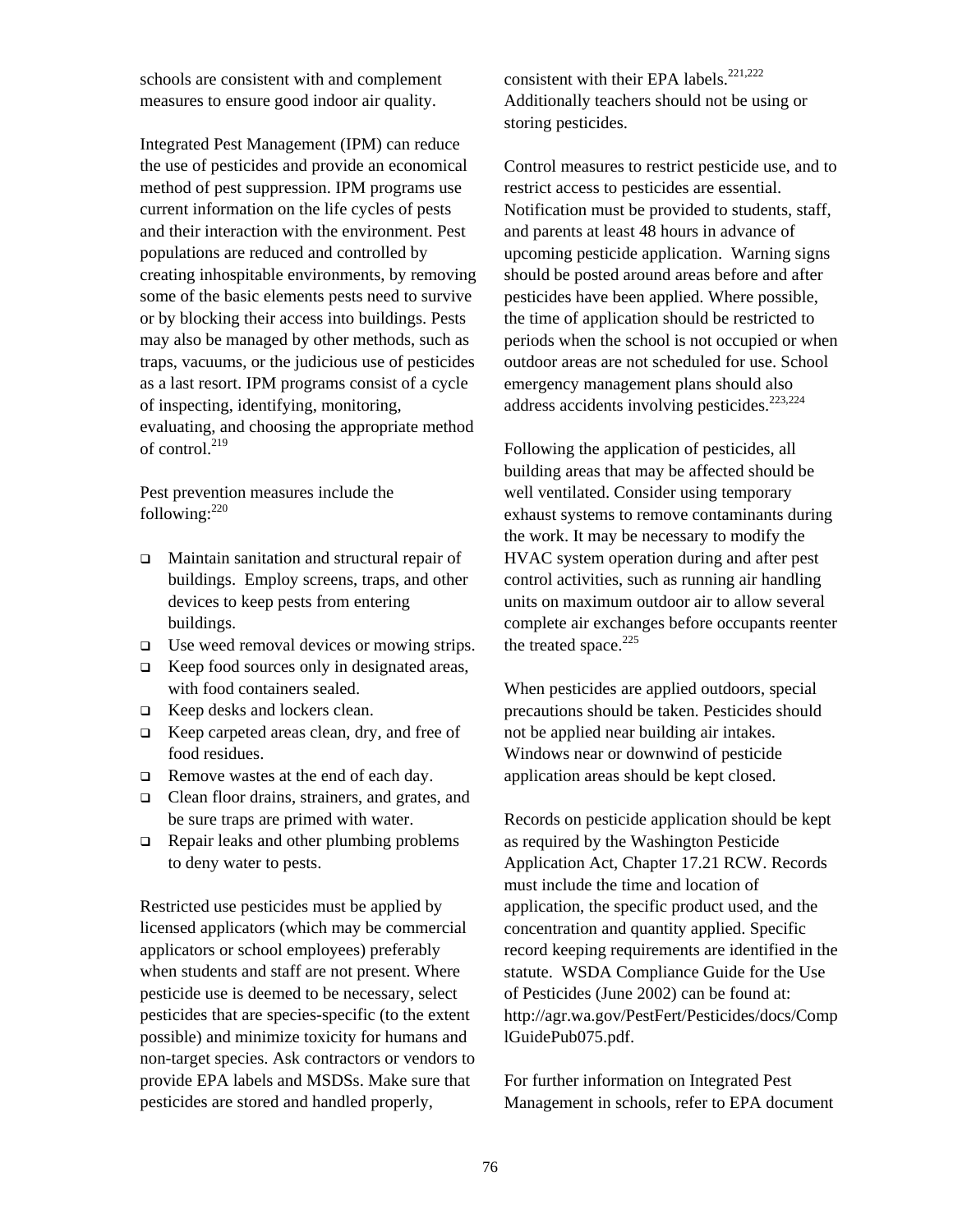schools are consistent with and complement measures to ensure good indoor air quality.

Integrated Pest Management (IPM) can reduce the use of pesticides and provide an economical method of pest suppression. IPM programs use current information on the life cycles of pests and their interaction with the environment. Pest populations are reduced and controlled by creating inhospitable environments, by removing some of the basic elements pests need to survive or by blocking their access into buildings. Pests may also be managed by other methods, such as traps, vacuums, or the judicious use of pesticides as a last resort. IPM programs consist of a cycle of inspecting, identifying, monitoring, evaluating, and choosing the appropriate method of control.[219]

Pest prevention measures include the following:[220]

- Maintain sanitation and structural repair of buildings. Employ screens, traps, and other devices to keep pests from entering buildings.
- Use weed removal devices or mowing strips.
- Keep food sources only in designated areas, with food containers sealed.
- Keep desks and lockers clean.
- Keep carpeted areas clean, dry, and free of food residues.
- Remove wastes at the end of each day.
- Clean floor drains, strainers, and grates, and be sure traps are primed with water.
- Repair leaks and other plumbing problems to deny water to pests.

Restricted use pesticides must be applied by licensed applicators (which may be commercial applicators or school employees) preferably when students and staff are not present. Where pesticide use is deemed to be necessary, select pesticides that are species-specific (to the extent possible) and minimize toxicity for humans and non-target species. Ask contractors or vendors to provide EPA labels and MSDSs. Make sure that pesticides are stored and handled properly, consistent with their EPA labels.[221,222] Additionally teachers should not be using or storing pesticides.

Control measures to restrict pesticide use, and to restrict access to pesticides are essential. Notification must be provided to students, staff, and parents at least 48 hours in advance of upcoming pesticide application. Warning signs should be posted around areas before and after pesticides have been applied. Where possible, the time of application should be restricted to periods when the school is not occupied or when outdoor areas are not scheduled for use. School emergency management plans should also address accidents involving pesticides.[223,224]

Following the application of pesticides, all building areas that may be affected should be well ventilated. Consider using temporary exhaust systems to remove contaminants during the work. It may be necessary to modify the HVAC system operation during and after pest control activities, such as running air handling units on maximum outdoor air to allow several complete air exchanges before occupants reenter the treated space.[225]

When pesticides are applied outdoors, special precautions should be taken. Pesticides should not be applied near building air intakes. Windows near or downwind of pesticide application areas should be kept closed.

Records on pesticide application should be kept as required by the Washington Pesticide Application Act, Chapter 17.21 RCW. Records must include the time and location of application, the specific product used, and the concentration and quantity applied. Specific record keeping requirements are identified in the statute. WSDA Compliance Guide for the Use of Pesticides (June 2002) can be found at: http://agr.wa.gov/PestFert/Pesticides/docs/ComplGuidePub075.pdf.

For further information on Integrated Pest Management in schools, refer to EPA document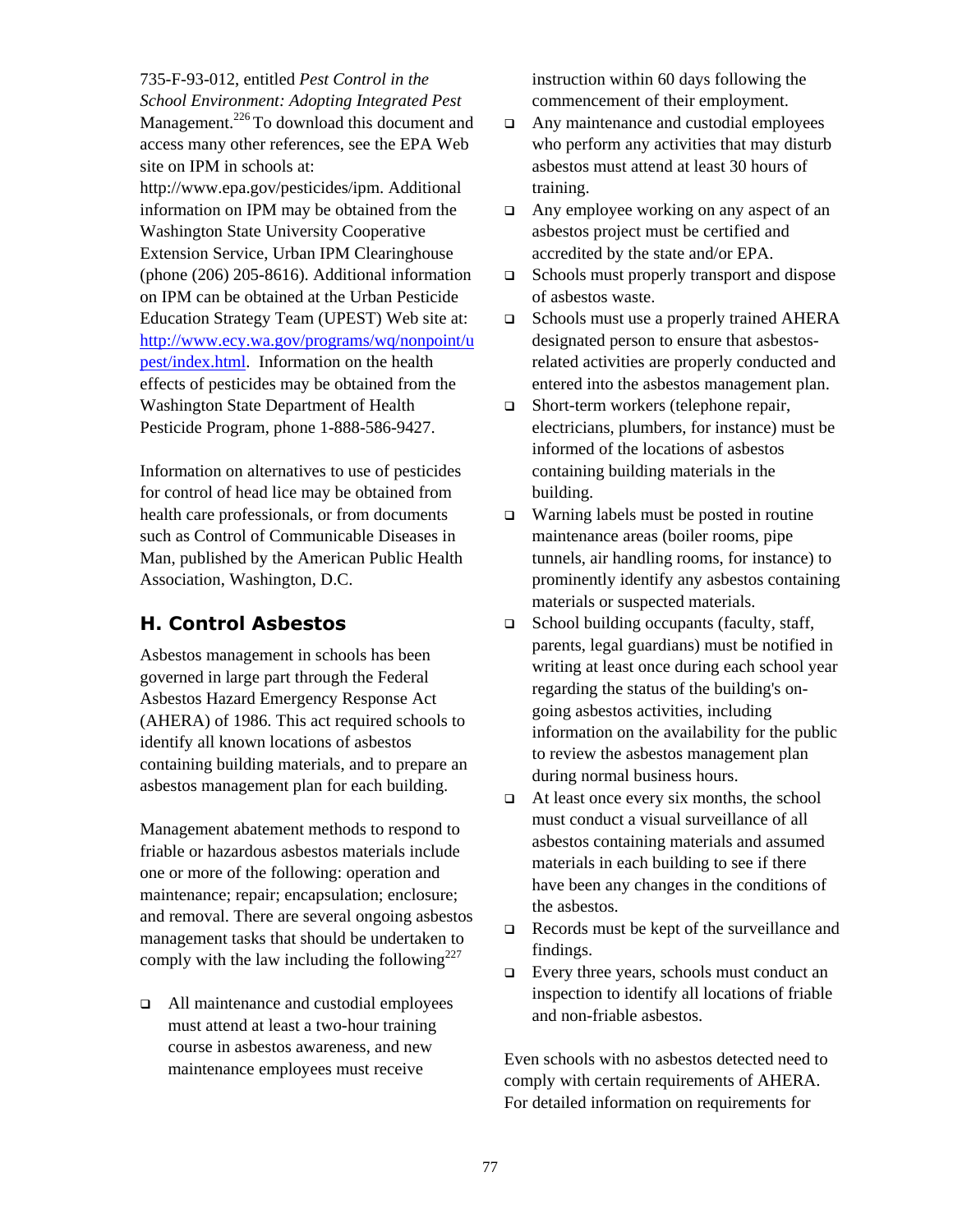735-F-93-012, entitled *Pest Control in the School Environment: Adopting Integrated Pest* Management.[226] To download this document and access many other references, see the EPA Web site on IPM in schools at: http://www.epa.gov/pesticides/ipm. Additional information on IPM may be obtained from the Washington State University Cooperative Extension Service, Urban IPM Clearinghouse (phone (206) 205-8616). Additional information on IPM can be obtained at the Urban Pesticide Education Strategy Team (UPEST) Web site at: http://www.ecy.wa.gov/programs/wq/nonpoint/upest/index.html. Information on the health effects of pesticides may be obtained from the Washington State Department of Health Pesticide Program, phone 1-888-586-9427.

Information on alternatives to use of pesticides for control of head lice may be obtained from health care professionals, or from documents such as Control of Communicable Diseases in Man, published by the American Public Health Association, Washington, D.C.

## H. Control Asbestos

Asbestos management in schools has been governed in large part through the Federal Asbestos Hazard Emergency Response Act (AHERA) of 1986. This act required schools to identify all known locations of asbestos containing building materials, and to prepare an asbestos management plan for each building.

Management abatement methods to respond to friable or hazardous asbestos materials include one or more of the following: operation and maintenance; repair; encapsulation; enclosure; and removal. There are several ongoing asbestos management tasks that should be undertaken to comply with the law including the following[227]

- All maintenance and custodial employees must attend at least a two-hour training course in asbestos awareness, and new maintenance employees must receive instruction within 60 days following the commencement of their employment.
- Any maintenance and custodial employees who perform any activities that may disturb asbestos must attend at least 30 hours of training.
- Any employee working on any aspect of an asbestos project must be certified and accredited by the state and/or EPA.
- Schools must properly transport and dispose of asbestos waste.
- Schools must use a properly trained AHERA designated person to ensure that asbestos-related activities are properly conducted and entered into the asbestos management plan.
- Short-term workers (telephone repair, electricians, plumbers, for instance) must be informed of the locations of asbestos containing building materials in the building.
- Warning labels must be posted in routine maintenance areas (boiler rooms, pipe tunnels, air handling rooms, for instance) to prominently identify any asbestos containing materials or suspected materials.
- School building occupants (faculty, staff, parents, legal guardians) must be notified in writing at least once during each school year regarding the status of the building's on-going asbestos activities, including information on the availability for the public to review the asbestos management plan during normal business hours.
- At least once every six months, the school must conduct a visual surveillance of all asbestos containing materials and assumed materials in each building to see if there have been any changes in the conditions of the asbestos.
- Records must be kept of the surveillance and findings.
- Every three years, schools must conduct an inspection to identify all locations of friable and non-friable asbestos.

Even schools with no asbestos detected need to comply with certain requirements of AHERA. For detailed information on requirements for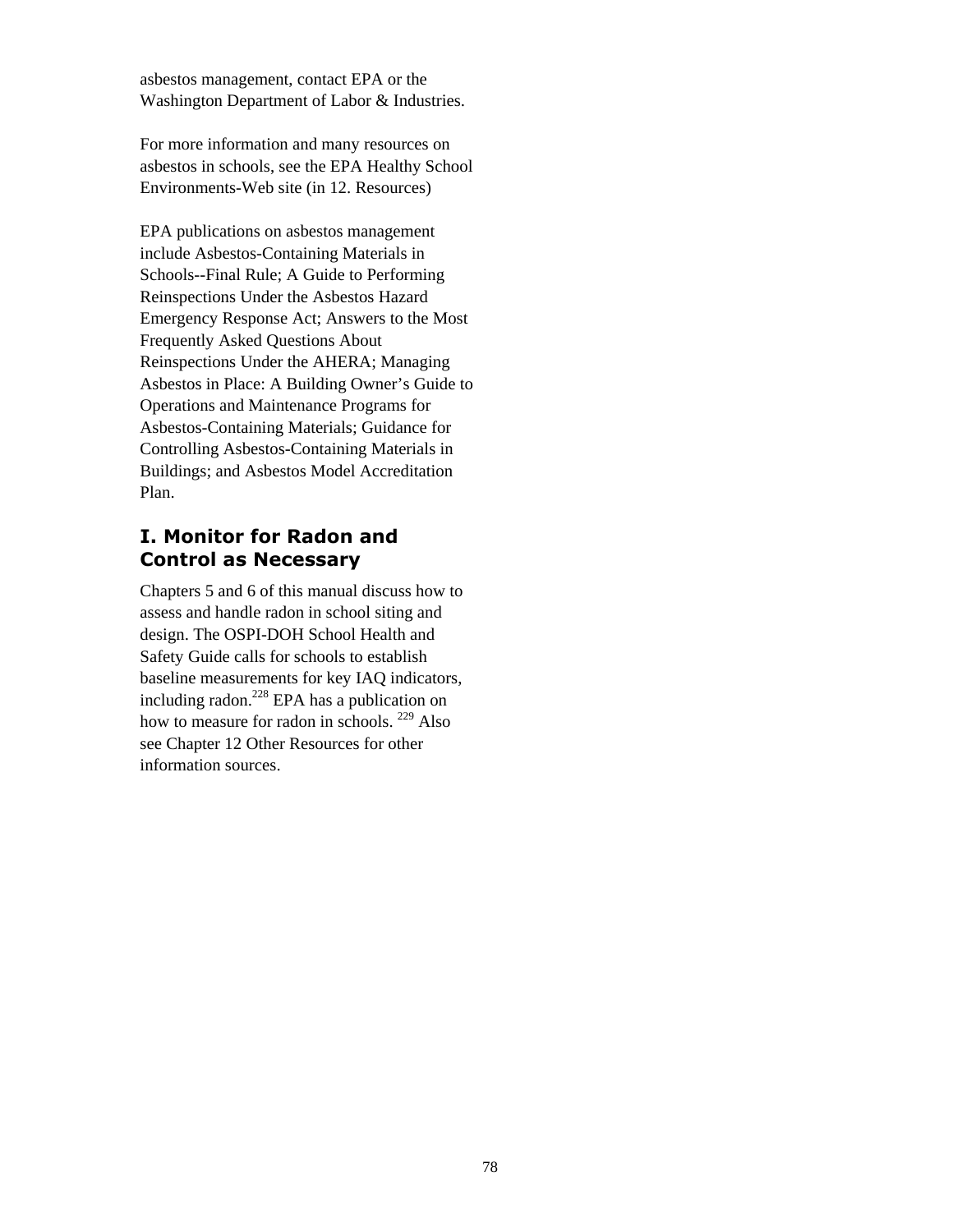asbestos management, contact EPA or the Washington Department of Labor & Industries.

For more information and many resources on asbestos in schools, see the EPA Healthy School Environments-Web site (in 12. Resources)

EPA publications on asbestos management include Asbestos-Containing Materials in Schools--Final Rule; A Guide to Performing Reinspections Under the Asbestos Hazard Emergency Response Act; Answers to the Most Frequently Asked Questions About Reinspections Under the AHERA; Managing Asbestos in Place: A Building Owner's Guide to Operations and Maintenance Programs for Asbestos-Containing Materials; Guidance for Controlling Asbestos-Containing Materials in Buildings; and Asbestos Model Accreditation Plan.

## I. Monitor for Radon and Control as Necessary

Chapters 5 and 6 of this manual discuss how to assess and handle radon in school siting and design. The OSPI-DOH School Health and Safety Guide calls for schools to establish baseline measurements for key IAQ indicators, including radon.[228] EPA has a publication on how to measure for radon in schools. [229] Also see Chapter 12 Other Resources for other information sources.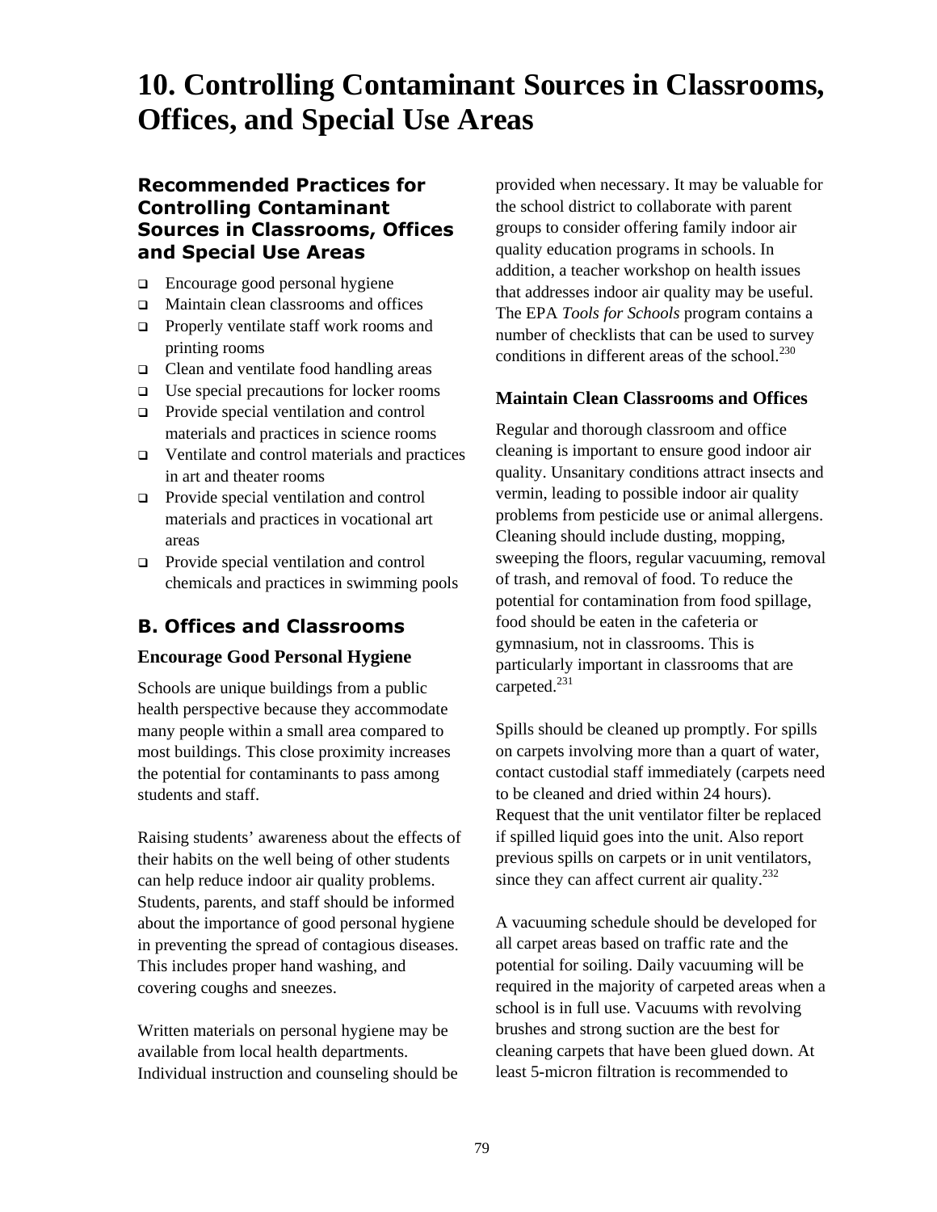# 10. Controlling Contaminant Sources in Classrooms, Offices, and Special Use Areas

### Recommended Practices for Controlling Contaminant Sources in Classrooms, Offices and Special Use Areas

- Encourage good personal hygiene
- Maintain clean classrooms and offices
- Properly ventilate staff work rooms and printing rooms
- Clean and ventilate food handling areas
- Use special precautions for locker rooms
- Provide special ventilation and control materials and practices in science rooms
- Ventilate and control materials and practices in art and theater rooms
- Provide special ventilation and control materials and practices in vocational art areas
- Provide special ventilation and control chemicals and practices in swimming pools

## B. Offices and Classrooms

### Encourage Good Personal Hygiene

Schools are unique buildings from a public health perspective because they accommodate many people within a small area compared to most buildings. This close proximity increases the potential for contaminants to pass among students and staff.

Raising students' awareness about the effects of their habits on the well being of other students can help reduce indoor air quality problems. Students, parents, and staff should be informed about the importance of good personal hygiene in preventing the spread of contagious diseases. This includes proper hand washing, and covering coughs and sneezes.

Written materials on personal hygiene may be available from local health departments. Individual instruction and counseling should be provided when necessary. It may be valuable for the school district to collaborate with parent groups to consider offering family indoor air quality education programs in schools. In addition, a teacher workshop on health issues that addresses indoor air quality may be useful. The EPA *Tools for Schools* program contains a number of checklists that can be used to survey conditions in different areas of the school.[230]

### Maintain Clean Classrooms and Offices

Regular and thorough classroom and office cleaning is important to ensure good indoor air quality. Unsanitary conditions attract insects and vermin, leading to possible indoor air quality problems from pesticide use or animal allergens. Cleaning should include dusting, mopping, sweeping the floors, regular vacuuming, removal of trash, and removal of food. To reduce the potential for contamination from food spillage, food should be eaten in the cafeteria or gymnasium, not in classrooms. This is particularly important in classrooms that are carpeted.[231]

Spills should be cleaned up promptly. For spills on carpets involving more than a quart of water, contact custodial staff immediately (carpets need to be cleaned and dried within 24 hours). Request that the unit ventilator filter be replaced if spilled liquid goes into the unit. Also report previous spills on carpets or in unit ventilators, since they can affect current air quality.[232]

A vacuuming schedule should be developed for all carpet areas based on traffic rate and the potential for soiling. Daily vacuuming will be required in the majority of carpeted areas when a school is in full use. Vacuums with revolving brushes and strong suction are the best for cleaning carpets that have been glued down. At least 5-micron filtration is recommended to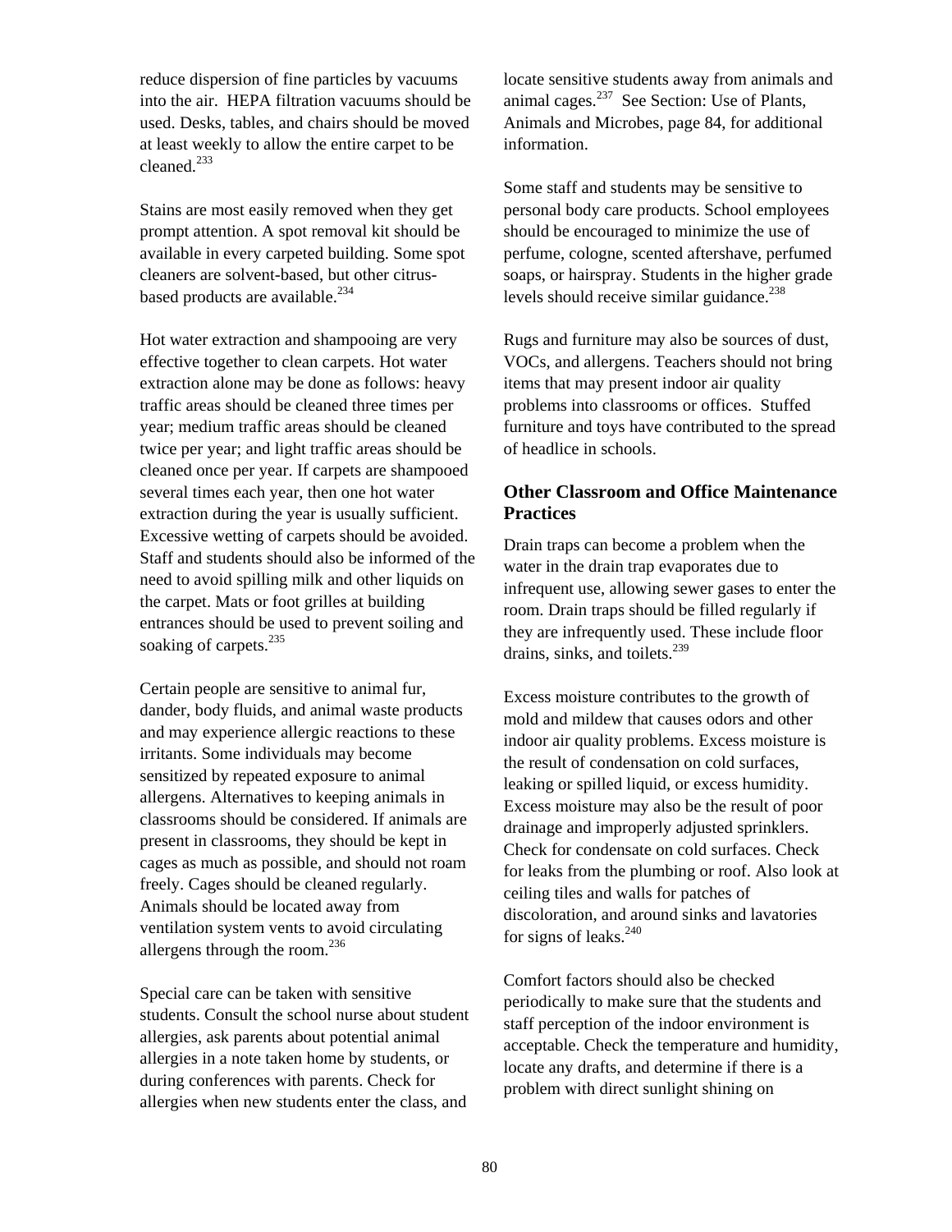reduce dispersion of fine particles by vacuums into the air. HEPA filtration vacuums should be used. Desks, tables, and chairs should be moved at least weekly to allow the entire carpet to be cleaned.[233]

Stains are most easily removed when they get prompt attention. A spot removal kit should be available in every carpeted building. Some spot cleaners are solvent-based, but other citrus-based products are available.[234]

Hot water extraction and shampooing are very effective together to clean carpets. Hot water extraction alone may be done as follows: heavy traffic areas should be cleaned three times per year; medium traffic areas should be cleaned twice per year; and light traffic areas should be cleaned once per year. If carpets are shampooed several times each year, then one hot water extraction during the year is usually sufficient. Excessive wetting of carpets should be avoided. Staff and students should also be informed of the need to avoid spilling milk and other liquids on the carpet. Mats or foot grilles at building entrances should be used to prevent soiling and soaking of carpets.[235]

Certain people are sensitive to animal fur, dander, body fluids, and animal waste products and may experience allergic reactions to these irritants. Some individuals may become sensitized by repeated exposure to animal allergens. Alternatives to keeping animals in classrooms should be considered. If animals are present in classrooms, they should be kept in cages as much as possible, and should not roam freely. Cages should be cleaned regularly. Animals should be located away from ventilation system vents to avoid circulating allergens through the room.[236]

Special care can be taken with sensitive students. Consult the school nurse about student allergies, ask parents about potential animal allergies in a note taken home by students, or during conferences with parents. Check for allergies when new students enter the class, and locate sensitive students away from animals and animal cages.[237] See Section: Use of Plants, Animals and Microbes, page 84, for additional information.

Some staff and students may be sensitive to personal body care products. School employees should be encouraged to minimize the use of perfume, cologne, scented aftershave, perfumed soaps, or hairspray. Students in the higher grade levels should receive similar guidance.[238]

Rugs and furniture may also be sources of dust, VOCs, and allergens. Teachers should not bring items that may present indoor air quality problems into classrooms or offices. Stuffed furniture and toys have contributed to the spread of headlice in schools.

### Other Classroom and Office Maintenance Practices

Drain traps can become a problem when the water in the drain trap evaporates due to infrequent use, allowing sewer gases to enter the room. Drain traps should be filled regularly if they are infrequently used. These include floor drains, sinks, and toilets.[239]

Excess moisture contributes to the growth of mold and mildew that causes odors and other indoor air quality problems. Excess moisture is the result of condensation on cold surfaces, leaking or spilled liquid, or excess humidity. Excess moisture may also be the result of poor drainage and improperly adjusted sprinklers. Check for condensate on cold surfaces. Check for leaks from the plumbing or roof. Also look at ceiling tiles and walls for patches of discoloration, and around sinks and lavatories for signs of leaks.[240]

Comfort factors should also be checked periodically to make sure that the students and staff perception of the indoor environment is acceptable. Check the temperature and humidity, locate any drafts, and determine if there is a problem with direct sunlight shining on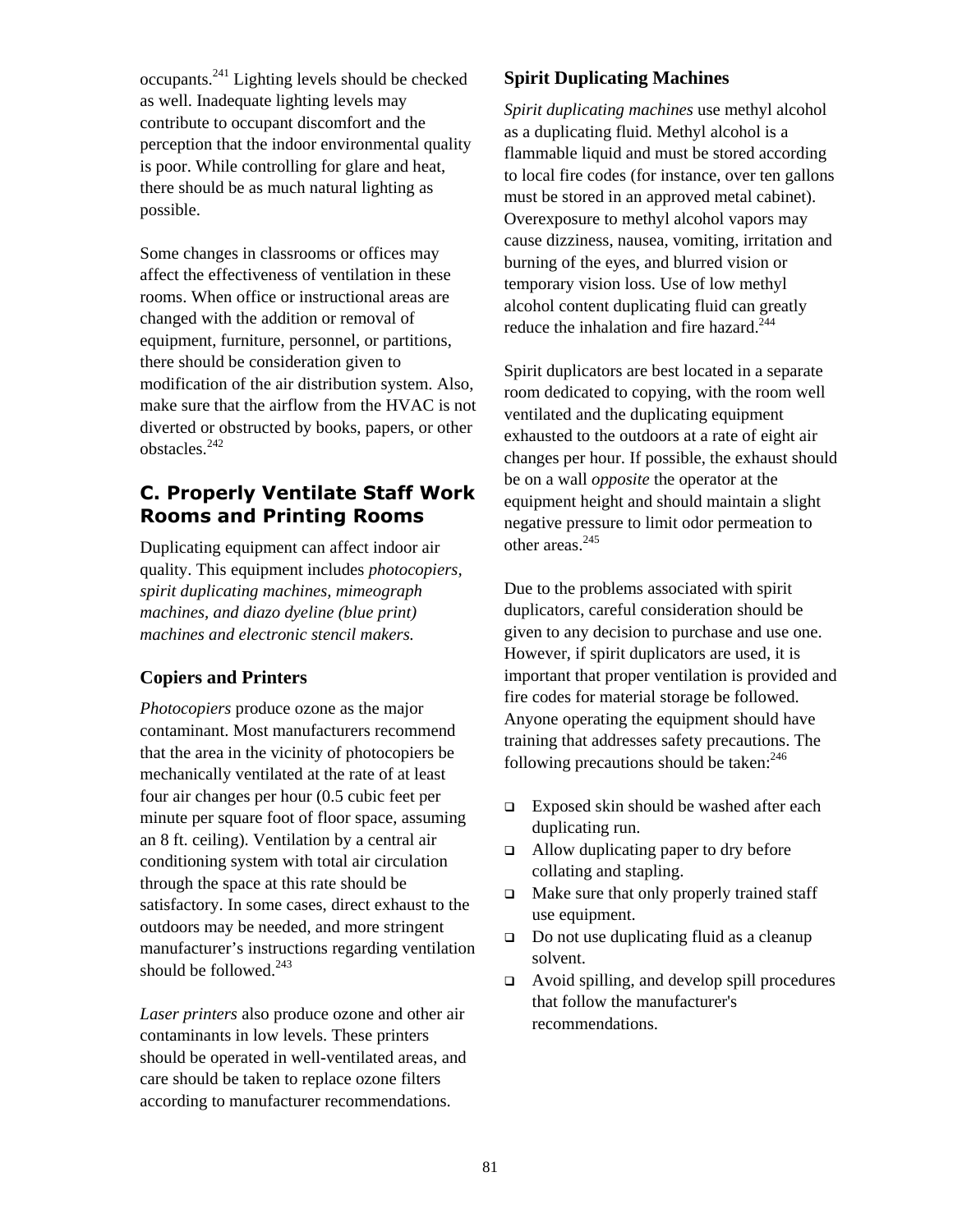occupants.[241] Lighting levels should be checked as well. Inadequate lighting levels may contribute to occupant discomfort and the perception that the indoor environmental quality is poor. While controlling for glare and heat, there should be as much natural lighting as possible.

Some changes in classrooms or offices may affect the effectiveness of ventilation in these rooms. When office or instructional areas are changed with the addition or removal of equipment, furniture, personnel, or partitions, there should be consideration given to modification of the air distribution system. Also, make sure that the airflow from the HVAC is not diverted or obstructed by books, papers, or other obstacles.[242]

## C. Properly Ventilate Staff Work Rooms and Printing Rooms

Duplicating equipment can affect indoor air quality. This equipment includes *photocopiers, spirit duplicating machines, mimeograph machines, and diazo dyeline (blue print) machines and electronic stencil makers.*

### Copiers and Printers

*Photocopiers* produce ozone as the major contaminant. Most manufacturers recommend that the area in the vicinity of photocopiers be mechanically ventilated at the rate of at least four air changes per hour (0.5 cubic feet per minute per square foot of floor space, assuming an 8 ft. ceiling). Ventilation by a central air conditioning system with total air circulation through the space at this rate should be satisfactory. In some cases, direct exhaust to the outdoors may be needed, and more stringent manufacturer's instructions regarding ventilation should be followed.[243]

*Laser printers* also produce ozone and other air contaminants in low levels. These printers should be operated in well-ventilated areas, and care should be taken to replace ozone filters according to manufacturer recommendations.

### Spirit Duplicating Machines

*Spirit duplicating machines* use methyl alcohol as a duplicating fluid. Methyl alcohol is a flammable liquid and must be stored according to local fire codes (for instance, over ten gallons must be stored in an approved metal cabinet). Overexposure to methyl alcohol vapors may cause dizziness, nausea, vomiting, irritation and burning of the eyes, and blurred vision or temporary vision loss. Use of low methyl alcohol content duplicating fluid can greatly reduce the inhalation and fire hazard.[244]

Spirit duplicators are best located in a separate room dedicated to copying, with the room well ventilated and the duplicating equipment exhausted to the outdoors at a rate of eight air changes per hour. If possible, the exhaust should be on a wall *opposite* the operator at the equipment height and should maintain a slight negative pressure to limit odor permeation to other areas.[245]

Due to the problems associated with spirit duplicators, careful consideration should be given to any decision to purchase and use one. However, if spirit duplicators are used, it is important that proper ventilation is provided and fire codes for material storage be followed. Anyone operating the equipment should have training that addresses safety precautions. The following precautions should be taken:[246]

- Exposed skin should be washed after each duplicating run.
- Allow duplicating paper to dry before collating and stapling.
- Make sure that only properly trained staff use equipment.
- Do not use duplicating fluid as a cleanup solvent.
- Avoid spilling, and develop spill procedures that follow the manufacturer's recommendations.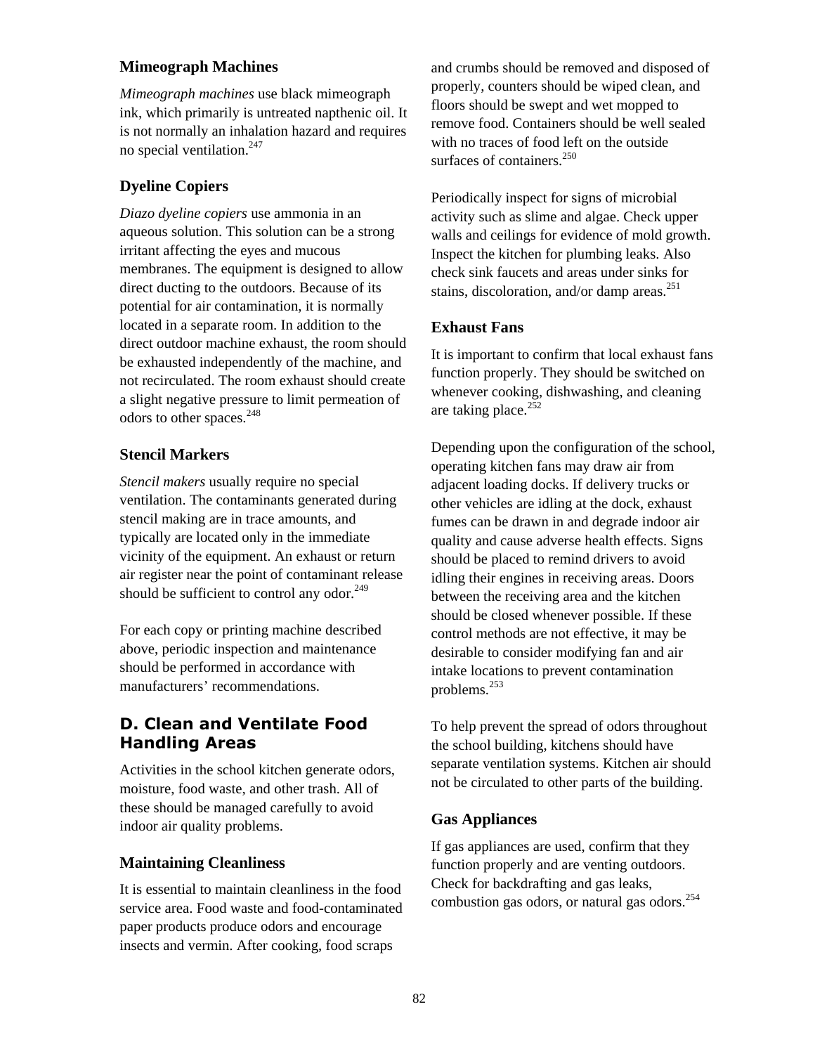### Mimeograph Machines

*Mimeograph machines* use black mimeograph ink, which primarily is untreated napthenic oil. It is not normally an inhalation hazard and requires no special ventilation.[247]

### Dyeline Copiers

*Diazo dyeline copiers* use ammonia in an aqueous solution. This solution can be a strong irritant affecting the eyes and mucous membranes. The equipment is designed to allow direct ducting to the outdoors. Because of its potential for air contamination, it is normally located in a separate room. In addition to the direct outdoor machine exhaust, the room should be exhausted independently of the machine, and not recirculated. The room exhaust should create a slight negative pressure to limit permeation of odors to other spaces.[248]

### Stencil Markers

*Stencil makers* usually require no special ventilation. The contaminants generated during stencil making are in trace amounts, and typically are located only in the immediate vicinity of the equipment. An exhaust or return air register near the point of contaminant release should be sufficient to control any odor.[249]

For each copy or printing machine described above, periodic inspection and maintenance should be performed in accordance with manufacturers' recommendations.

## D. Clean and Ventilate Food Handling Areas

Activities in the school kitchen generate odors, moisture, food waste, and other trash. All of these should be managed carefully to avoid indoor air quality problems.

### Maintaining Cleanliness

It is essential to maintain cleanliness in the food service area. Food waste and food-contaminated paper products produce odors and encourage insects and vermin. After cooking, food scraps and crumbs should be removed and disposed of properly, counters should be wiped clean, and floors should be swept and wet mopped to remove food. Containers should be well sealed with no traces of food left on the outside surfaces of containers.[250]

Periodically inspect for signs of microbial activity such as slime and algae. Check upper walls and ceilings for evidence of mold growth. Inspect the kitchen for plumbing leaks. Also check sink faucets and areas under sinks for stains, discoloration, and/or damp areas.[251]

### Exhaust Fans

It is important to confirm that local exhaust fans function properly. They should be switched on whenever cooking, dishwashing, and cleaning are taking place.[252]

Depending upon the configuration of the school, operating kitchen fans may draw air from adjacent loading docks. If delivery trucks or other vehicles are idling at the dock, exhaust fumes can be drawn in and degrade indoor air quality and cause adverse health effects. Signs should be placed to remind drivers to avoid idling their engines in receiving areas. Doors between the receiving area and the kitchen should be closed whenever possible. If these control methods are not effective, it may be desirable to consider modifying fan and air intake locations to prevent contamination problems.[253]

To help prevent the spread of odors throughout the school building, kitchens should have separate ventilation systems. Kitchen air should not be circulated to other parts of the building.

### Gas Appliances

If gas appliances are used, confirm that they function properly and are venting outdoors. Check for backdrafting and gas leaks, combustion gas odors, or natural gas odors.[254]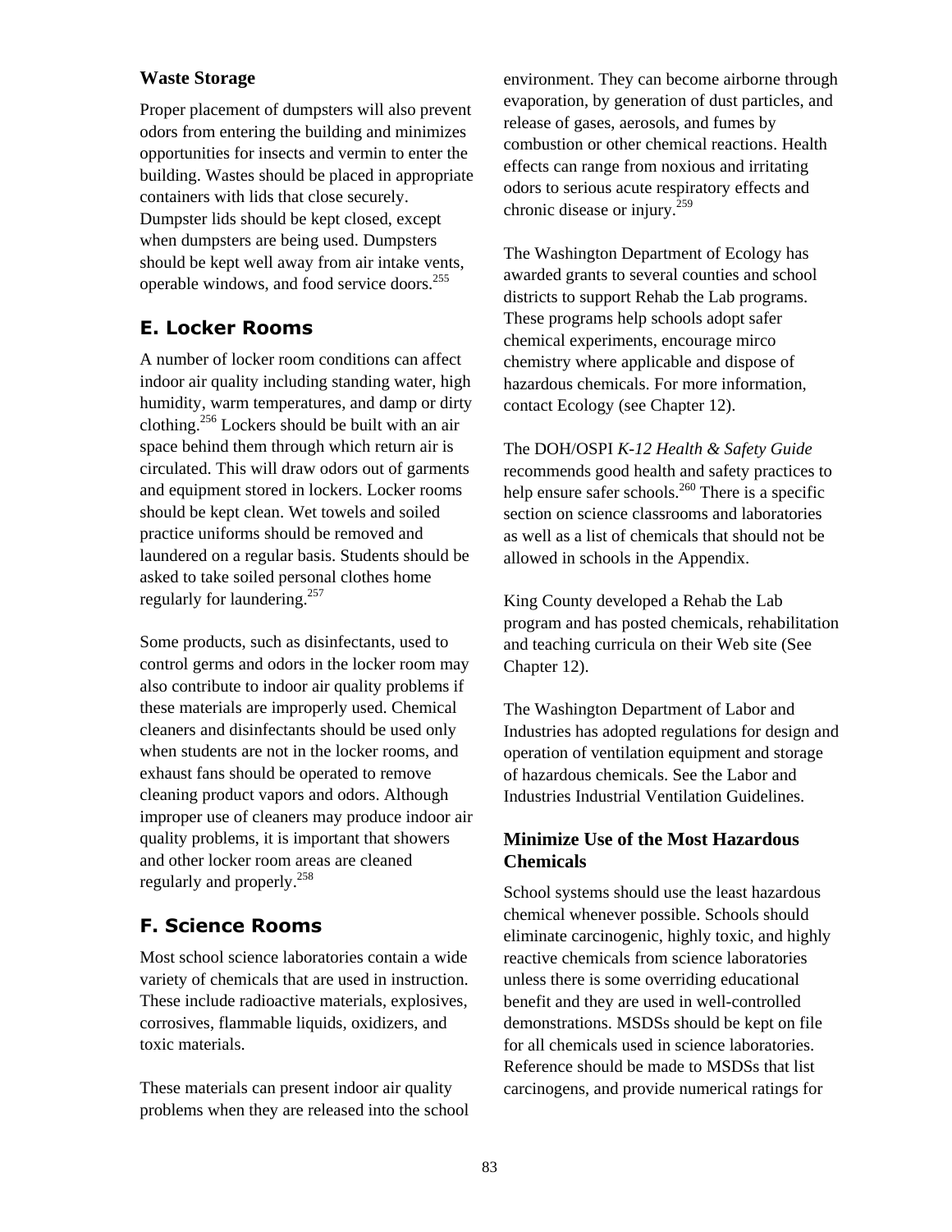### Waste Storage

Proper placement of dumpsters will also prevent odors from entering the building and minimizes opportunities for insects and vermin to enter the building. Wastes should be placed in appropriate containers with lids that close securely. Dumpster lids should be kept closed, except when dumpsters are being used. Dumpsters should be kept well away from air intake vents, operable windows, and food service doors.[255]

## E. Locker Rooms

A number of locker room conditions can affect indoor air quality including standing water, high humidity, warm temperatures, and damp or dirty clothing.[256] Lockers should be built with an air space behind them through which return air is circulated. This will draw odors out of garments and equipment stored in lockers. Locker rooms should be kept clean. Wet towels and soiled practice uniforms should be removed and laundered on a regular basis. Students should be asked to take soiled personal clothes home regularly for laundering.[257]

Some products, such as disinfectants, used to control germs and odors in the locker room may also contribute to indoor air quality problems if these materials are improperly used. Chemical cleaners and disinfectants should be used only when students are not in the locker rooms, and exhaust fans should be operated to remove cleaning product vapors and odors. Although improper use of cleaners may produce indoor air quality problems, it is important that showers and other locker room areas are cleaned regularly and properly.[258]

## F. Science Rooms

Most school science laboratories contain a wide variety of chemicals that are used in instruction. These include radioactive materials, explosives, corrosives, flammable liquids, oxidizers, and toxic materials.

These materials can present indoor air quality problems when they are released into the school environment. They can become airborne through evaporation, by generation of dust particles, and release of gases, aerosols, and fumes by combustion or other chemical reactions. Health effects can range from noxious and irritating odors to serious acute respiratory effects and chronic disease or injury.[259]

The Washington Department of Ecology has awarded grants to several counties and school districts to support Rehab the Lab programs. These programs help schools adopt safer chemical experiments, encourage mirco chemistry where applicable and dispose of hazardous chemicals. For more information, contact Ecology (see Chapter 12).

The DOH/OSPI *K-12 Health & Safety Guide* recommends good health and safety practices to help ensure safer schools.[260] There is a specific section on science classrooms and laboratories as well as a list of chemicals that should not be allowed in schools in the Appendix.

King County developed a Rehab the Lab program and has posted chemicals, rehabilitation and teaching curricula on their Web site (See Chapter 12).

The Washington Department of Labor and Industries has adopted regulations for design and operation of ventilation equipment and storage of hazardous chemicals. See the Labor and Industries Industrial Ventilation Guidelines.

### Minimize Use of the Most Hazardous Chemicals

School systems should use the least hazardous chemical whenever possible. Schools should eliminate carcinogenic, highly toxic, and highly reactive chemicals from science laboratories unless there is some overriding educational benefit and they are used in well-controlled demonstrations. MSDSs should be kept on file for all chemicals used in science laboratories. Reference should be made to MSDSs that list carcinogens, and provide numerical ratings for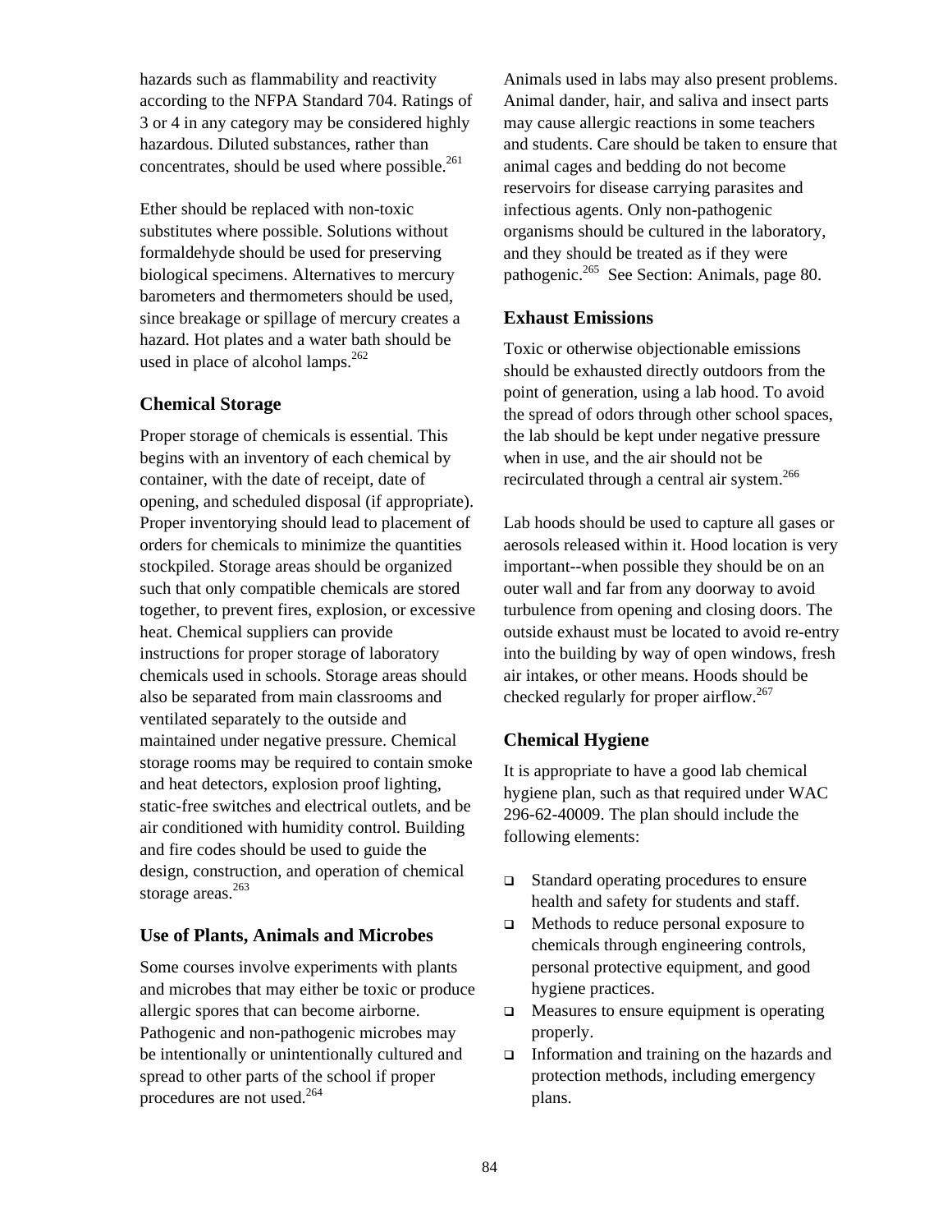hazards such as flammability and reactivity according to the NFPA Standard 704. Ratings of 3 or 4 in any category may be considered highly hazardous. Diluted substances, rather than concentrates, should be used where possible.[261]

Ether should be replaced with non-toxic substitutes where possible. Solutions without formaldehyde should be used for preserving biological specimens. Alternatives to mercury barometers and thermometers should be used, since breakage or spillage of mercury creates a hazard. Hot plates and a water bath should be used in place of alcohol lamps.[262]

### Chemical Storage

Proper storage of chemicals is essential. This begins with an inventory of each chemical by container, with the date of receipt, date of opening, and scheduled disposal (if appropriate). Proper inventorying should lead to placement of orders for chemicals to minimize the quantities stockpiled. Storage areas should be organized such that only compatible chemicals are stored together, to prevent fires, explosion, or excessive heat. Chemical suppliers can provide instructions for proper storage of laboratory chemicals used in schools. Storage areas should also be separated from main classrooms and ventilated separately to the outside and maintained under negative pressure. Chemical storage rooms may be required to contain smoke and heat detectors, explosion proof lighting, static-free switches and electrical outlets, and be air conditioned with humidity control. Building and fire codes should be used to guide the design, construction, and operation of chemical storage areas.[263]

### Use of Plants, Animals and Microbes

Some courses involve experiments with plants and microbes that may either be toxic or produce allergic spores that can become airborne. Pathogenic and non-pathogenic microbes may be intentionally or unintentionally cultured and spread to other parts of the school if proper procedures are not used.[264]

Animals used in labs may also present problems. Animal dander, hair, and saliva and insect parts may cause allergic reactions in some teachers and students. Care should be taken to ensure that animal cages and bedding do not become reservoirs for disease carrying parasites and infectious agents. Only non-pathogenic organisms should be cultured in the laboratory, and they should be treated as if they were pathogenic.[265] See Section: Animals, page 80.

### Exhaust Emissions

Toxic or otherwise objectionable emissions should be exhausted directly outdoors from the point of generation, using a lab hood. To avoid the spread of odors through other school spaces, the lab should be kept under negative pressure when in use, and the air should not be recirculated through a central air system.[266]

Lab hoods should be used to capture all gases or aerosols released within it. Hood location is very important--when possible they should be on an outer wall and far from any doorway to avoid turbulence from opening and closing doors. The outside exhaust must be located to avoid re-entry into the building by way of open windows, fresh air intakes, or other means. Hoods should be checked regularly for proper airflow.[267]

### Chemical Hygiene

It is appropriate to have a good lab chemical hygiene plan, such as that required under WAC 296-62-40009. The plan should include the following elements:

- Standard operating procedures to ensure health and safety for students and staff.
- Methods to reduce personal exposure to chemicals through engineering controls, personal protective equipment, and good hygiene practices.
- Measures to ensure equipment is operating properly.
- Information and training on the hazards and protection methods, including emergency plans.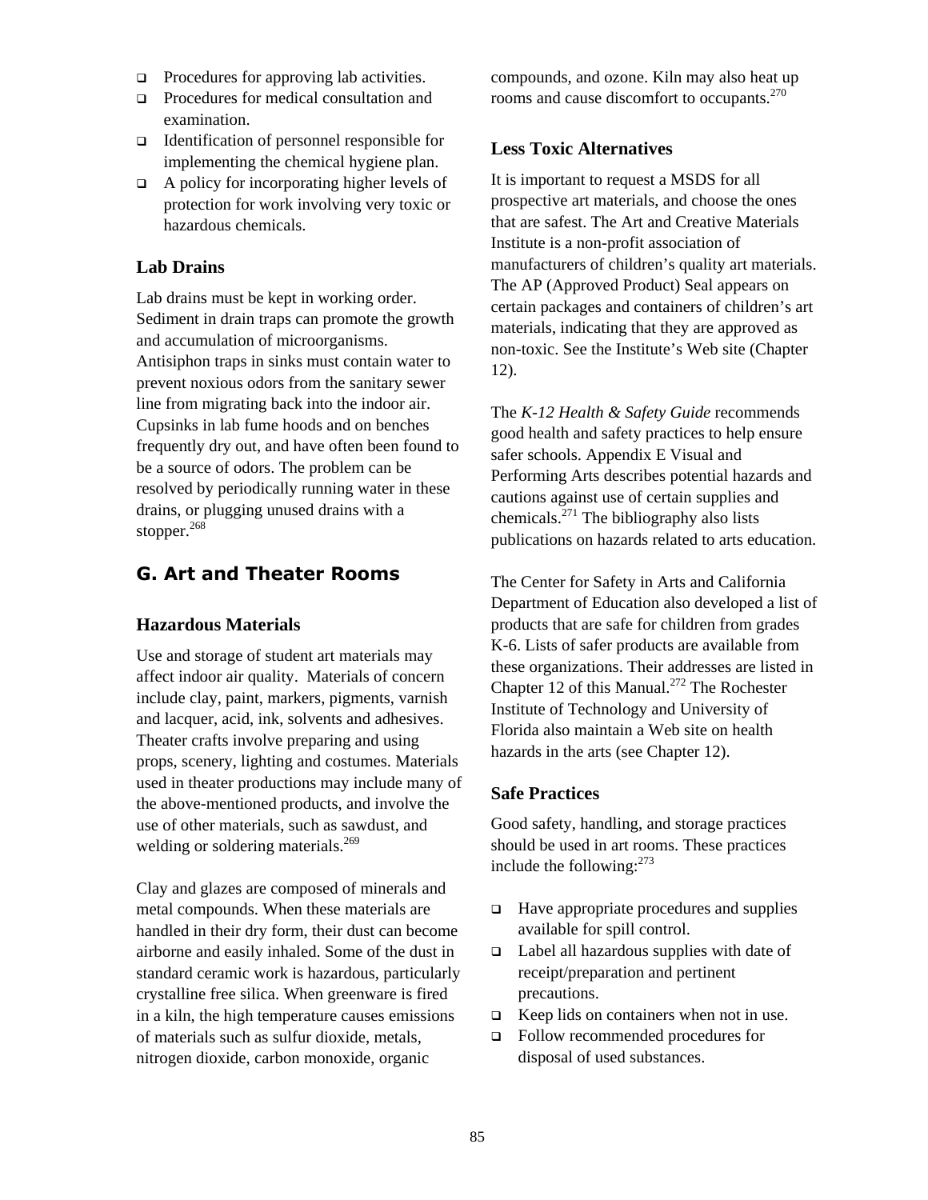- Procedures for approving lab activities.
- Procedures for medical consultation and examination.
- Identification of personnel responsible for implementing the chemical hygiene plan.
- A policy for incorporating higher levels of protection for work involving very toxic or hazardous chemicals.

### Lab Drains

Lab drains must be kept in working order. Sediment in drain traps can promote the growth and accumulation of microorganisms. Antisiphon traps in sinks must contain water to prevent noxious odors from the sanitary sewer line from migrating back into the indoor air. Cupsinks in lab fume hoods and on benches frequently dry out, and have often been found to be a source of odors. The problem can be resolved by periodically running water in these drains, or plugging unused drains with a stopper.[268]

## G. Art and Theater Rooms

### Hazardous Materials

Use and storage of student art materials may affect indoor air quality. Materials of concern include clay, paint, markers, pigments, varnish and lacquer, acid, ink, solvents and adhesives. Theater crafts involve preparing and using props, scenery, lighting and costumes. Materials used in theater productions may include many of the above-mentioned products, and involve the use of other materials, such as sawdust, and welding or soldering materials.[269]

Clay and glazes are composed of minerals and metal compounds. When these materials are handled in their dry form, their dust can become airborne and easily inhaled. Some of the dust in standard ceramic work is hazardous, particularly crystalline free silica. When greenware is fired in a kiln, the high temperature causes emissions of materials such as sulfur dioxide, metals, nitrogen dioxide, carbon monoxide, organic compounds, and ozone. Kiln may also heat up rooms and cause discomfort to occupants.[270]

### Less Toxic Alternatives

It is important to request a MSDS for all prospective art materials, and choose the ones that are safest. The Art and Creative Materials Institute is a non-profit association of manufacturers of children's quality art materials. The AP (Approved Product) Seal appears on certain packages and containers of children's art materials, indicating that they are approved as non-toxic. See the Institute's Web site (Chapter 12).

The *K-12 Health & Safety Guide* recommends good health and safety practices to help ensure safer schools. Appendix E Visual and Performing Arts describes potential hazards and cautions against use of certain supplies and chemicals.[271] The bibliography also lists publications on hazards related to arts education.

The Center for Safety in Arts and California Department of Education also developed a list of products that are safe for children from grades K-6. Lists of safer products are available from these organizations. Their addresses are listed in Chapter 12 of this Manual.[272] The Rochester Institute of Technology and University of Florida also maintain a Web site on health hazards in the arts (see Chapter 12).

### Safe Practices

Good safety, handling, and storage practices should be used in art rooms. These practices include the following:[273]

- Have appropriate procedures and supplies available for spill control.
- Label all hazardous supplies with date of receipt/preparation and pertinent precautions.
- Keep lids on containers when not in use.
- Follow recommended procedures for disposal of used substances.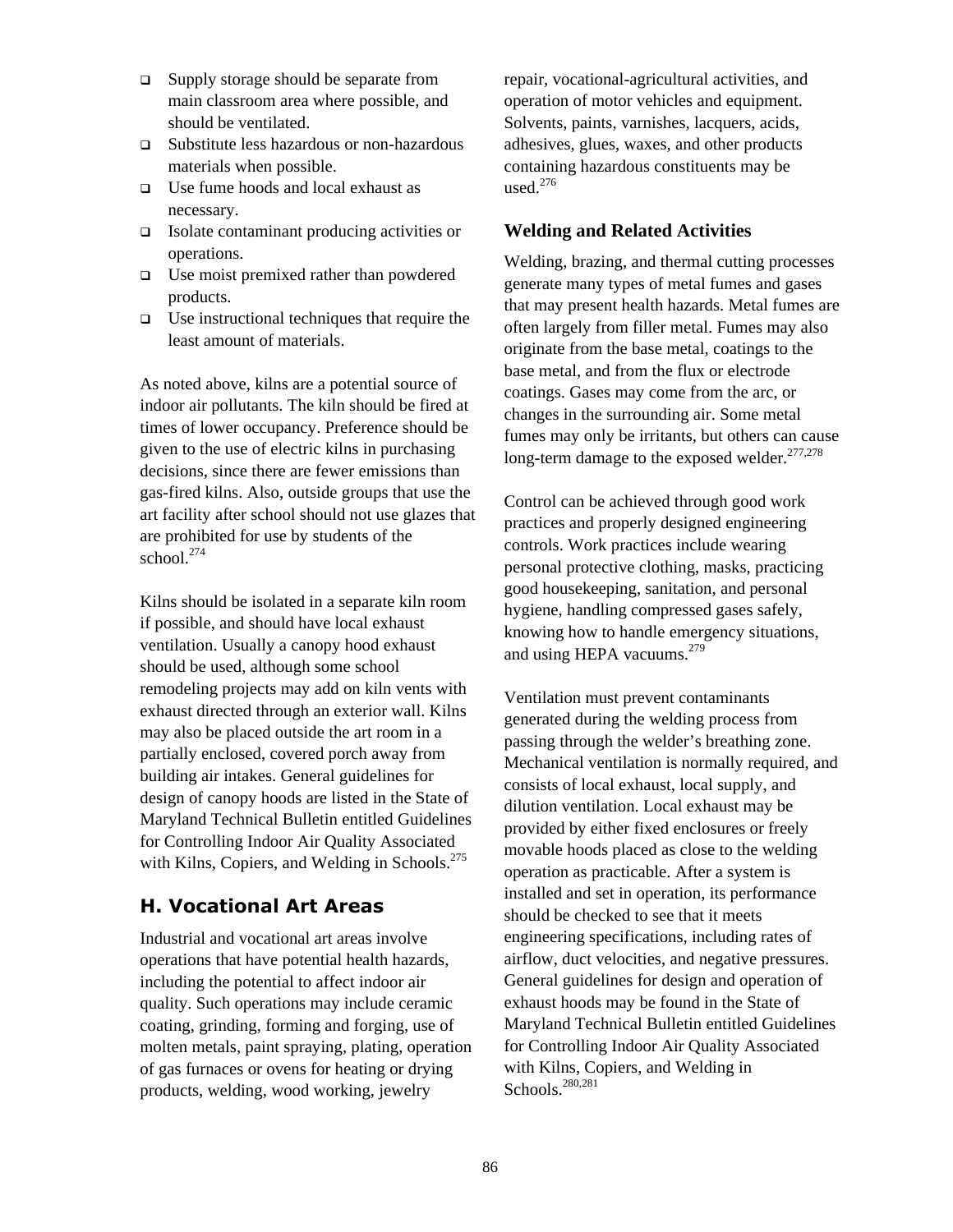- Supply storage should be separate from main classroom area where possible, and should be ventilated.
- Substitute less hazardous or non-hazardous materials when possible.
- Use fume hoods and local exhaust as necessary.
- Isolate contaminant producing activities or operations.
- Use moist premixed rather than powdered products.
- Use instructional techniques that require the least amount of materials.

As noted above, kilns are a potential source of indoor air pollutants. The kiln should be fired at times of lower occupancy. Preference should be given to the use of electric kilns in purchasing decisions, since there are fewer emissions than gas-fired kilns. Also, outside groups that use the art facility after school should not use glazes that are prohibited for use by students of the school.[274]

Kilns should be isolated in a separate kiln room if possible, and should have local exhaust ventilation. Usually a canopy hood exhaust should be used, although some school remodeling projects may add on kiln vents with exhaust directed through an exterior wall. Kilns may also be placed outside the art room in a partially enclosed, covered porch away from building air intakes. General guidelines for design of canopy hoods are listed in the State of Maryland Technical Bulletin entitled Guidelines for Controlling Indoor Air Quality Associated with Kilns, Copiers, and Welding in Schools.[275]

## H. Vocational Art Areas

Industrial and vocational art areas involve operations that have potential health hazards, including the potential to affect indoor air quality. Such operations may include ceramic coating, grinding, forming and forging, use of molten metals, paint spraying, plating, operation of gas furnaces or ovens for heating or drying products, welding, wood working, jewelry repair, vocational-agricultural activities, and operation of motor vehicles and equipment. Solvents, paints, varnishes, lacquers, acids, adhesives, glues, waxes, and other products containing hazardous constituents may be used.[276]

### Welding and Related Activities

Welding, brazing, and thermal cutting processes generate many types of metal fumes and gases that may present health hazards. Metal fumes are often largely from filler metal. Fumes may also originate from the base metal, coatings to the base metal, and from the flux or electrode coatings. Gases may come from the arc, or changes in the surrounding air. Some metal fumes may only be irritants, but others can cause long-term damage to the exposed welder.[277,278]

Control can be achieved through good work practices and properly designed engineering controls. Work practices include wearing personal protective clothing, masks, practicing good housekeeping, sanitation, and personal hygiene, handling compressed gases safely, knowing how to handle emergency situations, and using HEPA vacuums.[279]

Ventilation must prevent contaminants generated during the welding process from passing through the welder's breathing zone. Mechanical ventilation is normally required, and consists of local exhaust, local supply, and dilution ventilation. Local exhaust may be provided by either fixed enclosures or freely movable hoods placed as close to the welding operation as practicable. After a system is installed and set in operation, its performance should be checked to see that it meets engineering specifications, including rates of airflow, duct velocities, and negative pressures. General guidelines for design and operation of exhaust hoods may be found in the State of Maryland Technical Bulletin entitled Guidelines for Controlling Indoor Air Quality Associated with Kilns, Copiers, and Welding in Schools.[280,281]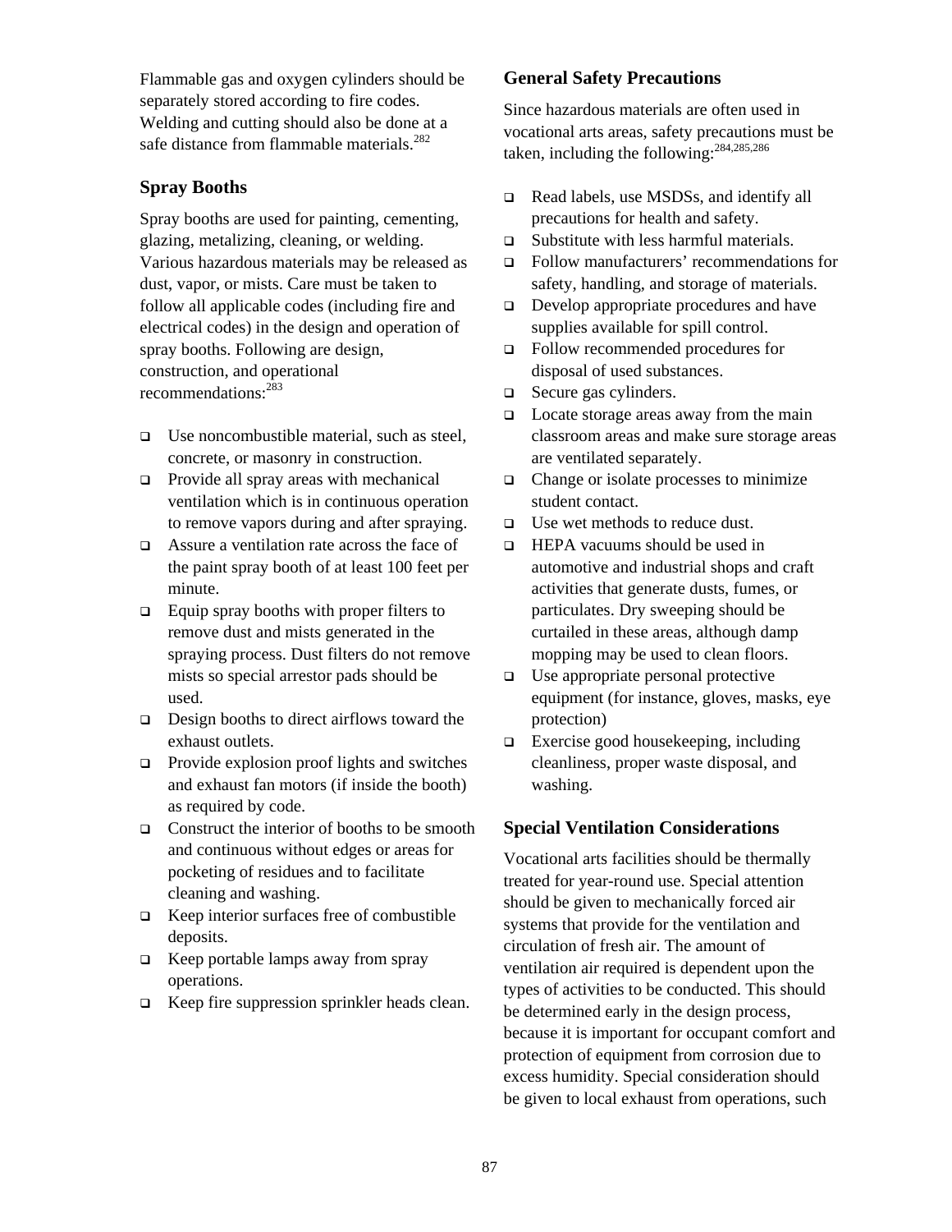Flammable gas and oxygen cylinders should be separately stored according to fire codes. Welding and cutting should also be done at a safe distance from flammable materials.[282]

### Spray Booths

Spray booths are used for painting, cementing, glazing, metalizing, cleaning, or welding. Various hazardous materials may be released as dust, vapor, or mists. Care must be taken to follow all applicable codes (including fire and electrical codes) in the design and operation of spray booths. Following are design, construction, and operational recommendations:[283]

- Use noncombustible material, such as steel, concrete, or masonry in construction.
- Provide all spray areas with mechanical ventilation which is in continuous operation to remove vapors during and after spraying.
- Assure a ventilation rate across the face of the paint spray booth of at least 100 feet per minute.
- Equip spray booths with proper filters to remove dust and mists generated in the spraying process. Dust filters do not remove mists so special arrestor pads should be used.
- Design booths to direct airflows toward the exhaust outlets.
- Provide explosion proof lights and switches and exhaust fan motors (if inside the booth) as required by code.
- Construct the interior of booths to be smooth and continuous without edges or areas for pocketing of residues and to facilitate cleaning and washing.
- Keep interior surfaces free of combustible deposits.
- Keep portable lamps away from spray operations.
- Keep fire suppression sprinkler heads clean.

### General Safety Precautions

Since hazardous materials are often used in vocational arts areas, safety precautions must be taken, including the following:[284,285,286]

- Read labels, use MSDSs, and identify all precautions for health and safety.
- Substitute with less harmful materials.
- Follow manufacturers' recommendations for safety, handling, and storage of materials.
- Develop appropriate procedures and have supplies available for spill control.
- Follow recommended procedures for disposal of used substances.
- Secure gas cylinders.
- Locate storage areas away from the main classroom areas and make sure storage areas are ventilated separately.
- Change or isolate processes to minimize student contact.
- Use wet methods to reduce dust.
- HEPA vacuums should be used in automotive and industrial shops and craft activities that generate dusts, fumes, or particulates. Dry sweeping should be curtailed in these areas, although damp mopping may be used to clean floors.
- Use appropriate personal protective equipment (for instance, gloves, masks, eye protection)
- Exercise good housekeeping, including cleanliness, proper waste disposal, and washing.

### Special Ventilation Considerations

Vocational arts facilities should be thermally treated for year-round use. Special attention should be given to mechanically forced air systems that provide for the ventilation and circulation of fresh air. The amount of ventilation air required is dependent upon the types of activities to be conducted. This should be determined early in the design process, because it is important for occupant comfort and protection of equipment from corrosion due to excess humidity. Special consideration should be given to local exhaust from operations, such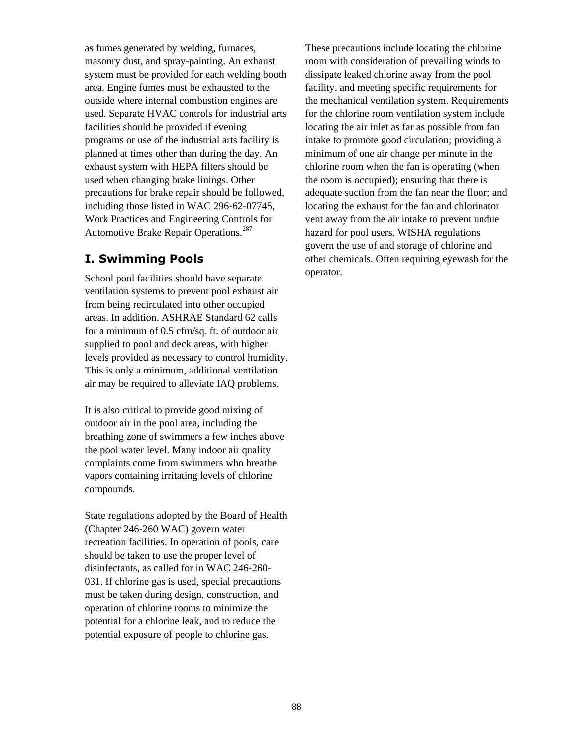as fumes generated by welding, furnaces, masonry dust, and spray-painting. An exhaust system must be provided for each welding booth area. Engine fumes must be exhausted to the outside where internal combustion engines are used. Separate HVAC controls for industrial arts facilities should be provided if evening programs or use of the industrial arts facility is planned at times other than during the day. An exhaust system with HEPA filters should be used when changing brake linings. Other precautions for brake repair should be followed, including those listed in WAC 296-62-07745, Work Practices and Engineering Controls for Automotive Brake Repair Operations.[287]

## I. Swimming Pools

School pool facilities should have separate ventilation systems to prevent pool exhaust air from being recirculated into other occupied areas. In addition, ASHRAE Standard 62 calls for a minimum of 0.5 cfm/sq. ft. of outdoor air supplied to pool and deck areas, with higher levels provided as necessary to control humidity. This is only a minimum, additional ventilation air may be required to alleviate IAQ problems.

It is also critical to provide good mixing of outdoor air in the pool area, including the breathing zone of swimmers a few inches above the pool water level. Many indoor air quality complaints come from swimmers who breathe vapors containing irritating levels of chlorine compounds.

State regulations adopted by the Board of Health (Chapter 246-260 WAC) govern water recreation facilities. In operation of pools, care should be taken to use the proper level of disinfectants, as called for in WAC 246-260-031. If chlorine gas is used, special precautions must be taken during design, construction, and operation of chlorine rooms to minimize the potential for a chlorine leak, and to reduce the potential exposure of people to chlorine gas. These precautions include locating the chlorine room with consideration of prevailing winds to dissipate leaked chlorine away from the pool facility, and meeting specific requirements for the mechanical ventilation system. Requirements for the chlorine room ventilation system include locating the air inlet as far as possible from fan intake to promote good circulation; providing a minimum of one air change per minute in the chlorine room when the fan is operating (when the room is occupied); ensuring that there is adequate suction from the fan near the floor; and locating the exhaust for the fan and chlorinator vent away from the air intake to prevent undue hazard for pool users. WISHA regulations govern the use of and storage of chlorine and other chemicals. Often requiring eyewash for the operator.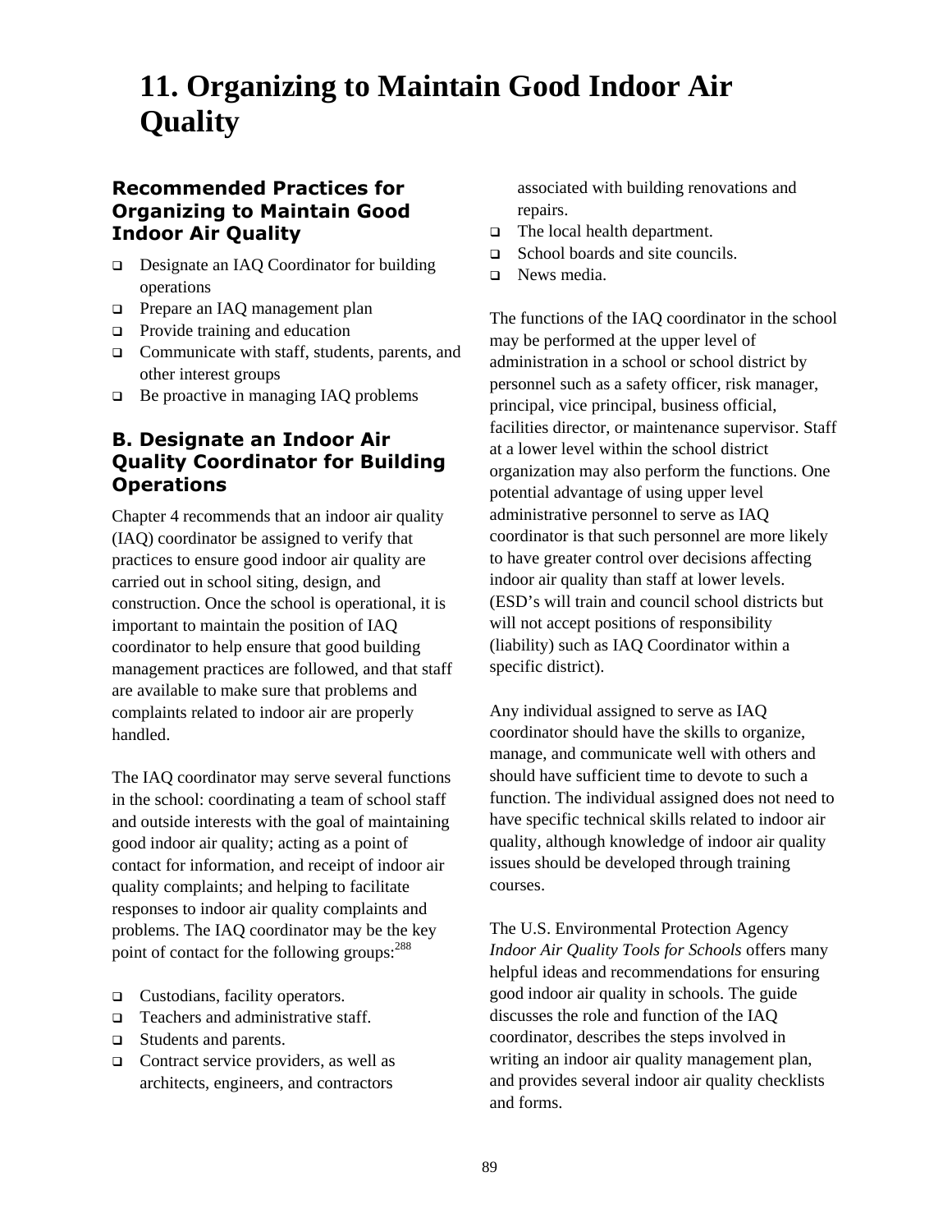# 11. Organizing to Maintain Good Indoor Air Quality

## Recommended Practices for Organizing to Maintain Good Indoor Air Quality

- Designate an IAQ Coordinator for building operations
- Prepare an IAQ management plan
- Provide training and education
- Communicate with staff, students, parents, and other interest groups
- Be proactive in managing IAQ problems

## B. Designate an Indoor Air Quality Coordinator for Building Operations

Chapter 4 recommends that an indoor air quality (IAQ) coordinator be assigned to verify that practices to ensure good indoor air quality are carried out in school siting, design, and construction. Once the school is operational, it is important to maintain the position of IAQ coordinator to help ensure that good building management practices are followed, and that staff are available to make sure that problems and complaints related to indoor air are properly handled.

The IAQ coordinator may serve several functions in the school: coordinating a team of school staff and outside interests with the goal of maintaining good indoor air quality; acting as a point of contact for information, and receipt of indoor air quality complaints; and helping to facilitate responses to indoor air quality complaints and problems. The IAQ coordinator may be the key point of contact for the following groups:[288]

- Custodians, facility operators.
- Teachers and administrative staff.
- Students and parents.
- Contract service providers, as well as architects, engineers, and contractors associated with building renovations and repairs.
- The local health department.
- School boards and site councils.
- News media.

The functions of the IAQ coordinator in the school may be performed at the upper level of administration in a school or school district by personnel such as a safety officer, risk manager, principal, vice principal, business official, facilities director, or maintenance supervisor. Staff at a lower level within the school district organization may also perform the functions. One potential advantage of using upper level administrative personnel to serve as IAQ coordinator is that such personnel are more likely to have greater control over decisions affecting indoor air quality than staff at lower levels. (ESD's will train and council school districts but will not accept positions of responsibility (liability) such as IAQ Coordinator within a specific district).

Any individual assigned to serve as IAQ coordinator should have the skills to organize, manage, and communicate well with others and should have sufficient time to devote to such a function. The individual assigned does not need to have specific technical skills related to indoor air quality, although knowledge of indoor air quality issues should be developed through training courses.

The U.S. Environmental Protection Agency *Indoor Air Quality Tools for Schools* offers many helpful ideas and recommendations for ensuring good indoor air quality in schools. The guide discusses the role and function of the IAQ coordinator, describes the steps involved in writing an indoor air quality management plan, and provides several indoor air quality checklists and forms.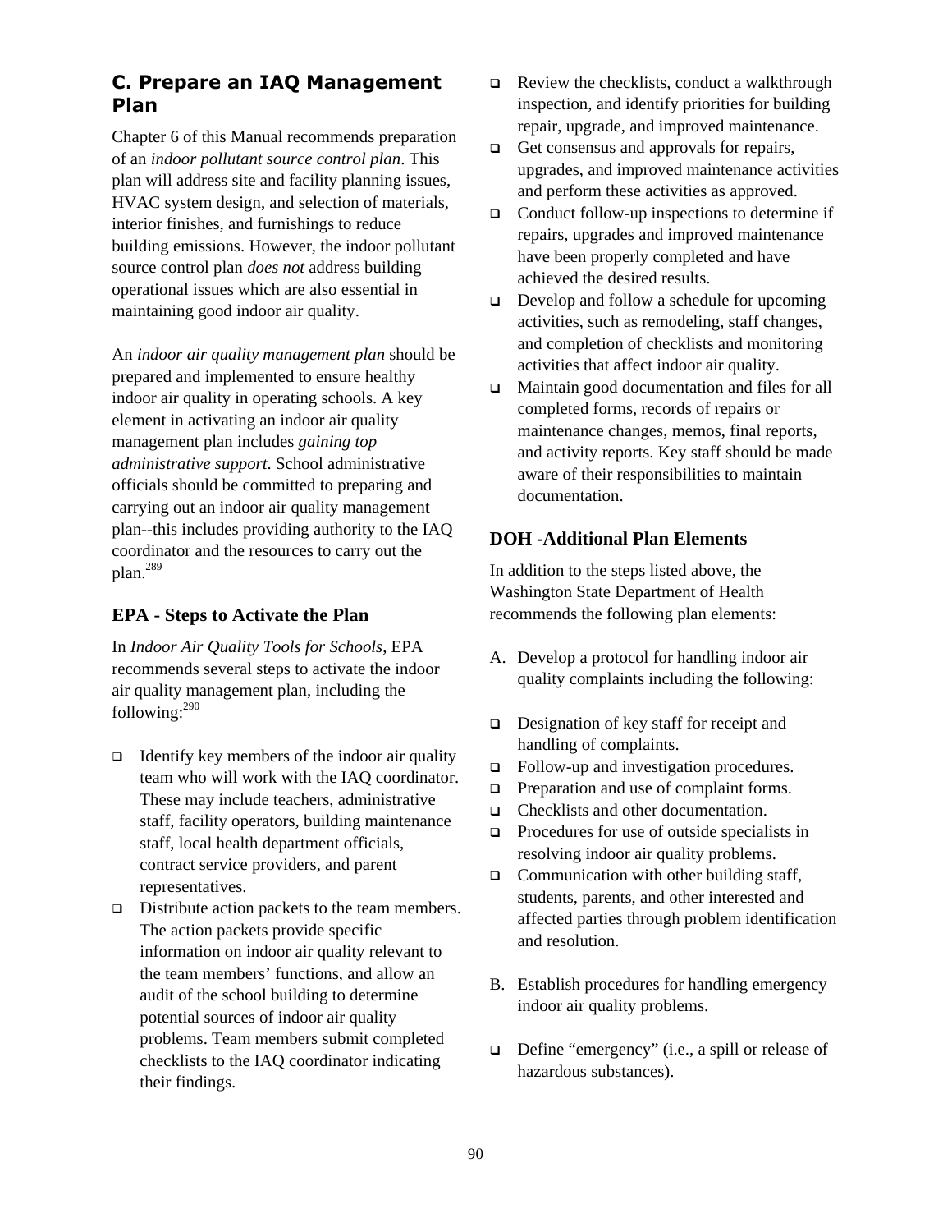## C. Prepare an IAQ Management Plan

Chapter 6 of this Manual recommends preparation of an *indoor pollutant source control plan*. This plan will address site and facility planning issues, HVAC system design, and selection of materials, interior finishes, and furnishings to reduce building emissions. However, the indoor pollutant source control plan *does not* address building operational issues which are also essential in maintaining good indoor air quality.

An *indoor air quality management plan* should be prepared and implemented to ensure healthy indoor air quality in operating schools. A key element in activating an indoor air quality management plan includes *gaining top administrative support*. School administrative officials should be committed to preparing and carrying out an indoor air quality management plan--this includes providing authority to the IAQ coordinator and the resources to carry out the plan.[289]

### EPA - Steps to Activate the Plan

In *Indoor Air Quality Tools for Schools*, EPA recommends several steps to activate the indoor air quality management plan, including the following:[290]

- Identify key members of the indoor air quality team who will work with the IAQ coordinator. These may include teachers, administrative staff, facility operators, building maintenance staff, local health department officials, contract service providers, and parent representatives.
- Distribute action packets to the team members. The action packets provide specific information on indoor air quality relevant to the team members' functions, and allow an audit of the school building to determine potential sources of indoor air quality problems. Team members submit completed checklists to the IAQ coordinator indicating their findings.
- Review the checklists, conduct a walkthrough inspection, and identify priorities for building repair, upgrade, and improved maintenance.
- Get consensus and approvals for repairs, upgrades, and improved maintenance activities and perform these activities as approved.
- Conduct follow-up inspections to determine if repairs, upgrades and improved maintenance have been properly completed and have achieved the desired results.
- Develop and follow a schedule for upcoming activities, such as remodeling, staff changes, and completion of checklists and monitoring activities that affect indoor air quality.
- Maintain good documentation and files for all completed forms, records of repairs or maintenance changes, memos, final reports, and activity reports. Key staff should be made aware of their responsibilities to maintain documentation.

### DOH -Additional Plan Elements

In addition to the steps listed above, the Washington State Department of Health recommends the following plan elements:

A. Develop a protocol for handling indoor air quality complaints including the following:

- Designation of key staff for receipt and handling of complaints.
- Follow-up and investigation procedures.
- Preparation and use of complaint forms.
- Checklists and other documentation.
- Procedures for use of outside specialists in resolving indoor air quality problems.
- Communication with other building staff, students, parents, and other interested and affected parties through problem identification and resolution.

B. Establish procedures for handling emergency indoor air quality problems.

- Define "emergency" (i.e., a spill or release of hazardous substances).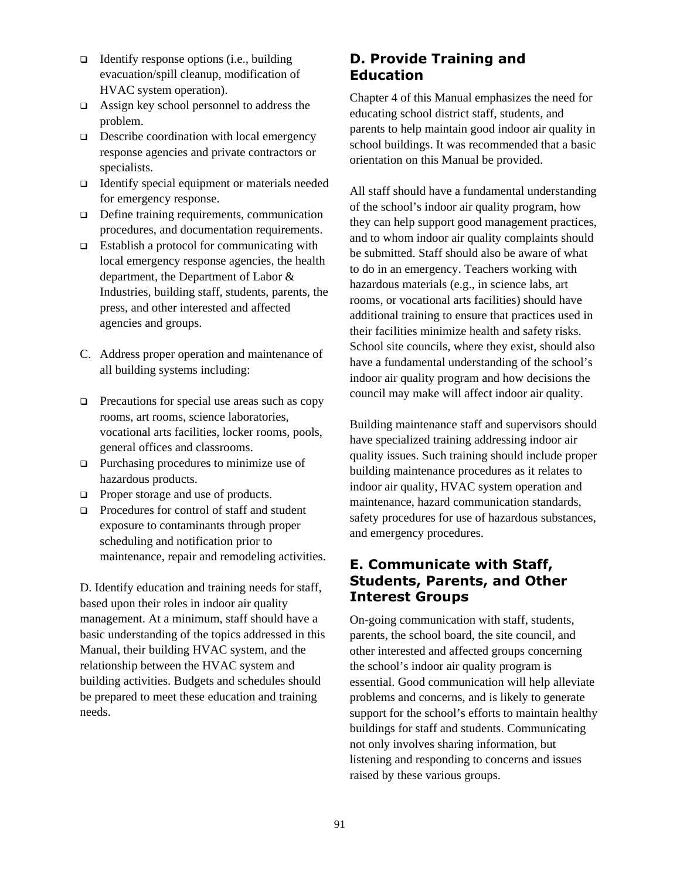- Identify response options (i.e., building evacuation/spill cleanup, modification of HVAC system operation).
- Assign key school personnel to address the problem.
- Describe coordination with local emergency response agencies and private contractors or specialists.
- Identify special equipment or materials needed for emergency response.
- Define training requirements, communication procedures, and documentation requirements.
- Establish a protocol for communicating with local emergency response agencies, the health department, the Department of Labor & Industries, building staff, students, parents, the press, and other interested and affected agencies and groups.

C. Address proper operation and maintenance of all building systems including:

- Precautions for special use areas such as copy rooms, art rooms, science laboratories, vocational arts facilities, locker rooms, pools, general offices and classrooms.
- Purchasing procedures to minimize use of hazardous products.
- Proper storage and use of products.
- Procedures for control of staff and student exposure to contaminants through proper scheduling and notification prior to maintenance, repair and remodeling activities.

D. Identify education and training needs for staff, based upon their roles in indoor air quality management. At a minimum, staff should have a basic understanding of the topics addressed in this Manual, their building HVAC system, and the relationship between the HVAC system and building activities. Budgets and schedules should be prepared to meet these education and training needs.

## D. Provide Training and Education

Chapter 4 of this Manual emphasizes the need for educating school district staff, students, and parents to help maintain good indoor air quality in school buildings. It was recommended that a basic orientation on this Manual be provided.

All staff should have a fundamental understanding of the school's indoor air quality program, how they can help support good management practices, and to whom indoor air quality complaints should be submitted. Staff should also be aware of what to do in an emergency. Teachers working with hazardous materials (e.g., in science labs, art rooms, or vocational arts facilities) should have additional training to ensure that practices used in their facilities minimize health and safety risks. School site councils, where they exist, should also have a fundamental understanding of the school's indoor air quality program and how decisions the council may make will affect indoor air quality.

Building maintenance staff and supervisors should have specialized training addressing indoor air quality issues. Such training should include proper building maintenance procedures as it relates to indoor air quality, HVAC system operation and maintenance, hazard communication standards, safety procedures for use of hazardous substances, and emergency procedures.

## E. Communicate with Staff, Students, Parents, and Other Interest Groups

On-going communication with staff, students, parents, the school board, the site council, and other interested and affected groups concerning the school's indoor air quality program is essential. Good communication will help alleviate problems and concerns, and is likely to generate support for the school's efforts to maintain healthy buildings for staff and students. Communicating not only involves sharing information, but listening and responding to concerns and issues raised by these various groups.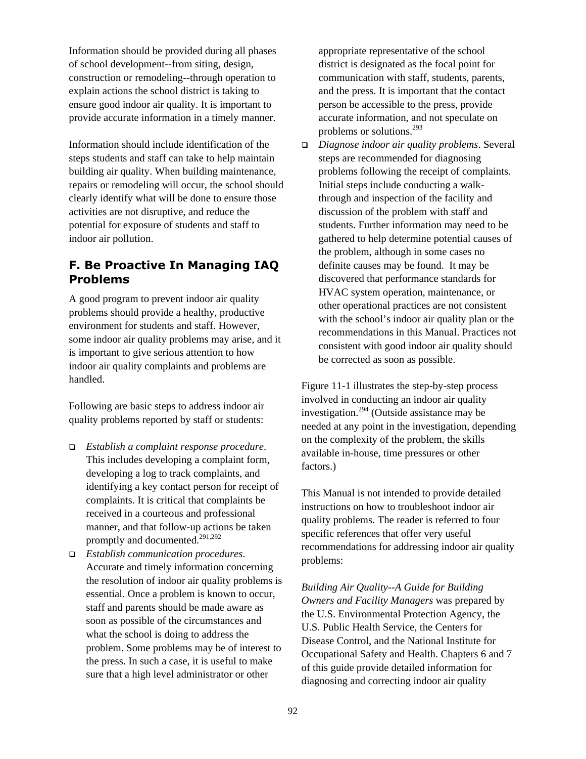Information should be provided during all phases of school development--from siting, design, construction or remodeling--through operation to explain actions the school district is taking to ensure good indoor air quality. It is important to provide accurate information in a timely manner.

Information should include identification of the steps students and staff can take to help maintain building air quality. When building maintenance, repairs or remodeling will occur, the school should clearly identify what will be done to ensure those activities are not disruptive, and reduce the potential for exposure of students and staff to indoor air pollution.

## F. Be Proactive In Managing IAQ Problems

A good program to prevent indoor air quality problems should provide a healthy, productive environment for students and staff. However, some indoor air quality problems may arise, and it is important to give serious attention to how indoor air quality complaints and problems are handled.

Following are basic steps to address indoor air quality problems reported by staff or students:

- *Establish a complaint response procedure*. This includes developing a complaint form, developing a log to track complaints, and identifying a key contact person for receipt of complaints. It is critical that complaints be received in a courteous and professional manner, and that follow-up actions be taken promptly and documented.[291,292]
- *Establish communication procedures*. Accurate and timely information concerning the resolution of indoor air quality problems is essential. Once a problem is known to occur, staff and parents should be made aware as soon as possible of the circumstances and what the school is doing to address the problem. Some problems may be of interest to the press. In such a case, it is useful to make sure that a high level administrator or other appropriate representative of the school district is designated as the focal point for communication with staff, students, parents, and the press. It is important that the contact person be accessible to the press, provide accurate information, and not speculate on problems or solutions.[293]
- *Diagnose indoor air quality problems*. Several steps are recommended for diagnosing problems following the receipt of complaints. Initial steps include conducting a walk-through and inspection of the facility and discussion of the problem with staff and students. Further information may need to be gathered to help determine potential causes of the problem, although in some cases no definite causes may be found. It may be discovered that performance standards for HVAC system operation, maintenance, or other operational practices are not consistent with the school's indoor air quality plan or the recommendations in this Manual. Practices not consistent with good indoor air quality should be corrected as soon as possible.

Figure 11-1 illustrates the step-by-step process involved in conducting an indoor air quality investigation.[294] (Outside assistance may be needed at any point in the investigation, depending on the complexity of the problem, the skills available in-house, time pressures or other factors.)

This Manual is not intended to provide detailed instructions on how to troubleshoot indoor air quality problems. The reader is referred to four specific references that offer very useful recommendations for addressing indoor air quality problems:

*Building Air Quality--A Guide for Building Owners and Facility Managers* was prepared by the U.S. Environmental Protection Agency, the U.S. Public Health Service, the Centers for Disease Control, and the National Institute for Occupational Safety and Health. Chapters 6 and 7 of this guide provide detailed information for diagnosing and correcting indoor air quality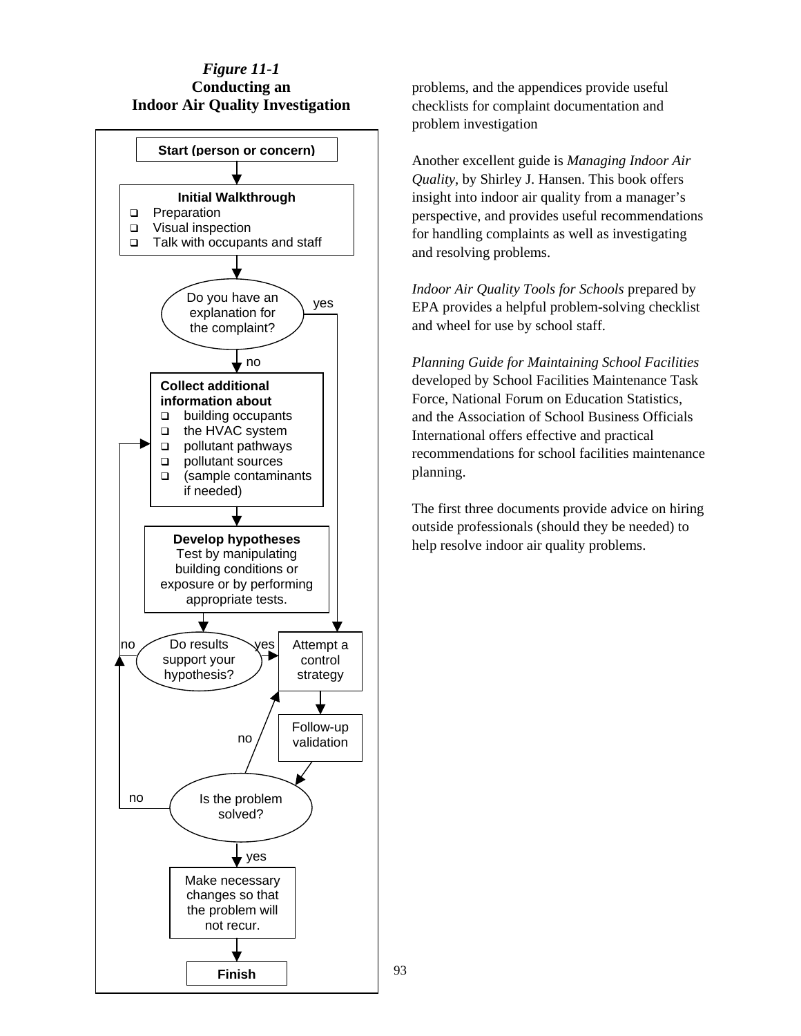*Figure 11-1*
**Conducting an Indoor Air Quality Investigation**

**Start (person or concern)**

**Initial Walkthrough**
- Preparation
- Visual inspection
- Talk with occupants and staff

Do you have an explanation for the complaint? (yes → Attempt a control strategy; no → continue)

**Collect additional information about**
- building occupants
- the HVAC system
- pollutant pathways
- pollutant sources
- (sample contaminants if needed)

**Develop hypotheses**
Test by manipulating building conditions or exposure or by performing appropriate tests.

Do results support your hypothesis? (yes → Attempt a control strategy; no → Collect additional information)

Attempt a control strategy

Follow-up validation

Is the problem solved? (no → Attempt a control strategy; no → Collect additional information; yes → continue)

Make necessary changes so that the problem will not recur.

**Finish**

problems, and the appendices provide useful checklists for complaint documentation and problem investigation

Another excellent guide is *Managing Indoor Air Quality*, by Shirley J. Hansen. This book offers insight into indoor air quality from a manager's perspective, and provides useful recommendations for handling complaints as well as investigating and resolving problems.

*Indoor Air Quality Tools for Schools* prepared by EPA provides a helpful problem-solving checklist and wheel for use by school staff.

*Planning Guide for Maintaining School Facilities* developed by School Facilities Maintenance Task Force, National Forum on Education Statistics, and the Association of School Business Officials International offers effective and practical recommendations for school facilities maintenance planning.

The first three documents provide advice on hiring outside professionals (should they be needed) to help resolve indoor air quality problems.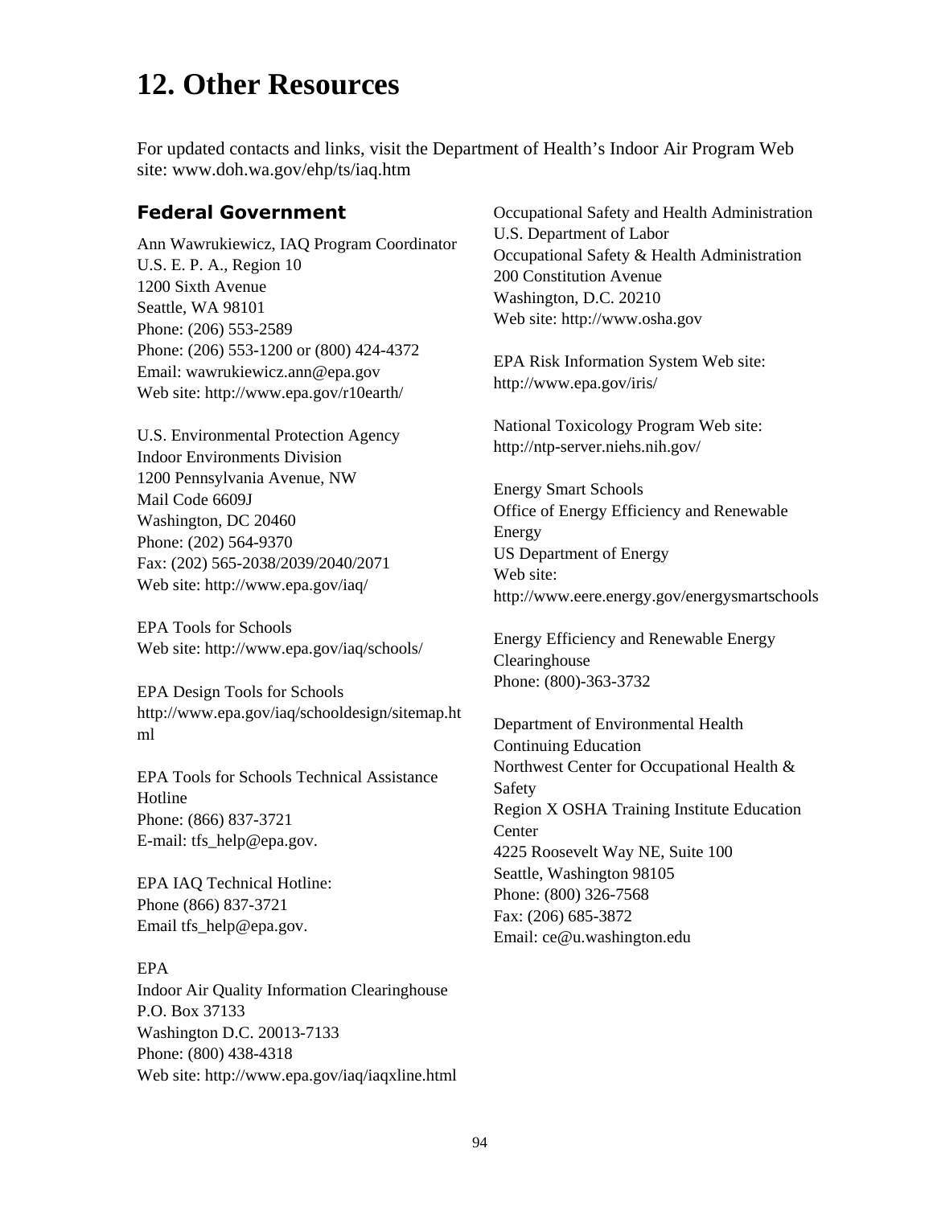# 12. Other Resources

For updated contacts and links, visit the Department of Health's Indoor Air Program Web site: www.doh.wa.gov/ehp/ts/iaq.htm

### Federal Government

Ann Wawrukiewicz, IAQ Program Coordinator
U.S. E. P. A., Region 10
1200 Sixth Avenue
Seattle, WA 98101
Phone: (206) 553-2589
Phone: (206) 553-1200 or (800) 424-4372
Email: wawrukiewicz.ann@epa.gov
Web site: http://www.epa.gov/r10earth/

U.S. Environmental Protection Agency
Indoor Environments Division
1200 Pennsylvania Avenue, NW
Mail Code 6609J
Washington, DC 20460
Phone: (202) 564-9370
Fax: (202) 565-2038/2039/2040/2071
Web site: http://www.epa.gov/iaq/

EPA Tools for Schools
Web site: http://www.epa.gov/iaq/schools/

EPA Design Tools for Schools
http://www.epa.gov/iaq/schooldesign/sitemap.html

EPA Tools for Schools Technical Assistance Hotline
Phone: (866) 837-3721
E-mail: tfs_help@epa.gov.

EPA IAQ Technical Hotline:
Phone (866) 837-3721
Email tfs_help@epa.gov.

EPA
Indoor Air Quality Information Clearinghouse
P.O. Box 37133
Washington D.C. 20013-7133
Phone: (800) 438-4318
Web site: http://www.epa.gov/iaq/iaqxline.html

Occupational Safety and Health Administration
U.S. Department of Labor
Occupational Safety & Health Administration
200 Constitution Avenue
Washington, D.C. 20210
Web site: http://www.osha.gov

EPA Risk Information System Web site:
http://www.epa.gov/iris/

National Toxicology Program Web site:
http://ntp-server.niehs.nih.gov/

Energy Smart Schools
Office of Energy Efficiency and Renewable Energy
US Department of Energy
Web site:
http://www.eere.energy.gov/energysmartschools

Energy Efficiency and Renewable Energy Clearinghouse
Phone: (800)-363-3732

Department of Environmental Health
Continuing Education
Northwest Center for Occupational Health & Safety
Region X OSHA Training Institute Education Center
4225 Roosevelt Way NE, Suite 100
Seattle, Washington 98105
Phone: (800) 326-7568
Fax: (206) 685-3872
Email: ce@u.washington.edu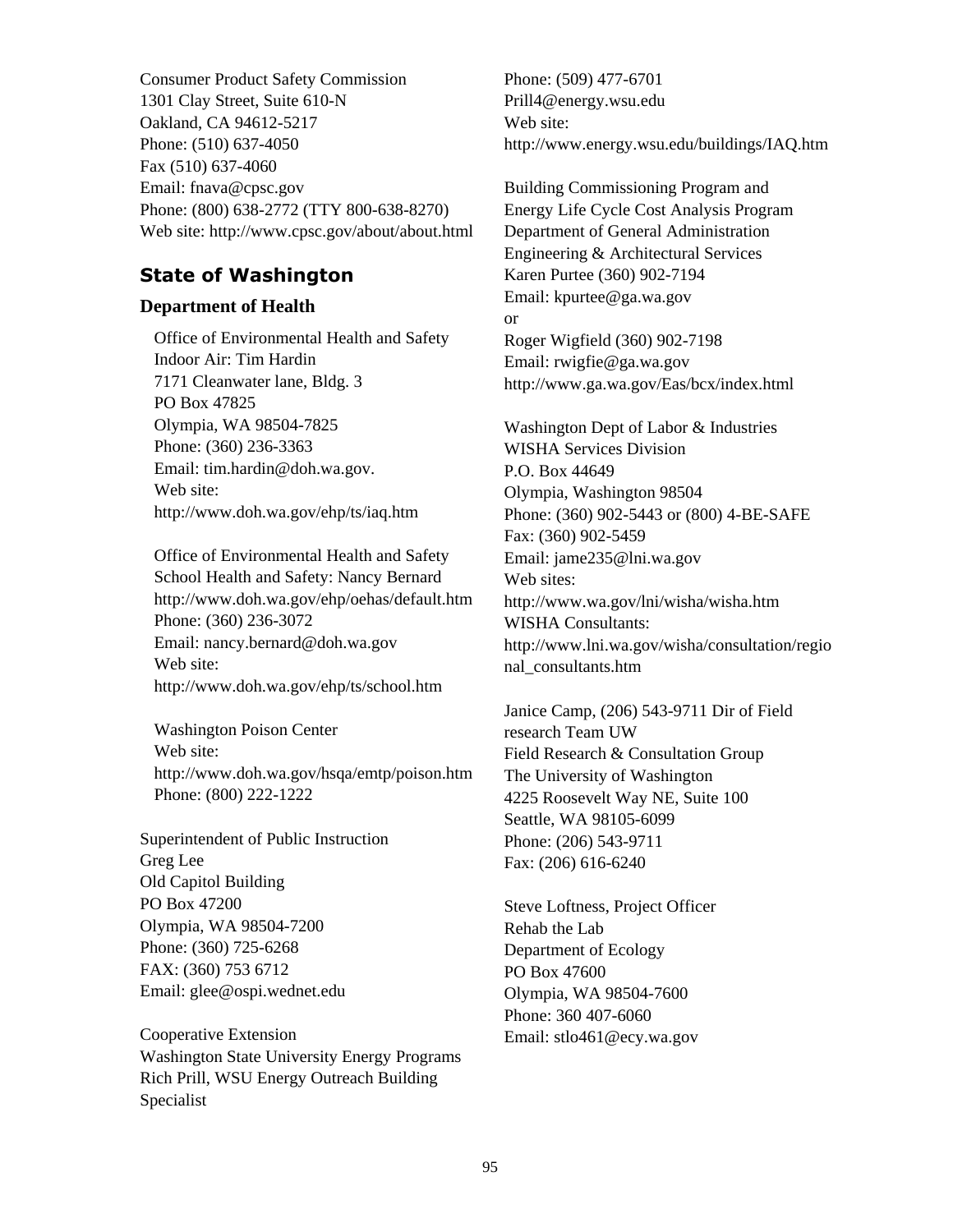Consumer Product Safety Commission
1301 Clay Street, Suite 610-N
Oakland, CA 94612-5217
Phone: (510) 637-4050
Fax (510) 637-4060
Email: fnava@cpsc.gov
Phone: (800) 638-2772 (TTY 800-638-8270)
Web site: http://www.cpsc.gov/about/about.html

## State of Washington

### Department of Health

Office of Environmental Health and Safety
Indoor Air: Tim Hardin
7171 Cleanwater lane, Bldg. 3
PO Box 47825
Olympia, WA 98504-7825
Phone: (360) 236-3363
Email: tim.hardin@doh.wa.gov.
Web site:
http://www.doh.wa.gov/ehp/ts/iaq.htm

Office of Environmental Health and Safety
School Health and Safety: Nancy Bernard
http://www.doh.wa.gov/ehp/oehas/default.htm
Phone: (360) 236-3072
Email: nancy.bernard@doh.wa.gov
Web site:
http://www.doh.wa.gov/ehp/ts/school.htm

Washington Poison Center
Web site:
http://www.doh.wa.gov/hsqa/emtp/poison.htm
Phone: (800) 222-1222

Superintendent of Public Instruction
Greg Lee
Old Capitol Building
PO Box 47200
Olympia, WA 98504-7200
Phone: (360) 725-6268
FAX: (360) 753 6712
Email: glee@ospi.wednet.edu

Cooperative Extension
Washington State University Energy Programs
Rich Prill, WSU Energy Outreach Building Specialist
Phone: (509) 477-6701
Prill4@energy.wsu.edu
Web site:
http://www.energy.wsu.edu/buildings/IAQ.htm

Building Commissioning Program and
Energy Life Cycle Cost Analysis Program
Department of General Administration
Engineering & Architectural Services
Karen Purtee (360) 902-7194
Email: kpurtee@ga.wa.gov
or
Roger Wigfield (360) 902-7198
Email: rwigfie@ga.wa.gov
http://www.ga.wa.gov/Eas/bcx/index.html

Washington Dept of Labor & Industries
WISHA Services Division
P.O. Box 44649
Olympia, Washington 98504
Phone: (360) 902-5443 or (800) 4-BE-SAFE
Fax: (360) 902-5459
Email: jame235@lni.wa.gov
Web sites:
http://www.wa.gov/lni/wisha/wisha.htm
WISHA Consultants:
http://www.lni.wa.gov/wisha/consultation/regional_consultants.htm

Janice Camp, (206) 543-9711 Dir of Field research Team UW
Field Research & Consultation Group
The University of Washington
4225 Roosevelt Way NE, Suite 100
Seattle, WA 98105-6099
Phone: (206) 543-9711
Fax: (206) 616-6240

Steve Loftness, Project Officer
Rehab the Lab
Department of Ecology
PO Box 47600
Olympia, WA 98504-7600
Phone: 360 407-6060
Email: stlo461@ecy.wa.gov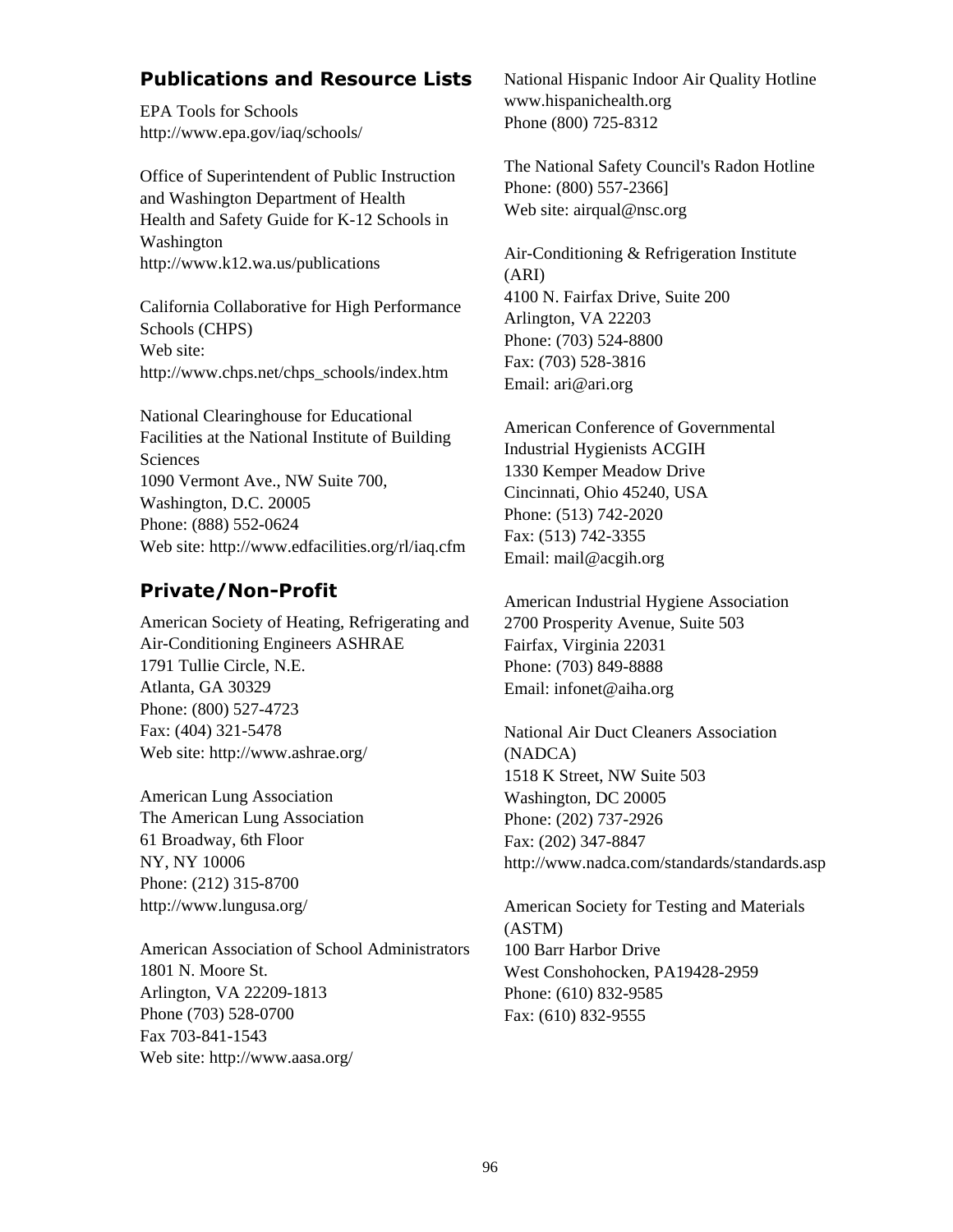## Publications and Resource Lists

EPA Tools for Schools
http://www.epa.gov/iaq/schools/

Office of Superintendent of Public Instruction and Washington Department of Health
Health and Safety Guide for K-12 Schools in Washington
http://www.k12.wa.us/publications

California Collaborative for High Performance Schools (CHPS)
Web site:
http://www.chps.net/chps_schools/index.htm

National Clearinghouse for Educational Facilities at the National Institute of Building Sciences
1090 Vermont Ave., NW Suite 700,
Washington, D.C. 20005
Phone: (888) 552-0624
Web site: http://www.edfacilities.org/rl/iaq.cfm

## Private/Non-Profit

American Society of Heating, Refrigerating and Air-Conditioning Engineers ASHRAE
1791 Tullie Circle, N.E.
Atlanta, GA 30329
Phone: (800) 527-4723
Fax: (404) 321-5478
Web site: http://www.ashrae.org/

American Lung Association
The American Lung Association
61 Broadway, 6th Floor
NY, NY 10006
Phone: (212) 315-8700
http://www.lungusa.org/

American Association of School Administrators
1801 N. Moore St.
Arlington, VA 22209-1813
Phone (703) 528-0700
Fax 703-841-1543
Web site: http://www.aasa.org/

National Hispanic Indoor Air Quality Hotline
www.hispanichealth.org
Phone (800) 725-8312

The National Safety Council's Radon Hotline
Phone: (800) 557-2366]
Web site: airqual@nsc.org

Air-Conditioning & Refrigeration Institute (ARI)
4100 N. Fairfax Drive, Suite 200
Arlington, VA 22203
Phone: (703) 524-8800
Fax: (703) 528-3816
Email: ari@ari.org

American Conference of Governmental Industrial Hygienists ACGIH
1330 Kemper Meadow Drive
Cincinnati, Ohio 45240, USA
Phone: (513) 742-2020
Fax: (513) 742-3355
Email: mail@acgih.org

American Industrial Hygiene Association
2700 Prosperity Avenue, Suite 503
Fairfax, Virginia 22031
Phone: (703) 849-8888
Email: infonet@aiha.org

National Air Duct Cleaners Association (NADCA)
1518 K Street, NW Suite 503
Washington, DC 20005
Phone: (202) 737-2926
Fax: (202) 347-8847
http://www.nadca.com/standards/standards.asp

American Society for Testing and Materials (ASTM)
100 Barr Harbor Drive
West Conshohocken, PA19428-2959
Phone: (610) 832-9585
Fax: (610) 832-9555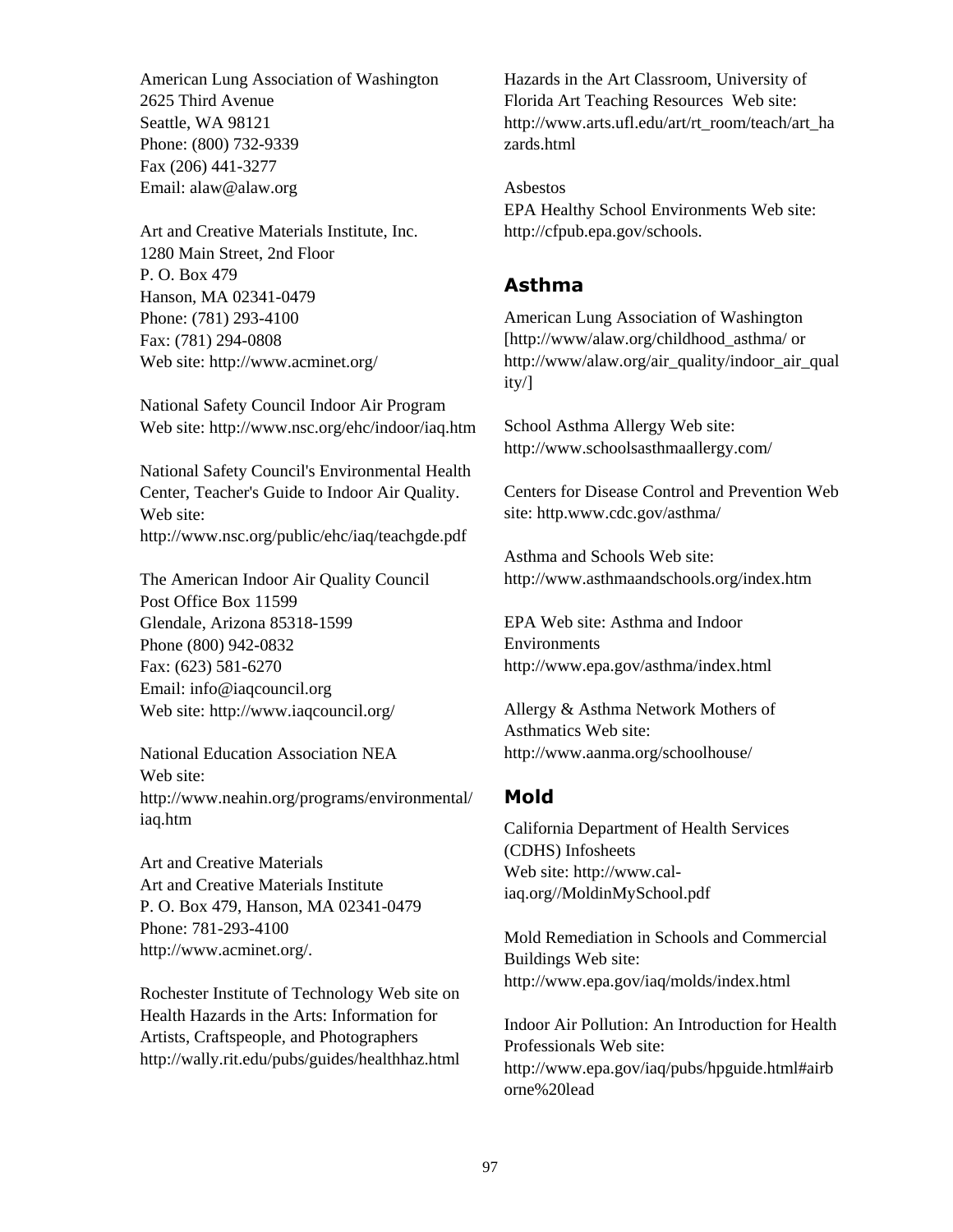American Lung Association of Washington
2625 Third Avenue
Seattle, WA 98121
Phone: (800) 732-9339
Fax (206) 441-3277
Email: alaw@alaw.org

Art and Creative Materials Institute, Inc.
1280 Main Street, 2nd Floor
P. O. Box 479
Hanson, MA 02341-0479
Phone: (781) 293-4100
Fax: (781) 294-0808
Web site: http://www.acminet.org/

National Safety Council Indoor Air Program
Web site: http://www.nsc.org/ehc/indoor/iaq.htm

National Safety Council's Environmental Health Center, Teacher's Guide to Indoor Air Quality. Web site:
http://www.nsc.org/public/ehc/iaq/teachgde.pdf

The American Indoor Air Quality Council
Post Office Box 11599
Glendale, Arizona 85318-1599
Phone (800) 942-0832
Fax: (623) 581-6270
Email: info@iaqcouncil.org
Web site: http://www.iaqcouncil.org/

National Education Association NEA
Web site:
http://www.neahin.org/programs/environmental/iaq.htm

Art and Creative Materials
Art and Creative Materials Institute
P. O. Box 479, Hanson, MA 02341-0479
Phone: 781-293-4100
http://www.acminet.org/.

Rochester Institute of Technology Web site on Health Hazards in the Arts: Information for Artists, Craftspeople, and Photographers
http://wally.rit.edu/pubs/guides/healthhaz.html

Hazards in the Art Classroom, University of Florida Art Teaching Resources Web site:
http://www.arts.ufl.edu/art/rt_room/teach/art_hazards.html

Asbestos
EPA Healthy School Environments Web site:
http://cfpub.epa.gov/schools.

## Asthma

American Lung Association of Washington
[http://www/alaw.org/childhood_asthma/ or
http://www/alaw.org/air_quality/indoor_air_quality/]

School Asthma Allergy Web site:
http://www.schoolsasthmaallergy.com/

Centers for Disease Control and Prevention Web site: http.www.cdc.gov/asthma/

Asthma and Schools Web site:
http://www.asthmaandschools.org/index.htm

EPA Web site: Asthma and Indoor Environments
http://www.epa.gov/asthma/index.html

Allergy & Asthma Network Mothers of Asthmatics Web site:
http://www.aanma.org/schoolhouse/

## Mold

California Department of Health Services (CDHS) Infosheets
Web site: http://www.cal-iaq.org//MoldinMySchool.pdf

Mold Remediation in Schools and Commercial Buildings Web site:
http://www.epa.gov/iaq/molds/index.html

Indoor Air Pollution: An Introduction for Health Professionals Web site:
http://www.epa.gov/iaq/pubs/hpguide.html#airborne%20lead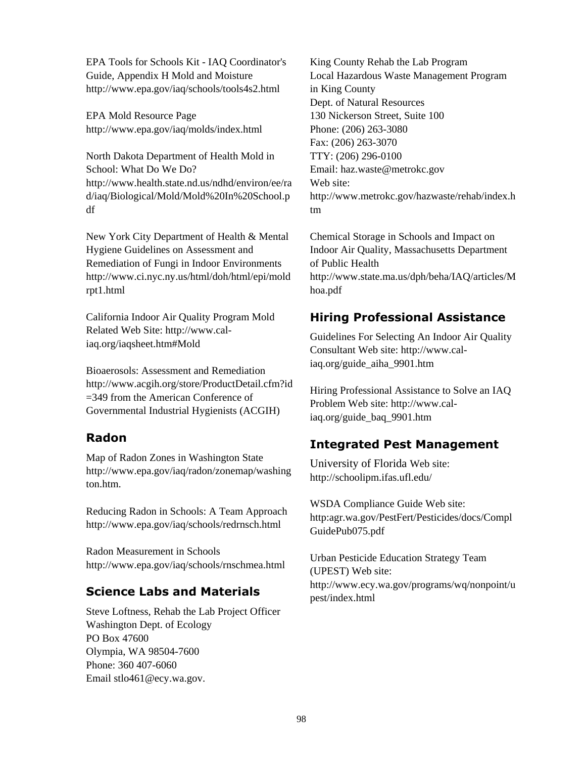EPA Tools for Schools Kit - IAQ Coordinator's Guide, Appendix H Mold and Moisture
http://www.epa.gov/iaq/schools/tools4s2.html

EPA Mold Resource Page
http://www.epa.gov/iaq/molds/index.html

North Dakota Department of Health Mold in School: What Do We Do?
http://www.health.state.nd.us/ndhd/environ/ee/rad/iaq/Biological/Mold/Mold%20In%20School.pdf

New York City Department of Health & Mental Hygiene Guidelines on Assessment and Remediation of Fungi in Indoor Environments
http://www.ci.nyc.ny.us/html/doh/html/epi/moldrpt1.html

California Indoor Air Quality Program Mold Related Web Site: http://www.cal-iaq.org/iaqsheet.htm#Mold

Bioaerosols: Assessment and Remediation
http://www.acgih.org/store/ProductDetail.cfm?id=349 from the American Conference of Governmental Industrial Hygienists (ACGIH)

## Radon

Map of Radon Zones in Washington State
http://www.epa.gov/iaq/radon/zonemap/washington.htm.

Reducing Radon in Schools: A Team Approach
http://www.epa.gov/iaq/schools/redrnsch.html

Radon Measurement in Schools
http://www.epa.gov/iaq/schools/rnschmea.html

## Science Labs and Materials

Steve Loftness, Rehab the Lab Project Officer
Washington Dept. of Ecology
PO Box 47600
Olympia, WA 98504-7600
Phone: 360 407-6060
Email stlo461@ecy.wa.gov.

King County Rehab the Lab Program
Local Hazardous Waste Management Program in King County
Dept. of Natural Resources
130 Nickerson Street, Suite 100
Phone: (206) 263-3080
Fax: (206) 263-3070
TTY: (206) 296-0100
Email: haz.waste@metrokc.gov
Web site:
http://www.metrokc.gov/hazwaste/rehab/index.htm

Chemical Storage in Schools and Impact on Indoor Air Quality, Massachusetts Department of Public Health
http://www.state.ma.us/dph/beha/IAQ/articles/Mhoa.pdf

## Hiring Professional Assistance

Guidelines For Selecting An Indoor Air Quality Consultant Web site: http://www.cal-iaq.org/guide_aiha_9901.htm

Hiring Professional Assistance to Solve an IAQ Problem Web site: http://www.cal-iaq.org/guide_baq_9901.htm

## Integrated Pest Management

University of Florida Web site:
http://schoolipm.ifas.ufl.edu/

WSDA Compliance Guide Web site:
http:agr.wa.gov/PestFert/Pesticides/docs/ComplGuidePub075.pdf

Urban Pesticide Education Strategy Team (UPEST) Web site:
http://www.ecy.wa.gov/programs/wq/nonpoint/upest/index.html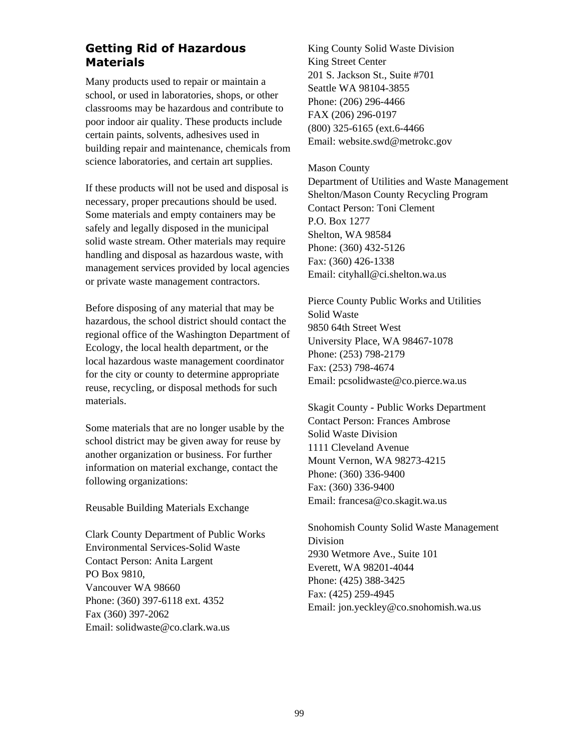## Getting Rid of Hazardous Materials

Many products used to repair or maintain a school, or used in laboratories, shops, or other classrooms may be hazardous and contribute to poor indoor air quality. These products include certain paints, solvents, adhesives used in building repair and maintenance, chemicals from science laboratories, and certain art supplies.

If these products will not be used and disposal is necessary, proper precautions should be used. Some materials and empty containers may be safely and legally disposed in the municipal solid waste stream. Other materials may require handling and disposal as hazardous waste, with management services provided by local agencies or private waste management contractors.

Before disposing of any material that may be hazardous, the school district should contact the regional office of the Washington Department of Ecology, the local health department, or the local hazardous waste management coordinator for the city or county to determine appropriate reuse, recycling, or disposal methods for such materials.

Some materials that are no longer usable by the school district may be given away for reuse by another organization or business. For further information on material exchange, contact the following organizations:

Reusable Building Materials Exchange

Clark County Department of Public Works
Environmental Services-Solid Waste
Contact Person: Anita Largent
PO Box 9810,
Vancouver WA 98660
Phone: (360) 397-6118 ext. 4352
Fax (360) 397-2062
Email: solidwaste@co.clark.wa.us

King County Solid Waste Division
King Street Center
201 S. Jackson St., Suite #701
Seattle WA 98104-3855
Phone: (206) 296-4466
FAX (206) 296-0197
(800) 325-6165 (ext.6-4466
Email: website.swd@metrokc.gov

Mason County
Department of Utilities and Waste Management
Shelton/Mason County Recycling Program
Contact Person: Toni Clement
P.O. Box 1277
Shelton, WA 98584
Phone: (360) 432-5126
Fax: (360) 426-1338
Email: cityhall@ci.shelton.wa.us

Pierce County Public Works and Utilities
Solid Waste
9850 64th Street West
University Place, WA 98467-1078
Phone: (253) 798-2179
Fax: (253) 798-4674
Email: pcsolidwaste@co.pierce.wa.us

Skagit County - Public Works Department
Contact Person: Frances Ambrose
Solid Waste Division
1111 Cleveland Avenue
Mount Vernon, WA 98273-4215
Phone: (360) 336-9400
Fax: (360) 336-9400
Email: francesa@co.skagit.wa.us

Snohomish County Solid Waste Management Division
2930 Wetmore Ave., Suite 101
Everett, WA 98201-4044
Phone: (425) 388-3425
Fax: (425) 259-4945
Email: jon.yeckley@co.snohomish.wa.us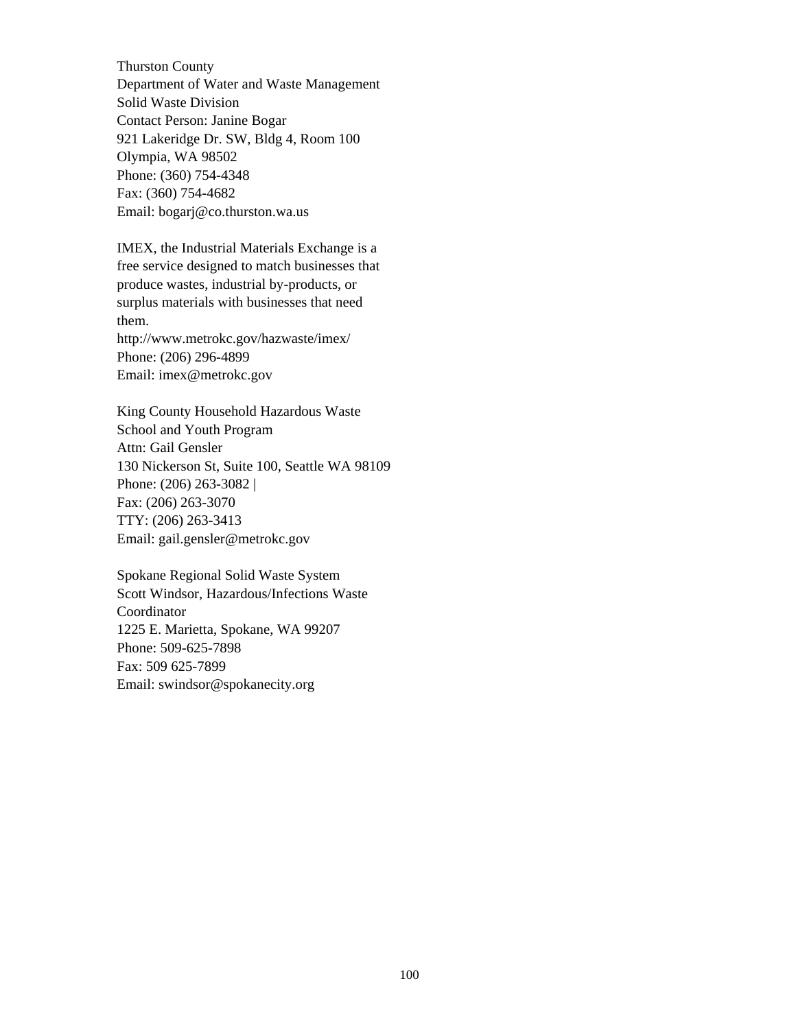Thurston County
Department of Water and Waste Management
Solid Waste Division
Contact Person: Janine Bogar
921 Lakeridge Dr. SW, Bldg 4, Room 100
Olympia, WA 98502
Phone: (360) 754-4348
Fax: (360) 754-4682
Email: bogarj@co.thurston.wa.us

IMEX, the Industrial Materials Exchange is a free service designed to match businesses that produce wastes, industrial by-products, or surplus materials with businesses that need them.
http://www.metrokc.gov/hazwaste/imex/
Phone: (206) 296-4899
Email: imex@metrokc.gov

King County Household Hazardous Waste
School and Youth Program
Attn: Gail Gensler
130 Nickerson St, Suite 100, Seattle WA 98109
Phone: (206) 263-3082 |
Fax: (206) 263-3070
TTY: (206) 263-3413
Email: gail.gensler@metrokc.gov

Spokane Regional Solid Waste System
Scott Windsor, Hazardous/Infections Waste Coordinator
1225 E. Marietta, Spokane, WA 99207
Phone: 509-625-7898
Fax: 509 625-7899
Email: swindsor@spokanecity.org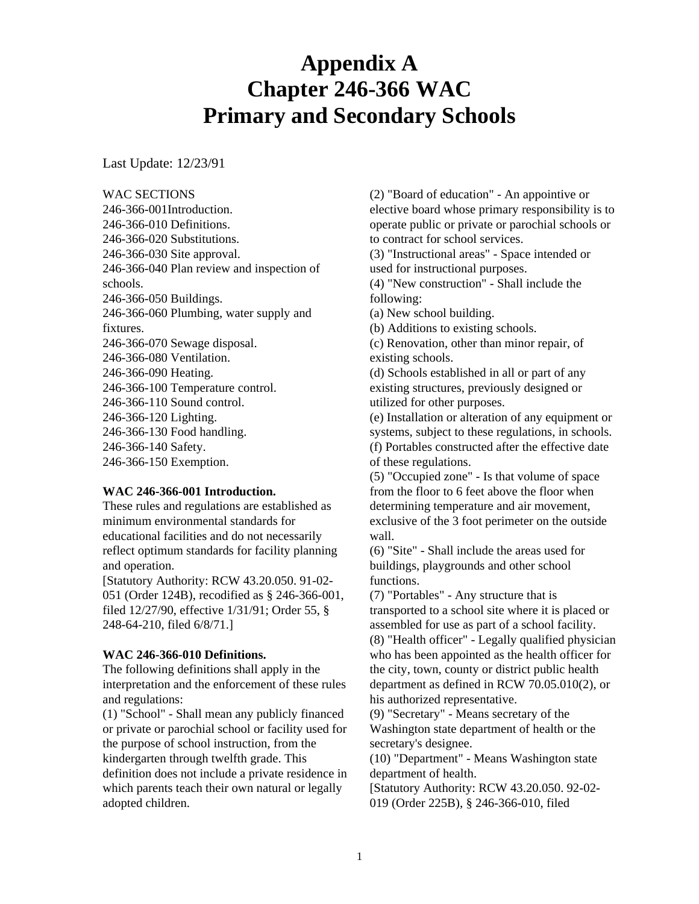# Appendix A
# Chapter 246-366 WAC
# Primary and Secondary Schools

Last Update: 12/23/91

WAC SECTIONS
246-366-001Introduction.
246-366-010 Definitions.
246-366-020 Substitutions.
246-366-030 Site approval.
246-366-040 Plan review and inspection of schools.
246-366-050 Buildings.
246-366-060 Plumbing, water supply and fixtures.
246-366-070 Sewage disposal.
246-366-080 Ventilation.
246-366-090 Heating.
246-366-100 Temperature control.
246-366-110 Sound control.
246-366-120 Lighting.
246-366-130 Food handling.
246-366-140 Safety.
246-366-150 Exemption.

**WAC 246-366-001 Introduction.**
These rules and regulations are established as minimum environmental standards for educational facilities and do not necessarily reflect optimum standards for facility planning and operation.
[Statutory Authority: RCW 43.20.050. 91-02-051 (Order 124B), recodified as § 246-366-001, filed 12/27/90, effective 1/31/91; Order 55, § 248-64-210, filed 6/8/71.]

**WAC 246-366-010 Definitions.**
The following definitions shall apply in the interpretation and the enforcement of these rules and regulations:
(1) "School" - Shall mean any publicly financed or private or parochial school or facility used for the purpose of school instruction, from the kindergarten through twelfth grade. This definition does not include a private residence in which parents teach their own natural or legally adopted children.
(2) "Board of education" - An appointive or elective board whose primary responsibility is to operate public or private or parochial schools or to contract for school services.
(3) "Instructional areas" - Space intended or used for instructional purposes.
(4) "New construction" - Shall include the following:
(a) New school building.
(b) Additions to existing schools.
(c) Renovation, other than minor repair, of existing schools.
(d) Schools established in all or part of any existing structures, previously designed or utilized for other purposes.
(e) Installation or alteration of any equipment or systems, subject to these regulations, in schools.
(f) Portables constructed after the effective date of these regulations.
(5) "Occupied zone" - Is that volume of space from the floor to 6 feet above the floor when determining temperature and air movement, exclusive of the 3 foot perimeter on the outside wall.
(6) "Site" - Shall include the areas used for buildings, playgrounds and other school functions.
(7) "Portables" - Any structure that is transported to a school site where it is placed or assembled for use as part of a school facility.
(8) "Health officer" - Legally qualified physician who has been appointed as the health officer for the city, town, county or district public health department as defined in RCW 70.05.010(2), or his authorized representative.
(9) "Secretary" - Means secretary of the Washington state department of health or the secretary's designee.
(10) "Department" - Means Washington state department of health.
[Statutory Authority: RCW 43.20.050. 92-02-019 (Order 225B), § 246-366-010, filed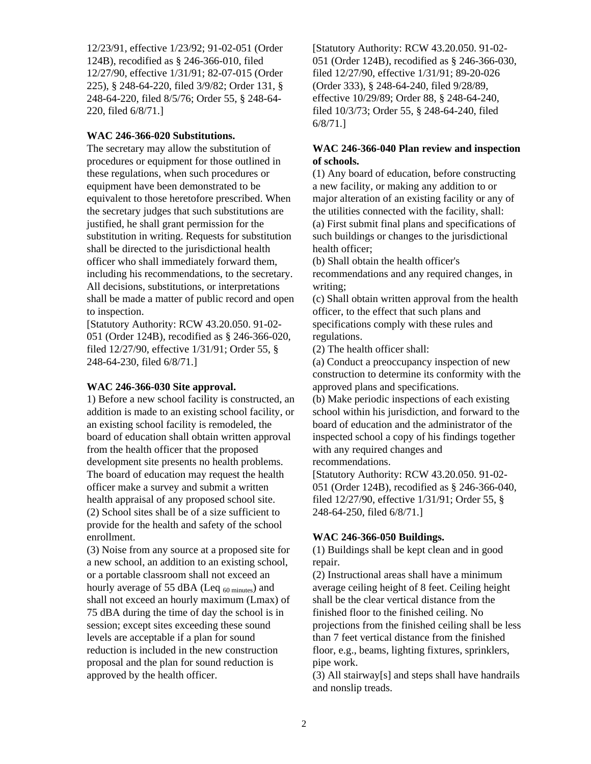12/23/91, effective 1/23/92; 91-02-051 (Order 124B), recodified as § 246-366-010, filed 12/27/90, effective 1/31/91; 82-07-015 (Order 225), § 248-64-220, filed 3/9/82; Order 131, § 248-64-220, filed 8/5/76; Order 55, § 248-64-220, filed 6/8/71.]

**WAC 246-366-020 Substitutions.**

The secretary may allow the substitution of procedures or equipment for those outlined in these regulations, when such procedures or equipment have been demonstrated to be equivalent to those heretofore prescribed. When the secretary judges that such substitutions are justified, he shall grant permission for the substitution in writing. Requests for substitution shall be directed to the jurisdictional health officer who shall immediately forward them, including his recommendations, to the secretary. All decisions, substitutions, or interpretations shall be made a matter of public record and open to inspection.

[Statutory Authority: RCW 43.20.050. 91-02-051 (Order 124B), recodified as § 246-366-020, filed 12/27/90, effective 1/31/91; Order 55, § 248-64-230, filed 6/8/71.]

**WAC 246-366-030 Site approval.**

1) Before a new school facility is constructed, an addition is made to an existing school facility, or an existing school facility is remodeled, the board of education shall obtain written approval from the health officer that the proposed development site presents no health problems. The board of education may request the health officer make a survey and submit a written health appraisal of any proposed school site.

(2) School sites shall be of a size sufficient to provide for the health and safety of the school enrollment.

(3) Noise from any source at a proposed site for a new school, an addition to an existing school, or a portable classroom shall not exceed an hourly average of 55 dBA ($Leq_{60 \text{ minutes}}$) and shall not exceed an hourly maximum (Lmax) of 75 dBA during the time of day the school is in session; except sites exceeding these sound levels are acceptable if a plan for sound reduction is included in the new construction proposal and the plan for sound reduction is approved by the health officer.

[Statutory Authority: RCW 43.20.050. 91-02-051 (Order 124B), recodified as § 246-366-030, filed 12/27/90, effective 1/31/91; 89-20-026 (Order 333), § 248-64-240, filed 9/28/89, effective 10/29/89; Order 88, § 248-64-240, filed 10/3/73; Order 55, § 248-64-240, filed 6/8/71.]

**WAC 246-366-040 Plan review and inspection of schools.**

(1) Any board of education, before constructing a new facility, or making any addition to or major alteration of an existing facility or any of the utilities connected with the facility, shall:

(a) First submit final plans and specifications of such buildings or changes to the jurisdictional health officer;

(b) Shall obtain the health officer's recommendations and any required changes, in writing;

(c) Shall obtain written approval from the health officer, to the effect that such plans and specifications comply with these rules and regulations.

(2) The health officer shall:

(a) Conduct a preoccupancy inspection of new construction to determine its conformity with the approved plans and specifications.

(b) Make periodic inspections of each existing school within his jurisdiction, and forward to the board of education and the administrator of the inspected school a copy of his findings together with any required changes and recommendations.

[Statutory Authority: RCW 43.20.050. 91-02-051 (Order 124B), recodified as § 246-366-040, filed 12/27/90, effective 1/31/91; Order 55, § 248-64-250, filed 6/8/71.]

**WAC 246-366-050 Buildings.**

(1) Buildings shall be kept clean and in good repair.

(2) Instructional areas shall have a minimum average ceiling height of 8 feet. Ceiling height shall be the clear vertical distance from the finished floor to the finished ceiling. No projections from the finished ceiling shall be less than 7 feet vertical distance from the finished floor, e.g., beams, lighting fixtures, sprinklers, pipe work.

(3) All stairway[s] and steps shall have handrails and nonslip treads.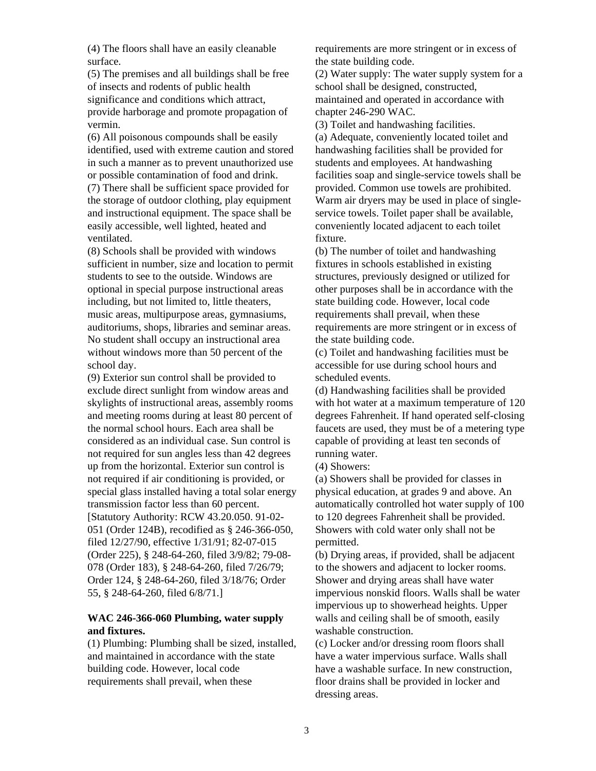(4) The floors shall have an easily cleanable surface.

(5) The premises and all buildings shall be free of insects and rodents of public health significance and conditions which attract, provide harborage and promote propagation of vermin.

(6) All poisonous compounds shall be easily identified, used with extreme caution and stored in such a manner as to prevent unauthorized use or possible contamination of food and drink.

(7) There shall be sufficient space provided for the storage of outdoor clothing, play equipment and instructional equipment. The space shall be easily accessible, well lighted, heated and ventilated.

(8) Schools shall be provided with windows sufficient in number, size and location to permit students to see to the outside. Windows are optional in special purpose instructional areas including, but not limited to, little theaters, music areas, multipurpose areas, gymnasiums, auditoriums, shops, libraries and seminar areas. No student shall occupy an instructional area without windows more than 50 percent of the school day.

(9) Exterior sun control shall be provided to exclude direct sunlight from window areas and skylights of instructional areas, assembly rooms and meeting rooms during at least 80 percent of the normal school hours. Each area shall be considered as an individual case. Sun control is not required for sun angles less than 42 degrees up from the horizontal. Exterior sun control is not required if air conditioning is provided, or special glass installed having a total solar energy transmission factor less than 60 percent.

[Statutory Authority: RCW 43.20.050. 91-02-051 (Order 124B), recodified as § 246-366-050, filed 12/27/90, effective 1/31/91; 82-07-015 (Order 225), § 248-64-260, filed 3/9/82; 79-08-078 (Order 183), § 248-64-260, filed 7/26/79; Order 124, § 248-64-260, filed 3/18/76; Order 55, § 248-64-260, filed 6/8/71.]

**WAC 246-366-060 Plumbing, water supply and fixtures.**

(1) Plumbing: Plumbing shall be sized, installed, and maintained in accordance with the state building code. However, local code requirements shall prevail, when these requirements are more stringent or in excess of the state building code.

(2) Water supply: The water supply system for a school shall be designed, constructed, maintained and operated in accordance with chapter 246-290 WAC.

(3) Toilet and handwashing facilities.

(a) Adequate, conveniently located toilet and handwashing facilities shall be provided for students and employees. At handwashing facilities soap and single-service towels shall be provided. Common use towels are prohibited. Warm air dryers may be used in place of single-service towels. Toilet paper shall be available, conveniently located adjacent to each toilet fixture.

(b) The number of toilet and handwashing fixtures in schools established in existing structures, previously designed or utilized for other purposes shall be in accordance with the state building code. However, local code requirements shall prevail, when these requirements are more stringent or in excess of the state building code.

(c) Toilet and handwashing facilities must be accessible for use during school hours and scheduled events.

(d) Handwashing facilities shall be provided with hot water at a maximum temperature of 120 degrees Fahrenheit. If hand operated self-closing faucets are used, they must be of a metering type capable of providing at least ten seconds of running water.

(4) Showers:

(a) Showers shall be provided for classes in physical education, at grades 9 and above. An automatically controlled hot water supply of 100 to 120 degrees Fahrenheit shall be provided. Showers with cold water only shall not be permitted.

(b) Drying areas, if provided, shall be adjacent to the showers and adjacent to locker rooms. Shower and drying areas shall have water impervious nonskid floors. Walls shall be water impervious up to showerhead heights. Upper walls and ceiling shall be of smooth, easily washable construction.

(c) Locker and/or dressing room floors shall have a water impervious surface. Walls shall have a washable surface. In new construction, floor drains shall be provided in locker and dressing areas.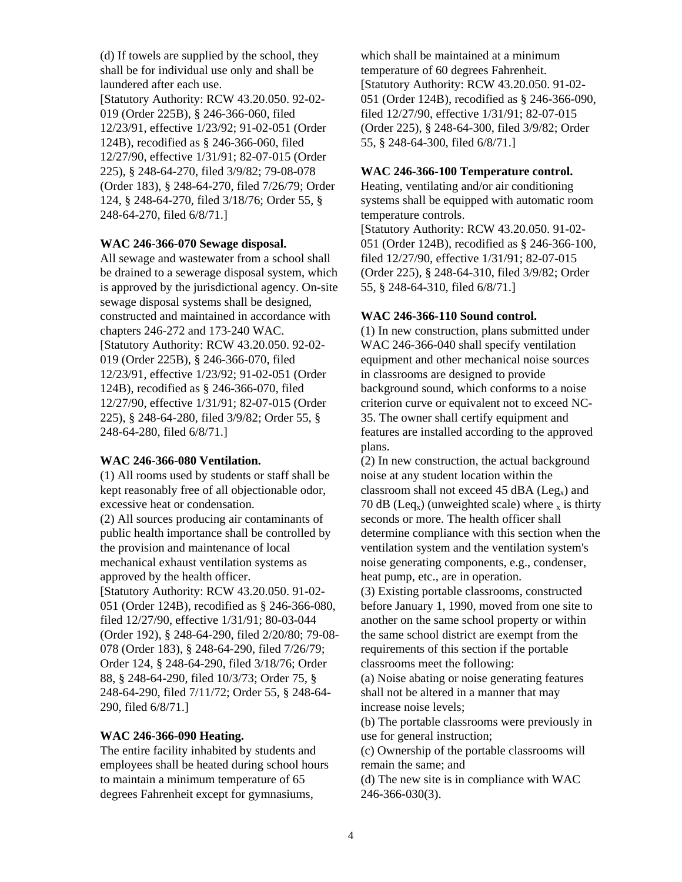(d) If towels are supplied by the school, they shall be for individual use only and shall be laundered after each use.
[Statutory Authority: RCW 43.20.050. 92-02-019 (Order 225B), § 246-366-060, filed 12/23/91, effective 1/23/92; 91-02-051 (Order 124B), recodified as § 246-366-060, filed 12/27/90, effective 1/31/91; 82-07-015 (Order 225), § 248-64-270, filed 3/9/82; 79-08-078 (Order 183), § 248-64-270, filed 7/26/79; Order 124, § 248-64-270, filed 3/18/76; Order 55, § 248-64-270, filed 6/8/71.]

**WAC 246-366-070 Sewage disposal.**
All sewage and wastewater from a school shall be drained to a sewerage disposal system, which is approved by the jurisdictional agency. On-site sewage disposal systems shall be designed, constructed and maintained in accordance with chapters 246-272 and 173-240 WAC.
[Statutory Authority: RCW 43.20.050. 92-02-019 (Order 225B), § 246-366-070, filed 12/23/91, effective 1/23/92; 91-02-051 (Order 124B), recodified as § 246-366-070, filed 12/27/90, effective 1/31/91; 82-07-015 (Order 225), § 248-64-280, filed 3/9/82; Order 55, § 248-64-280, filed 6/8/71.]

**WAC 246-366-080 Ventilation.**
(1) All rooms used by students or staff shall be kept reasonably free of all objectionable odor, excessive heat or condensation.
(2) All sources producing air contaminants of public health importance shall be controlled by the provision and maintenance of local mechanical exhaust ventilation systems as approved by the health officer.
[Statutory Authority: RCW 43.20.050. 91-02-051 (Order 124B), recodified as § 246-366-080, filed 12/27/90, effective 1/31/91; 80-03-044 (Order 192), § 248-64-290, filed 2/20/80; 79-08-078 (Order 183), § 248-64-290, filed 7/26/79; Order 124, § 248-64-290, filed 3/18/76; Order 88, § 248-64-290, filed 10/3/73; Order 75, § 248-64-290, filed 7/11/72; Order 55, § 248-64-290, filed 6/8/71.]

**WAC 246-366-090 Heating.**
The entire facility inhabited by students and employees shall be heated during school hours to maintain a minimum temperature of 65 degrees Fahrenheit except for gymnasiums, which shall be maintained at a minimum temperature of 60 degrees Fahrenheit.
[Statutory Authority: RCW 43.20.050. 91-02-051 (Order 124B), recodified as § 246-366-090, filed 12/27/90, effective 1/31/91; 82-07-015 (Order 225), § 248-64-300, filed 3/9/82; Order 55, § 248-64-300, filed 6/8/71.]

**WAC 246-366-100 Temperature control.**
Heating, ventilating and/or air conditioning systems shall be equipped with automatic room temperature controls.
[Statutory Authority: RCW 43.20.050. 91-02-051 (Order 124B), recodified as § 246-366-100, filed 12/27/90, effective 1/31/91; 82-07-015 (Order 225), § 248-64-310, filed 3/9/82; Order 55, § 248-64-310, filed 6/8/71.]

**WAC 246-366-110 Sound control.**
(1) In new construction, plans submitted under WAC 246-366-040 shall specify ventilation equipment and other mechanical noise sources in classrooms are designed to provide background sound, which conforms to a noise criterion curve or equivalent not to exceed NC-35. The owner shall certify equipment and features are installed according to the approved plans.
(2) In new construction, the actual background noise at any student location within the classroom shall not exceed 45 dBA ($Leg_x$) and 70 dB ($Leq_x$) (unweighted scale) where $_x$ is thirty seconds or more. The health officer shall determine compliance with this section when the ventilation system and the ventilation system's noise generating components, e.g., condenser, heat pump, etc., are in operation.
(3) Existing portable classrooms, constructed before January 1, 1990, moved from one site to another on the same school property or within the same school district are exempt from the requirements of this section if the portable classrooms meet the following:
(a) Noise abating or noise generating features shall not be altered in a manner that may increase noise levels;
(b) The portable classrooms were previously in use for general instruction;
(c) Ownership of the portable classrooms will remain the same; and
(d) The new site is in compliance with WAC 246-366-030(3).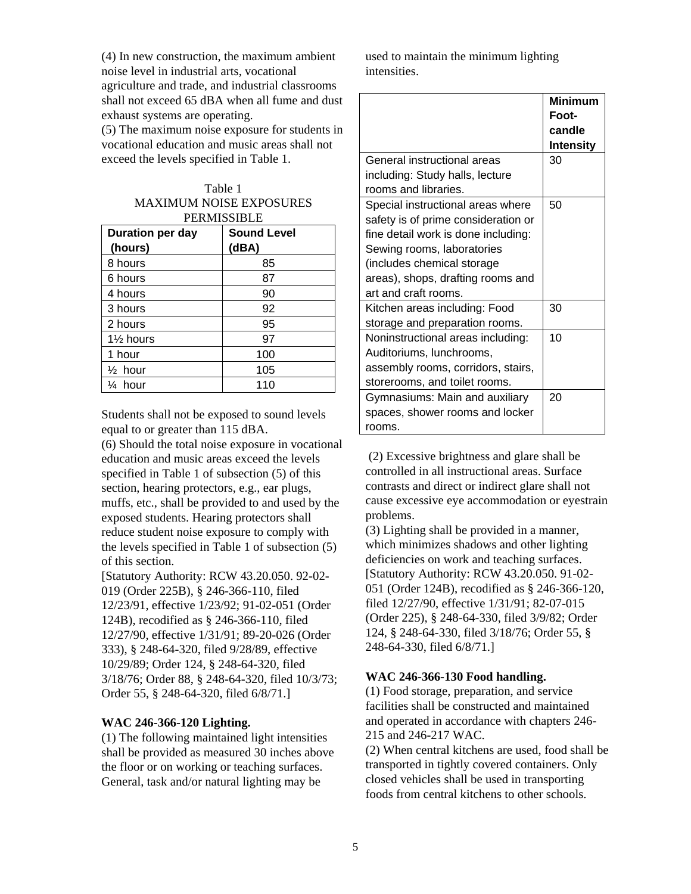(4) In new construction, the maximum ambient noise level in industrial arts, vocational agriculture and trade, and industrial classrooms shall not exceed 65 dBA when all fume and dust exhaust systems are operating.

(5) The maximum noise exposure for students in vocational education and music areas shall not exceed the levels specified in Table 1.

Table 1
MAXIMUM NOISE EXPOSURES PERMISSIBLE

| Duration per day (hours) | Sound Level (dBA) |
|---|---|
| 8 hours | 85 |
| 6 hours | 87 |
| 4 hours | 90 |
| 3 hours | 92 |
| 2 hours | 95 |
| 1½ hours | 97 |
| 1 hour | 100 |
| ½ hour | 105 |
| ¼ hour | 110 |

Students shall not be exposed to sound levels equal to or greater than 115 dBA.

(6) Should the total noise exposure in vocational education and music areas exceed the levels specified in Table 1 of subsection (5) of this section, hearing protectors, e.g., ear plugs, muffs, etc., shall be provided to and used by the exposed students. Hearing protectors shall reduce student noise exposure to comply with the levels specified in Table 1 of subsection (5) of this section.

[Statutory Authority: RCW 43.20.050. 92-02-019 (Order 225B), § 246-366-110, filed 12/23/91, effective 1/23/92; 91-02-051 (Order 124B), recodified as § 246-366-110, filed 12/27/90, effective 1/31/91; 89-20-026 (Order 333), § 248-64-320, filed 9/28/89, effective 10/29/89; Order 124, § 248-64-320, filed 3/18/76; Order 88, § 248-64-320, filed 10/3/73; Order 55, § 248-64-320, filed 6/8/71.]

**WAC 246-366-120 Lighting.**

(1) The following maintained light intensities shall be provided as measured 30 inches above the floor or on working or teaching surfaces. General, task and/or natural lighting may be used to maintain the minimum lighting intensities.

| | Minimum Foot-candle Intensity |
|---|---|
| General instructional areas including: Study halls, lecture rooms and libraries. | 30 |
| Special instructional areas where safety is of prime consideration or fine detail work is done including: Sewing rooms, laboratories (includes chemical storage areas), shops, drafting rooms and art and craft rooms. | 50 |
| Kitchen areas including: Food storage and preparation rooms. | 30 |
| Noninstructional areas including: Auditoriums, lunchrooms, assembly rooms, corridors, stairs, storerooms, and toilet rooms. | 10 |
| Gymnasiums: Main and auxiliary spaces, shower rooms and locker rooms. | 20 |

(2) Excessive brightness and glare shall be controlled in all instructional areas. Surface contrasts and direct or indirect glare shall not cause excessive eye accommodation or eyestrain problems.

(3) Lighting shall be provided in a manner, which minimizes shadows and other lighting deficiencies on work and teaching surfaces.

[Statutory Authority: RCW 43.20.050. 91-02-051 (Order 124B), recodified as § 246-366-120, filed 12/27/90, effective 1/31/91; 82-07-015 (Order 225), § 248-64-330, filed 3/9/82; Order 124, § 248-64-330, filed 3/18/76; Order 55, § 248-64-330, filed 6/8/71.]

**WAC 246-366-130 Food handling.**

(1) Food storage, preparation, and service facilities shall be constructed and maintained and operated in accordance with chapters 246-215 and 246-217 WAC.

(2) When central kitchens are used, food shall be transported in tightly covered containers. Only closed vehicles shall be used in transporting foods from central kitchens to other schools.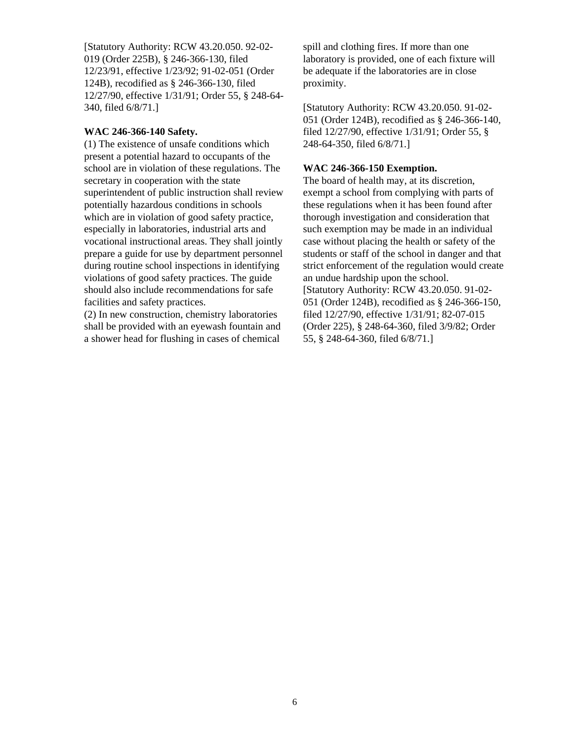[Statutory Authority: RCW 43.20.050. 92-02-019 (Order 225B), § 246-366-130, filed 12/23/91, effective 1/23/92; 91-02-051 (Order 124B), recodified as § 246-366-130, filed 12/27/90, effective 1/31/91; Order 55, § 248-64-340, filed 6/8/71.]

**WAC 246-366-140 Safety.**

(1) The existence of unsafe conditions which present a potential hazard to occupants of the school are in violation of these regulations. The secretary in cooperation with the state superintendent of public instruction shall review potentially hazardous conditions in schools which are in violation of good safety practice, especially in laboratories, industrial arts and vocational instructional areas. They shall jointly prepare a guide for use by department personnel during routine school inspections in identifying violations of good safety practices. The guide should also include recommendations for safe facilities and safety practices.

(2) In new construction, chemistry laboratories shall be provided with an eyewash fountain and a shower head for flushing in cases of chemical spill and clothing fires. If more than one laboratory is provided, one of each fixture will be adequate if the laboratories are in close proximity.

[Statutory Authority: RCW 43.20.050. 91-02-051 (Order 124B), recodified as § 246-366-140, filed 12/27/90, effective 1/31/91; Order 55, § 248-64-350, filed 6/8/71.]

**WAC 246-366-150 Exemption.**

The board of health may, at its discretion, exempt a school from complying with parts of these regulations when it has been found after thorough investigation and consideration that such exemption may be made in an individual case without placing the health or safety of the students or staff of the school in danger and that strict enforcement of the regulation would create an undue hardship upon the school.

[Statutory Authority: RCW 43.20.050. 91-02-051 (Order 124B), recodified as § 246-366-150, filed 12/27/90, effective 1/31/91; 82-07-015 (Order 225), § 248-64-360, filed 3/9/82; Order 55, § 248-64-360, filed 6/8/71.]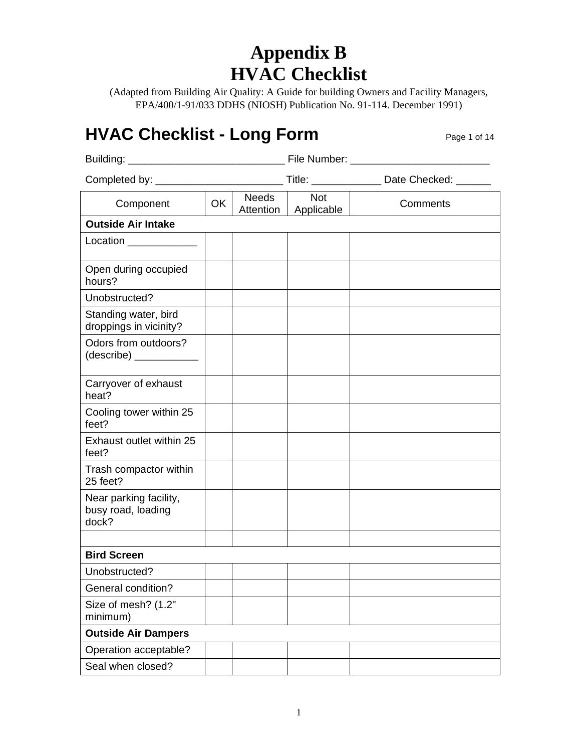# Appendix B
# HVAC Checklist

(Adapted from Building Air Quality: A Guide for building Owners and Facility Managers, EPA/400/1-91/033 DDHS (NIOSH) Publication No. 91-114. December 1991)

## HVAC Checklist - Long Form

Page 1 of 14

Building: ___________________________ File Number: ________________________

Completed by: ______________________ Title: ____________ Date Checked: ______

| Component | OK | Needs Attention | Not Applicable | Comments |
|---|---|---|---|---|
| **Outside Air Intake** | | | | |
| Location ____________ | | | | |
| Open during occupied hours? | | | | |
| Unobstructed? | | | | |
| Standing water, bird droppings in vicinity? | | | | |
| Odors from outdoors? (describe) ___________ | | | | |
| Carryover of exhaust heat? | | | | |
| Cooling tower within 25 feet? | | | | |
| Exhaust outlet within 25 feet? | | | | |
| Trash compactor within 25 feet? | | | | |
| Near parking facility, busy road, loading dock? | | | | |
| | | | | |
| **Bird Screen** | | | | |
| Unobstructed? | | | | |
| General condition? | | | | |
| Size of mesh? (1.2" minimum) | | | | |
| **Outside Air Dampers** | | | | |
| Operation acceptable? | | | | |
| Seal when closed? | | | | |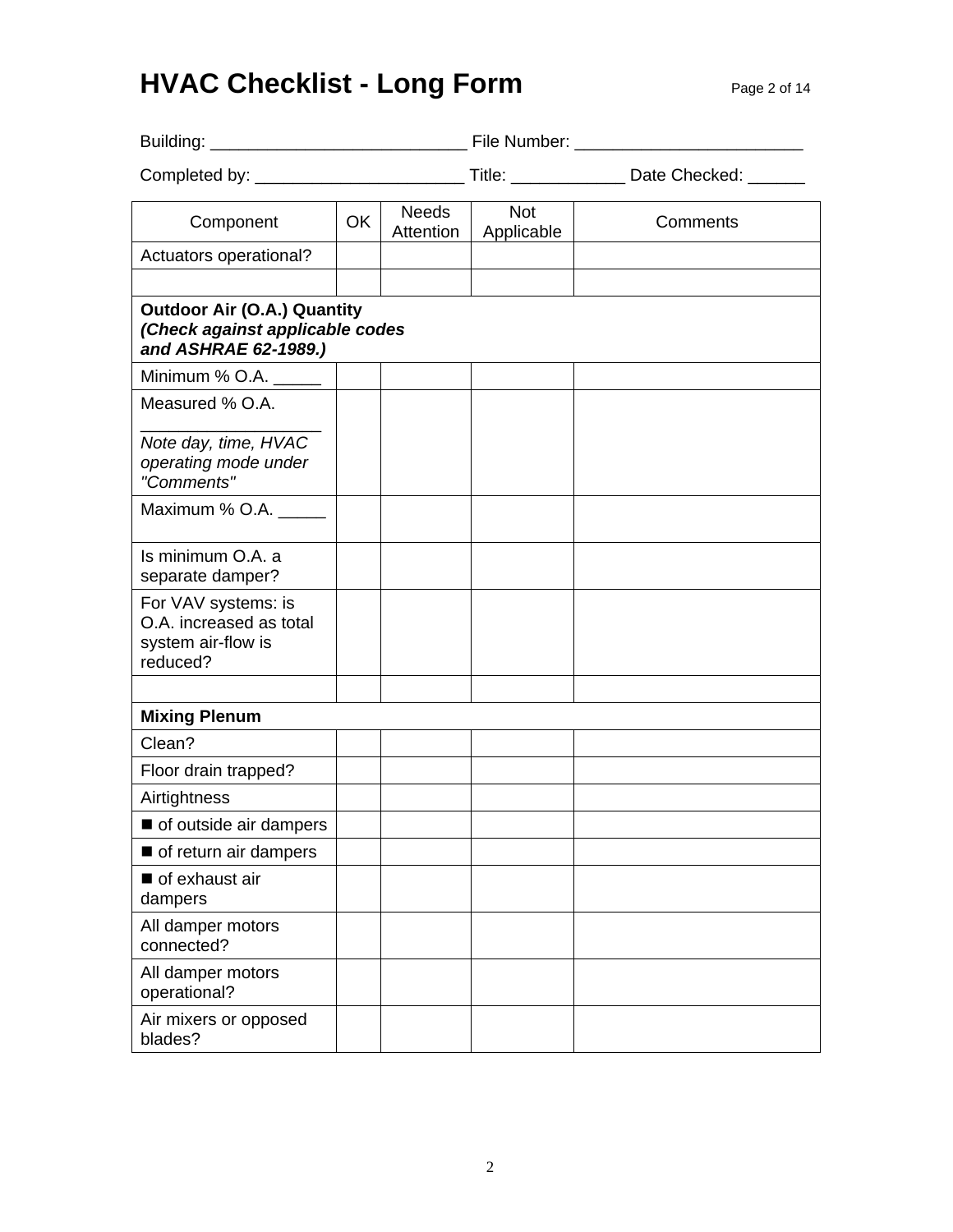# HVAC Checklist - Long Form

Building: ___________________________ File Number: ________________________

Completed by: ______________________ Title: ____________ Date Checked: ______

| Component | OK | Needs Attention | Not Applicable | Comments |
|---|---|---|---|---|
| Actuators operational? | | | | |
| | | | | |
| **Outdoor Air (O.A.) Quantity** ***(Check against applicable codes and ASHRAE 62-1989.)*** | | | | |
| Minimum % O.A. _____ | | | | |
| Measured % O.A. __________________ *Note day, time, HVAC operating mode under "Comments"* | | | | |
| Maximum % O.A. _____ | | | | |
| Is minimum O.A. a separate damper? | | | | |
| For VAV systems: is O.A. increased as total system air-flow is reduced? | | | | |
| | | | | |
| **Mixing Plenum** | | | | |
| Clean? | | | | |
| Floor drain trapped? | | | | |
| Airtightness | | | | |
| ■ of outside air dampers | | | | |
| ■ of return air dampers | | | | |
| ■ of exhaust air dampers | | | | |
| All damper motors connected? | | | | |
| All damper motors operational? | | | | |
| Air mixers or opposed blades? | | | | |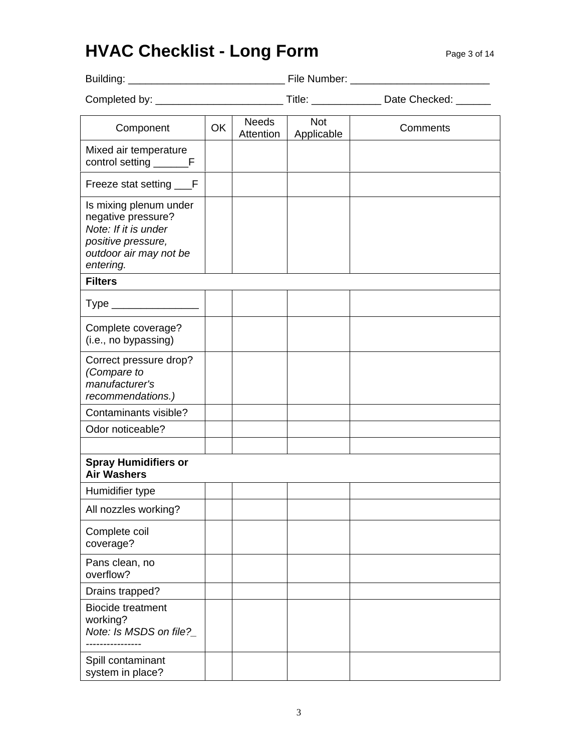# HVAC Checklist - Long Form

Building: ___________________________ File Number: ________________________

Completed by: _____________________ Title: ___________ Date Checked: ______

| Component | OK | Needs Attention | Not Applicable | Comments |
|---|---|---|---|---|
| Mixed air temperature control setting ______F | | | | |
| Freeze stat setting ___F | | | | |
| Is mixing plenum under negative pressure? *Note: If it is under positive pressure, outdoor air may not be entering.* | | | | |
| **Filters** | | | | |
| Type _______________ | | | | |
| Complete coverage? (i.e., no bypassing) | | | | |
| Correct pressure drop? *(Compare to manufacturer's recommendations.)* | | | | |
| Contaminants visible? | | | | |
| Odor noticeable? | | | | |
| | | | | |
| **Spray Humidifiers or Air Washers** | | | | |
| Humidifier type | | | | |
| All nozzles working? | | | | |
| Complete coil coverage? | | | | |
| Pans clean, no overflow? | | | | |
| Drains trapped? | | | | |
| Biocide treatment working? *Note: Is MSDS on file?_ ----------------* | | | | |
| Spill contaminant system in place? | | | | |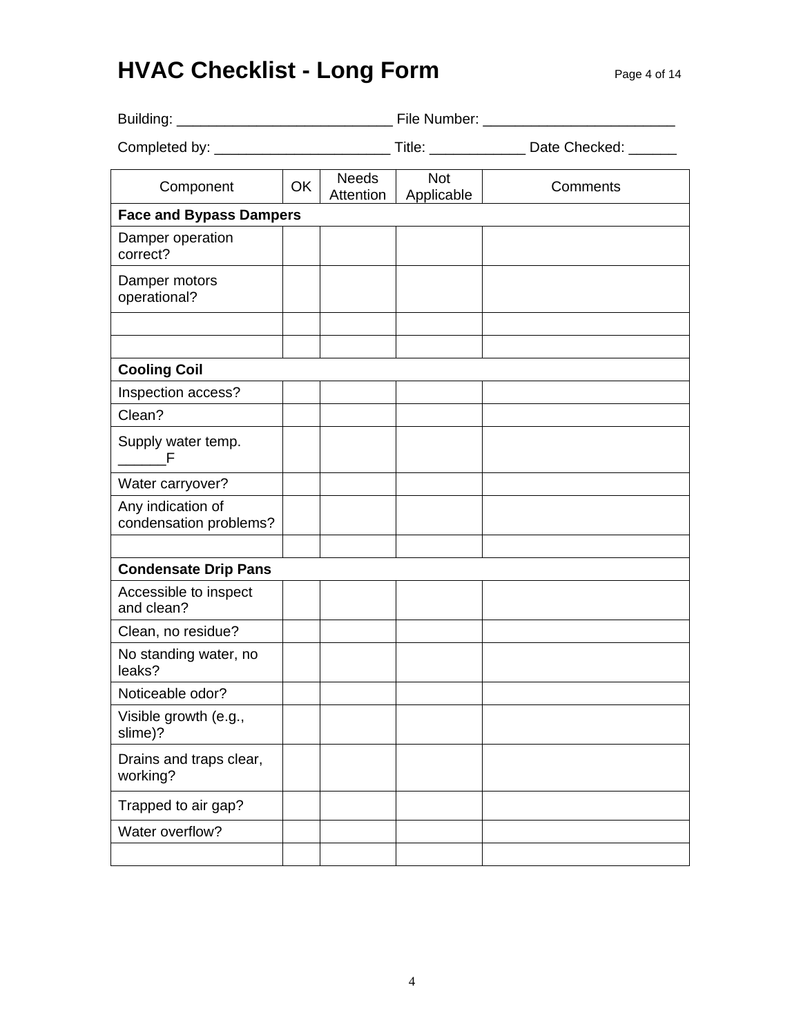# HVAC Checklist - Long Form

Building: ___________________________ File Number: ________________________

Completed by: ______________________ Title: ____________ Date Checked: ______

| Component | OK | Needs Attention | Not Applicable | Comments |
|---|---|---|---|---|
| **Face and Bypass Dampers** | | | | |
| Damper operation correct? | | | | |
| Damper motors operational? | | | | |
| | | | | |
| | | | | |
| **Cooling Coil** | | | | |
| Inspection access? | | | | |
| Clean? | | | | |
| Supply water temp. ______F | | | | |
| Water carryover? | | | | |
| Any indication of condensation problems? | | | | |
| | | | | |
| **Condensate Drip Pans** | | | | |
| Accessible to inspect and clean? | | | | |
| Clean, no residue? | | | | |
| No standing water, no leaks? | | | | |
| Noticeable odor? | | | | |
| Visible growth (e.g., slime)? | | | | |
| Drains and traps clear, working? | | | | |
| Trapped to air gap? | | | | |
| Water overflow? | | | | |
| | | | | |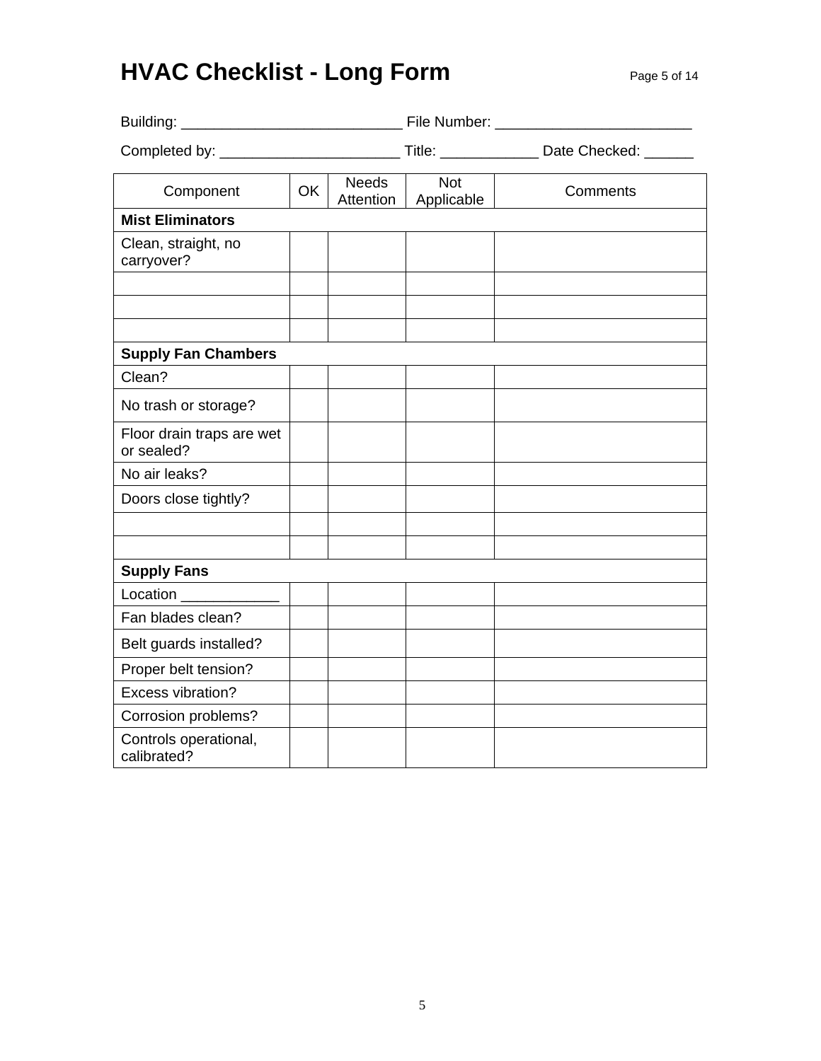# HVAC Checklist - Long Form

Building: ___________________________ File Number: ________________________

Completed by: ______________________ Title: ____________ Date Checked: ______

| Component | OK | Needs Attention | Not Applicable | Comments |
|---|---|---|---|---|
| **Mist Eliminators** | | | | |
| Clean, straight, no carryover? | | | | |
| | | | | |
| | | | | |
| | | | | |
| **Supply Fan Chambers** | | | | |
| Clean? | | | | |
| No trash or storage? | | | | |
| Floor drain traps are wet or sealed? | | | | |
| No air leaks? | | | | |
| Doors close tightly? | | | | |
| | | | | |
| | | | | |
| **Supply Fans** | | | | |
| Location ____________ | | | | |
| Fan blades clean? | | | | |
| Belt guards installed? | | | | |
| Proper belt tension? | | | | |
| Excess vibration? | | | | |
| Corrosion problems? | | | | |
| Controls operational, calibrated? | | | | |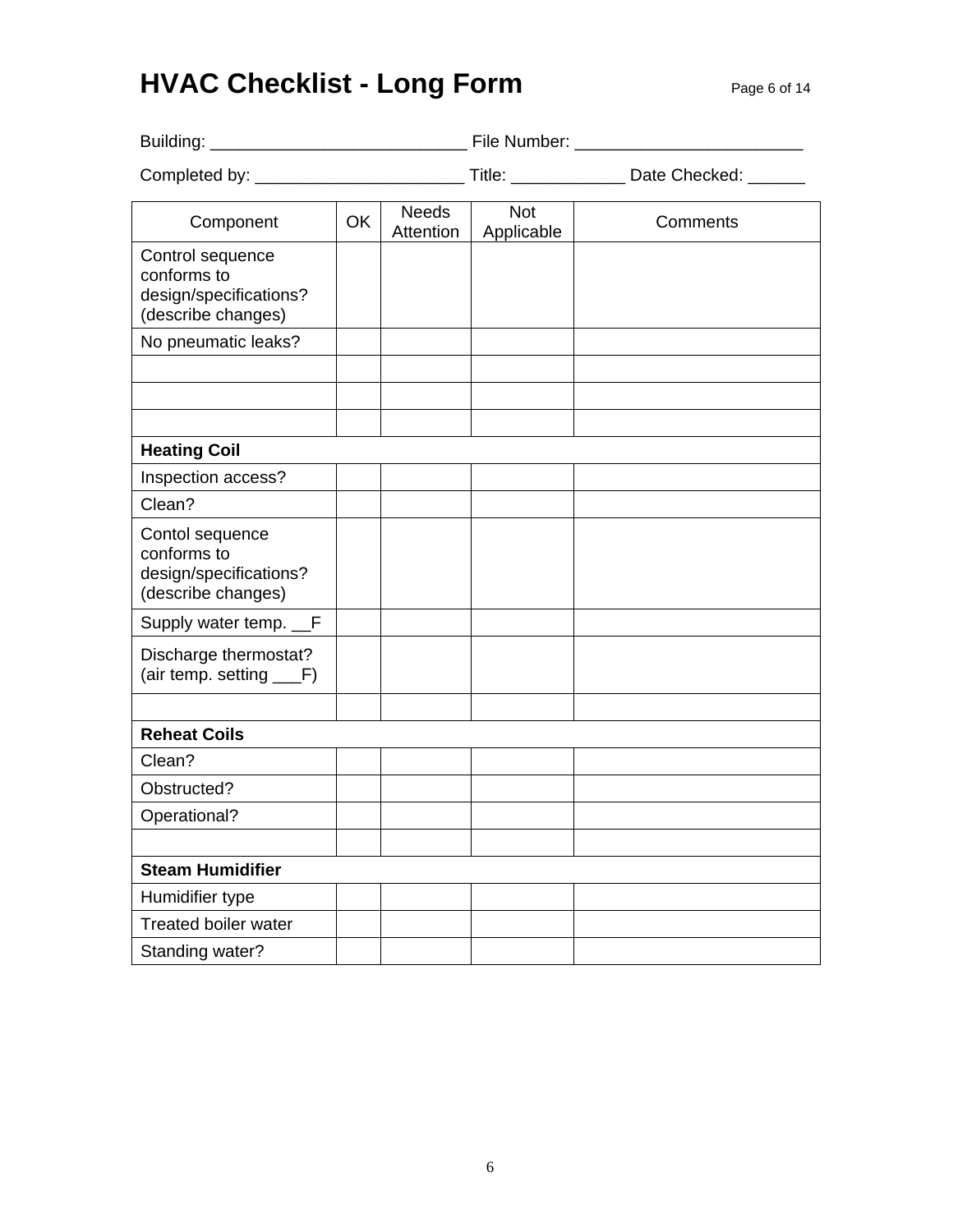# HVAC Checklist - Long Form

Building: ___________________________ File Number: ________________________

Completed by: ______________________ Title: ____________ Date Checked: ______

| Component | OK | Needs Attention | Not Applicable | Comments |
|---|---|---|---|---|
| Control sequence conforms to design/specifications? (describe changes) | | | | |
| No pneumatic leaks? | | | | |
| | | | | |
| | | | | |
| | | | | |
| **Heating Coil** | | | | |
| Inspection access? | | | | |
| Clean? | | | | |
| Contol sequence conforms to design/specifications? (describe changes) | | | | |
| Supply water temp. __F | | | | |
| Discharge thermostat? (air temp. setting ___F) | | | | |
| | | | | |
| **Reheat Coils** | | | | |
| Clean? | | | | |
| Obstructed? | | | | |
| Operational? | | | | |
| | | | | |
| **Steam Humidifier** | | | | |
| Humidifier type | | | | |
| Treated boiler water | | | | |
| Standing water? | | | | |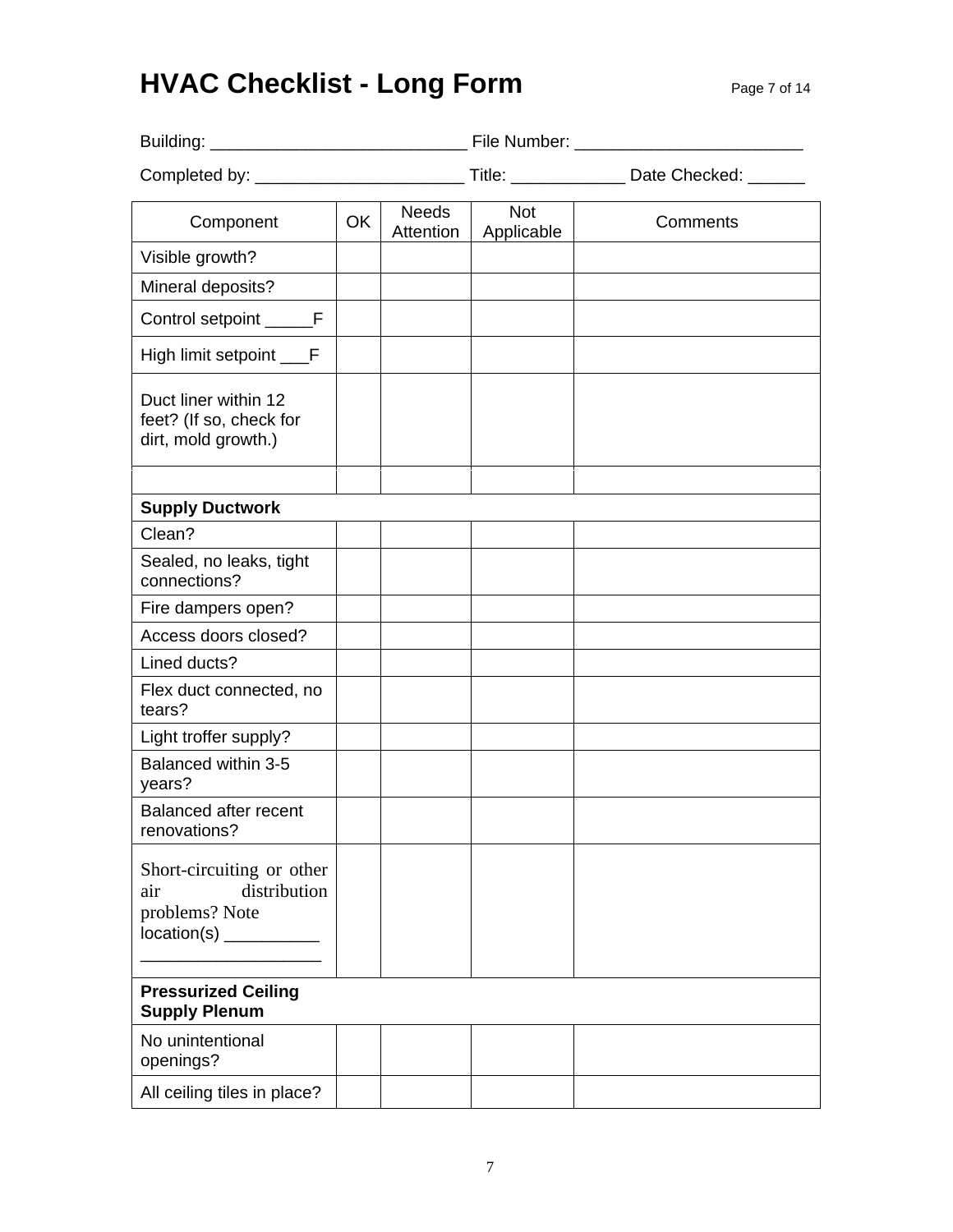# HVAC Checklist - Long Form

Building: ___________________________ File Number: ________________________

Completed by: ______________________ Title: ____________ Date Checked: ______

| Component | OK | Needs Attention | Not Applicable | Comments |
|---|---|---|---|---|
| Visible growth? | | | | |
| Mineral deposits? | | | | |
| Control setpoint _____F | | | | |
| High limit setpoint ___F | | | | |
| Duct liner within 12 feet? (If so, check for dirt, mold growth.) | | | | |
| | | | | |
| **Supply Ductwork** | | | | |
| Clean? | | | | |
| Sealed, no leaks, tight connections? | | | | |
| Fire dampers open? | | | | |
| Access doors closed? | | | | |
| Lined ducts? | | | | |
| Flex duct connected, no tears? | | | | |
| Light troffer supply? | | | | |
| Balanced within 3-5 years? | | | | |
| Balanced after recent renovations? | | | | |
| Short-circuiting or other air distribution problems? Note location(s) __________ ___________________ | | | | |
| **Pressurized Ceiling Supply Plenum** | | | | |
| No unintentional openings? | | | | |
| All ceiling tiles in place? | | | | |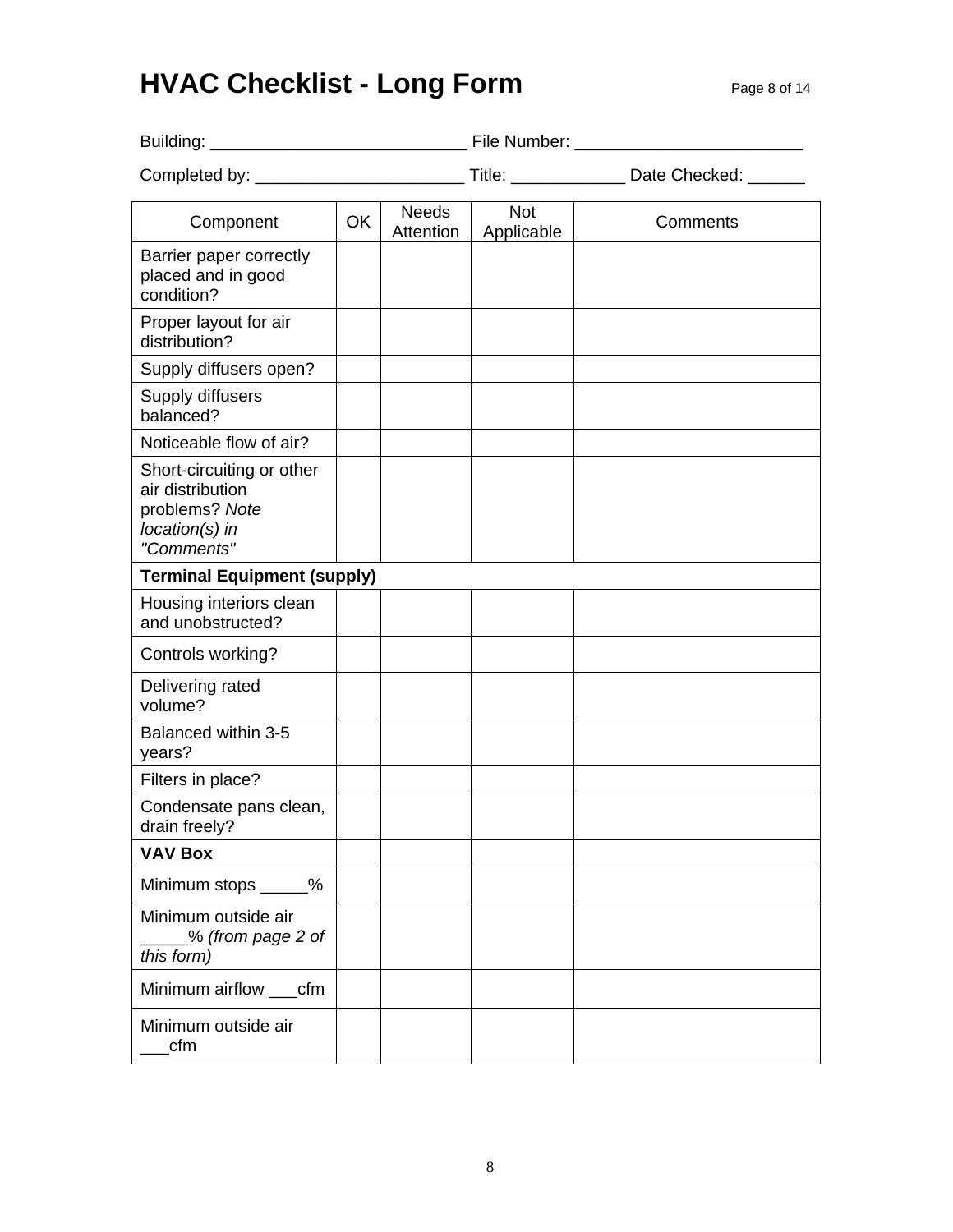# HVAC Checklist - Long Form

Building: ___________________________ File Number: ________________________

Completed by: ______________________ Title: ____________ Date Checked: ______

| Component | OK | Needs Attention | Not Applicable | Comments |
|---|---|---|---|---|
| Barrier paper correctly placed and in good condition? | | | | |
| Proper layout for air distribution? | | | | |
| Supply diffusers open? | | | | |
| Supply diffusers balanced? | | | | |
| Noticeable flow of air? | | | | |
| Short-circuiting or other air distribution problems? *Note location(s) in "Comments"* | | | | |
| **Terminal Equipment (supply)** | | | | |
| Housing interiors clean and unobstructed? | | | | |
| Controls working? | | | | |
| Delivering rated volume? | | | | |
| Balanced within 3-5 years? | | | | |
| Filters in place? | | | | |
| Condensate pans clean, drain freely? | | | | |
| **VAV Box** | | | | |
| Minimum stops _____% | | | | |
| Minimum outside air _____% *(from page 2 of this form)* | | | | |
| Minimum airflow ___cfm | | | | |
| Minimum outside air ___cfm | | | | |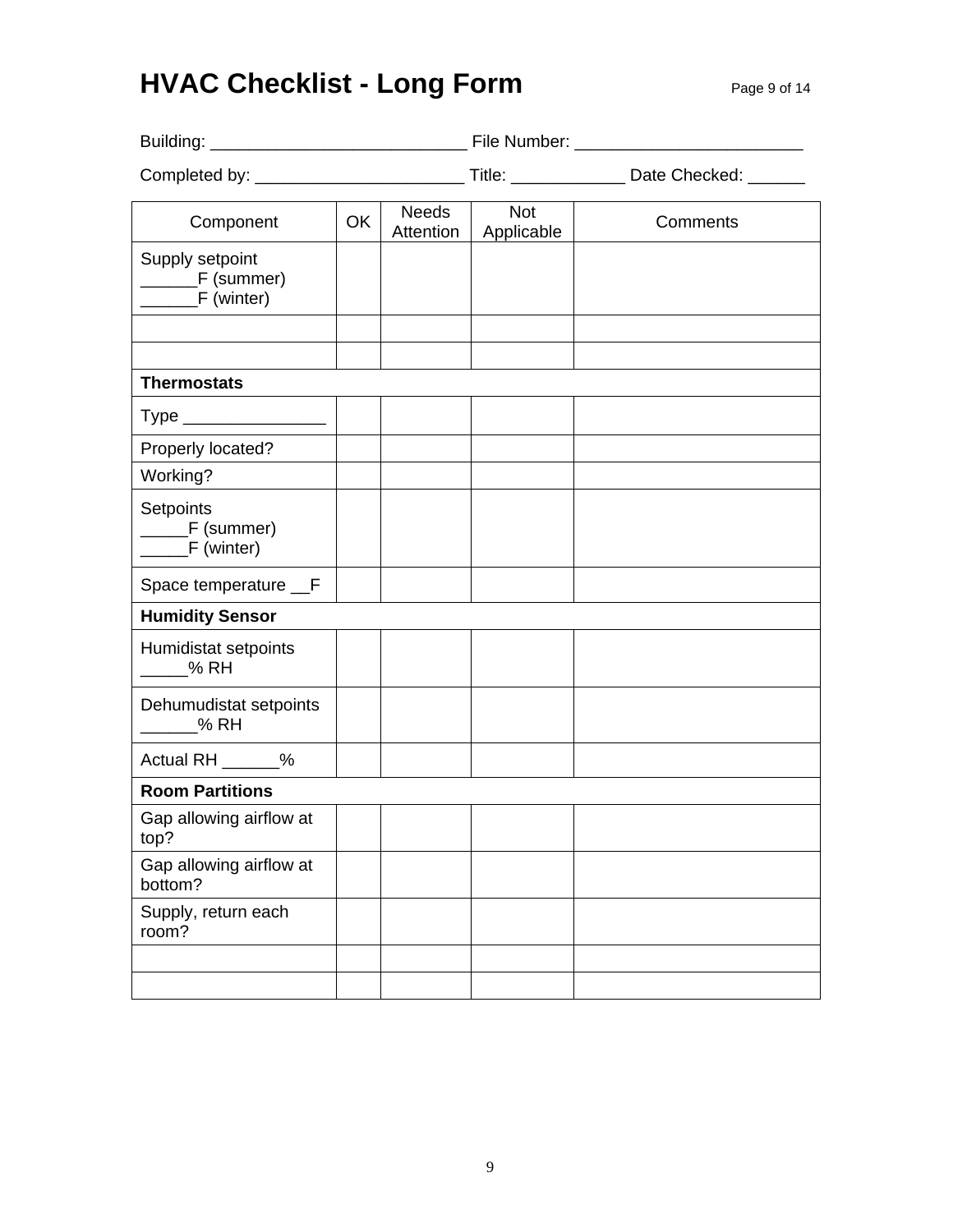# HVAC Checklist - Long Form

Building: ___________________________ File Number: ________________________

Completed by: ______________________ Title: ____________ Date Checked: ______

| Component | OK | Needs Attention | Not Applicable | Comments |
|---|---|---|---|---|
| Supply setpoint ______F (summer) ______F (winter) | | | | |
| | | | | |
| | | | | |
| **Thermostats** | | | | |
| Type _______________ | | | | |
| Properly located? | | | | |
| Working? | | | | |
| Setpoints _____F (summer) _____F (winter) | | | | |
| Space temperature __F | | | | |
| **Humidity Sensor** | | | | |
| Humidistat setpoints _____% RH | | | | |
| Dehumudistat setpoints ______% RH | | | | |
| Actual RH ______% | | | | |
| **Room Partitions** | | | | |
| Gap allowing airflow at top? | | | | |
| Gap allowing airflow at bottom? | | | | |
| Supply, return each room? | | | | |
| | | | | |
| | | | | |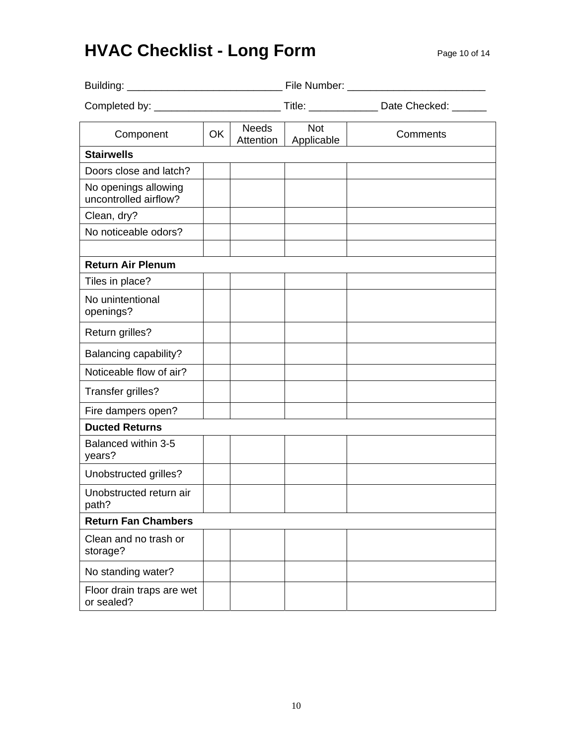# HVAC Checklist - Long Form

Building: ___________________________ File Number: ________________________

Completed by: ______________________ Title: ____________ Date Checked: ______

| Component | OK | Needs Attention | Not Applicable | Comments |
|---|---|---|---|---|
| **Stairwells** | | | | |
| Doors close and latch? | | | | |
| No openings allowing uncontrolled airflow? | | | | |
| Clean, dry? | | | | |
| No noticeable odors? | | | | |
| | | | | |
| **Return Air Plenum** | | | | |
| Tiles in place? | | | | |
| No unintentional openings? | | | | |
| Return grilles? | | | | |
| Balancing capability? | | | | |
| Noticeable flow of air? | | | | |
| Transfer grilles? | | | | |
| Fire dampers open? | | | | |
| **Ducted Returns** | | | | |
| Balanced within 3-5 years? | | | | |
| Unobstructed grilles? | | | | |
| Unobstructed return air path? | | | | |
| **Return Fan Chambers** | | | | |
| Clean and no trash or storage? | | | | |
| No standing water? | | | | |
| Floor drain traps are wet or sealed? | | | | |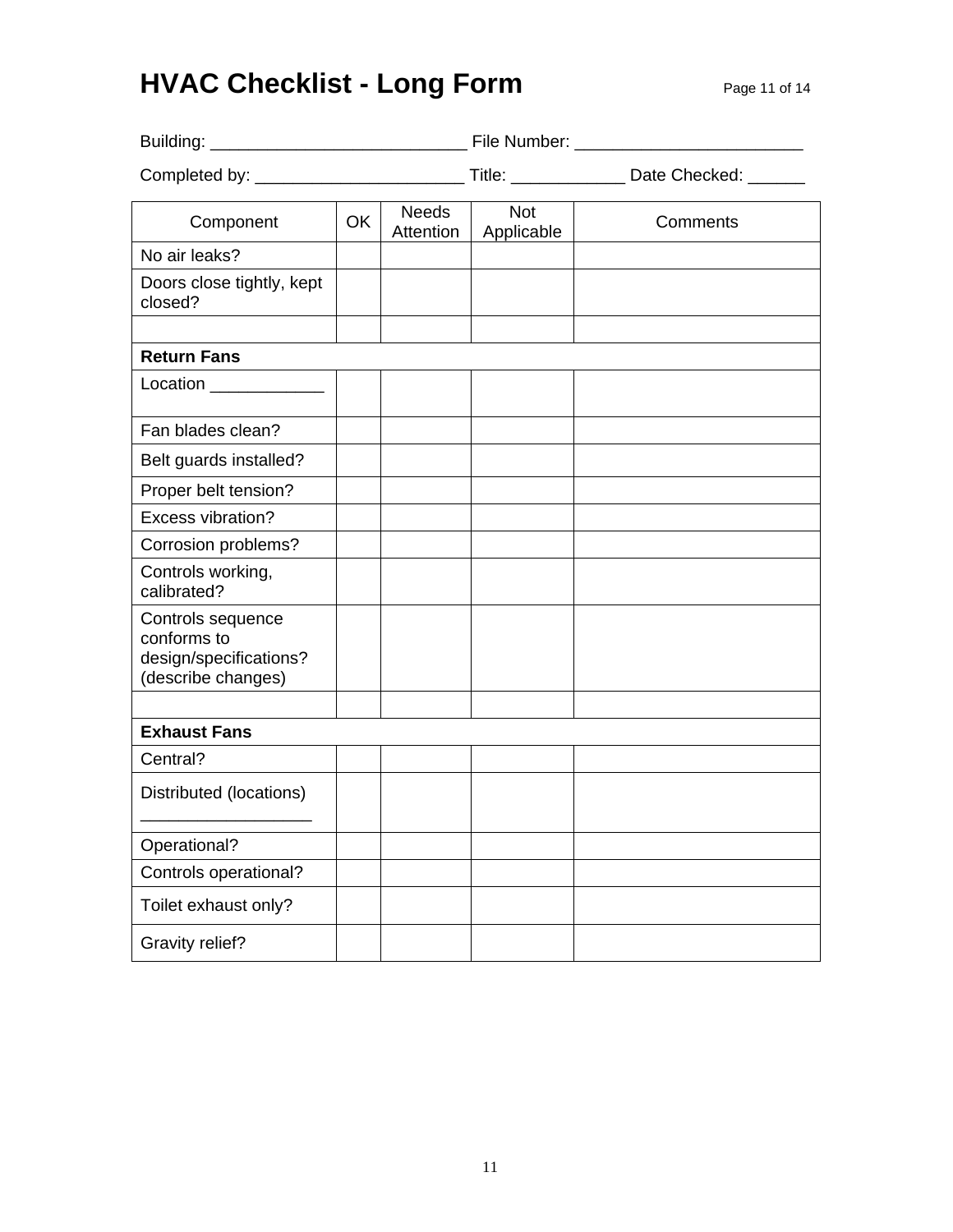# HVAC Checklist - Long Form

Building: ___________________________ File Number: ________________________

Completed by: ______________________ Title: ____________ Date Checked: ______

| Component | OK | Needs Attention | Not Applicable | Comments |
|---|---|---|---|---|
| No air leaks? | | | | |
| Doors close tightly, kept closed? | | | | |
| | | | | |
| **Return Fans** | | | | |
| Location ____________ | | | | |
| Fan blades clean? | | | | |
| Belt guards installed? | | | | |
| Proper belt tension? | | | | |
| Excess vibration? | | | | |
| Corrosion problems? | | | | |
| Controls working, calibrated? | | | | |
| Controls sequence conforms to design/specifications? (describe changes) | | | | |
| | | | | |
| **Exhaust Fans** | | | | |
| Central? | | | | |
| Distributed (locations) __________________ | | | | |
| Operational? | | | | |
| Controls operational? | | | | |
| Toilet exhaust only? | | | | |
| Gravity relief? | | | | |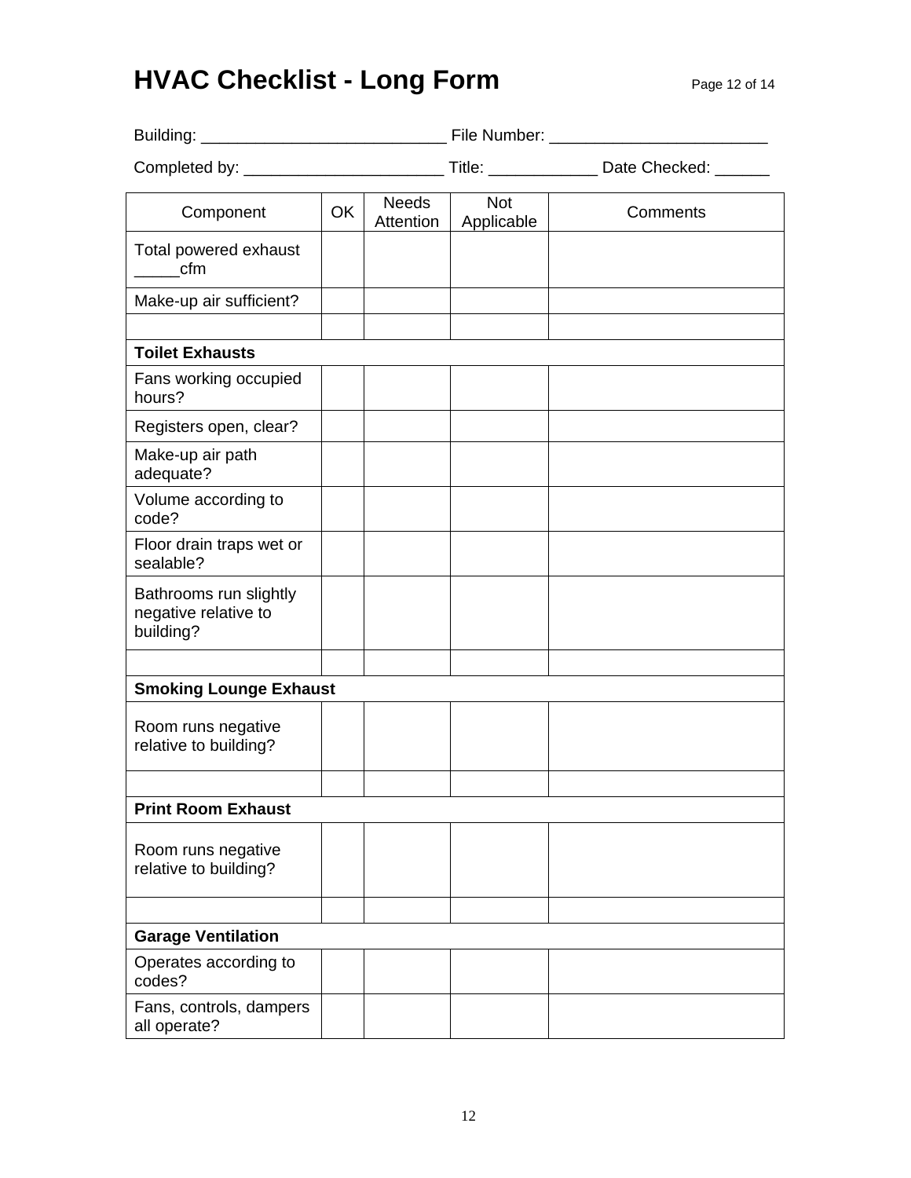# HVAC Checklist - Long Form

Building: ___________________________ File Number: ________________________

Completed by: ______________________ Title: ____________ Date Checked: ______

| Component | OK | Needs Attention | Not Applicable | Comments |
|---|---|---|---|---|
| Total powered exhaust _____cfm | | | | |
| Make-up air sufficient? | | | | |
| | | | | |
| **Toilet Exhausts** | | | | |
| Fans working occupied hours? | | | | |
| Registers open, clear? | | | | |
| Make-up air path adequate? | | | | |
| Volume according to code? | | | | |
| Floor drain traps wet or sealable? | | | | |
| Bathrooms run slightly negative relative to building? | | | | |
| | | | | |
| **Smoking Lounge Exhaust** | | | | |
| Room runs negative relative to building? | | | | |
| | | | | |
| **Print Room Exhaust** | | | | |
| Room runs negative relative to building? | | | | |
| | | | | |
| **Garage Ventilation** | | | | |
| Operates according to codes? | | | | |
| Fans, controls, dampers all operate? | | | | |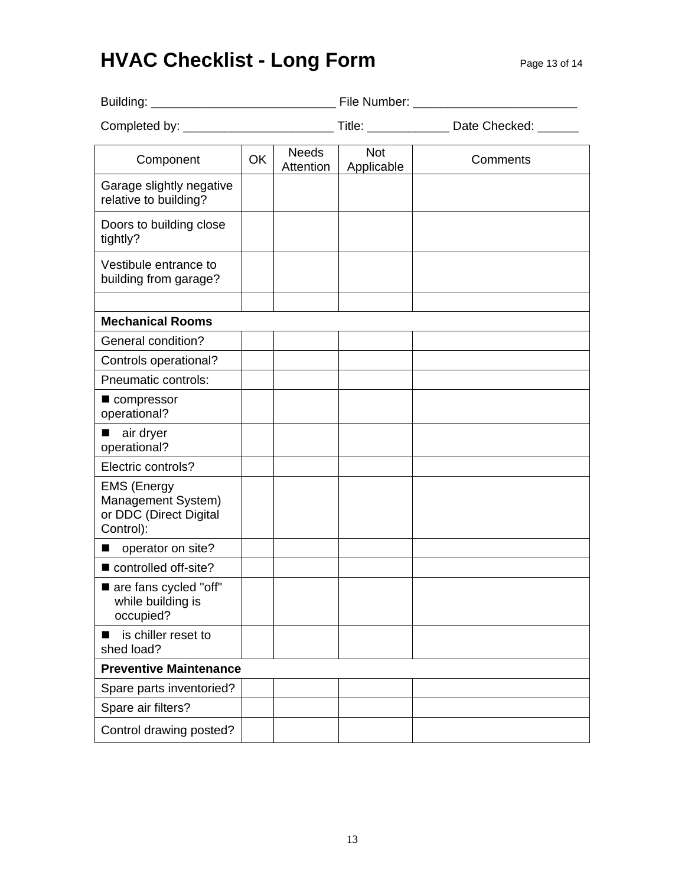# HVAC Checklist - Long Form

Building: ___________________________ File Number: ________________________

Completed by: ______________________ Title: ____________ Date Checked: ______

| Component | OK | Needs Attention | Not Applicable | Comments |
|---|---|---|---|---|
| Garage slightly negative relative to building? | | | | |
| Doors to building close tightly? | | | | |
| Vestibule entrance to building from garage? | | | | |
| | | | | |
| **Mechanical Rooms** | | | | |
| General condition? | | | | |
| Controls operational? | | | | |
| Pneumatic controls: | | | | |
| ■ compressor operational? | | | | |
| ■ air dryer operational? | | | | |
| Electric controls? | | | | |
| EMS (Energy Management System) or DDC (Direct Digital Control): | | | | |
| ■ operator on site? | | | | |
| ■ controlled off-site? | | | | |
| ■ are fans cycled "off" while building is occupied? | | | | |
| ■ is chiller reset to shed load? | | | | |
| **Preventive Maintenance** | | | | |
| Spare parts inventoried? | | | | |
| Spare air filters? | | | | |
| Control drawing posted? | | | | |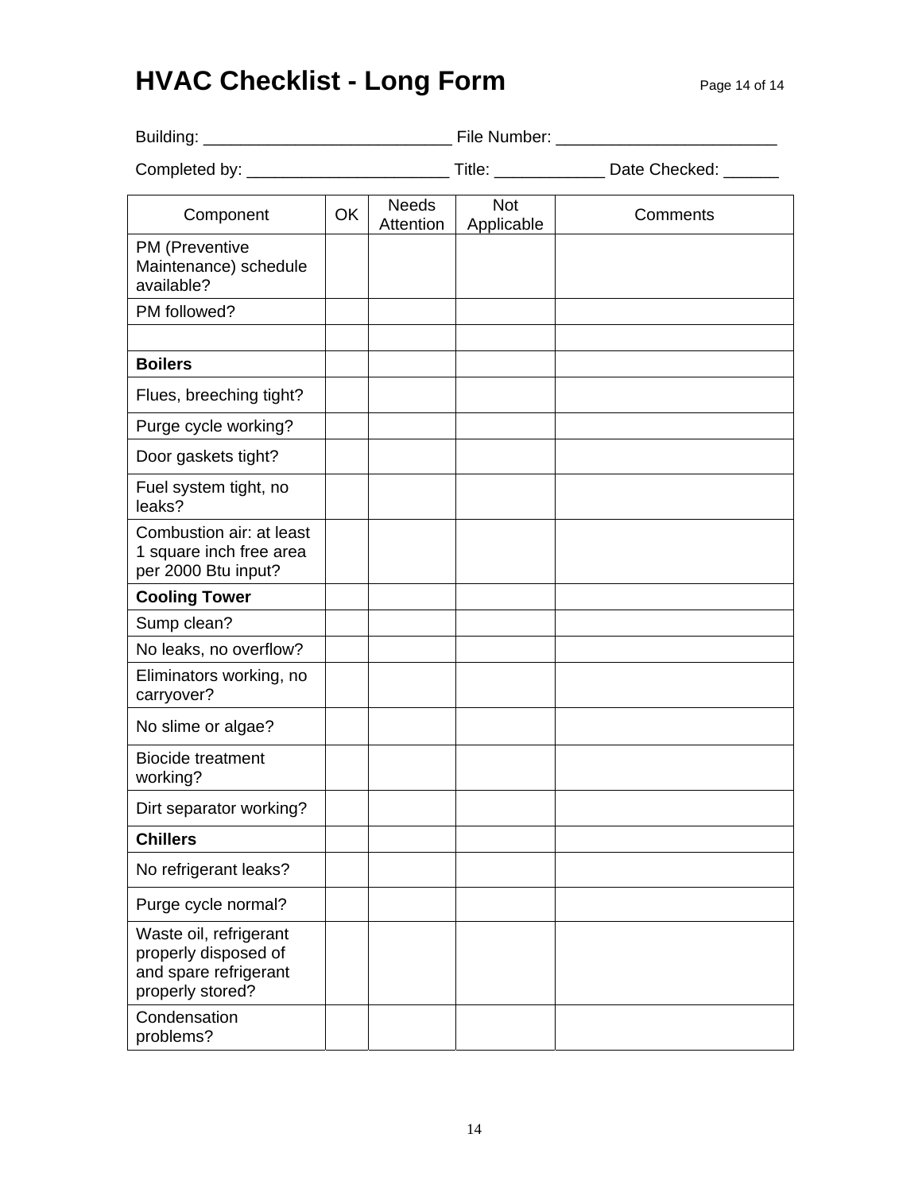# HVAC Checklist - Long Form

Building: ___________________________ File Number: ________________________

Completed by: ______________________ Title: ____________ Date Checked: ______

| Component | OK | Needs Attention | Not Applicable | Comments |
|---|---|---|---|---|
| PM (Preventive Maintenance) schedule available? | | | | |
| PM followed? | | | | |
| | | | | |
| **Boilers** | | | | |
| Flues, breeching tight? | | | | |
| Purge cycle working? | | | | |
| Door gaskets tight? | | | | |
| Fuel system tight, no leaks? | | | | |
| Combustion air: at least 1 square inch free area per 2000 Btu input? | | | | |
| **Cooling Tower** | | | | |
| Sump clean? | | | | |
| No leaks, no overflow? | | | | |
| Eliminators working, no carryover? | | | | |
| No slime or algae? | | | | |
| Biocide treatment working? | | | | |
| Dirt separator working? | | | | |
| **Chillers** | | | | |
| No refrigerant leaks? | | | | |
| Purge cycle normal? | | | | |
| Waste oil, refrigerant properly disposed of and spare refrigerant properly stored? | | | | |
| Condensation problems? | | | | |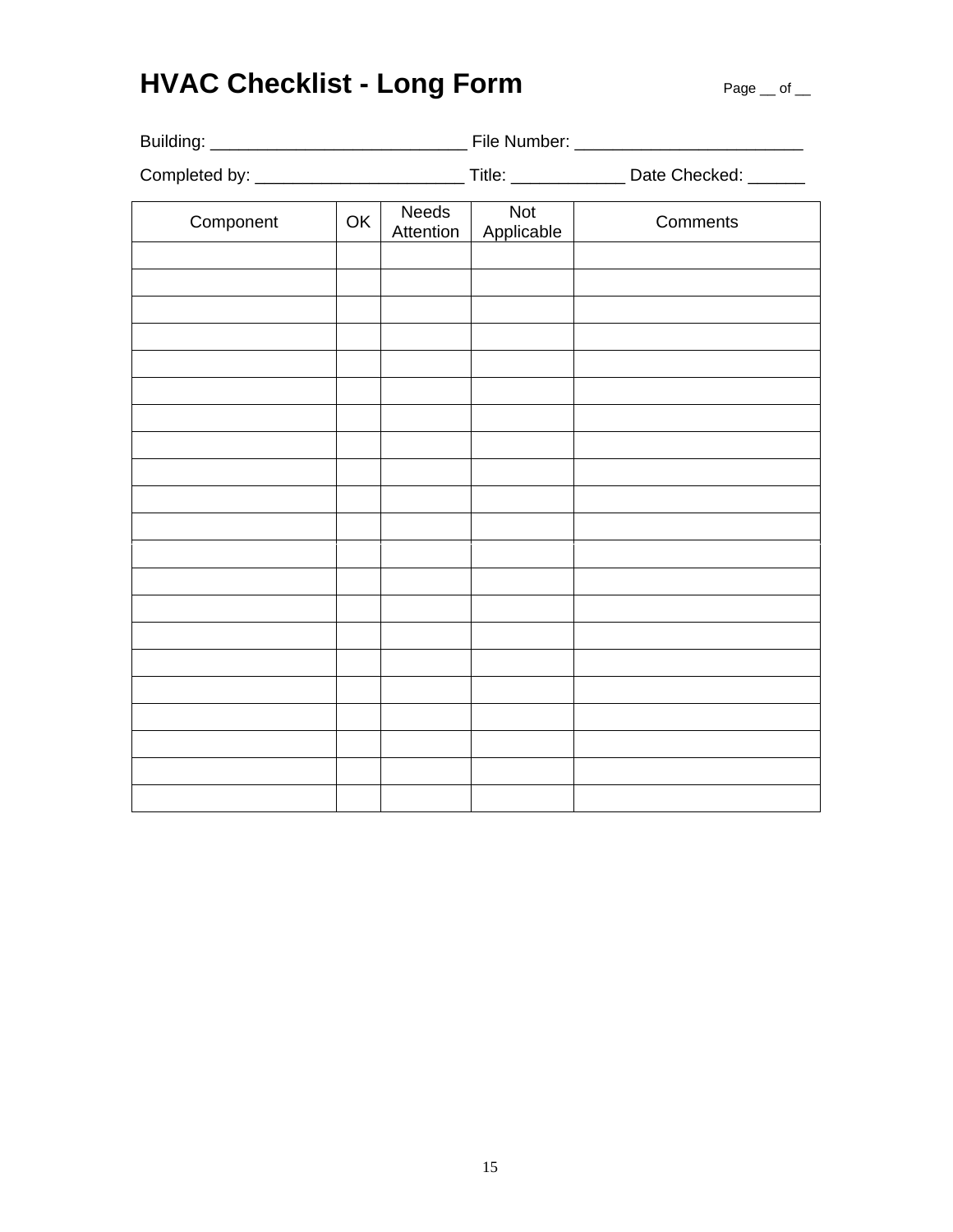# HVAC Checklist - Long Form

Page __ of __

Building: ___________________________ File Number: ________________________

Completed by: ______________________ Title: ____________ Date Checked: ______

| Component | OK | Needs Attention | Not Applicable | Comments |
|---|---|---|---|---|
| | | | | |
| | | | | |
| | | | | |
| | | | | |
| | | | | |
| | | | | |
| | | | | |
| | | | | |
| | | | | |
| | | | | |
| | | | | |
| | | | | |
| | | | | |
| | | | | |
| | | | | |
| | | | | |
| | | | | |
| | | | | |
| | | | | |
| | | | | |
| | | | | |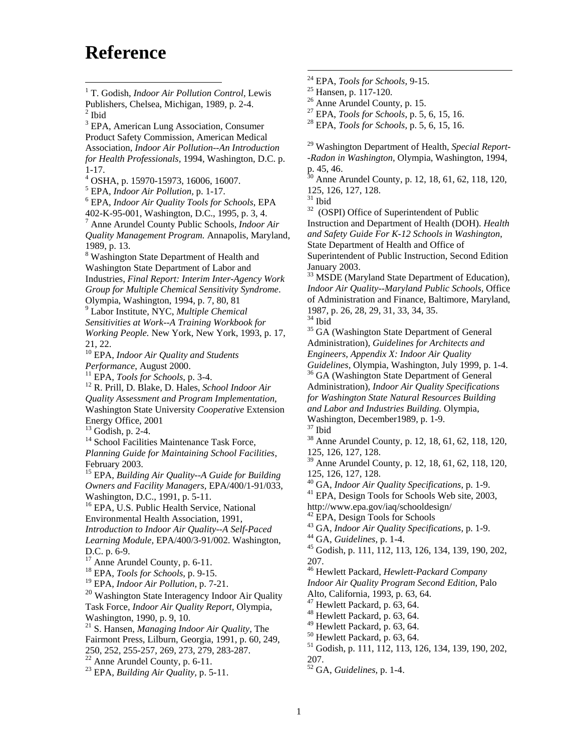# Reference

[1] T. Godish, *Indoor Air Pollution Control*, Lewis Publishers, Chelsea, Michigan, 1989, p. 2-4.
[2] Ibid
[3] EPA, American Lung Association, Consumer Product Safety Commission, American Medical Association, *Indoor Air Pollution--An Introduction for Health Professionals*, 1994, Washington, D.C. p. 1-17.
[4] OSHA, p. 15970-15973, 16006, 16007.
[5] EPA, *Indoor Air Pollution*, p. 1-17.
[6] EPA, *Indoor Air Quality Tools for Schools*, EPA 402-K-95-001, Washington, D.C., 1995, p. 3, 4.
[7] Anne Arundel County Public Schools, *Indoor Air Quality Management Program.* Annapolis, Maryland, 1989, p. 13.
[8] Washington State Department of Health and Washington State Department of Labor and Industries, *Final Report: Interim Inter-Agency Work Group for Multiple Chemical Sensitivity Syndrome*. Olympia, Washington, 1994, p. 7, 80, 81
[9] Labor Institute, NYC, *Multiple Chemical Sensitivities at Work--A Training Workbook for Working People.* New York, New York, 1993, p. 17, 21, 22.
[10] EPA, *Indoor Air Quality and Students Performance*, August 2000.
[11] EPA, *Tools for Schools*, p. 3-4.
[12] R. Prill, D. Blake, D. Hales, *School Indoor Air Quality Assessment and Program Implementation,* Washington State University *Cooperative* Extension Energy Office, 2001
[13] Godish, p. 2-4.
[14] School Facilities Maintenance Task Force, *Planning Guide for Maintaining School Facilities*, February 2003.
[15] EPA, *Building Air Quality--A Guide for Building Owners and Facility Managers,* EPA/400/1-91/033, Washington, D.C., 1991, p. 5-11.
[16] EPA, U.S. Public Health Service, National Environmental Health Association, 1991, *Introduction to Indoor Air Quality--A Self-Paced Learning Module,* EPA/400/3-91/002. Washington, D.C. p. 6-9.
[17] Anne Arundel County, p. 6-11.
[18] EPA, *Tools for Schools,* p. 9-15.
[19] EPA, *Indoor Air Pollution*, p. 7-21.
[20] Washington State Interagency Indoor Air Quality Task Force, *Indoor Air Quality Report,* Olympia, Washington, 1990, p. 9, 10.
[21] S. Hansen, *Managing Indoor Air Quality,* The Fairmont Press, Lilburn, Georgia, 1991, p. 60, 249, 250, 252, 255-257, 269, 273, 279, 283-287.
[22] Anne Arundel County, p. 6-11.
[23] EPA, *Building Air Quality,* p. 5-11.
[24] EPA, *Tools for Schools*, 9-15.
[25] Hansen, p. 117-120.
[26] Anne Arundel County, p. 15.
[27] EPA, *Tools for Schools*, p. 5, 6, 15, 16.
[28] EPA, *Tools for Schools*, p. 5, 6, 15, 16.

[29] Washington Department of Health, *Special Report--Radon in Washington,* Olympia, Washington, 1994, p. 45, 46.
[30] Anne Arundel County, p. 12, 18, 61, 62, 118, 120, 125, 126, 127, 128.
[31] Ibid
[32] (OSPI) Office of Superintendent of Public Instruction and Department of Health (DOH). *Health and Safety Guide For K-12 Schools in Washington*, State Department of Health and Office of Superintendent of Public Instruction, Second Edition January 2003.
[33] MSDE (Maryland State Department of Education), *Indoor Air Quality--Maryland Public Schools,* Office of Administration and Finance, Baltimore, Maryland, 1987, p. 26, 28, 29, 31, 33, 34, 35.
[34] Ibid
[35] GA (Washington State Department of General Administration), *Guidelines for Architects and Engineers, Appendix X: Indoor Air Quality Guidelines,* Olympia, Washington, July 1999, p. 1-4.
[36] GA (Washington State Department of General Administration), *Indoor Air Quality Specifications for Washington State Natural Resources Building and Labor and Industries Building.* Olympia, Washington, December1989, p. 1-9.
[37] Ibid
[38] Anne Arundel County, p. 12, 18, 61, 62, 118, 120, 125, 126, 127, 128.
[39] Anne Arundel County, p. 12, 18, 61, 62, 118, 120, 125, 126, 127, 128.
[40] GA, *Indoor Air Quality Specifications,* p. 1-9.
[41] EPA, Design Tools for Schools Web site, 2003, http://www.epa.gov/iaq/schooldesign/
[42] EPA, Design Tools for Schools
[43] GA, *Indoor Air Quality Specifications,* p. 1-9.
[44] GA, *Guidelines,* p. 1-4.
[45] Godish, p. 111, 112, 113, 126, 134, 139, 190, 202, 207.
[46] Hewlett Packard, *Hewlett-Packard Company Indoor Air Quality Program Second Edition*, Palo Alto, California, 1993, p. 63, 64.
[47] Hewlett Packard, p. 63, 64.
[48] Hewlett Packard, p. 63, 64.
[49] Hewlett Packard, p. 63, 64.
[50] Hewlett Packard, p. 63, 64.
[51] Godish, p. 111, 112, 113, 126, 134, 139, 190, 202, 207.
[52] GA, *Guidelines,* p. 1-4.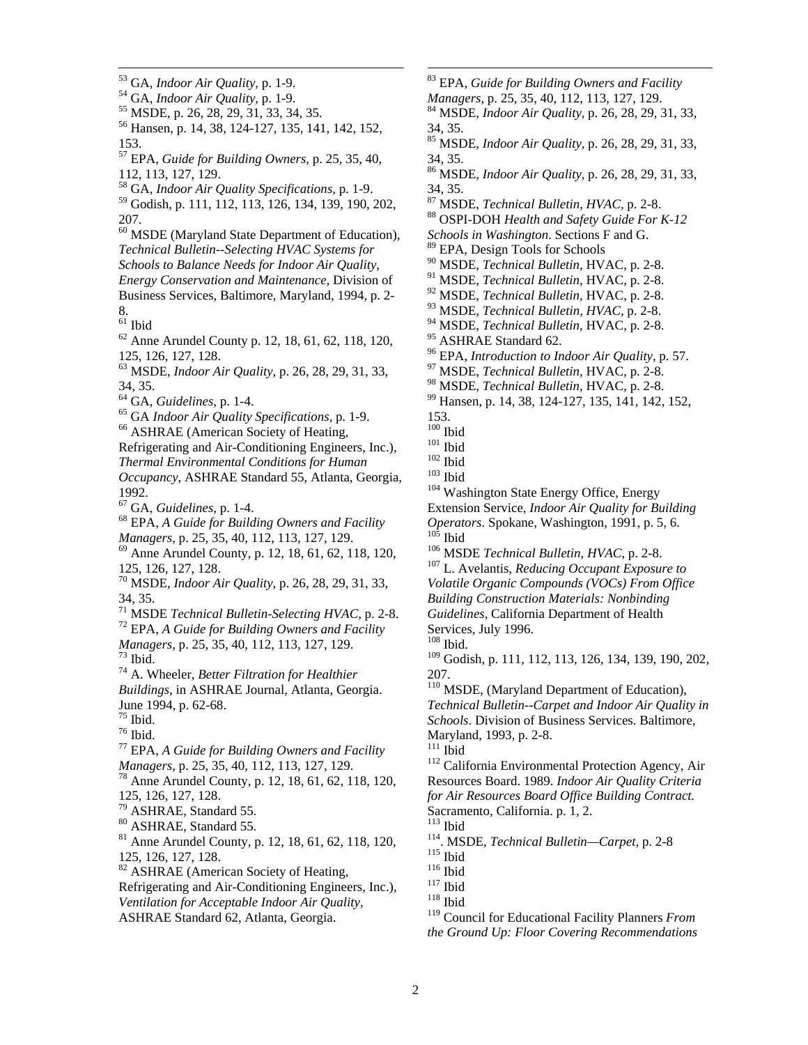[53] GA, *Indoor Air Quality*, p. 1-9.
[54] GA, *Indoor Air Quality*, p. 1-9.
[55] MSDE, p. 26, 28, 29, 31, 33, 34, 35.
[56] Hansen, p. 14, 38, 124-127, 135, 141, 142, 152, 153.
[57] EPA, *Guide for Building Owners*, p. 25, 35, 40, 112, 113, 127, 129.
[58] GA, *Indoor Air Quality Specifications*, p. 1-9.
[59] Godish, p. 111, 112, 113, 126, 134, 139, 190, 202, 207.
[60] MSDE (Maryland State Department of Education), *Technical Bulletin--Selecting HVAC Systems for Schools to Balance Needs for Indoor Air Quality, Energy Conservation and Maintenance,* Division of Business Services, Baltimore, Maryland, 1994, p. 2-8.
[61] Ibid
[62] Anne Arundel County p. 12, 18, 61, 62, 118, 120, 125, 126, 127, 128.
[63] MSDE, *Indoor Air Quality*, p. 26, 28, 29, 31, 33, 34, 35.
[64] GA, *Guidelines*, p. 1-4.
[65] GA *Indoor Air Quality Specifications*, p. 1-9.
[66] ASHRAE (American Society of Heating, Refrigerating and Air-Conditioning Engineers, Inc.), *Thermal Environmental Conditions for Human Occupancy*, ASHRAE Standard 55, Atlanta, Georgia, 1992.
[67] GA, *Guidelines*, p. 1-4.
[68] EPA, *A Guide for Building Owners and Facility Managers*, p. 25, 35, 40, 112, 113, 127, 129.
[69] Anne Arundel County, p. 12, 18, 61, 62, 118, 120, 125, 126, 127, 128.
[70] MSDE, *Indoor Air Quality*, p. 26, 28, 29, 31, 33, 34, 35.
[71] MSDE *Technical Bulletin-Selecting HVAC*, p. 2-8.
[72] EPA, *A Guide for Building Owners and Facility Managers*, p. 25, 35, 40, 112, 113, 127, 129.
[73] Ibid.
[74] A. Wheeler, *Better Filtration for Healthier Buildings*, in ASHRAE Journal, Atlanta, Georgia. June 1994, p. 62-68.
[75] Ibid.
[76] Ibid.
[77] EPA, *A Guide for Building Owners and Facility Managers*, p. 25, 35, 40, 112, 113, 127, 129.
[78] Anne Arundel County, p. 12, 18, 61, 62, 118, 120, 125, 126, 127, 128.
[79] ASHRAE, Standard 55.
[80] ASHRAE, Standard 55.
[81] Anne Arundel County, p. 12, 18, 61, 62, 118, 120, 125, 126, 127, 128.
[82] ASHRAE (American Society of Heating, Refrigerating and Air-Conditioning Engineers, Inc.), *Ventilation for Acceptable Indoor Air Quality*, ASHRAE Standard 62, Atlanta, Georgia.
[83] EPA, *Guide for Building Owners and Facility Managers*, p. 25, 35, 40, 112, 113, 127, 129.
[84] MSDE, *Indoor Air Quality*, p. 26, 28, 29, 31, 33, 34, 35.
[85] MSDE, *Indoor Air Quality*, p. 26, 28, 29, 31, 33, 34, 35.
[86] MSDE, *Indoor Air Quality*, p. 26, 28, 29, 31, 33, 34, 35.
[87] MSDE, *Technical Bulletin, HVAC*, p. 2-8.
[88] OSPI-DOH *Health and Safety Guide For K-12 Schools in Washington*. Sections F and G.
[89] EPA, Design Tools for Schools
[90] MSDE, *Technical Bulletin*, HVAC, p. 2-8.
[91] MSDE, *Technical Bulletin*, HVAC, p. 2-8.
[92] MSDE, *Technical Bulletin*, HVAC, p. 2-8.
[93] MSDE, *Technical Bulletin, HVAC*, p. 2-8.
[94] MSDE, *Technical Bulletin*, HVAC, p. 2-8.
[95] ASHRAE Standard 62.
[96] EPA, *Introduction to Indoor Air Quality*, p. 57.
[97] MSDE, *Technical Bulletin*, HVAC, p. 2-8.
[98] MSDE, *Technical Bulletin*, HVAC, p. 2-8.
[99] Hansen, p. 14, 38, 124-127, 135, 141, 142, 152, 153.
[100] Ibid
[101] Ibid
[102] Ibid
[103] Ibid
[104] Washington State Energy Office, Energy Extension Service, *Indoor Air Quality for Building Operators*. Spokane, Washington, 1991, p. 5, 6.
[105] Ibid
[106] MSDE *Technical Bulletin, HVAC*, p. 2-8.
[107] L. Avelantis, *Reducing Occupant Exposure to Volatile Organic Compounds (VOCs) From Office Building Construction Materials: Nonbinding Guidelines*, California Department of Health Services, July 1996.
[108] Ibid.
[109] Godish, p. 111, 112, 113, 126, 134, 139, 190, 202, 207.
[110] MSDE, (Maryland Department of Education), *Technical Bulletin--Carpet and Indoor Air Quality in Schools*. Division of Business Services. Baltimore, Maryland, 1993, p. 2-8.
[111] Ibid
[112] California Environmental Protection Agency, Air Resources Board. 1989. *Indoor Air Quality Criteria for Air Resources Board Office Building Contract.* Sacramento, California. p. 1, 2.
[113] Ibid
[114]. MSDE, *Technical Bulletin—Carpet*, p. 2-8
[115] Ibid
[116] Ibid
[117] Ibid
[118] Ibid
[119] Council for Educational Facility Planners *From the Ground Up: Floor Covering Recommendations*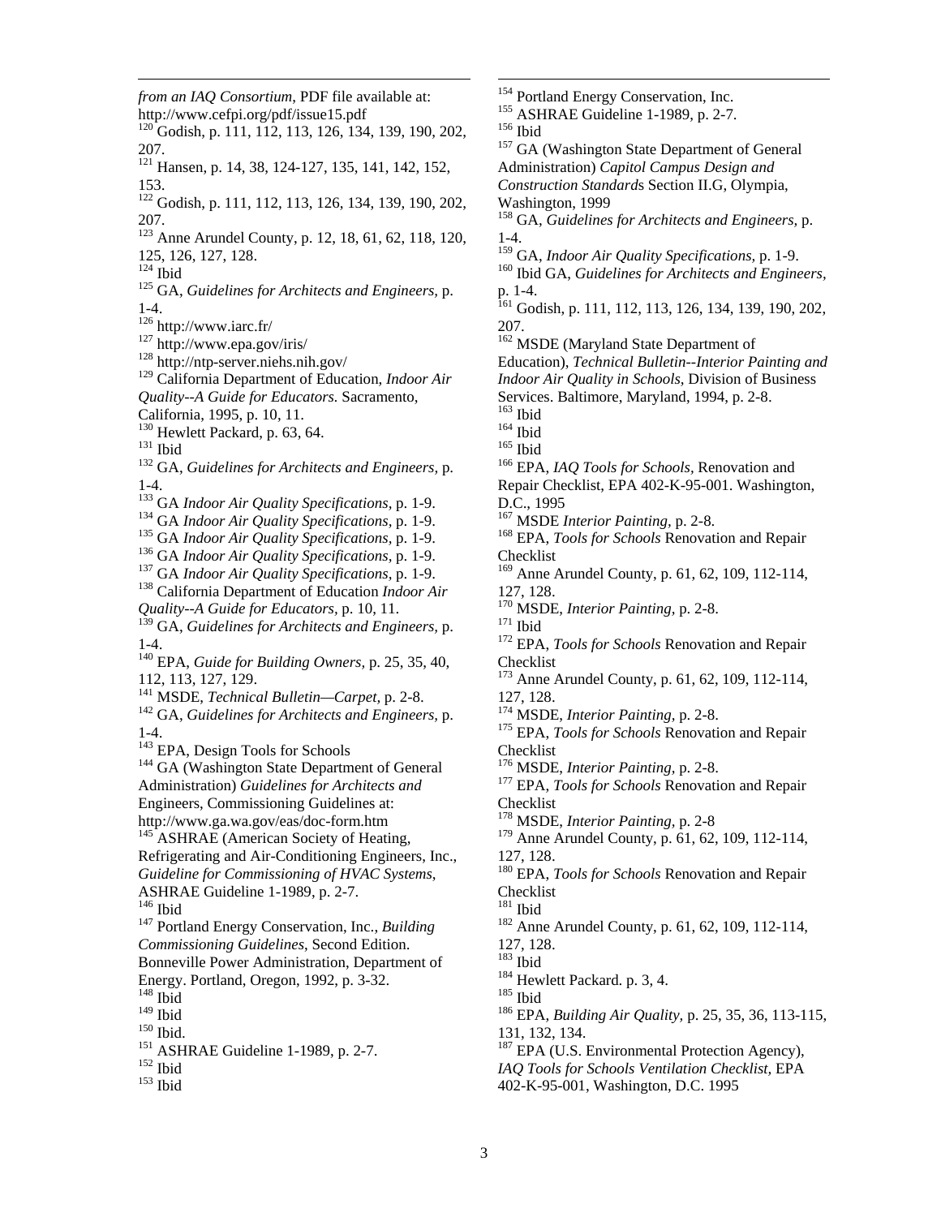*from an IAQ Consortium*, PDF file available at: http://www.cefpi.org/pdf/issue15.pdf

[120] Godish, p. 111, 112, 113, 126, 134, 139, 190, 202, 207.

[121] Hansen, p. 14, 38, 124-127, 135, 141, 142, 152, 153.

[122] Godish, p. 111, 112, 113, 126, 134, 139, 190, 202, 207.

[123] Anne Arundel County, p. 12, 18, 61, 62, 118, 120, 125, 126, 127, 128.

[124] Ibid

[125] GA, *Guidelines for Architects and Engineers*, p. 1-4.

[126] http://www.iarc.fr/

[127] http://www.epa.gov/iris/

[128] http://ntp-server.niehs.nih.gov/

[129] California Department of Education, *Indoor Air Quality--A Guide for Educators.* Sacramento, California, 1995, p. 10, 11.

[130] Hewlett Packard, p. 63, 64.

[131] Ibid

[132] GA, *Guidelines for Architects and Engineers*, p. 1-4.

[133] GA *Indoor Air Quality Specifications*, p. 1-9.

[134] GA *Indoor Air Quality Specifications*, p. 1-9.

[135] GA *Indoor Air Quality Specifications*, p. 1-9.

[136] GA *Indoor Air Quality Specifications*, p. 1-9.

[137] GA *Indoor Air Quality Specifications*, p. 1-9.

[138] California Department of Education *Indoor Air Quality--A Guide for Educators*, p. 10, 11.

[139] GA, *Guidelines for Architects and Engineers*, p. 1-4.

[140] EPA, *Guide for Building Owners*, p. 25, 35, 40, 112, 113, 127, 129.

[141] MSDE, *Technical Bulletin—Carpet*, p. 2-8.

[142] GA, *Guidelines for Architects and Engineers*, p. 1-4.

[143] EPA, Design Tools for Schools

[144] GA (Washington State Department of General Administration) *Guidelines for Architects and* Engineers, Commissioning Guidelines at: http://www.ga.wa.gov/eas/doc-form.htm

[145] ASHRAE (American Society of Heating, Refrigerating and Air-Conditioning Engineers, Inc., *Guideline for Commissioning of HVAC Systems*, ASHRAE Guideline 1-1989, p. 2-7.

[146] Ibid

[147] Portland Energy Conservation, Inc., *Building Commissioning Guidelines*, Second Edition. Bonneville Power Administration, Department of Energy. Portland, Oregon, 1992, p. 3-32.

[148] Ibid

[149] Ibid

[150] Ibid.

[151] ASHRAE Guideline 1-1989, p. 2-7.

[152] Ibid

[153] Ibid

[154] Portland Energy Conservation, Inc.

[155] ASHRAE Guideline 1-1989, p. 2-7.

[156] Ibid

[157] GA (Washington State Department of General Administration) *Capitol Campus Design and Construction Standards* Section II.G, Olympia, Washington, 1999

[158] GA, *Guidelines for Architects and Engineers*, p. 1-4.

[159] GA, *Indoor Air Quality Specifications*, p. 1-9.

[160] Ibid GA, *Guidelines for Architects and Engineers*, p. 1-4.

[161] Godish, p. 111, 112, 113, 126, 134, 139, 190, 202, 207.

[162] MSDE (Maryland State Department of Education), *Technical Bulletin--Interior Painting and Indoor Air Quality in Schools*, Division of Business Services. Baltimore, Maryland, 1994, p. 2-8.

[163] Ibid

[164] Ibid

[165] Ibid

[166] EPA, *IAQ Tools for Schools*, Renovation and Repair Checklist, EPA 402-K-95-001. Washington, D.C., 1995

[167] MSDE *Interior Painting*, p. 2-8.

[168] EPA, *Tools for Schools* Renovation and Repair Checklist

[169] Anne Arundel County, p. 61, 62, 109, 112-114, 127, 128.

[170] MSDE, *Interior Painting*, p. 2-8.

[171] Ibid

[172] EPA, *Tools for Schools* Renovation and Repair Checklist

[173] Anne Arundel County, p. 61, 62, 109, 112-114, 127, 128.

[174] MSDE, *Interior Painting*, p. 2-8.

[175] EPA, *Tools for Schools* Renovation and Repair Checklist

[176] MSDE, *Interior Painting*, p. 2-8.

[177] EPA, *Tools for Schools* Renovation and Repair Checklist

[178] MSDE, *Interior Painting*, p. 2-8

[179] Anne Arundel County, p. 61, 62, 109, 112-114, 127, 128.

[180] EPA, *Tools for Schools* Renovation and Repair Checklist

[181] Ibid

[182] Anne Arundel County, p. 61, 62, 109, 112-114, 127, 128.

[183] Ibid

[184] Hewlett Packard. p. 3, 4.

[185] Ibid

[186] EPA, *Building Air Quality*, p. 25, 35, 36, 113-115, 131, 132, 134.

[187] EPA (U.S. Environmental Protection Agency), *IAQ Tools for Schools Ventilation Checklist*, EPA 402-K-95-001, Washington, D.C. 1995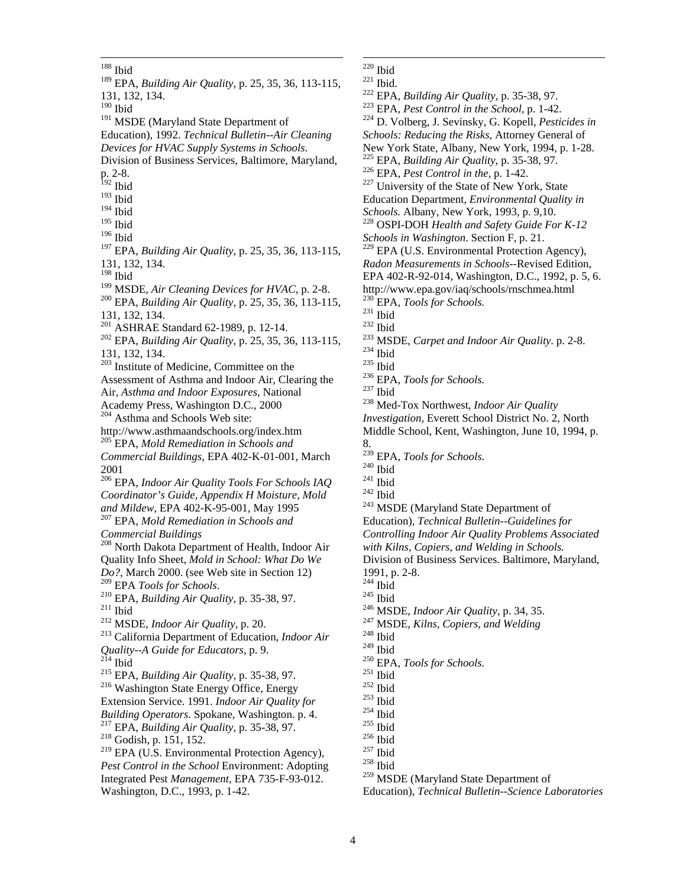[188] Ibid

[189] EPA, *Building Air Quality*, p. 25, 35, 36, 113-115, 131, 132, 134.

[190] Ibid

[191] MSDE (Maryland State Department of Education), 1992. *Technical Bulletin--Air Cleaning Devices for HVAC Supply Systems in Schools*. Division of Business Services, Baltimore, Maryland, p. 2-8.

[192] Ibid

[193] Ibid

[194] Ibid

[195] Ibid

[196] Ibid

[197] EPA, *Building Air Quality*, p. 25, 35, 36, 113-115, 131, 132, 134.

[198] Ibid

[199] MSDE, *Air Cleaning Devices for HVAC*, p. 2-8.

[200] EPA, *Building Air Quality*, p. 25, 35, 36, 113-115, 131, 132, 134.

[201] ASHRAE Standard 62-1989, p. 12-14.

[202] EPA, *Building Air Quality*, p. 25, 35, 36, 113-115, 131, 132, 134.

[203] Institute of Medicine, Committee on the Assessment of Asthma and Indoor Air, Clearing the Air, *Asthma and Indoor Exposures*, National Academy Press, Washington D.C., 2000

[204] Asthma and Schools Web site: http://www.asthmaandschools.org/index.htm

[205] EPA, *Mold Remediation in Schools and Commercial Buildings*, EPA 402-K-01-001, March 2001

[206] EPA, *Indoor Air Quality Tools For Schools IAQ Coordinator's Guide, Appendix H Moisture, Mold and Mildew*, EPA 402-K-95-001, May 1995

[207] EPA, *Mold Remediation in Schools and Commercial Buildings*

[208] North Dakota Department of Health, Indoor Air Quality Info Sheet, *Mold in School: What Do We Do?*, March 2000. (see Web site in Section 12)

[209] EPA *Tools for Schools*.

[210] EPA, *Building Air Quality*, p. 35-38, 97.

[211] Ibid

[212] MSDE, *Indoor Air Quality*, p. 20.

[213] California Department of Education, *Indoor Air Quality--A Guide for Educators*, p. 9.

[214] Ibid

[215] EPA, *Building Air Quality*, p. 35-38, 97.

[216] Washington State Energy Office, Energy Extension Service. 1991. *Indoor Air Quality for Building Operators*. Spokane, Washington. p. 4.

[217] EPA, *Building Air Quality*, p. 35-38, 97.

[218] Godish, p. 151, 152.

[219] EPA (U.S. Environmental Protection Agency), *Pest Control in the School* Environment: Adopting Integrated Pest *Management*, EPA 735-F-93-012. Washington, D.C., 1993, p. 1-42.

[220] Ibid

[221] Ibid.

[222] EPA, *Building Air Quality*, p. 35-38, 97.

[223] EPA, *Pest Control in the School*, p. 1-42.

[224] D. Volberg, J. Sevinsky, G. Kopell, *Pesticides in Schools: Reducing the Risks*, Attorney General of New York State, Albany, New York, 1994, p. 1-28.

[225] EPA, *Building Air Quality*, p. 35-38, 97.

[226] EPA, *Pest Control in the*, p. 1-42.

[227] University of the State of New York, State Education Department, *Environmental Quality in Schools.* Albany, New York, 1993, p. 9,10.

[228] OSPI-DOH *Health and Safety Guide For K-12 Schools in Washington*. Section F, p. 21.

[229] EPA (U.S. Environmental Protection Agency), *Radon Measurements in Schools*--Revised Edition, EPA 402-R-92-014, Washington, D.C., 1992, p. 5, 6. http://www.epa.gov/iaq/schools/rnschmea.html

[230] EPA, *Tools for Schools.*

[231] Ibid

[232] Ibid

[233] MSDE, *Carpet and Indoor Air Quality*. p. 2-8.

[234] Ibid

[235] Ibid

[236] EPA, *Tools for Schools.*

[237] Ibid

[238] Med-Tox Northwest, *Indoor Air Quality Investigation*, Everett School District No. 2, North Middle School, Kent, Washington, June 10, 1994, p. 8.

[239] EPA, *Tools for Schools.*

[240] Ibid

[241] Ibid

[242] Ibid

[243] MSDE (Maryland State Department of Education), *Technical Bulletin--Guidelines for Controlling Indoor Air Quality Problems Associated with Kilns, Copiers, and Welding in Schools.* Division of Business Services. Baltimore, Maryland, 1991, p. 2-8.

[244] Ibid

[245] Ibid

[246] MSDE, *Indoor Air Quality*, p. 34, 35.

[247] MSDE, *Kilns, Copiers, and Welding*

[248] Ibid

[249] Ibid

[250] EPA, *Tools for Schools.*

[251] Ibid

[252] Ibid

[253] Ibid

[254] Ibid

[255] Ibid

[256] Ibid

[257] Ibid

[258] Ibid

[259] MSDE (Maryland State Department of Education), *Technical Bulletin--Science Laboratories*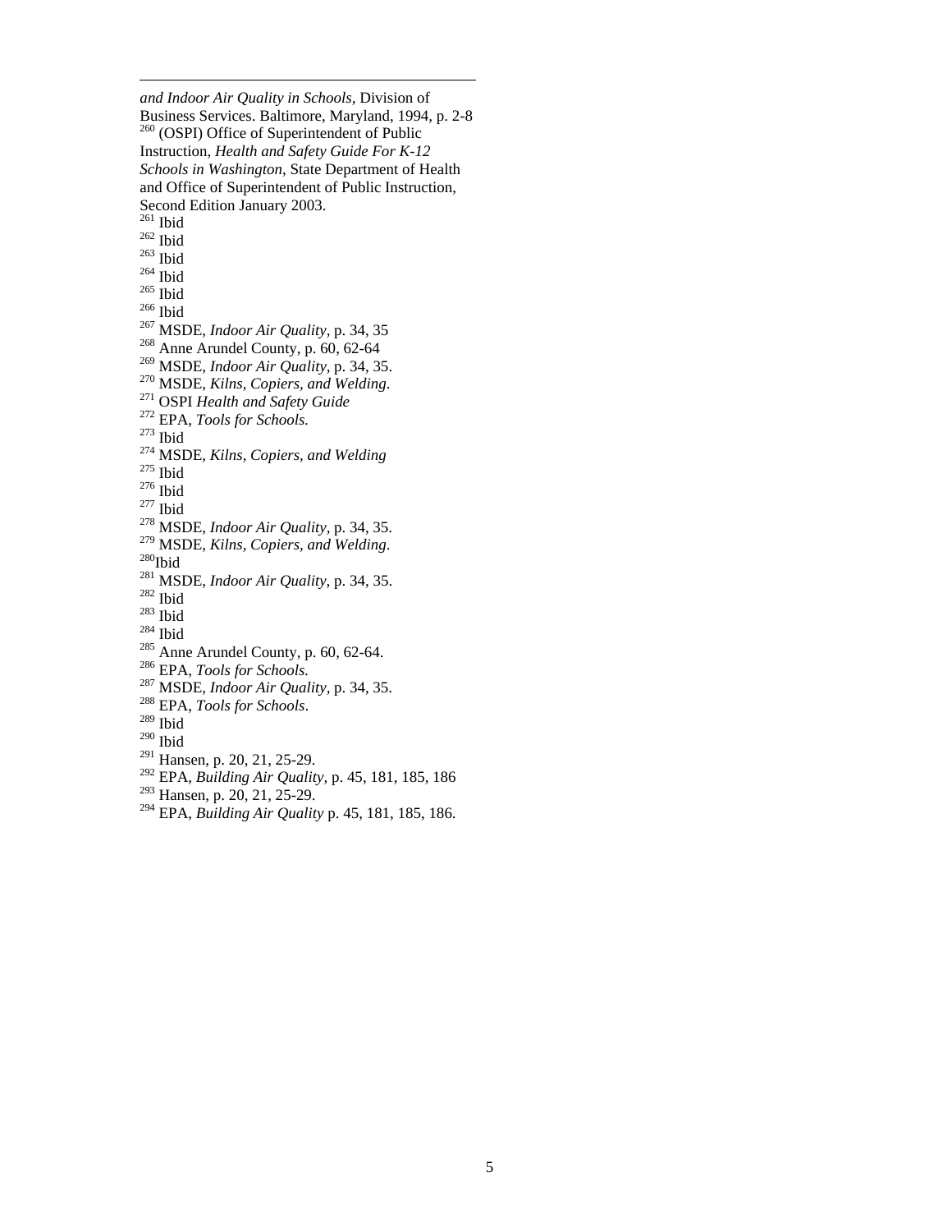*and Indoor Air Quality in Schools*, Division of Business Services. Baltimore, Maryland, 1994, p. 2-8

[260] (OSPI) Office of Superintendent of Public Instruction, *Health and Safety Guide For K-12 Schools in Washington*, State Department of Health and Office of Superintendent of Public Instruction, Second Edition January 2003.

[261] Ibid

[262] Ibid

[263] Ibid

[264] Ibid

[265] Ibid

[266] Ibid

[267] MSDE, *Indoor Air Quality*, p. 34, 35

[268] Anne Arundel County, p. 60, 62-64

[269] MSDE, *Indoor Air Quality*, p. 34, 35.

[270] MSDE, *Kilns, Copiers, and Welding*.

[271] OSPI *Health and Safety Guide*

[272] EPA, *Tools for Schools.*

[273] Ibid

[274] MSDE, *Kilns, Copiers, and Welding*

[275] Ibid

[276] Ibid

[277] Ibid

[278] MSDE, *Indoor Air Quality*, p. 34, 35.

[279] MSDE, *Kilns, Copiers, and Welding*.

[280]Ibid

[281] MSDE, *Indoor Air Quality*, p. 34, 35.

[282] Ibid

[283] Ibid

[284] Ibid

[285] Anne Arundel County, p. 60, 62-64.

[286] EPA, *Tools for Schools.*

[287] MSDE, *Indoor Air Quality*, p. 34, 35.

[288] EPA, *Tools for Schools*.

[289] Ibid

[290] Ibid

[291] Hansen, p. 20, 21, 25-29.

[292] EPA, *Building Air Quality*, p. 45, 181, 185, 186

[293] Hansen, p. 20, 21, 25-29.

[294] EPA, *Building Air Quality* p. 45, 181, 185, 186.